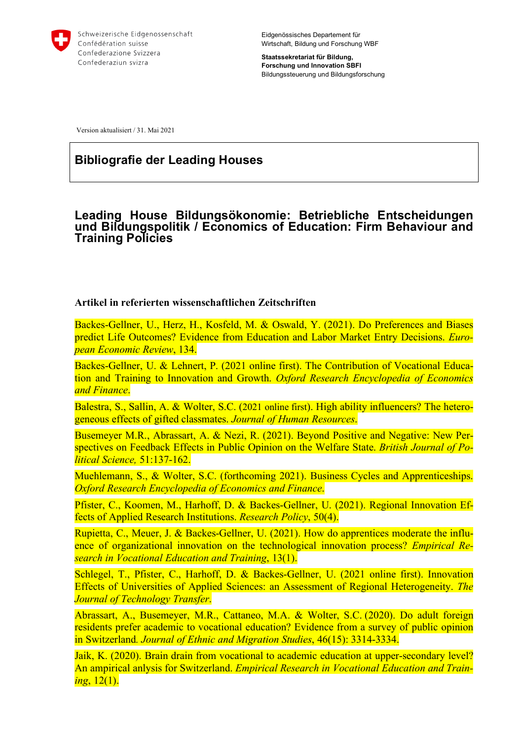Schweizerische Eidgenossenschaft
Confédération suisse
Confederazione Svizzera
Confederaziun svizra

Eidgenössisches Departement für Wirtschaft, Bildung und Forschung WBF

**Staatssekretariat für Bildung, Forschung und Innovation SBFI**
Bildungssteuerung und Bildungsforschung

Version aktualisiert / 31. Mai 2021

# Bibliografie der Leading Houses

## Leading House Bildungsökonomie: Betriebliche Entscheidungen und Bildungspolitik / Economics of Education: Firm Behaviour and Training Policies

### Artikel in referierten wissenschaftlichen Zeitschriften

Backes-Gellner, U., Herz, H., Kosfeld, M. & Oswald, Y. (2021). Do Preferences and Biases predict Life Outcomes? Evidence from Education and Labor Market Entry Decisions. *European Economic Review*, 134.

Backes-Gellner, U. & Lehnert, P. (2021 online first). The Contribution of Vocational Education and Training to Innovation and Growth. *Oxford Research Encyclopedia of Economics and Finance*.

Balestra, S., Sallin, A. & Wolter, S.C. (2021 online first). High ability influencers? The heterogeneous effects of gifted classmates. *Journal of Human Resources*.

Busemeyer M.R., Abrassart, A. & Nezi, R. (2021). Beyond Positive and Negative: New Perspectives on Feedback Effects in Public Opinion on the Welfare State. *British Journal of Political Science,* 51:137-162.

Muehlemann, S., & Wolter, S.C. (forthcoming 2021). Business Cycles and Apprenticeships. *Oxford Research Encyclopedia of Economics and Finance*.

Pfister, C., Koomen, M., Harhoff, D. & Backes-Gellner, U. (2021). Regional Innovation Effects of Applied Research Institutions. *Research Policy*, 50(4).

Rupietta, C., Meuer, J. & Backes-Gellner, U. (2021). How do apprentices moderate the influence of organizational innovation on the technological innovation process? *Empirical Research in Vocational Education and Training*, 13(1).

Schlegel, T., Pfister, C., Harhoff, D. & Backes-Gellner, U. (2021 online first). Innovation Effects of Universities of Applied Sciences: an Assessment of Regional Heterogeneity. *The Journal of Technology Transfer*.

Abrassart, A., Busemeyer, M.R., Cattaneo, M.A. & Wolter, S.C. (2020). Do adult foreign residents prefer academic to vocational education? Evidence from a survey of public opinion in Switzerland. *Journal of Ethnic and Migration Studies*, 46(15): 3314-3334.

Jaik, K. (2020). Brain drain from vocational to academic education at upper-secondary level? An ampirical anlysis for Switzerland. *Empirical Research in Vocational Education and Training*, 12(1).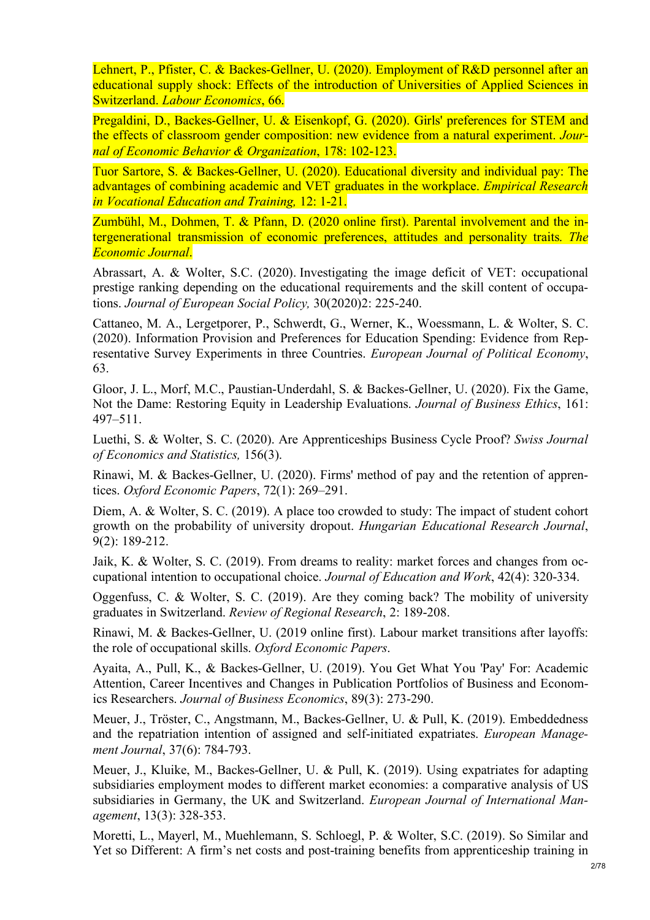Lehnert, P., Pfister, C. & Backes-Gellner, U. (2020). Employment of R&D personnel after an educational supply shock: Effects of the introduction of Universities of Applied Sciences in Switzerland. *Labour Economics*, 66.

Pregaldini, D., Backes-Gellner, U. & Eisenkopf, G. (2020). Girls' preferences for STEM and the effects of classroom gender composition: new evidence from a natural experiment. *Journal of Economic Behavior & Organization*, 178: 102-123.

Tuor Sartore, S. & Backes-Gellner, U. (2020). Educational diversity and individual pay: The advantages of combining academic and VET graduates in the workplace. *Empirical Research in Vocational Education and Training,* 12: 1-21.

Zumbühl, M., Dohmen, T. & Pfann, D. (2020 online first). Parental involvement and the intergenerational transmission of economic preferences, attitudes and personality traits. *The Economic Journal*.

Abrassart, A. & Wolter, S.C. (2020). Investigating the image deficit of VET: occupational prestige ranking depending on the educational requirements and the skill content of occupations. *Journal of European Social Policy,* 30(2020)2: 225-240.

Cattaneo, M. A., Lergetporer, P., Schwerdt, G., Werner, K., Woessmann, L. & Wolter, S. C. (2020). Information Provision and Preferences for Education Spending: Evidence from Representative Survey Experiments in three Countries. *European Journal of Political Economy*, 63.

Gloor, J. L., Morf, M.C., Paustian-Underdahl, S. & Backes-Gellner, U. (2020). Fix the Game, Not the Dame: Restoring Equity in Leadership Evaluations. *Journal of Business Ethics*, 161: 497–511.

Luethi, S. & Wolter, S. C. (2020). Are Apprenticeships Business Cycle Proof? *Swiss Journal of Economics and Statistics,* 156(3).

Rinawi, M. & Backes-Gellner, U. (2020). Firms' method of pay and the retention of apprentices. *Oxford Economic Papers*, 72(1): 269–291.

Diem, A. & Wolter, S. C. (2019). A place too crowded to study: The impact of student cohort growth on the probability of university dropout. *Hungarian Educational Research Journal*, 9(2): 189-212.

Jaik, K. & Wolter, S. C. (2019). From dreams to reality: market forces and changes from occupational intention to occupational choice. *Journal of Education and Work*, 42(4): 320-334.

Oggenfuss, C. & Wolter, S. C. (2019). Are they coming back? The mobility of university graduates in Switzerland. *Review of Regional Research*, 2: 189-208.

Rinawi, M. & Backes-Gellner, U. (2019 online first). Labour market transitions after layoffs: the role of occupational skills. *Oxford Economic Papers*.

Ayaita, A., Pull, K., & Backes-Gellner, U. (2019). You Get What You 'Pay' For: Academic Attention, Career Incentives and Changes in Publication Portfolios of Business and Economics Researchers. *Journal of Business Economics*, 89(3): 273-290.

Meuer, J., Tröster, C., Angstmann, M., Backes-Gellner, U. & Pull, K. (2019). Embeddedness and the repatriation intention of assigned and self-initiated expatriates. *European Management Journal*, 37(6): 784-793.

Meuer, J., Kluike, M., Backes-Gellner, U. & Pull, K. (2019). Using expatriates for adapting subsidiaries employment modes to different market economies: a comparative analysis of US subsidiaries in Germany, the UK and Switzerland. *European Journal of International Management*, 13(3): 328-353.

Moretti, L., Mayerl, M., Muehlemann, S. Schloegl, P. & Wolter, S.C. (2019). So Similar and Yet so Different: A firm's net costs and post-training benefits from apprenticeship training in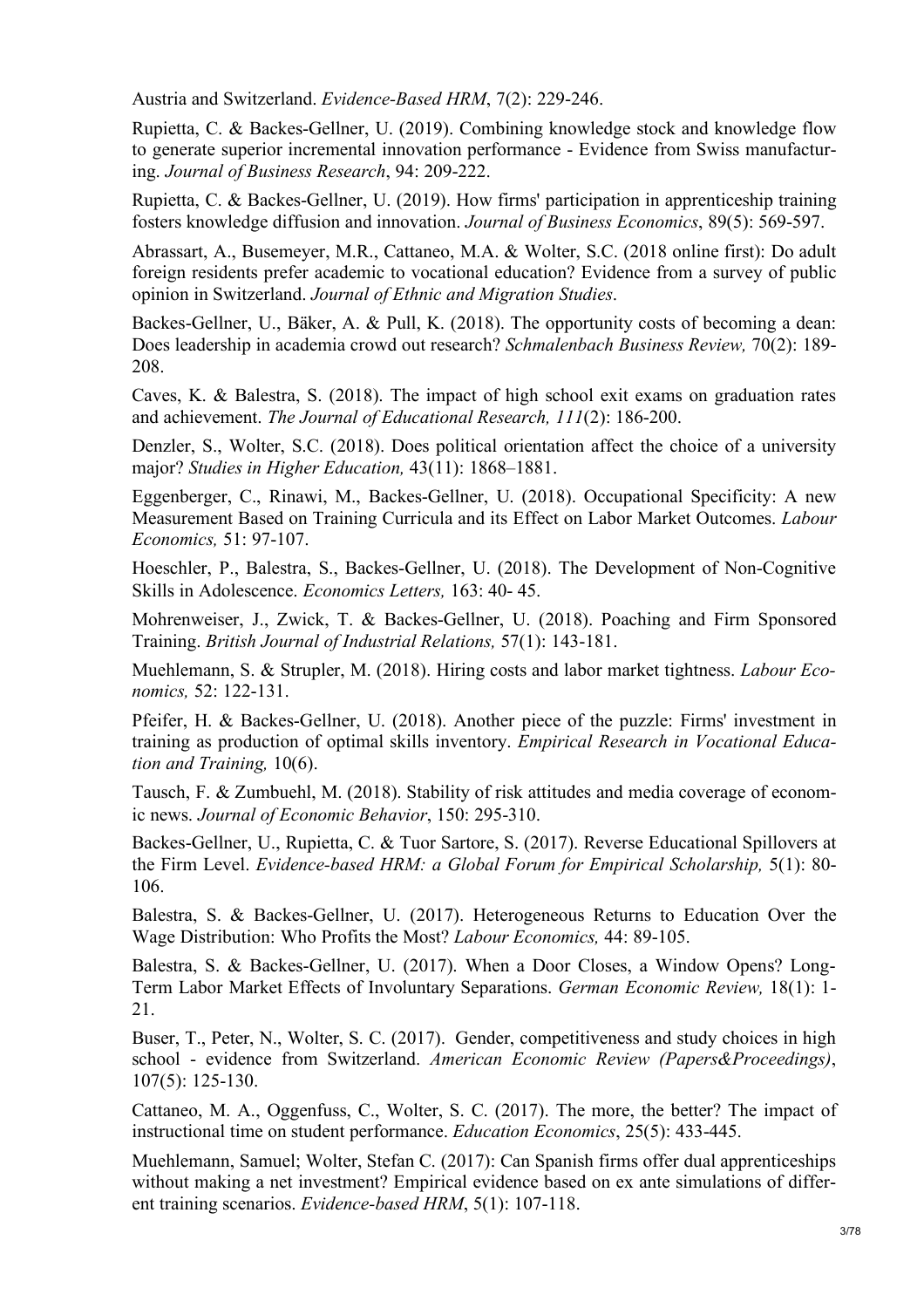Austria and Switzerland. *Evidence-Based HRM*, 7(2): 229-246.

Rupietta, C. & Backes-Gellner, U. (2019). Combining knowledge stock and knowledge flow to generate superior incremental innovation performance - Evidence from Swiss manufacturing. *Journal of Business Research*, 94: 209-222.

Rupietta, C. & Backes-Gellner, U. (2019). How firms' participation in apprenticeship training fosters knowledge diffusion and innovation. *Journal of Business Economics*, 89(5): 569-597.

Abrassart, A., Busemeyer, M.R., Cattaneo, M.A. & Wolter, S.C. (2018 online first): Do adult foreign residents prefer academic to vocational education? Evidence from a survey of public opinion in Switzerland. *Journal of Ethnic and Migration Studies*.

Backes-Gellner, U., Bäker, A. & Pull, K. (2018). The opportunity costs of becoming a dean: Does leadership in academia crowd out research? *Schmalenbach Business Review,* 70(2): 189-208.

Caves, K. & Balestra, S. (2018). The impact of high school exit exams on graduation rates and achievement. *The Journal of Educational Research, 111*(2): 186-200.

Denzler, S., Wolter, S.C. (2018). Does political orientation affect the choice of a university major? *Studies in Higher Education,* 43(11): 1868–1881.

Eggenberger, C., Rinawi, M., Backes-Gellner, U. (2018). Occupational Specificity: A new Measurement Based on Training Curricula and its Effect on Labor Market Outcomes. *Labour Economics,* 51: 97-107.

Hoeschler, P., Balestra, S., Backes-Gellner, U. (2018). The Development of Non-Cognitive Skills in Adolescence. *Economics Letters,* 163: 40- 45.

Mohrenweiser, J., Zwick, T. & Backes-Gellner, U. (2018). Poaching and Firm Sponsored Training. *British Journal of Industrial Relations,* 57(1): 143-181.

Muehlemann, S. & Strupler, M. (2018). Hiring costs and labor market tightness. *Labour Economics,* 52: 122-131.

Pfeifer, H. & Backes-Gellner, U. (2018). Another piece of the puzzle: Firms' investment in training as production of optimal skills inventory. *Empirical Research in Vocational Education and Training,* 10(6).

Tausch, F. & Zumbuehl, M. (2018). Stability of risk attitudes and media coverage of economic news. *Journal of Economic Behavior*, 150: 295-310.

Backes-Gellner, U., Rupietta, C. & Tuor Sartore, S. (2017). Reverse Educational Spillovers at the Firm Level. *Evidence-based HRM: a Global Forum for Empirical Scholarship,* 5(1): 80-106.

Balestra, S. & Backes-Gellner, U. (2017). Heterogeneous Returns to Education Over the Wage Distribution: Who Profits the Most? *Labour Economics,* 44: 89-105.

Balestra, S. & Backes-Gellner, U. (2017). When a Door Closes, a Window Opens? Long-Term Labor Market Effects of Involuntary Separations. *German Economic Review,* 18(1): 1-21.

Buser, T., Peter, N., Wolter, S. C. (2017). Gender, competitiveness and study choices in high school - evidence from Switzerland. *American Economic Review (Papers&Proceedings)*, 107(5): 125-130.

Cattaneo, M. A., Oggenfuss, C., Wolter, S. C. (2017). The more, the better? The impact of instructional time on student performance. *Education Economics*, 25(5): 433-445.

Muehlemann, Samuel; Wolter, Stefan C. (2017): Can Spanish firms offer dual apprenticeships without making a net investment? Empirical evidence based on ex ante simulations of different training scenarios. *Evidence-based HRM*, 5(1): 107-118.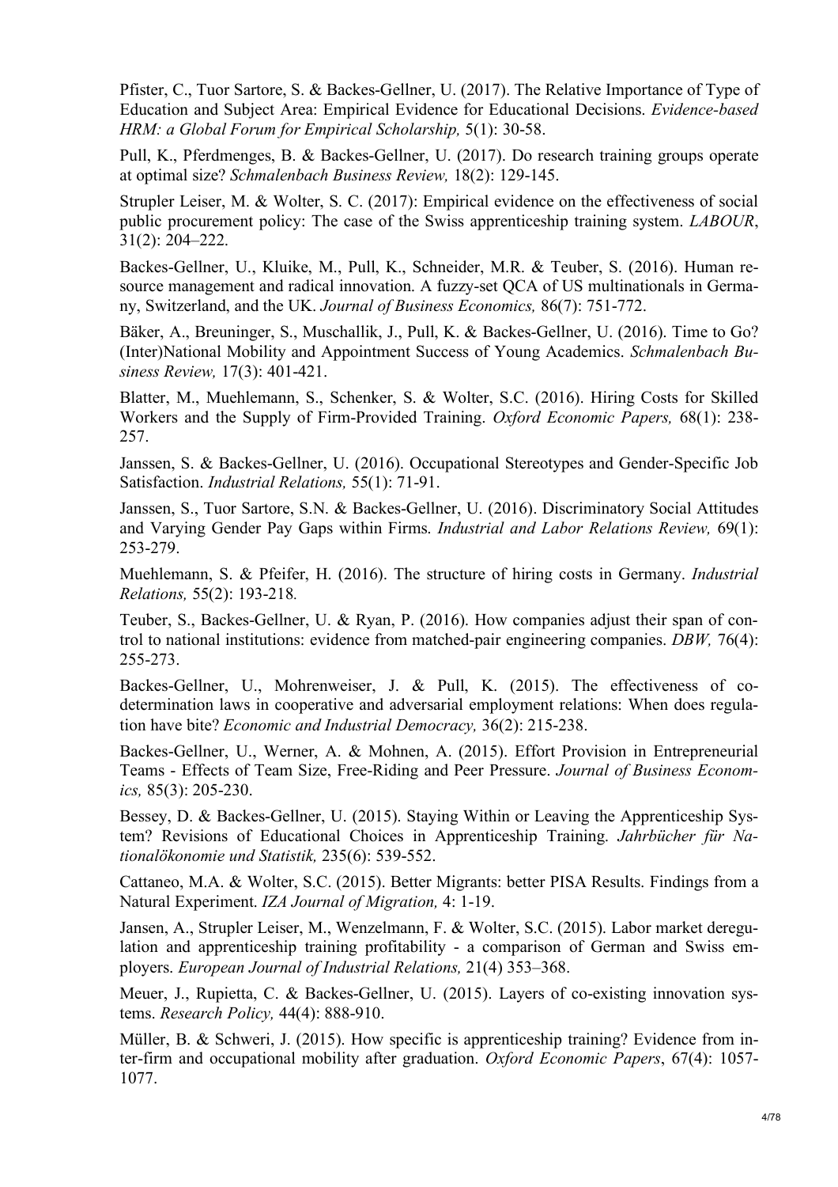Pfister, C., Tuor Sartore, S. & Backes-Gellner, U. (2017). The Relative Importance of Type of Education and Subject Area: Empirical Evidence for Educational Decisions. *Evidence-based HRM: a Global Forum for Empirical Scholarship,* 5(1): 30-58.

Pull, K., Pferdmenges, B. & Backes-Gellner, U. (2017). Do research training groups operate at optimal size? *Schmalenbach Business Review,* 18(2): 129-145.

Strupler Leiser, M. & Wolter, S. C. (2017): Empirical evidence on the effectiveness of social public procurement policy: The case of the Swiss apprenticeship training system. *LABOUR*, 31(2): 204–222.

Backes-Gellner, U., Kluike, M., Pull, K., Schneider, M.R. & Teuber, S. (2016). Human resource management and radical innovation. A fuzzy-set QCA of US multinationals in Germany, Switzerland, and the UK. *Journal of Business Economics,* 86(7): 751-772.

Bäker, A., Breuninger, S., Muschallik, J., Pull, K. & Backes-Gellner, U. (2016). Time to Go? (Inter)National Mobility and Appointment Success of Young Academics. *Schmalenbach Business Review,* 17(3): 401-421.

Blatter, M., Muehlemann, S., Schenker, S. & Wolter, S.C. (2016). Hiring Costs for Skilled Workers and the Supply of Firm-Provided Training. *Oxford Economic Papers,* 68(1): 238-257.

Janssen, S. & Backes-Gellner, U. (2016). Occupational Stereotypes and Gender-Specific Job Satisfaction. *Industrial Relations,* 55(1): 71-91.

Janssen, S., Tuor Sartore, S.N. & Backes-Gellner, U. (2016). Discriminatory Social Attitudes and Varying Gender Pay Gaps within Firms. *Industrial and Labor Relations Review,* 69(1): 253-279.

Muehlemann, S. & Pfeifer, H. (2016). The structure of hiring costs in Germany. *Industrial Relations,* 55(2): 193-218.

Teuber, S., Backes-Gellner, U. & Ryan, P. (2016). How companies adjust their span of control to national institutions: evidence from matched-pair engineering companies. *DBW,* 76(4): 255-273.

Backes-Gellner, U., Mohrenweiser, J. & Pull, K. (2015). The effectiveness of co-determination laws in cooperative and adversarial employment relations: When does regulation have bite? *Economic and Industrial Democracy,* 36(2): 215-238.

Backes-Gellner, U., Werner, A. & Mohnen, A. (2015). Effort Provision in Entrepreneurial Teams - Effects of Team Size, Free-Riding and Peer Pressure. *Journal of Business Economics,* 85(3): 205-230.

Bessey, D. & Backes-Gellner, U. (2015). Staying Within or Leaving the Apprenticeship System? Revisions of Educational Choices in Apprenticeship Training. *Jahrbücher für Nationalökonomie und Statistik,* 235(6): 539-552.

Cattaneo, M.A. & Wolter, S.C. (2015). Better Migrants: better PISA Results. Findings from a Natural Experiment. *IZA Journal of Migration,* 4: 1-19.

Jansen, A., Strupler Leiser, M., Wenzelmann, F. & Wolter, S.C. (2015). Labor market deregulation and apprenticeship training profitability - a comparison of German and Swiss employers. *European Journal of Industrial Relations,* 21(4) 353–368.

Meuer, J., Rupietta, C. & Backes-Gellner, U. (2015). Layers of co-existing innovation systems. *Research Policy,* 44(4): 888-910.

Müller, B. & Schweri, J. (2015). How specific is apprenticeship training? Evidence from inter-firm and occupational mobility after graduation. *Oxford Economic Papers*, 67(4): 1057-1077.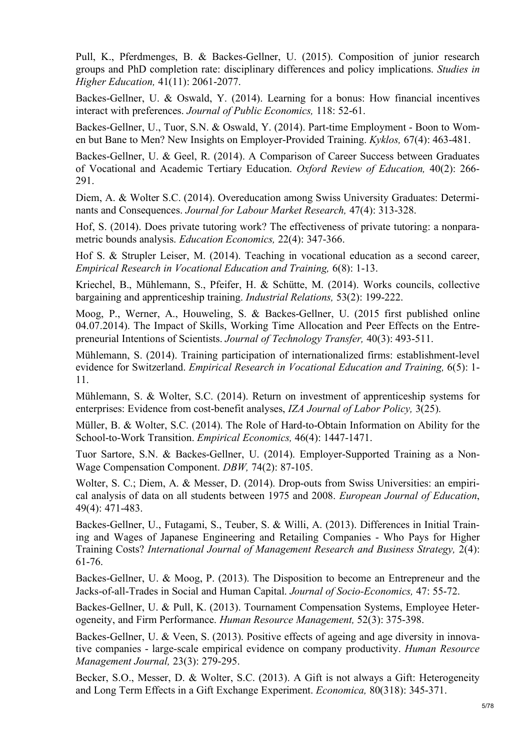Pull, K., Pferdmenges, B. & Backes-Gellner, U. (2015). Composition of junior research groups and PhD completion rate: disciplinary differences and policy implications. *Studies in Higher Education,* 41(11): 2061-2077.

Backes-Gellner, U. & Oswald, Y. (2014). Learning for a bonus: How financial incentives interact with preferences. *Journal of Public Economics,* 118: 52-61.

Backes-Gellner, U., Tuor, S.N. & Oswald, Y. (2014). Part-time Employment - Boon to Women but Bane to Men? New Insights on Employer-Provided Training. *Kyklos,* 67(4): 463-481.

Backes-Gellner, U. & Geel, R. (2014). A Comparison of Career Success between Graduates of Vocational and Academic Tertiary Education. *Oxford Review of Education,* 40(2): 266-291.

Diem, A. & Wolter S.C. (2014). Overeducation among Swiss University Graduates: Determinants and Consequences. *Journal for Labour Market Research,* 47(4): 313-328.

Hof, S. (2014). Does private tutoring work? The effectiveness of private tutoring: a nonparametric bounds analysis. *Education Economics,* 22(4): 347-366.

Hof S. & Strupler Leiser, M. (2014). Teaching in vocational education as a second career, *Empirical Research in Vocational Education and Training,* 6(8): 1-13.

Kriechel, B., Mühlemann, S., Pfeifer, H. & Schütte, M. (2014). Works councils, collective bargaining and apprenticeship training. *Industrial Relations,* 53(2): 199-222.

Moog, P., Werner, A., Houweling, S. & Backes-Gellner, U. (2015 first published online 04.07.2014). The Impact of Skills, Working Time Allocation and Peer Effects on the Entrepreneurial Intentions of Scientists. *Journal of Technology Transfer,* 40(3): 493-511.

Mühlemann, S. (2014). Training participation of internationalized firms: establishment-level evidence for Switzerland. *Empirical Research in Vocational Education and Training,* 6(5): 1-11.

Mühlemann, S. & Wolter, S.C. (2014). Return on investment of apprenticeship systems for enterprises: Evidence from cost-benefit analyses, *IZA Journal of Labor Policy,* 3(25).

Müller, B. & Wolter, S.C. (2014). The Role of Hard-to-Obtain Information on Ability for the School-to-Work Transition. *Empirical Economics,* 46(4): 1447-1471.

Tuor Sartore, S.N. & Backes-Gellner, U. (2014). Employer-Supported Training as a Non-Wage Compensation Component. *DBW,* 74(2): 87-105.

Wolter, S. C.; Diem, A. & Messer, D. (2014). Drop-outs from Swiss Universities: an empirical analysis of data on all students between 1975 and 2008. *European Journal of Education*, 49(4): 471-483.

Backes-Gellner, U., Futagami, S., Teuber, S. & Willi, A. (2013). Differences in Initial Training and Wages of Japanese Engineering and Retailing Companies - Who Pays for Higher Training Costs? *International Journal of Management Research and Business Strategy,* 2(4): 61-76.

Backes-Gellner, U. & Moog, P. (2013). The Disposition to become an Entrepreneur and the Jacks-of-all-Trades in Social and Human Capital. *Journal of Socio-Economics,* 47: 55-72.

Backes-Gellner, U. & Pull, K. (2013). Tournament Compensation Systems, Employee Heterogeneity, and Firm Performance. *Human Resource Management,* 52(3): 375-398.

Backes-Gellner, U. & Veen, S. (2013). Positive effects of ageing and age diversity in innovative companies - large-scale empirical evidence on company productivity. *Human Resource Management Journal,* 23(3): 279-295.

Becker, S.O., Messer, D. & Wolter, S.C. (2013). A Gift is not always a Gift: Heterogeneity and Long Term Effects in a Gift Exchange Experiment. *Economica,* 80(318): 345-371.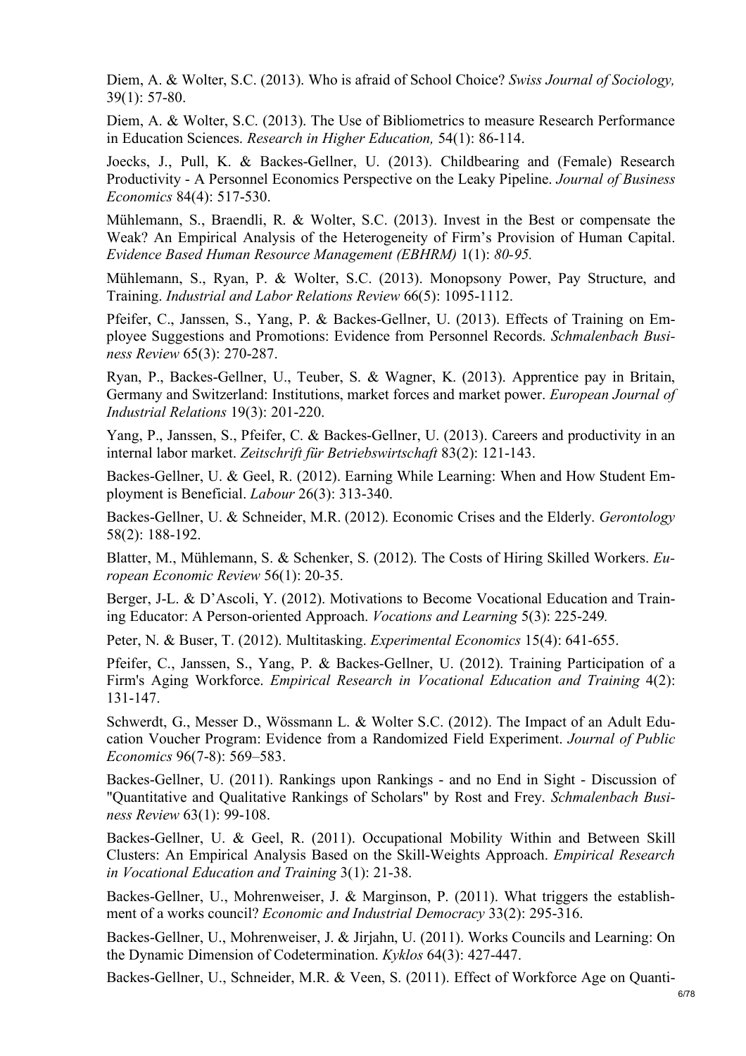Diem, A. & Wolter, S.C. (2013). Who is afraid of School Choice? *Swiss Journal of Sociology,* 39(1): 57-80.

Diem, A. & Wolter, S.C. (2013). The Use of Bibliometrics to measure Research Performance in Education Sciences. *Research in Higher Education,* 54(1): 86-114.

Joecks, J., Pull, K. & Backes-Gellner, U. (2013). Childbearing and (Female) Research Productivity - A Personnel Economics Perspective on the Leaky Pipeline. *Journal of Business Economics* 84(4): 517-530.

Mühlemann, S., Braendli, R. & Wolter, S.C. (2013). Invest in the Best or compensate the Weak? An Empirical Analysis of the Heterogeneity of Firm's Provision of Human Capital. *Evidence Based Human Resource Management (EBHRM)* 1(1): *80-95.*

Mühlemann, S., Ryan, P. & Wolter, S.C. (2013). Monopsony Power, Pay Structure, and Training. *Industrial and Labor Relations Review* 66(5): 1095-1112.

Pfeifer, C., Janssen, S., Yang, P. & Backes-Gellner, U. (2013). Effects of Training on Employee Suggestions and Promotions: Evidence from Personnel Records. *Schmalenbach Business Review* 65(3): 270-287.

Ryan, P., Backes-Gellner, U., Teuber, S. & Wagner, K. (2013). Apprentice pay in Britain, Germany and Switzerland: Institutions, market forces and market power. *European Journal of Industrial Relations* 19(3): 201-220.

Yang, P., Janssen, S., Pfeifer, C. & Backes-Gellner, U. (2013). Careers and productivity in an internal labor market. *Zeitschrift für Betriebswirtschaft* 83(2): 121-143.

Backes-Gellner, U. & Geel, R. (2012). Earning While Learning: When and How Student Employment is Beneficial. *Labour* 26(3): 313-340.

Backes-Gellner, U. & Schneider, M.R. (2012). Economic Crises and the Elderly. *Gerontology* 58(2): 188-192.

Blatter, M., Mühlemann, S. & Schenker, S. (2012). The Costs of Hiring Skilled Workers. *European Economic Review* 56(1): 20-35.

Berger, J-L. & D'Ascoli, Y. (2012). Motivations to Become Vocational Education and Training Educator: A Person-oriented Approach. *Vocations and Learning* 5(3): 225-249*.*

Peter, N. & Buser, T. (2012). Multitasking. *Experimental Economics* 15(4): 641-655.

Pfeifer, C., Janssen, S., Yang, P. & Backes-Gellner, U. (2012). Training Participation of a Firm's Aging Workforce. *Empirical Research in Vocational Education and Training* 4(2): 131-147.

Schwerdt, G., Messer D., Wössmann L. & Wolter S.C. (2012). The Impact of an Adult Education Voucher Program: Evidence from a Randomized Field Experiment. *Journal of Public Economics* 96(7-8): 569–583.

Backes-Gellner, U. (2011). Rankings upon Rankings - and no End in Sight - Discussion of "Quantitative and Qualitative Rankings of Scholars" by Rost and Frey. *Schmalenbach Business Review* 63(1): 99-108.

Backes-Gellner, U. & Geel, R. (2011). Occupational Mobility Within and Between Skill Clusters: An Empirical Analysis Based on the Skill-Weights Approach. *Empirical Research in Vocational Education and Training* 3(1): 21-38.

Backes-Gellner, U., Mohrenweiser, J. & Marginson, P. (2011). What triggers the establishment of a works council? *Economic and Industrial Democracy* 33(2): 295-316.

Backes-Gellner, U., Mohrenweiser, J. & Jirjahn, U. (2011). Works Councils and Learning: On the Dynamic Dimension of Codetermination. *Kyklos* 64(3): 427-447.

Backes-Gellner, U., Schneider, M.R. & Veen, S. (2011). Effect of Workforce Age on Quanti-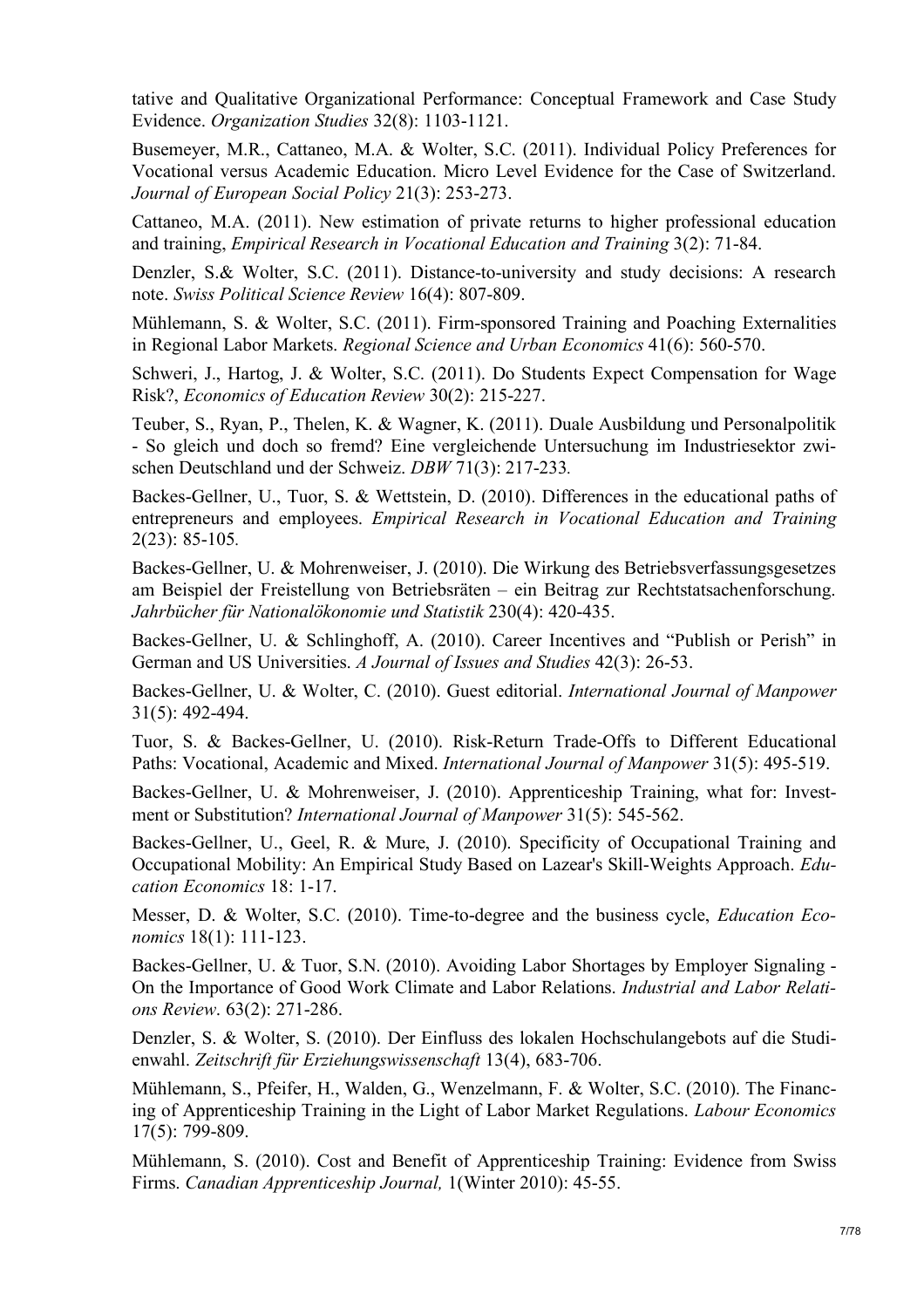tative and Qualitative Organizational Performance: Conceptual Framework and Case Study Evidence. *Organization Studies* 32(8): 1103-1121.

Busemeyer, M.R., Cattaneo, M.A. & Wolter, S.C. (2011). Individual Policy Preferences for Vocational versus Academic Education. Micro Level Evidence for the Case of Switzerland. *Journal of European Social Policy* 21(3): 253-273.

Cattaneo, M.A. (2011). New estimation of private returns to higher professional education and training, *Empirical Research in Vocational Education and Training* 3(2): 71-84.

Denzler, S.& Wolter, S.C. (2011). Distance-to-university and study decisions: A research note. *Swiss Political Science Review* 16(4): 807-809.

Mühlemann, S. & Wolter, S.C. (2011). Firm-sponsored Training and Poaching Externalities in Regional Labor Markets. *Regional Science and Urban Economics* 41(6): 560-570.

Schweri, J., Hartog, J. & Wolter, S.C. (2011). Do Students Expect Compensation for Wage Risk?, *Economics of Education Review* 30(2): 215-227.

Teuber, S., Ryan, P., Thelen, K. & Wagner, K. (2011). Duale Ausbildung und Personalpolitik - So gleich und doch so fremd? Eine vergleichende Untersuchung im Industriesektor zwischen Deutschland und der Schweiz. *DBW* 71(3): 217-233.

Backes-Gellner, U., Tuor, S. & Wettstein, D. (2010). Differences in the educational paths of entrepreneurs and employees. *Empirical Research in Vocational Education and Training* 2(23): 85-105.

Backes-Gellner, U. & Mohrenweiser, J. (2010). Die Wirkung des Betriebsverfassungsgesetzes am Beispiel der Freistellung von Betriebsräten – ein Beitrag zur Rechtstatsachenforschung. *Jahrbücher für Nationalökonomie und Statistik* 230(4): 420-435.

Backes-Gellner, U. & Schlinghoff, A. (2010). Career Incentives and "Publish or Perish" in German and US Universities. *A Journal of Issues and Studies* 42(3): 26-53.

Backes-Gellner, U. & Wolter, C. (2010). Guest editorial. *International Journal of Manpower* 31(5): 492-494.

Tuor, S. & Backes-Gellner, U. (2010). Risk-Return Trade-Offs to Different Educational Paths: Vocational, Academic and Mixed. *International Journal of Manpower* 31(5): 495-519.

Backes-Gellner, U. & Mohrenweiser, J. (2010). Apprenticeship Training, what for: Investment or Substitution? *International Journal of Manpower* 31(5): 545-562.

Backes-Gellner, U., Geel, R. & Mure, J. (2010). Specificity of Occupational Training and Occupational Mobility: An Empirical Study Based on Lazear's Skill-Weights Approach. *Education Economics* 18: 1-17.

Messer, D. & Wolter, S.C. (2010). Time-to-degree and the business cycle, *Education Economics* 18(1): 111-123.

Backes-Gellner, U. & Tuor, S.N. (2010). Avoiding Labor Shortages by Employer Signaling - On the Importance of Good Work Climate and Labor Relations. *Industrial and Labor Relations Review*. 63(2): 271-286.

Denzler, S. & Wolter, S. (2010). Der Einfluss des lokalen Hochschulangebots auf die Studienwahl. *Zeitschrift für Erziehungswissenschaft* 13(4), 683-706.

Mühlemann, S., Pfeifer, H., Walden, G., Wenzelmann, F. & Wolter, S.C. (2010). The Financing of Apprenticeship Training in the Light of Labor Market Regulations. *Labour Economics* 17(5): 799-809.

Mühlemann, S. (2010). Cost and Benefit of Apprenticeship Training: Evidence from Swiss Firms. *Canadian Apprenticeship Journal,* 1(Winter 2010): 45-55.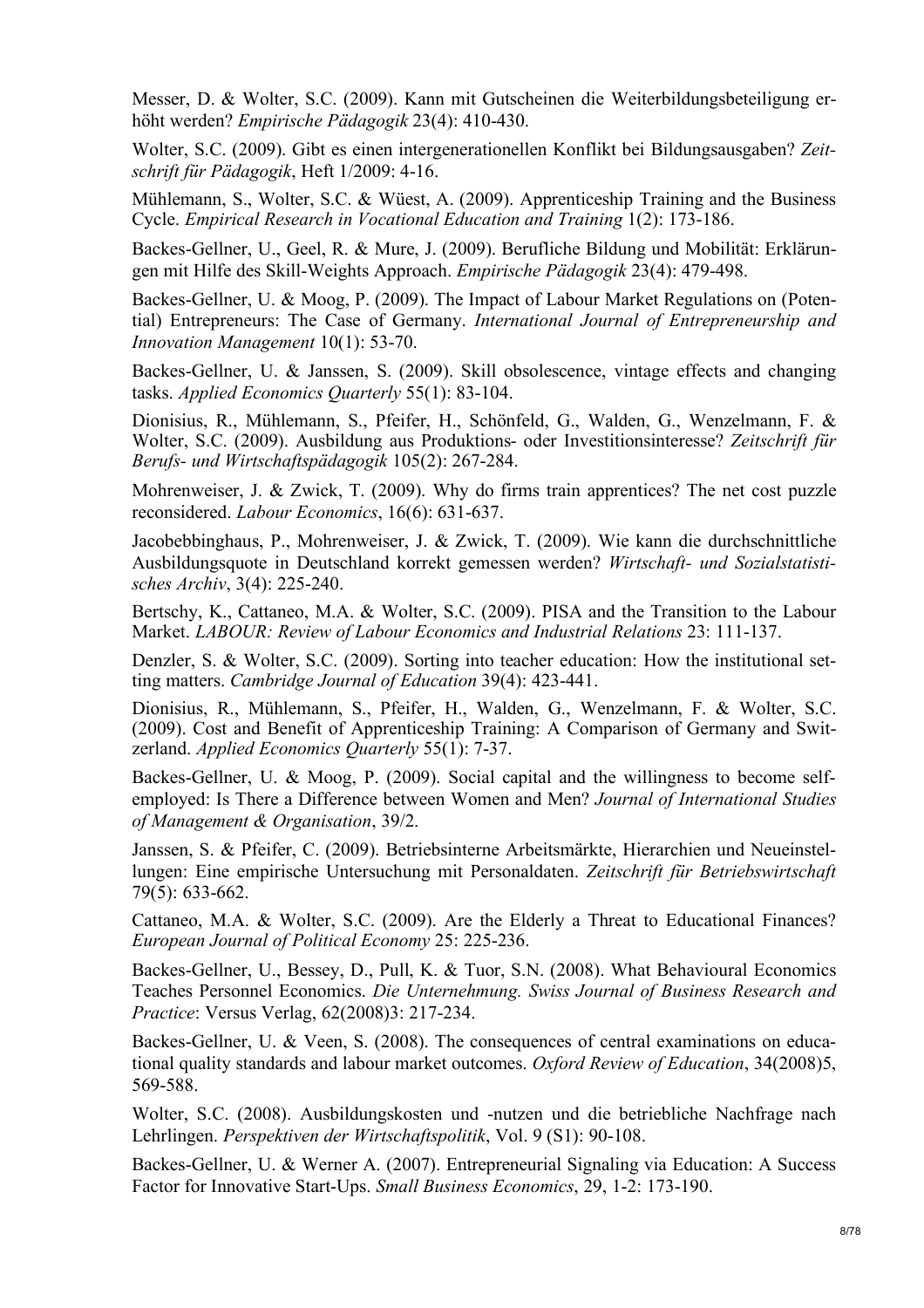Messer, D. & Wolter, S.C. (2009). Kann mit Gutscheinen die Weiterbildungsbeteiligung erhöht werden? *Empirische Pädagogik* 23(4): 410-430.

Wolter, S.C. (2009). Gibt es einen intergenerationellen Konflikt bei Bildungsausgaben? *Zeitschrift für Pädagogik*, Heft 1/2009: 4-16.

Mühlemann, S., Wolter, S.C. & Wüest, A. (2009). Apprenticeship Training and the Business Cycle. *Empirical Research in Vocational Education and Training* 1(2): 173-186.

Backes-Gellner, U., Geel, R. & Mure, J. (2009). Berufliche Bildung und Mobilität: Erklärungen mit Hilfe des Skill-Weights Approach. *Empirische Pädagogik* 23(4): 479-498.

Backes-Gellner, U. & Moog, P. (2009). The Impact of Labour Market Regulations on (Potential) Entrepreneurs: The Case of Germany. *International Journal of Entrepreneurship and Innovation Management* 10(1): 53-70.

Backes-Gellner, U. & Janssen, S. (2009). Skill obsolescence, vintage effects and changing tasks. *Applied Economics Quarterly* 55(1): 83-104.

Dionisius, R., Mühlemann, S., Pfeifer, H., Schönfeld, G., Walden, G., Wenzelmann, F. & Wolter, S.C. (2009). Ausbildung aus Produktions- oder Investitionsinteresse? *Zeitschrift für Berufs- und Wirtschaftspädagogik* 105(2): 267-284.

Mohrenweiser, J. & Zwick, T. (2009). Why do firms train apprentices? The net cost puzzle reconsidered. *Labour Economics*, 16(6): 631-637.

Jacobebbinghaus, P., Mohrenweiser, J. & Zwick, T. (2009). Wie kann die durchschnittliche Ausbildungsquote in Deutschland korrekt gemessen werden? *Wirtschaft- und Sozialstatistisches Archiv*, 3(4): 225-240.

Bertschy, K., Cattaneo, M.A. & Wolter, S.C. (2009). PISA and the Transition to the Labour Market. *LABOUR: Review of Labour Economics and Industrial Relations* 23: 111-137.

Denzler, S. & Wolter, S.C. (2009). Sorting into teacher education: How the institutional setting matters. *Cambridge Journal of Education* 39(4): 423-441.

Dionisius, R., Mühlemann, S., Pfeifer, H., Walden, G., Wenzelmann, F. & Wolter, S.C. (2009). Cost and Benefit of Apprenticeship Training: A Comparison of Germany and Switzerland. *Applied Economics Quarterly* 55(1): 7-37.

Backes-Gellner, U. & Moog, P. (2009). Social capital and the willingness to become self-employed: Is There a Difference between Women and Men? *Journal of International Studies of Management & Organisation*, 39/2.

Janssen, S. & Pfeifer, C. (2009). Betriebsinterne Arbeitsmärkte, Hierarchien und Neueinstellungen: Eine empirische Untersuchung mit Personaldaten. *Zeitschrift für Betriebswirtschaft* 79(5): 633-662.

Cattaneo, M.A. & Wolter, S.C. (2009). Are the Elderly a Threat to Educational Finances? *European Journal of Political Economy* 25: 225-236.

Backes-Gellner, U., Bessey, D., Pull, K. & Tuor, S.N. (2008). What Behavioural Economics Teaches Personnel Economics. *Die Unternehmung. Swiss Journal of Business Research and Practice*: Versus Verlag, 62(2008)3: 217-234.

Backes-Gellner, U. & Veen, S. (2008). The consequences of central examinations on educational quality standards and labour market outcomes. *Oxford Review of Education*, 34(2008)5, 569-588.

Wolter, S.C. (2008). Ausbildungskosten und -nutzen und die betriebliche Nachfrage nach Lehrlingen. *Perspektiven der Wirtschaftspolitik*, Vol. 9 (S1): 90-108.

Backes-Gellner, U. & Werner A. (2007). Entrepreneurial Signaling via Education: A Success Factor for Innovative Start-Ups. *Small Business Economics*, 29, 1-2: 173-190.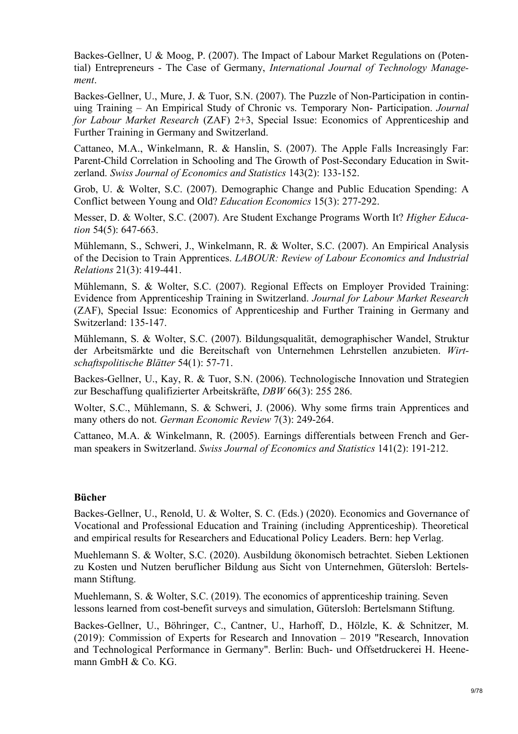Backes-Gellner, U & Moog, P. (2007). The Impact of Labour Market Regulations on (Potential) Entrepreneurs - The Case of Germany, *International Journal of Technology Management*.

Backes-Gellner, U., Mure, J. & Tuor, S.N. (2007). The Puzzle of Non-Participation in continuing Training – An Empirical Study of Chronic vs. Temporary Non- Participation. *Journal for Labour Market Research* (ZAF) 2+3, Special Issue: Economics of Apprenticeship and Further Training in Germany and Switzerland.

Cattaneo, M.A., Winkelmann, R. & Hanslin, S. (2007). The Apple Falls Increasingly Far: Parent-Child Correlation in Schooling and The Growth of Post-Secondary Education in Switzerland. *Swiss Journal of Economics and Statistics* 143(2): 133-152.

Grob, U. & Wolter, S.C. (2007). Demographic Change and Public Education Spending: A Conflict between Young and Old? *Education Economics* 15(3): 277-292.

Messer, D. & Wolter, S.C. (2007). Are Student Exchange Programs Worth It? *Higher Education* 54(5): 647-663.

Mühlemann, S., Schweri, J., Winkelmann, R. & Wolter, S.C. (2007). An Empirical Analysis of the Decision to Train Apprentices. *LABOUR: Review of Labour Economics and Industrial Relations* 21(3): 419-441.

Mühlemann, S. & Wolter, S.C. (2007). Regional Effects on Employer Provided Training: Evidence from Apprenticeship Training in Switzerland. *Journal for Labour Market Research* (ZAF), Special Issue: Economics of Apprenticeship and Further Training in Germany and Switzerland: 135-147.

Mühlemann, S. & Wolter, S.C. (2007). Bildungsqualität, demographischer Wandel, Struktur der Arbeitsmärkte und die Bereitschaft von Unternehmen Lehrstellen anzubieten. *Wirtschaftspolitische Blätter* 54(1): 57-71.

Backes-Gellner, U., Kay, R. & Tuor, S.N. (2006). Technologische Innovation und Strategien zur Beschaffung qualifizierter Arbeitskräfte, *DBW* 66(3): 255 286.

Wolter, S.C., Mühlemann, S. & Schweri, J. (2006). Why some firms train Apprentices and many others do not. *German Economic Review* 7(3): 249-264.

Cattaneo, M.A. & Winkelmann, R. (2005). Earnings differentials between French and German speakers in Switzerland. *Swiss Journal of Economics and Statistics* 141(2): 191-212.

**Bücher**

Backes-Gellner, U., Renold, U. & Wolter, S. C. (Eds.) (2020). Economics and Governance of Vocational and Professional Education and Training (including Apprenticeship). Theoretical and empirical results for Researchers and Educational Policy Leaders. Bern: hep Verlag.

Muehlemann S. & Wolter, S.C. (2020). Ausbildung ökonomisch betrachtet. Sieben Lektionen zu Kosten und Nutzen beruflicher Bildung aus Sicht von Unternehmen, Gütersloh: Bertelsmann Stiftung.

Muehlemann, S. & Wolter, S.C. (2019). The economics of apprenticeship training. Seven lessons learned from cost-benefit surveys and simulation, Gütersloh: Bertelsmann Stiftung.

Backes-Gellner, U., Böhringer, C., Cantner, U., Harhoff, D., Hölzle, K. & Schnitzer, M. (2019): Commission of Experts for Research and Innovation – 2019 "Research, Innovation and Technological Performance in Germany". Berlin: Buch- und Offsetdruckerei H. Heenemann GmbH & Co. KG.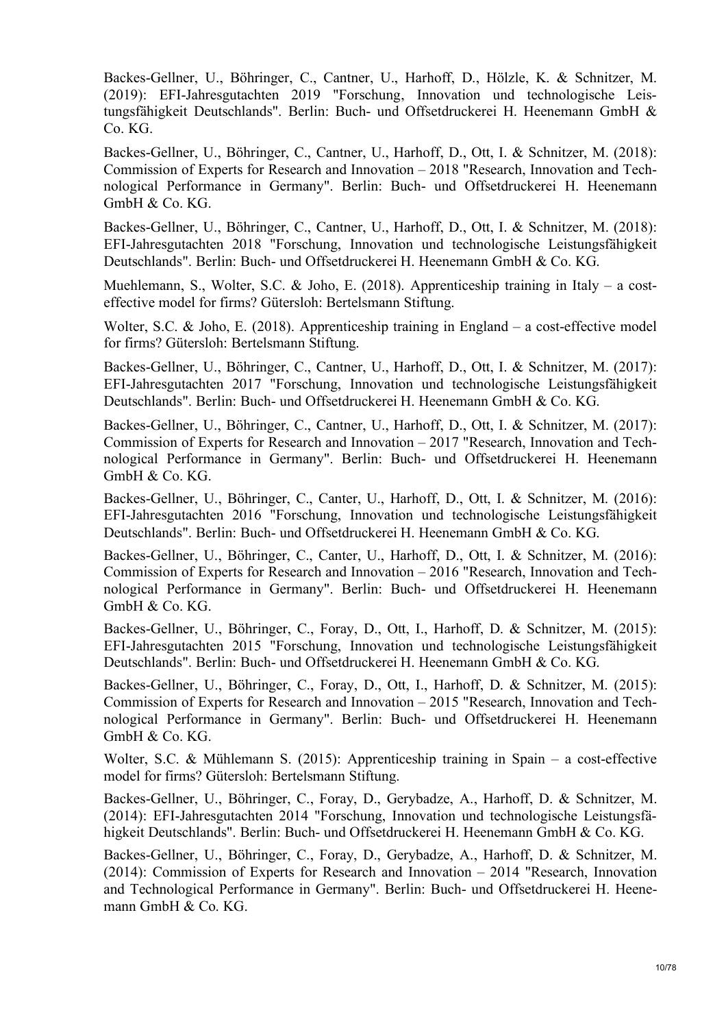Backes-Gellner, U., Böhringer, C., Cantner, U., Harhoff, D., Hölzle, K. & Schnitzer, M. (2019): EFI-Jahresgutachten 2019 "Forschung, Innovation und technologische Leistungsfähigkeit Deutschlands". Berlin: Buch- und Offsetdruckerei H. Heenemann GmbH & Co. KG.

Backes-Gellner, U., Böhringer, C., Cantner, U., Harhoff, D., Ott, I. & Schnitzer, M. (2018): Commission of Experts for Research and Innovation – 2018 "Research, Innovation and Technological Performance in Germany". Berlin: Buch- und Offsetdruckerei H. Heenemann GmbH & Co. KG.

Backes-Gellner, U., Böhringer, C., Cantner, U., Harhoff, D., Ott, I. & Schnitzer, M. (2018): EFI-Jahresgutachten 2018 "Forschung, Innovation und technologische Leistungsfähigkeit Deutschlands". Berlin: Buch- und Offsetdruckerei H. Heenemann GmbH & Co. KG.

Muehlemann, S., Wolter, S.C. & Joho, E. (2018). Apprenticeship training in Italy – a cost-effective model for firms? Gütersloh: Bertelsmann Stiftung.

Wolter, S.C. & Joho, E. (2018). Apprenticeship training in England – a cost-effective model for firms? Gütersloh: Bertelsmann Stiftung.

Backes-Gellner, U., Böhringer, C., Cantner, U., Harhoff, D., Ott, I. & Schnitzer, M. (2017): EFI-Jahresgutachten 2017 "Forschung, Innovation und technologische Leistungsfähigkeit Deutschlands". Berlin: Buch- und Offsetdruckerei H. Heenemann GmbH & Co. KG.

Backes-Gellner, U., Böhringer, C., Cantner, U., Harhoff, D., Ott, I. & Schnitzer, M. (2017): Commission of Experts for Research and Innovation – 2017 "Research, Innovation and Technological Performance in Germany". Berlin: Buch- und Offsetdruckerei H. Heenemann GmbH & Co. KG.

Backes-Gellner, U., Böhringer, C., Canter, U., Harhoff, D., Ott, I. & Schnitzer, M. (2016): EFI-Jahresgutachten 2016 "Forschung, Innovation und technologische Leistungsfähigkeit Deutschlands". Berlin: Buch- und Offsetdruckerei H. Heenemann GmbH & Co. KG.

Backes-Gellner, U., Böhringer, C., Canter, U., Harhoff, D., Ott, I. & Schnitzer, M. (2016): Commission of Experts for Research and Innovation – 2016 "Research, Innovation and Technological Performance in Germany". Berlin: Buch- und Offsetdruckerei H. Heenemann GmbH & Co. KG.

Backes-Gellner, U., Böhringer, C., Foray, D., Ott, I., Harhoff, D. & Schnitzer, M. (2015): EFI-Jahresgutachten 2015 "Forschung, Innovation und technologische Leistungsfähigkeit Deutschlands". Berlin: Buch- und Offsetdruckerei H. Heenemann GmbH & Co. KG.

Backes-Gellner, U., Böhringer, C., Foray, D., Ott, I., Harhoff, D. & Schnitzer, M. (2015): Commission of Experts for Research and Innovation – 2015 "Research, Innovation and Technological Performance in Germany". Berlin: Buch- und Offsetdruckerei H. Heenemann GmbH & Co. KG.

Wolter, S.C. & Mühlemann S. (2015): Apprenticeship training in Spain – a cost-effective model for firms? Gütersloh: Bertelsmann Stiftung.

Backes-Gellner, U., Böhringer, C., Foray, D., Gerybadze, A., Harhoff, D. & Schnitzer, M. (2014): EFI-Jahresgutachten 2014 "Forschung, Innovation und technologische Leistungsfähigkeit Deutschlands". Berlin: Buch- und Offsetdruckerei H. Heenemann GmbH & Co. KG.

Backes-Gellner, U., Böhringer, C., Foray, D., Gerybadze, A., Harhoff, D. & Schnitzer, M. (2014): Commission of Experts for Research and Innovation – 2014 "Research, Innovation and Technological Performance in Germany". Berlin: Buch- und Offsetdruckerei H. Heenemann GmbH & Co. KG.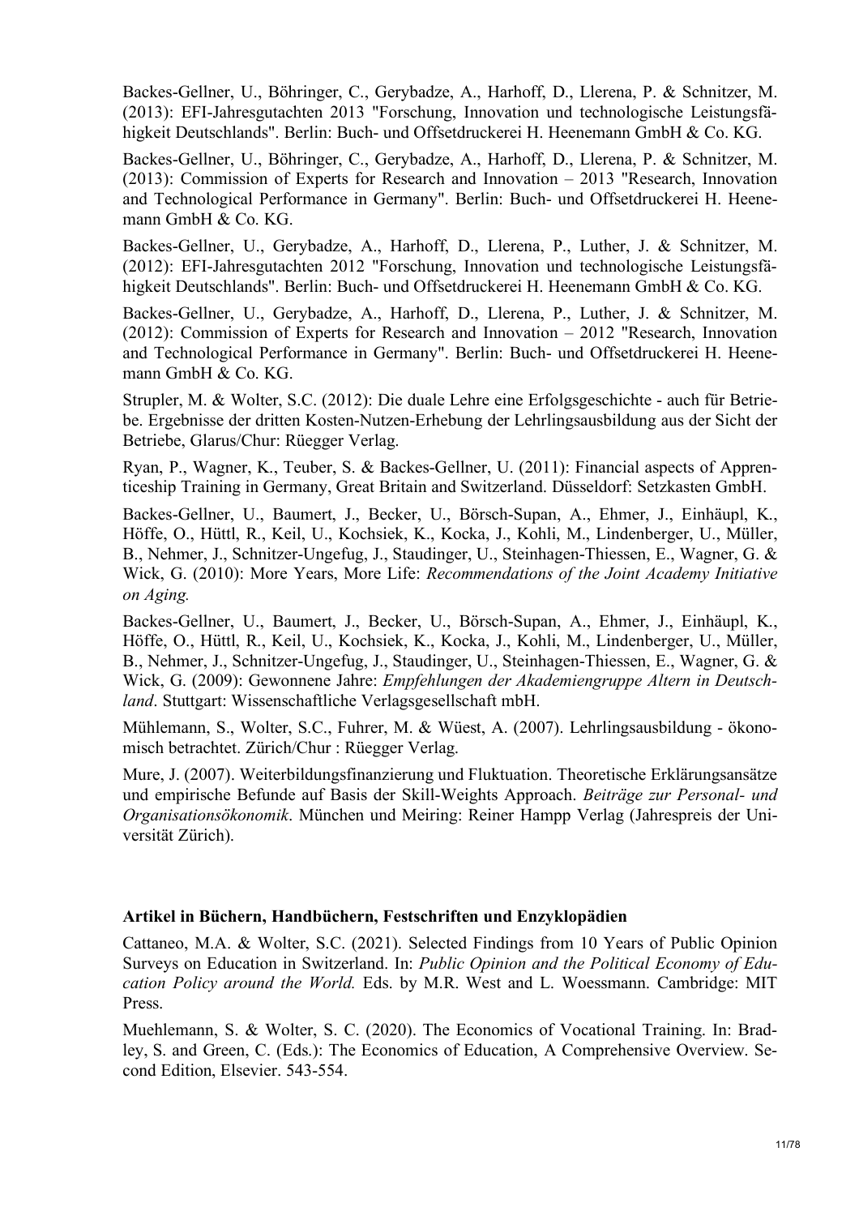Backes-Gellner, U., Böhringer, C., Gerybadze, A., Harhoff, D., Llerena, P. & Schnitzer, M. (2013): EFI-Jahresgutachten 2013 "Forschung, Innovation und technologische Leistungsfähigkeit Deutschlands". Berlin: Buch- und Offsetdruckerei H. Heenemann GmbH & Co. KG.

Backes-Gellner, U., Böhringer, C., Gerybadze, A., Harhoff, D., Llerena, P. & Schnitzer, M. (2013): Commission of Experts for Research and Innovation – 2013 "Research, Innovation and Technological Performance in Germany". Berlin: Buch- und Offsetdruckerei H. Heenemann GmbH & Co. KG.

Backes-Gellner, U., Gerybadze, A., Harhoff, D., Llerena, P., Luther, J. & Schnitzer, M. (2012): EFI-Jahresgutachten 2012 "Forschung, Innovation und technologische Leistungsfähigkeit Deutschlands". Berlin: Buch- und Offsetdruckerei H. Heenemann GmbH & Co. KG.

Backes-Gellner, U., Gerybadze, A., Harhoff, D., Llerena, P., Luther, J. & Schnitzer, M. (2012): Commission of Experts for Research and Innovation – 2012 "Research, Innovation and Technological Performance in Germany". Berlin: Buch- und Offsetdruckerei H. Heenemann GmbH & Co. KG.

Strupler, M. & Wolter, S.C. (2012): Die duale Lehre eine Erfolgsgeschichte - auch für Betriebe. Ergebnisse der dritten Kosten-Nutzen-Erhebung der Lehrlingsausbildung aus der Sicht der Betriebe, Glarus/Chur: Rüegger Verlag.

Ryan, P., Wagner, K., Teuber, S. & Backes-Gellner, U. (2011): Financial aspects of Apprenticeship Training in Germany, Great Britain and Switzerland. Düsseldorf: Setzkasten GmbH.

Backes-Gellner, U., Baumert, J., Becker, U., Börsch-Supan, A., Ehmer, J., Einhäupl, K., Höffe, O., Hüttl, R., Keil, U., Kochsiek, K., Kocka, J., Kohli, M., Lindenberger, U., Müller, B., Nehmer, J., Schnitzer-Ungefug, J., Staudinger, U., Steinhagen-Thiessen, E., Wagner, G. & Wick, G. (2010): More Years, More Life: *Recommendations of the Joint Academy Initiative on Aging.*

Backes-Gellner, U., Baumert, J., Becker, U., Börsch-Supan, A., Ehmer, J., Einhäupl, K., Höffe, O., Hüttl, R., Keil, U., Kochsiek, K., Kocka, J., Kohli, M., Lindenberger, U., Müller, B., Nehmer, J., Schnitzer-Ungefug, J., Staudinger, U., Steinhagen-Thiessen, E., Wagner, G. & Wick, G. (2009): Gewonnene Jahre: *Empfehlungen der Akademiengruppe Altern in Deutschland*. Stuttgart: Wissenschaftliche Verlagsgesellschaft mbH.

Mühlemann, S., Wolter, S.C., Fuhrer, M. & Wüest, A. (2007). Lehrlingsausbildung - ökonomisch betrachtet. Zürich/Chur : Rüegger Verlag.

Mure, J. (2007). Weiterbildungsfinanzierung und Fluktuation. Theoretische Erklärungsansätze und empirische Befunde auf Basis der Skill-Weights Approach. *Beiträge zur Personal- und Organisationsökonomik*. München und Meiring: Reiner Hampp Verlag (Jahrespreis der Universität Zürich).

### Artikel in Büchern, Handbüchern, Festschriften und Enzyklopädien

Cattaneo, M.A. & Wolter, S.C. (2021). Selected Findings from 10 Years of Public Opinion Surveys on Education in Switzerland. In: *Public Opinion and the Political Economy of Education Policy around the World.* Eds. by M.R. West and L. Woessmann. Cambridge: MIT Press.

Muehlemann, S. & Wolter, S. C. (2020). The Economics of Vocational Training. In: Bradley, S. and Green, C. (Eds.): The Economics of Education, A Comprehensive Overview. Second Edition, Elsevier. 543-554.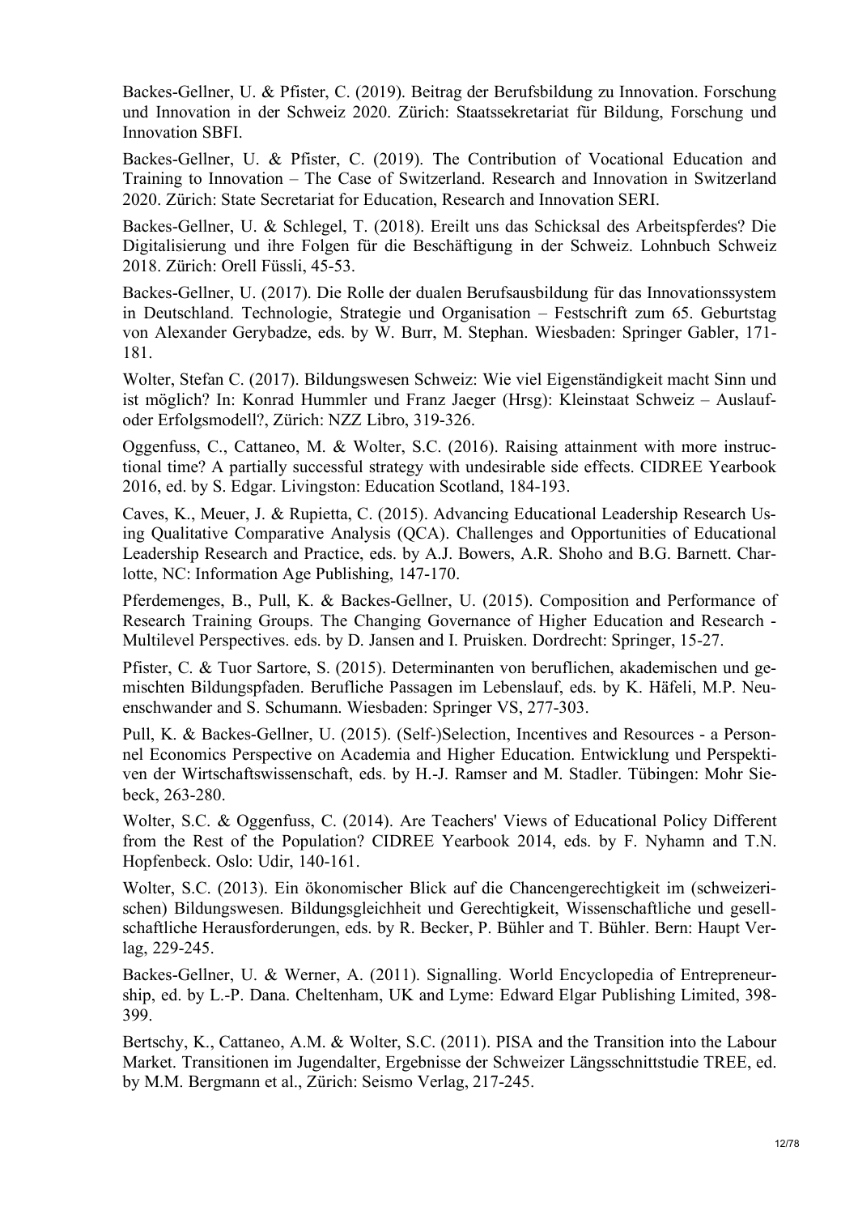Backes-Gellner, U. & Pfister, C. (2019). Beitrag der Berufsbildung zu Innovation. Forschung und Innovation in der Schweiz 2020. Zürich: Staatssekretariat für Bildung, Forschung und Innovation SBFI.

Backes-Gellner, U. & Pfister, C. (2019). The Contribution of Vocational Education and Training to Innovation – The Case of Switzerland. Research and Innovation in Switzerland 2020. Zürich: State Secretariat for Education, Research and Innovation SERI.

Backes-Gellner, U. & Schlegel, T. (2018). Ereilt uns das Schicksal des Arbeitspferdes? Die Digitalisierung und ihre Folgen für die Beschäftigung in der Schweiz. Lohnbuch Schweiz 2018. Zürich: Orell Füssli, 45-53.

Backes-Gellner, U. (2017). Die Rolle der dualen Berufsausbildung für das Innovationssystem in Deutschland. Technologie, Strategie und Organisation – Festschrift zum 65. Geburtstag von Alexander Gerybadze, eds. by W. Burr, M. Stephan. Wiesbaden: Springer Gabler, 171-181.

Wolter, Stefan C. (2017). Bildungswesen Schweiz: Wie viel Eigenständigkeit macht Sinn und ist möglich? In: Konrad Hummler und Franz Jaeger (Hrsg): Kleinstaat Schweiz – Auslauf- oder Erfolgsmodell?, Zürich: NZZ Libro, 319-326.

Oggenfuss, C., Cattaneo, M. & Wolter, S.C. (2016). Raising attainment with more instructional time? A partially successful strategy with undesirable side effects. CIDREE Yearbook 2016, ed. by S. Edgar. Livingston: Education Scotland, 184-193.

Caves, K., Meuer, J. & Rupietta, C. (2015). Advancing Educational Leadership Research Using Qualitative Comparative Analysis (QCA). Challenges and Opportunities of Educational Leadership Research and Practice, eds. by A.J. Bowers, A.R. Shoho and B.G. Barnett. Charlotte, NC: Information Age Publishing, 147-170.

Pferdemenges, B., Pull, K. & Backes-Gellner, U. (2015). Composition and Performance of Research Training Groups. The Changing Governance of Higher Education and Research - Multilevel Perspectives. eds. by D. Jansen and I. Pruisken. Dordrecht: Springer, 15-27.

Pfister, C. & Tuor Sartore, S. (2015). Determinanten von beruflichen, akademischen und gemischten Bildungspfaden. Berufliche Passagen im Lebenslauf, eds. by K. Häfeli, M.P. Neuenschwander and S. Schumann. Wiesbaden: Springer VS, 277-303.

Pull, K. & Backes-Gellner, U. (2015). (Self-)Selection, Incentives and Resources - a Personnel Economics Perspective on Academia and Higher Education. Entwicklung und Perspektiven der Wirtschaftswissenschaft, eds. by H.-J. Ramser and M. Stadler. Tübingen: Mohr Siebeck, 263-280.

Wolter, S.C. & Oggenfuss, C. (2014). Are Teachers' Views of Educational Policy Different from the Rest of the Population? CIDREE Yearbook 2014, eds. by F. Nyhamn and T.N. Hopfenbeck. Oslo: Udir, 140-161.

Wolter, S.C. (2013). Ein ökonomischer Blick auf die Chancengerechtigkeit im (schweizerischen) Bildungswesen. Bildungsgleichheit und Gerechtigkeit, Wissenschaftliche und gesellschaftliche Herausforderungen, eds. by R. Becker, P. Bühler and T. Bühler. Bern: Haupt Verlag, 229-245.

Backes-Gellner, U. & Werner, A. (2011). Signalling. World Encyclopedia of Entrepreneurship, ed. by L.-P. Dana. Cheltenham, UK and Lyme: Edward Elgar Publishing Limited, 398-399.

Bertschy, K., Cattaneo, A.M. & Wolter, S.C. (2011). PISA and the Transition into the Labour Market. Transitionen im Jugendalter, Ergebnisse der Schweizer Längsschnittstudie TREE, ed. by M.M. Bergmann et al., Zürich: Seismo Verlag, 217-245.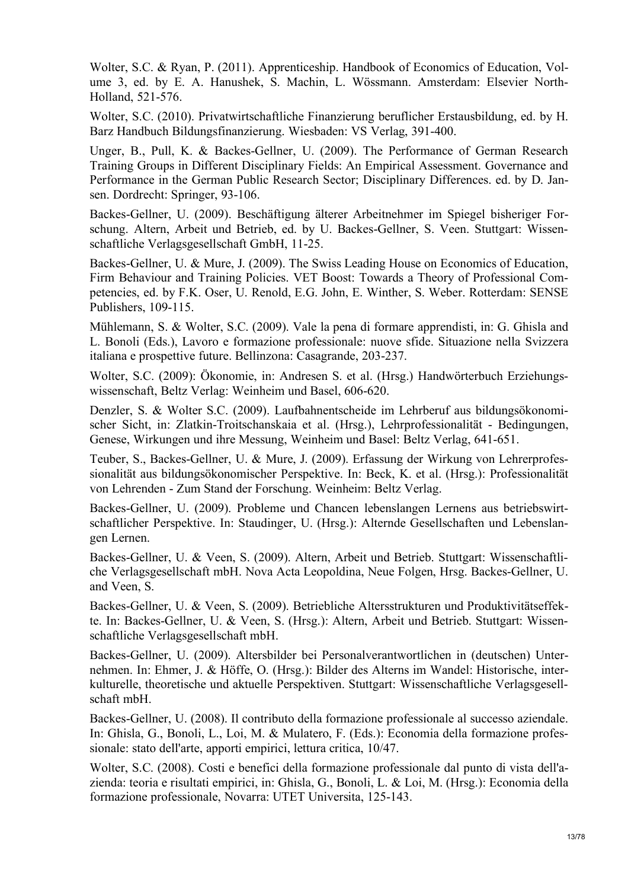Wolter, S.C. & Ryan, P. (2011). Apprenticeship. Handbook of Economics of Education, Volume 3, ed. by E. A. Hanushek, S. Machin, L. Wössmann. Amsterdam: Elsevier North-Holland, 521-576.

Wolter, S.C. (2010). Privatwirtschaftliche Finanzierung beruflicher Erstausbildung, ed. by H. Barz Handbuch Bildungsfinanzierung. Wiesbaden: VS Verlag, 391-400.

Unger, B., Pull, K. & Backes-Gellner, U. (2009). The Performance of German Research Training Groups in Different Disciplinary Fields: An Empirical Assessment. Governance and Performance in the German Public Research Sector; Disciplinary Differences. ed. by D. Jansen. Dordrecht: Springer, 93-106.

Backes-Gellner, U. (2009). Beschäftigung älterer Arbeitnehmer im Spiegel bisheriger Forschung. Altern, Arbeit und Betrieb, ed. by U. Backes-Gellner, S. Veen. Stuttgart: Wissenschaftliche Verlagsgesellschaft GmbH, 11-25.

Backes-Gellner, U. & Mure, J. (2009). The Swiss Leading House on Economics of Education, Firm Behaviour and Training Policies. VET Boost: Towards a Theory of Professional Competencies, ed. by F.K. Oser, U. Renold, E.G. John, E. Winther, S. Weber. Rotterdam: SENSE Publishers, 109-115.

Mühlemann, S. & Wolter, S.C. (2009). Vale la pena di formare apprendisti, in: G. Ghisla and L. Bonoli (Eds.), Lavoro e formazione professionale: nuove sfide. Situazione nella Svizzera italiana e prospettive future. Bellinzona: Casagrande, 203-237.

Wolter, S.C. (2009): Ökonomie, in: Andresen S. et al. (Hrsg.) Handwörterbuch Erziehungswissenschaft, Beltz Verlag: Weinheim und Basel, 606-620.

Denzler, S. & Wolter S.C. (2009). Laufbahnentscheide im Lehrberuf aus bildungsökonomischer Sicht, in: Zlatkin-Troitschanskaia et al. (Hrsg.), Lehrprofessionalität - Bedingungen, Genese, Wirkungen und ihre Messung, Weinheim und Basel: Beltz Verlag, 641-651.

Teuber, S., Backes-Gellner, U. & Mure, J. (2009). Erfassung der Wirkung von Lehrerprofessionalität aus bildungsökonomischer Perspektive. In: Beck, K. et al. (Hrsg.): Professionalität von Lehrenden - Zum Stand der Forschung. Weinheim: Beltz Verlag.

Backes-Gellner, U. (2009). Probleme und Chancen lebenslangen Lernens aus betriebswirtschaftlicher Perspektive. In: Staudinger, U. (Hrsg.): Alternde Gesellschaften und Lebenslangen Lernen.

Backes-Gellner, U. & Veen, S. (2009). Altern, Arbeit und Betrieb. Stuttgart: Wissenschaftliche Verlagsgesellschaft mbH. Nova Acta Leopoldina, Neue Folgen, Hrsg. Backes-Gellner, U. and Veen, S.

Backes-Gellner, U. & Veen, S. (2009). Betriebliche Altersstrukturen und Produktivitätseffekte. In: Backes-Gellner, U. & Veen, S. (Hrsg.): Altern, Arbeit und Betrieb. Stuttgart: Wissenschaftliche Verlagsgesellschaft mbH.

Backes-Gellner, U. (2009). Altersbilder bei Personalverantwortlichen in (deutschen) Unternehmen. In: Ehmer, J. & Höffe, O. (Hrsg.): Bilder des Alterns im Wandel: Historische, interkulturelle, theoretische und aktuelle Perspektiven. Stuttgart: Wissenschaftliche Verlagsgesellschaft mbH.

Backes-Gellner, U. (2008). Il contributo della formazione professionale al successo aziendale. In: Ghisla, G., Bonoli, L., Loi, M. & Mulatero, F. (Eds.): Economia della formazione professionale: stato dell'arte, apporti empirici, lettura critica, 10/47.

Wolter, S.C. (2008). Costi e benefici della formazione professionale dal punto di vista dell'azienda: teoria e risultati empirici, in: Ghisla, G., Bonoli, L. & Loi, M. (Hrsg.): Economia della formazione professionale, Novarra: UTET Universita, 125-143.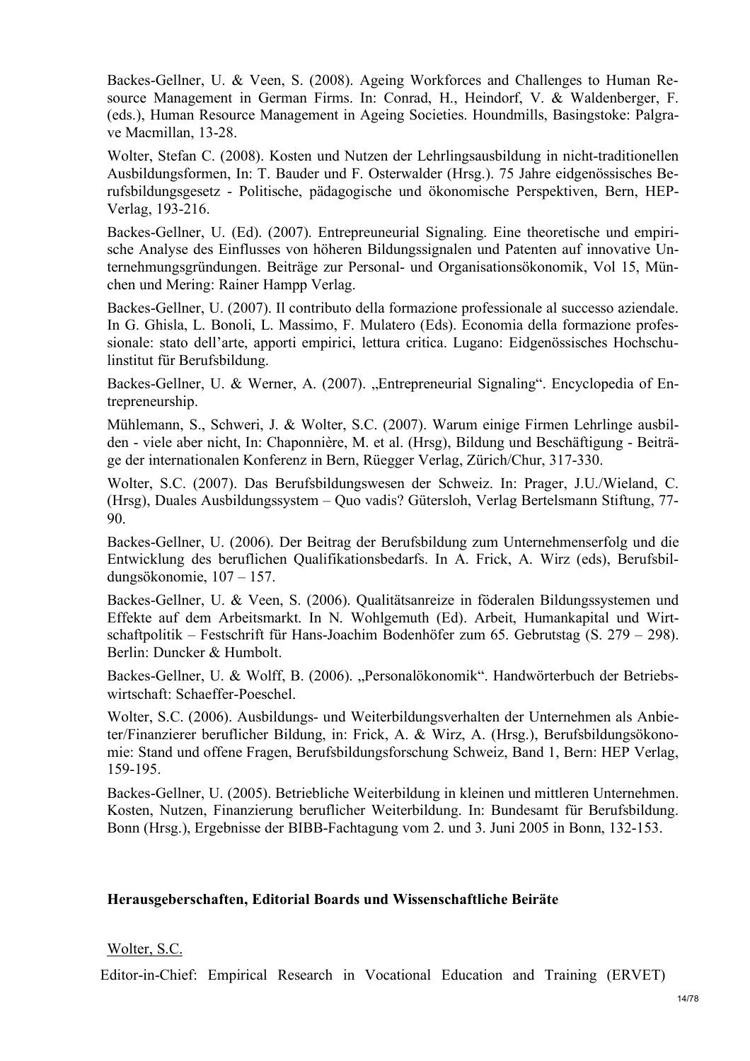Backes-Gellner, U. & Veen, S. (2008). Ageing Workforces and Challenges to Human Resource Management in German Firms. In: Conrad, H., Heindorf, V. & Waldenberger, F. (eds.), Human Resource Management in Ageing Societies. Houndmills, Basingstoke: Palgrave Macmillan, 13-28.

Wolter, Stefan C. (2008). Kosten und Nutzen der Lehrlingsausbildung in nicht-traditionellen Ausbildungsformen, In: T. Bauder und F. Osterwalder (Hrsg.). 75 Jahre eidgenössisches Berufsbildungsgesetz - Politische, pädagogische und ökonomische Perspektiven, Bern, HEP-Verlag, 193-216.

Backes-Gellner, U. (Ed). (2007). Entrepreuneurial Signaling. Eine theoretische und empirische Analyse des Einflusses von höheren Bildungssignalen und Patenten auf innovative Unternehmungsgründungen. Beiträge zur Personal- und Organisationsökonomik, Vol 15, München und Mering: Rainer Hampp Verlag.

Backes-Gellner, U. (2007). Il contributo della formazione professionale al successo aziendale. In G. Ghisla, L. Bonoli, L. Massimo, F. Mulatero (Eds). Economia della formazione professionale: stato dell'arte, apporti empirici, lettura critica. Lugano: Eidgenössisches Hochschulinstitut für Berufsbildung.

Backes-Gellner, U. & Werner, A. (2007). „Entrepreneurial Signaling". Encyclopedia of Entrepreneurship.

Mühlemann, S., Schweri, J. & Wolter, S.C. (2007). Warum einige Firmen Lehrlinge ausbilden - viele aber nicht, In: Chaponnière, M. et al. (Hrsg), Bildung und Beschäftigung - Beiträge der internationalen Konferenz in Bern, Rüegger Verlag, Zürich/Chur, 317-330.

Wolter, S.C. (2007). Das Berufsbildungswesen der Schweiz. In: Prager, J.U./Wieland, C. (Hrsg), Duales Ausbildungssystem – Quo vadis? Gütersloh, Verlag Bertelsmann Stiftung, 77-90.

Backes-Gellner, U. (2006). Der Beitrag der Berufsbildung zum Unternehmenserfolg und die Entwicklung des beruflichen Qualifikationsbedarfs. In A. Frick, A. Wirz (eds), Berufsbildungsökonomie, 107 – 157.

Backes-Gellner, U. & Veen, S. (2006). Qualitätsanreize in föderalen Bildungssystemen und Effekte auf dem Arbeitsmarkt. In N. Wohlgemuth (Ed). Arbeit, Humankapital und Wirtschaftpolitik – Festschrift für Hans-Joachim Bodenhöfer zum 65. Gebrutstag (S. 279 – 298). Berlin: Duncker & Humbolt.

Backes-Gellner, U. & Wolff, B. (2006). „Personalökonomik". Handwörterbuch der Betriebswirtschaft: Schaeffer-Poeschel.

Wolter, S.C. (2006). Ausbildungs- und Weiterbildungsverhalten der Unternehmen als Anbieter/Finanzierer beruflicher Bildung, in: Frick, A. & Wirz, A. (Hrsg.), Berufsbildungsökonomie: Stand und offene Fragen, Berufsbildungsforschung Schweiz, Band 1, Bern: HEP Verlag, 159-195.

Backes-Gellner, U. (2005). Betriebliche Weiterbildung in kleinen und mittleren Unternehmen. Kosten, Nutzen, Finanzierung beruflicher Weiterbildung. In: Bundesamt für Berufsbildung. Bonn (Hrsg.), Ergebnisse der BIBB-Fachtagung vom 2. und 3. Juni 2005 in Bonn, 132-153.

**Herausgeberschaften, Editorial Boards und Wissenschaftliche Beiräte**

Wolter, S.C.

Editor-in-Chief: Empirical Research in Vocational Education and Training (ERVET)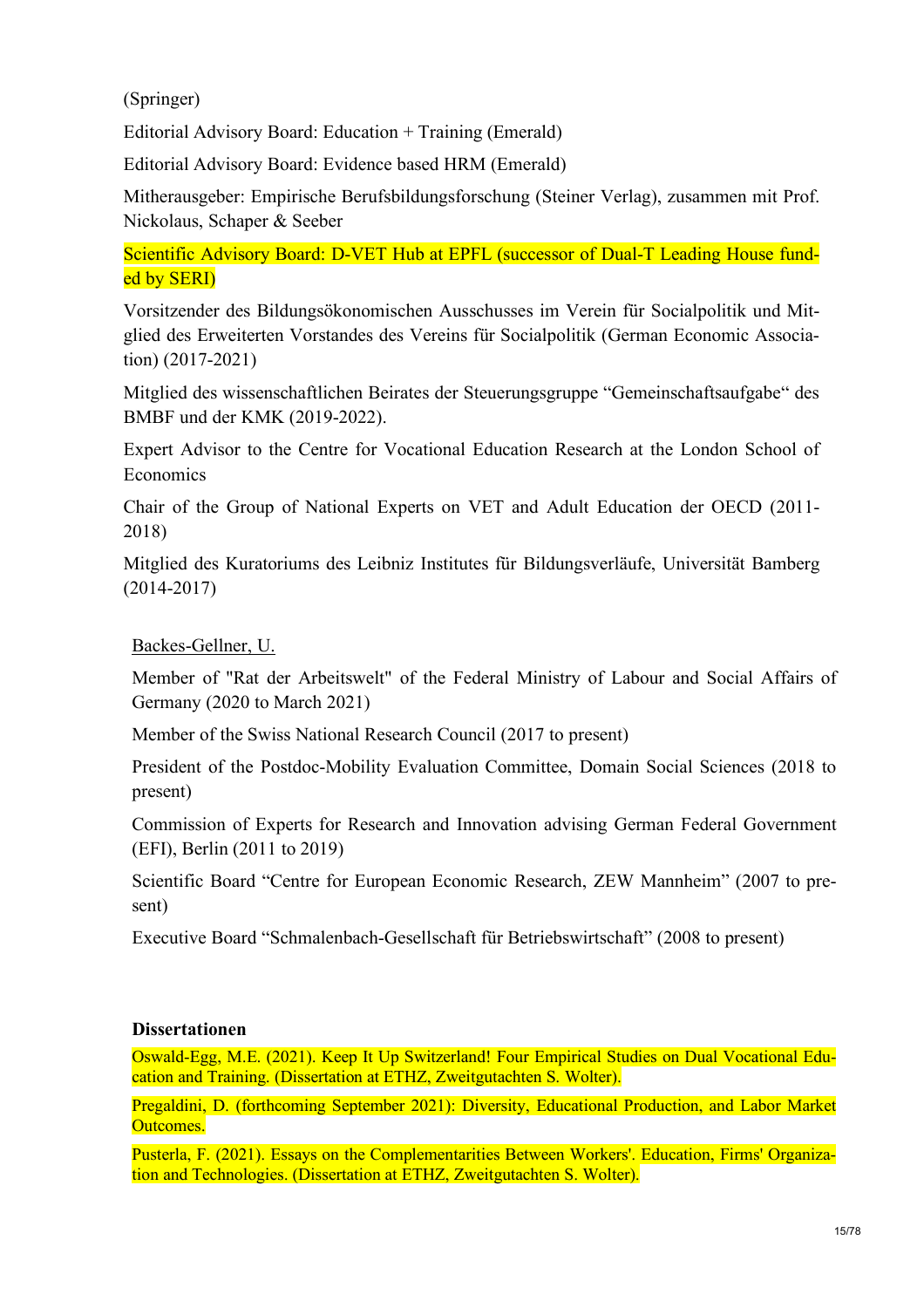(Springer)

Editorial Advisory Board: Education + Training (Emerald)

Editorial Advisory Board: Evidence based HRM (Emerald)

Mitherausgeber: Empirische Berufsbildungsforschung (Steiner Verlag), zusammen mit Prof. Nickolaus, Schaper & Seeber

Scientific Advisory Board: D-VET Hub at EPFL (successor of Dual-T Leading House funded by SERI)

Vorsitzender des Bildungsökonomischen Ausschusses im Verein für Socialpolitik und Mitglied des Erweiterten Vorstandes des Vereins für Socialpolitik (German Economic Association) (2017-2021)

Mitglied des wissenschaftlichen Beirates der Steuerungsgruppe "Gemeinschaftsaufgabe" des BMBF und der KMK (2019-2022).

Expert Advisor to the Centre for Vocational Education Research at the London School of Economics

Chair of the Group of National Experts on VET and Adult Education der OECD (2011-2018)

Mitglied des Kuratoriums des Leibniz Institutes für Bildungsverläufe, Universität Bamberg (2014-2017)

Backes-Gellner, U.

Member of "Rat der Arbeitswelt" of the Federal Ministry of Labour and Social Affairs of Germany (2020 to March 2021)

Member of the Swiss National Research Council (2017 to present)

President of the Postdoc-Mobility Evaluation Committee, Domain Social Sciences (2018 to present)

Commission of Experts for Research and Innovation advising German Federal Government (EFI), Berlin (2011 to 2019)

Scientific Board "Centre for European Economic Research, ZEW Mannheim" (2007 to present)

Executive Board "Schmalenbach-Gesellschaft für Betriebswirtschaft" (2008 to present)

**Dissertationen**

Oswald-Egg, M.E. (2021). Keep It Up Switzerland! Four Empirical Studies on Dual Vocational Education and Training. (Dissertation at ETHZ, Zweitgutachten S. Wolter).

Pregaldini, D. (forthcoming September 2021): Diversity, Educational Production, and Labor Market Outcomes.

Pusterla, F. (2021). Essays on the Complementarities Between Workers'. Education, Firms' Organization and Technologies. (Dissertation at ETHZ, Zweitgutachten S. Wolter).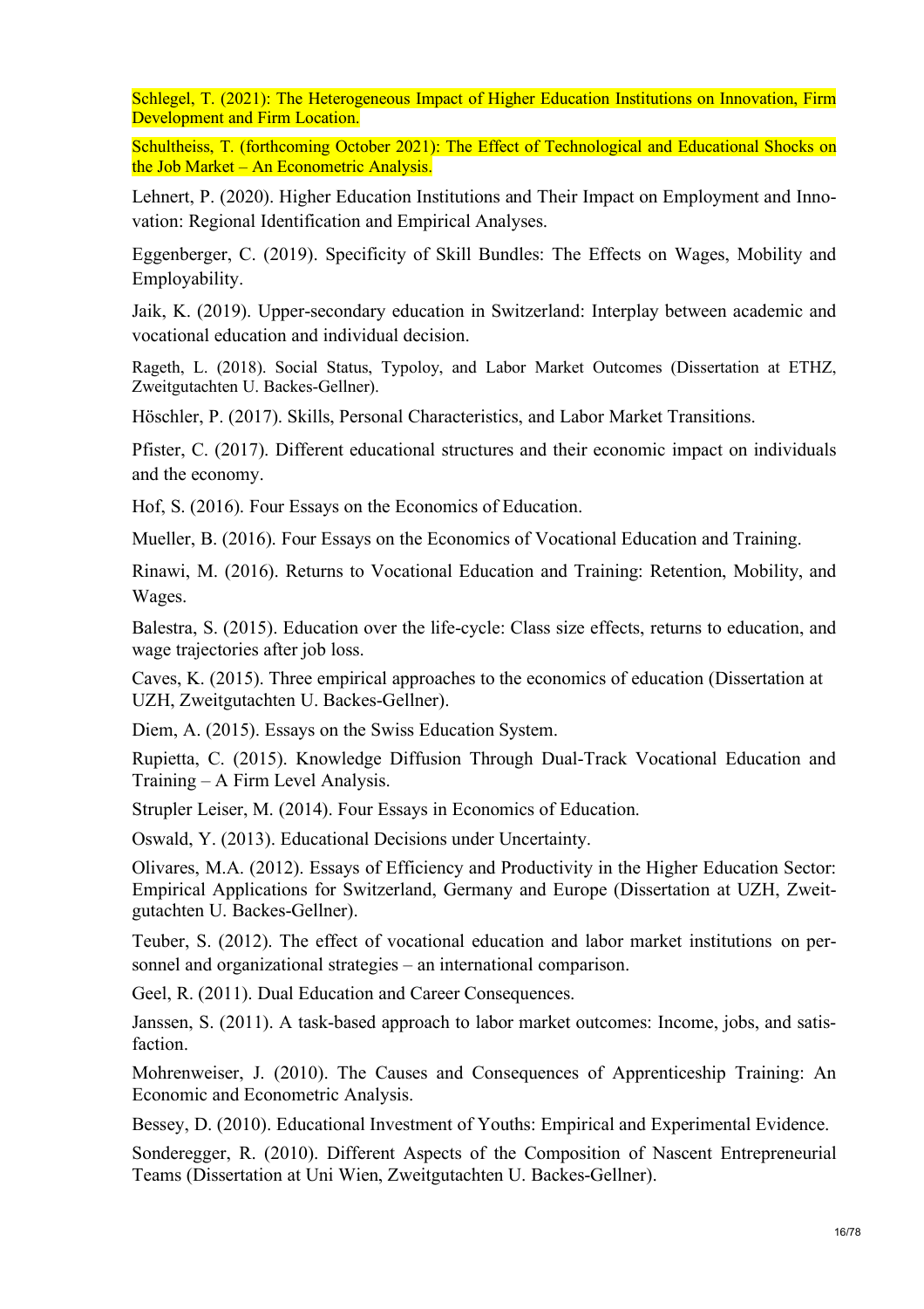Schlegel, T. (2021): The Heterogeneous Impact of Higher Education Institutions on Innovation, Firm Development and Firm Location.

Schultheiss, T. (forthcoming October 2021): The Effect of Technological and Educational Shocks on the Job Market – An Econometric Analysis.

Lehnert, P. (2020). Higher Education Institutions and Their Impact on Employment and Innovation: Regional Identification and Empirical Analyses.

Eggenberger, C. (2019). Specificity of Skill Bundles: The Effects on Wages, Mobility and Employability.

Jaik, K. (2019). Upper-secondary education in Switzerland: Interplay between academic and vocational education and individual decision.

Rageth, L. (2018). Social Status, Typoloy, and Labor Market Outcomes (Dissertation at ETHZ, Zweitgutachten U. Backes-Gellner).

Höschler, P. (2017). Skills, Personal Characteristics, and Labor Market Transitions.

Pfister, C. (2017). Different educational structures and their economic impact on individuals and the economy.

Hof, S. (2016). Four Essays on the Economics of Education.

Mueller, B. (2016). Four Essays on the Economics of Vocational Education and Training.

Rinawi, M. (2016). Returns to Vocational Education and Training: Retention, Mobility, and Wages.

Balestra, S. (2015). Education over the life-cycle: Class size effects, returns to education, and wage trajectories after job loss.

Caves, K. (2015). Three empirical approaches to the economics of education (Dissertation at UZH, Zweitgutachten U. Backes-Gellner).

Diem, A. (2015). Essays on the Swiss Education System.

Rupietta, C. (2015). Knowledge Diffusion Through Dual-Track Vocational Education and Training – A Firm Level Analysis.

Strupler Leiser, M. (2014). Four Essays in Economics of Education.

Oswald, Y. (2013). Educational Decisions under Uncertainty.

Olivares, M.A. (2012). Essays of Efficiency and Productivity in the Higher Education Sector: Empirical Applications for Switzerland, Germany and Europe (Dissertation at UZH, Zweitgutachten U. Backes-Gellner).

Teuber, S. (2012). The effect of vocational education and labor market institutions on personnel and organizational strategies – an international comparison.

Geel, R. (2011). Dual Education and Career Consequences.

Janssen, S. (2011). A task-based approach to labor market outcomes: Income, jobs, and satisfaction.

Mohrenweiser, J. (2010). The Causes and Consequences of Apprenticeship Training: An Economic and Econometric Analysis.

Bessey, D. (2010). Educational Investment of Youths: Empirical and Experimental Evidence.

Sonderegger, R. (2010). Different Aspects of the Composition of Nascent Entrepreneurial Teams (Dissertation at Uni Wien, Zweitgutachten U. Backes-Gellner).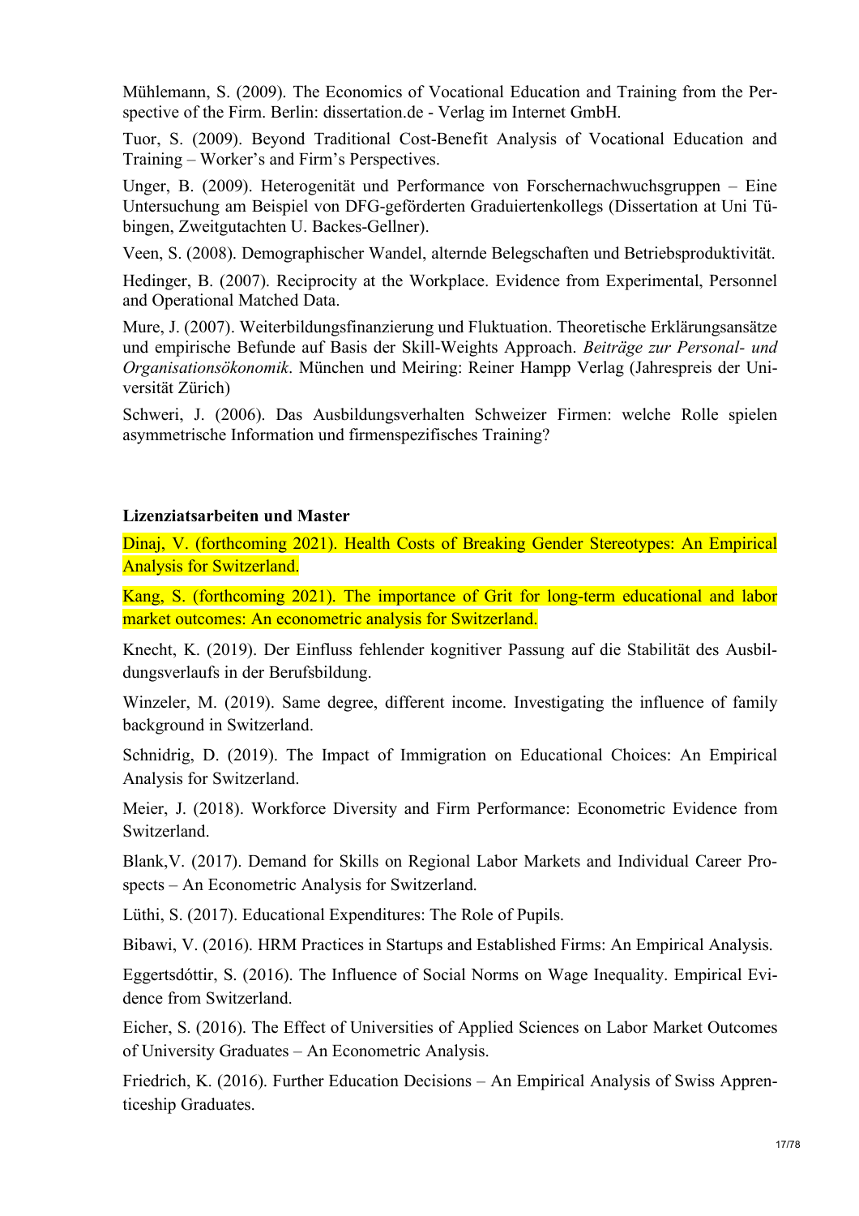Mühlemann, S. (2009). The Economics of Vocational Education and Training from the Perspective of the Firm. Berlin: dissertation.de - Verlag im Internet GmbH.

Tuor, S. (2009). Beyond Traditional Cost-Benefit Analysis of Vocational Education and Training – Worker's and Firm's Perspectives.

Unger, B. (2009). Heterogenität und Performance von Forschernachwuchsgruppen – Eine Untersuchung am Beispiel von DFG-geförderten Graduiertenkollegs (Dissertation at Uni Tübingen, Zweitgutachten U. Backes-Gellner).

Veen, S. (2008). Demographischer Wandel, alternde Belegschaften und Betriebsproduktivität.

Hedinger, B. (2007). Reciprocity at the Workplace. Evidence from Experimental, Personnel and Operational Matched Data.

Mure, J. (2007). Weiterbildungsfinanzierung und Fluktuation. Theoretische Erklärungsansätze und empirische Befunde auf Basis der Skill-Weights Approach. *Beiträge zur Personal- und Organisationsökonomik*. München und Meiring: Reiner Hampp Verlag (Jahrespreis der Universität Zürich)

Schweri, J. (2006). Das Ausbildungsverhalten Schweizer Firmen: welche Rolle spielen asymmetrische Information und firmenspezifisches Training?

**Lizenziatsarbeiten und Master**

Dinaj, V. (forthcoming 2021). Health Costs of Breaking Gender Stereotypes: An Empirical Analysis for Switzerland.

Kang, S. (forthcoming 2021). The importance of Grit for long-term educational and labor market outcomes: An econometric analysis for Switzerland.

Knecht, K. (2019). Der Einfluss fehlender kognitiver Passung auf die Stabilität des Ausbildungsverlaufs in der Berufsbildung.

Winzeler, M. (2019). Same degree, different income. Investigating the influence of family background in Switzerland.

Schnidrig, D. (2019). The Impact of Immigration on Educational Choices: An Empirical Analysis for Switzerland.

Meier, J. (2018). Workforce Diversity and Firm Performance: Econometric Evidence from Switzerland.

Blank,V. (2017). Demand for Skills on Regional Labor Markets and Individual Career Prospects – An Econometric Analysis for Switzerland.

Lüthi, S. (2017). Educational Expenditures: The Role of Pupils.

Bibawi, V. (2016). HRM Practices in Startups and Established Firms: An Empirical Analysis.

Eggertsdóttir, S. (2016). The Influence of Social Norms on Wage Inequality. Empirical Evidence from Switzerland.

Eicher, S. (2016). The Effect of Universities of Applied Sciences on Labor Market Outcomes of University Graduates – An Econometric Analysis.

Friedrich, K. (2016). Further Education Decisions – An Empirical Analysis of Swiss Apprenticeship Graduates.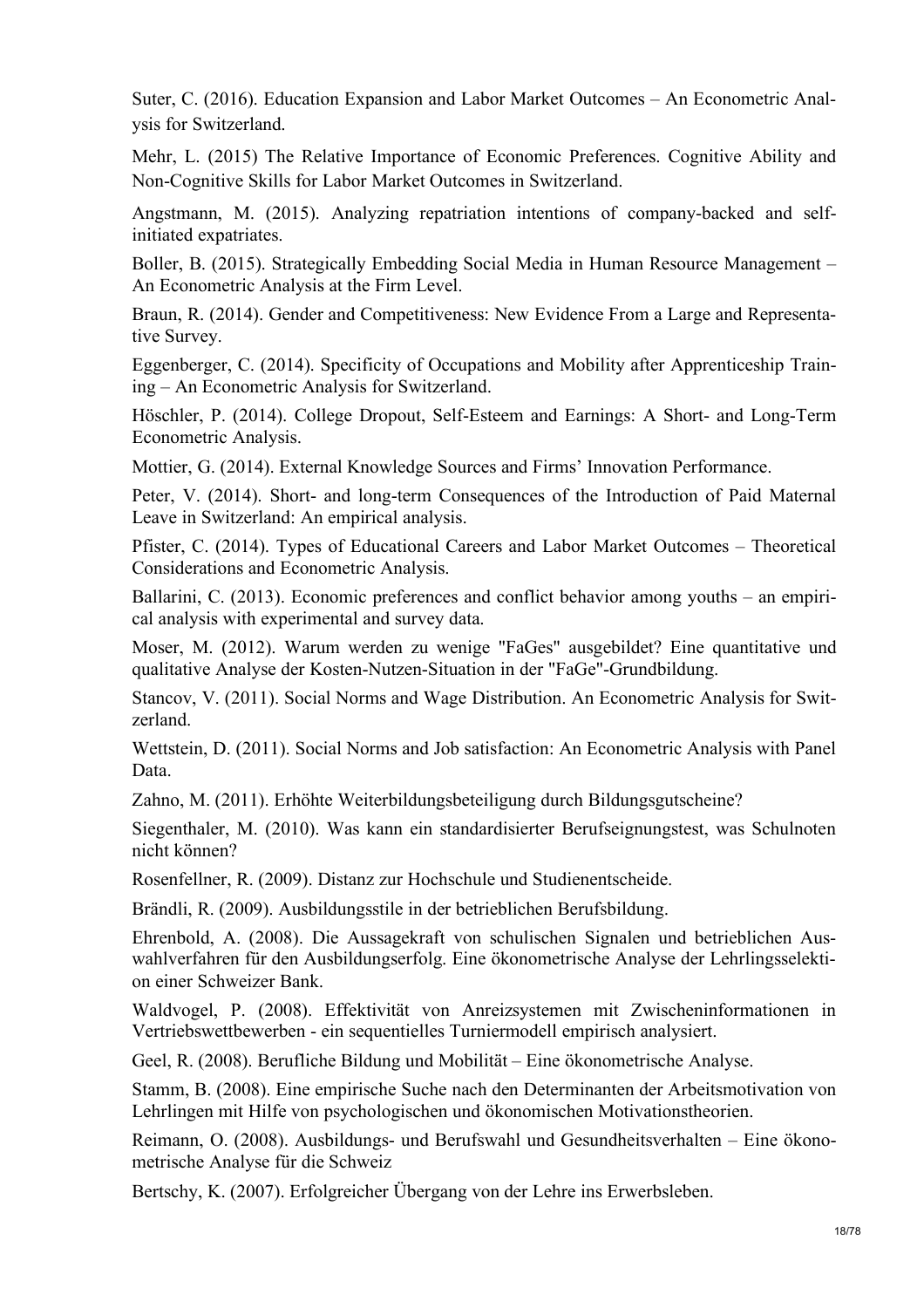Suter, C. (2016). Education Expansion and Labor Market Outcomes – An Econometric Analysis for Switzerland.

Mehr, L. (2015) The Relative Importance of Economic Preferences. Cognitive Ability and Non-Cognitive Skills for Labor Market Outcomes in Switzerland.

Angstmann, M. (2015). Analyzing repatriation intentions of company-backed and self-initiated expatriates.

Boller, B. (2015). Strategically Embedding Social Media in Human Resource Management – An Econometric Analysis at the Firm Level.

Braun, R. (2014). Gender and Competitiveness: New Evidence From a Large and Representative Survey.

Eggenberger, C. (2014). Specificity of Occupations and Mobility after Apprenticeship Training – An Econometric Analysis for Switzerland.

Höschler, P. (2014). College Dropout, Self-Esteem and Earnings: A Short- and Long-Term Econometric Analysis.

Mottier, G. (2014). External Knowledge Sources and Firms' Innovation Performance.

Peter, V. (2014). Short- and long-term Consequences of the Introduction of Paid Maternal Leave in Switzerland: An empirical analysis.

Pfister, C. (2014). Types of Educational Careers and Labor Market Outcomes – Theoretical Considerations and Econometric Analysis.

Ballarini, C. (2013). Economic preferences and conflict behavior among youths – an empirical analysis with experimental and survey data.

Moser, M. (2012). Warum werden zu wenige "FaGes" ausgebildet? Eine quantitative und qualitative Analyse der Kosten-Nutzen-Situation in der "FaGe"-Grundbildung.

Stancov, V. (2011). Social Norms and Wage Distribution. An Econometric Analysis for Switzerland.

Wettstein, D. (2011). Social Norms and Job satisfaction: An Econometric Analysis with Panel Data.

Zahno, M. (2011). Erhöhte Weiterbildungsbeteiligung durch Bildungsgutscheine?

Siegenthaler, M. (2010). Was kann ein standardisierter Berufseignungstest, was Schulnoten nicht können?

Rosenfellner, R. (2009). Distanz zur Hochschule und Studienentscheide.

Brändli, R. (2009). Ausbildungsstile in der betrieblichen Berufsbildung.

Ehrenbold, A. (2008). Die Aussagekraft von schulischen Signalen und betrieblichen Auswahlverfahren für den Ausbildungserfolg. Eine ökonometrische Analyse der Lehrlingsselektion einer Schweizer Bank.

Waldvogel, P. (2008). Effektivität von Anreizsystemen mit Zwischeninformationen in Vertriebswettbewerben - ein sequentielles Turniermodell empirisch analysiert.

Geel, R. (2008). Berufliche Bildung und Mobilität – Eine ökonometrische Analyse.

Stamm, B. (2008). Eine empirische Suche nach den Determinanten der Arbeitsmotivation von Lehrlingen mit Hilfe von psychologischen und ökonomischen Motivationstheorien.

Reimann, O. (2008). Ausbildungs- und Berufswahl und Gesundheitsverhalten – Eine ökonometrische Analyse für die Schweiz

Bertschy, K. (2007). Erfolgreicher Übergang von der Lehre ins Erwerbsleben.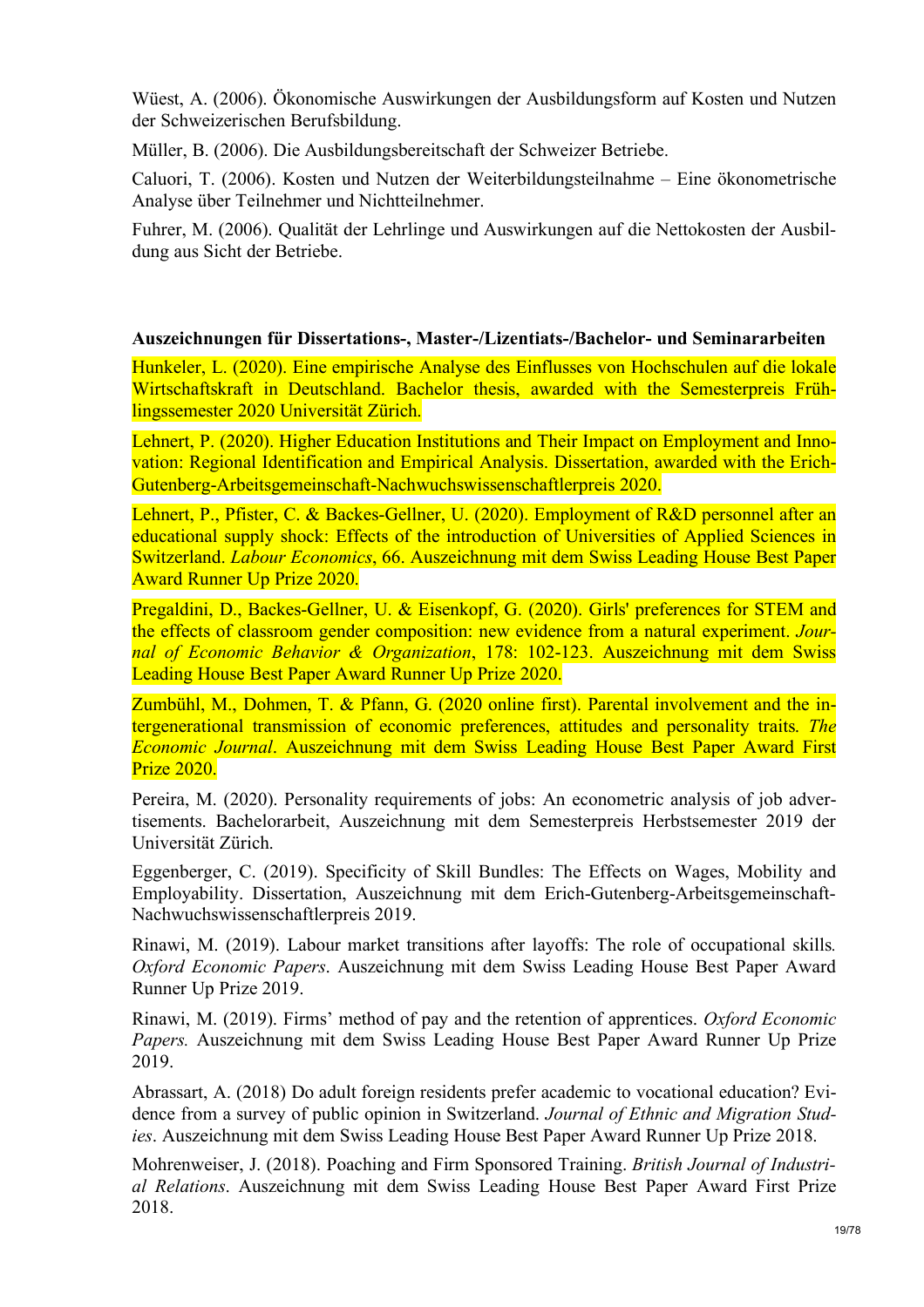Wüest, A. (2006). Ökonomische Auswirkungen der Ausbildungsform auf Kosten und Nutzen der Schweizerischen Berufsbildung.

Müller, B. (2006). Die Ausbildungsbereitschaft der Schweizer Betriebe.

Caluori, T. (2006). Kosten und Nutzen der Weiterbildungsteilnahme – Eine ökonometrische Analyse über Teilnehmer und Nichtteilnehmer.

Fuhrer, M. (2006). Qualität der Lehrlinge und Auswirkungen auf die Nettokosten der Ausbildung aus Sicht der Betriebe.

**Auszeichnungen für Dissertations-, Master-/Lizentiats-/Bachelor- und Seminararbeiten**

Hunkeler, L. (2020). Eine empirische Analyse des Einflusses von Hochschulen auf die lokale Wirtschaftskraft in Deutschland. Bachelor thesis, awarded with the Semesterpreis Frühlingssemester 2020 Universität Zürich.

Lehnert, P. (2020). Higher Education Institutions and Their Impact on Employment and Innovation: Regional Identification and Empirical Analysis. Dissertation, awarded with the Erich-Gutenberg-Arbeitsgemeinschaft-Nachwuchswissenschaftlerpreis 2020.

Lehnert, P., Pfister, C. & Backes-Gellner, U. (2020). Employment of R&D personnel after an educational supply shock: Effects of the introduction of Universities of Applied Sciences in Switzerland. *Labour Economics*, 66. Auszeichnung mit dem Swiss Leading House Best Paper Award Runner Up Prize 2020.

Pregaldini, D., Backes-Gellner, U. & Eisenkopf, G. (2020). Girls' preferences for STEM and the effects of classroom gender composition: new evidence from a natural experiment. *Journal of Economic Behavior & Organization*, 178: 102-123. Auszeichnung mit dem Swiss Leading House Best Paper Award Runner Up Prize 2020.

Zumbühl, M., Dohmen, T. & Pfann, G. (2020 online first). Parental involvement and the intergenerational transmission of economic preferences, attitudes and personality traits. *The Economic Journal*. Auszeichnung mit dem Swiss Leading House Best Paper Award First Prize 2020.

Pereira, M. (2020). Personality requirements of jobs: An econometric analysis of job advertisements. Bachelorarbeit, Auszeichnung mit dem Semesterpreis Herbstsemester 2019 der Universität Zürich.

Eggenberger, C. (2019). Specificity of Skill Bundles: The Effects on Wages, Mobility and Employability. Dissertation, Auszeichnung mit dem Erich-Gutenberg-Arbeitsgemeinschaft-Nachwuchswissenschaftlerpreis 2019.

Rinawi, M. (2019). Labour market transitions after layoffs: The role of occupational skills. *Oxford Economic Papers*. Auszeichnung mit dem Swiss Leading House Best Paper Award Runner Up Prize 2019.

Rinawi, M. (2019). Firms' method of pay and the retention of apprentices. *Oxford Economic Papers.* Auszeichnung mit dem Swiss Leading House Best Paper Award Runner Up Prize 2019.

Abrassart, A. (2018) Do adult foreign residents prefer academic to vocational education? Evidence from a survey of public opinion in Switzerland. *Journal of Ethnic and Migration Studies*. Auszeichnung mit dem Swiss Leading House Best Paper Award Runner Up Prize 2018.

Mohrenweiser, J. (2018). Poaching and Firm Sponsored Training. *British Journal of Industrial Relations*. Auszeichnung mit dem Swiss Leading House Best Paper Award First Prize 2018.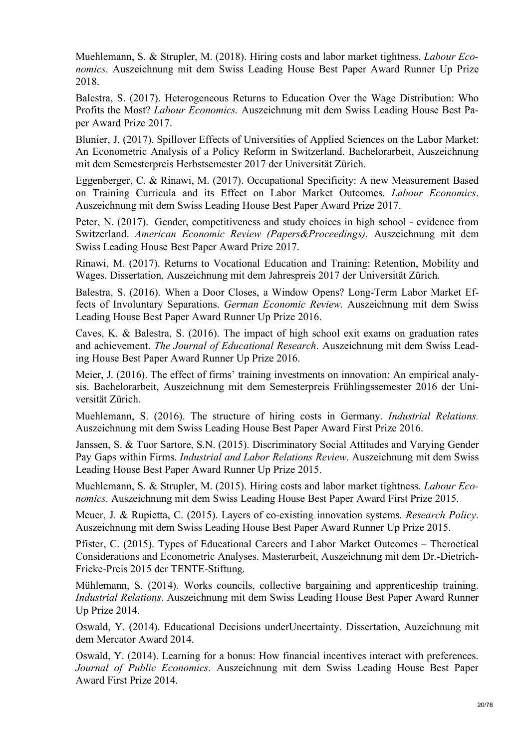Muehlemann, S. & Strupler, M. (2018). Hiring costs and labor market tightness. *Labour Economics*. Auszeichnung mit dem Swiss Leading House Best Paper Award Runner Up Prize 2018.

Balestra, S. (2017). Heterogeneous Returns to Education Over the Wage Distribution: Who Profits the Most? *Labour Economics.* Auszeichnung mit dem Swiss Leading House Best Paper Award Prize 2017.

Blunier, J. (2017). Spillover Effects of Universities of Applied Sciences on the Labor Market: An Econometric Analysis of a Policy Reform in Switzerland. Bachelorarbeit, Auszeichnung mit dem Semesterpreis Herbstsemester 2017 der Universität Zürich.

Eggenberger, C. & Rinawi, M. (2017). Occupational Specificity: A new Measurement Based on Training Curricula and its Effect on Labor Market Outcomes. *Labour Economics*. Auszeichnung mit dem Swiss Leading House Best Paper Award Prize 2017.

Peter, N. (2017). Gender, competitiveness and study choices in high school - evidence from Switzerland. *American Economic Review (Papers&Proceedings)*. Auszeichnung mit dem Swiss Leading House Best Paper Award Prize 2017.

Rinawi, M. (2017). Returns to Vocational Education and Training: Retention, Mobility and Wages. Dissertation, Auszeichnung mit dem Jahrespreis 2017 der Universität Zürich.

Balestra, S. (2016). When a Door Closes, a Window Opens? Long-Term Labor Market Effects of Involuntary Separations. *German Economic Review.* Auszeichnung mit dem Swiss Leading House Best Paper Award Runner Up Prize 2016.

Caves, K. & Balestra, S. (2016). The impact of high school exit exams on graduation rates and achievement. *The Journal of Educational Research*. Auszeichnung mit dem Swiss Leading House Best Paper Award Runner Up Prize 2016.

Meier, J. (2016). The effect of firms' training investments on innovation: An empirical analysis. Bachelorarbeit, Auszeichnung mit dem Semesterpreis Frühlingssemester 2016 der Universität Zürich.

Muehlemann, S. (2016). The structure of hiring costs in Germany. *Industrial Relations.* Auszeichnung mit dem Swiss Leading House Best Paper Award First Prize 2016.

Janssen, S. & Tuor Sartore, S.N. (2015). Discriminatory Social Attitudes and Varying Gender Pay Gaps within Firms. *Industrial and Labor Relations Review*. Auszeichnung mit dem Swiss Leading House Best Paper Award Runner Up Prize 2015.

Muehlemann, S. & Strupler, M. (2015). Hiring costs and labor market tightness. *Labour Economics*. Auszeichnung mit dem Swiss Leading House Best Paper Award First Prize 2015.

Meuer, J. & Rupietta, C. (2015). Layers of co-existing innovation systems. *Research Policy*. Auszeichnung mit dem Swiss Leading House Best Paper Award Runner Up Prize 2015.

Pfister, C. (2015). Types of Educational Careers and Labor Market Outcomes – Theroetical Considerations and Econometric Analyses. Masterarbeit, Auszeichnung mit dem Dr.-Dietrich-Fricke-Preis 2015 der TENTE-Stiftung.

Mühlemann, S. (2014). Works councils, collective bargaining and apprenticeship training. *Industrial Relations*. Auszeichnung mit dem Swiss Leading House Best Paper Award Runner Up Prize 2014.

Oswald, Y. (2014). Educational Decisions underUncertainty. Dissertation, Auzeichnung mit dem Mercator Award 2014.

Oswald, Y. (2014). Learning for a bonus: How financial incentives interact with preferences. *Journal of Public Economics*. Auszeichnung mit dem Swiss Leading House Best Paper Award First Prize 2014.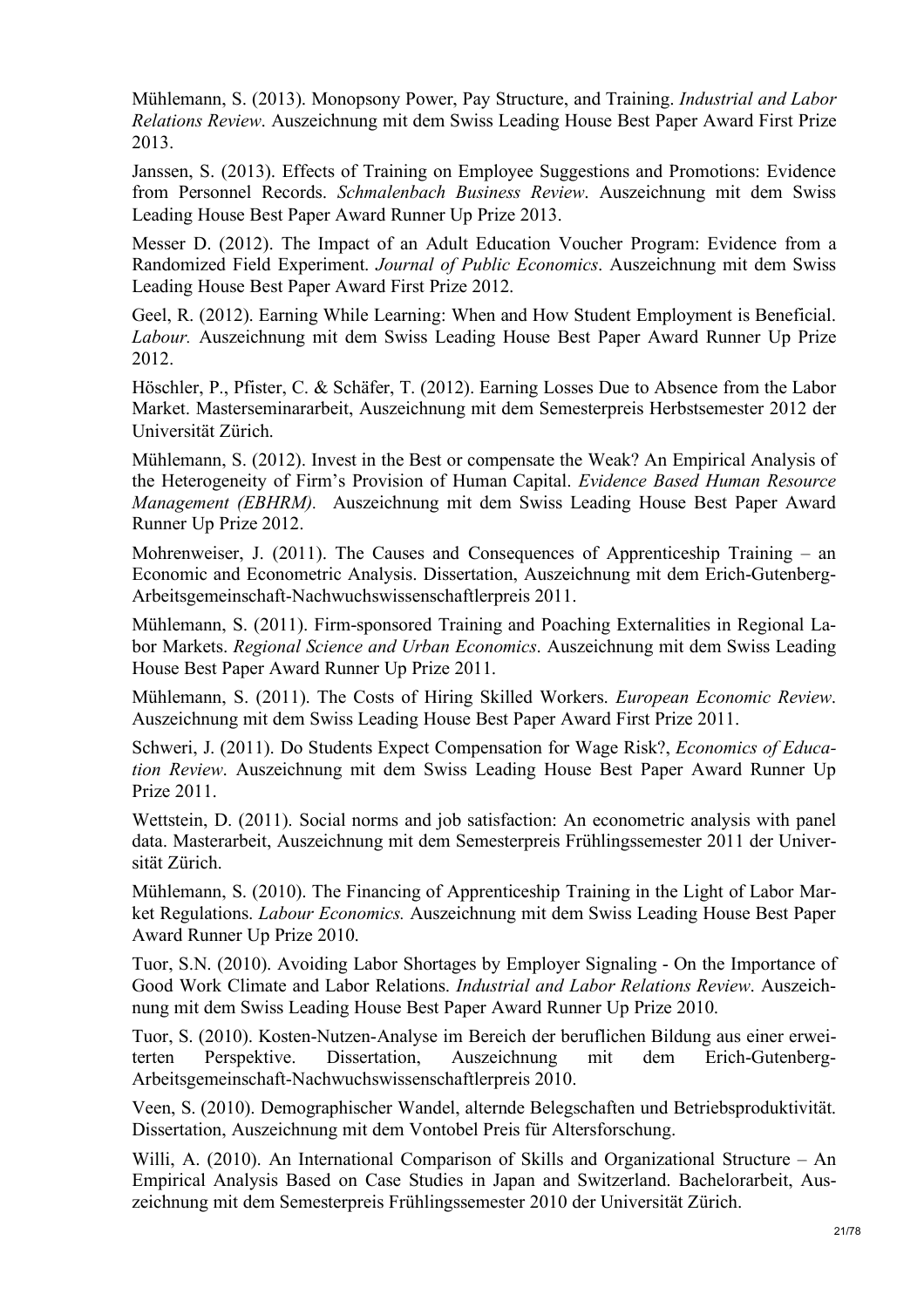Mühlemann, S. (2013). Monopsony Power, Pay Structure, and Training. *Industrial and Labor Relations Review*. Auszeichnung mit dem Swiss Leading House Best Paper Award First Prize 2013.

Janssen, S. (2013). Effects of Training on Employee Suggestions and Promotions: Evidence from Personnel Records. *Schmalenbach Business Review*. Auszeichnung mit dem Swiss Leading House Best Paper Award Runner Up Prize 2013.

Messer D. (2012). The Impact of an Adult Education Voucher Program: Evidence from a Randomized Field Experiment. *Journal of Public Economics*. Auszeichnung mit dem Swiss Leading House Best Paper Award First Prize 2012.

Geel, R. (2012). Earning While Learning: When and How Student Employment is Beneficial. *Labour.* Auszeichnung mit dem Swiss Leading House Best Paper Award Runner Up Prize 2012.

Höschler, P., Pfister, C. & Schäfer, T. (2012). Earning Losses Due to Absence from the Labor Market. Masterseminararbeit, Auszeichnung mit dem Semesterpreis Herbstsemester 2012 der Universität Zürich.

Mühlemann, S. (2012). Invest in the Best or compensate the Weak? An Empirical Analysis of the Heterogeneity of Firm's Provision of Human Capital. *Evidence Based Human Resource Management (EBHRM).* Auszeichnung mit dem Swiss Leading House Best Paper Award Runner Up Prize 2012.

Mohrenweiser, J. (2011). The Causes and Consequences of Apprenticeship Training – an Economic and Econometric Analysis. Dissertation, Auszeichnung mit dem Erich-Gutenberg-Arbeitsgemeinschaft-Nachwuchswissenschaftlerpreis 2011.

Mühlemann, S. (2011). Firm-sponsored Training and Poaching Externalities in Regional Labor Markets. *Regional Science and Urban Economics*. Auszeichnung mit dem Swiss Leading House Best Paper Award Runner Up Prize 2011.

Mühlemann, S. (2011). The Costs of Hiring Skilled Workers. *European Economic Review*. Auszeichnung mit dem Swiss Leading House Best Paper Award First Prize 2011.

Schweri, J. (2011). Do Students Expect Compensation for Wage Risk?, *Economics of Education Review*. Auszeichnung mit dem Swiss Leading House Best Paper Award Runner Up Prize 2011.

Wettstein, D. (2011). Social norms and job satisfaction: An econometric analysis with panel data. Masterarbeit, Auszeichnung mit dem Semesterpreis Frühlingssemester 2011 der Universität Zürich.

Mühlemann, S. (2010). The Financing of Apprenticeship Training in the Light of Labor Market Regulations. *Labour Economics.* Auszeichnung mit dem Swiss Leading House Best Paper Award Runner Up Prize 2010.

Tuor, S.N. (2010). Avoiding Labor Shortages by Employer Signaling - On the Importance of Good Work Climate and Labor Relations. *Industrial and Labor Relations Review*. Auszeichnung mit dem Swiss Leading House Best Paper Award Runner Up Prize 2010.

Tuor, S. (2010). Kosten-Nutzen-Analyse im Bereich der beruflichen Bildung aus einer erweiterten Perspektive. Dissertation, Auszeichnung mit dem Erich-Gutenberg-Arbeitsgemeinschaft-Nachwuchswissenschaftlerpreis 2010.

Veen, S. (2010). Demographischer Wandel, alternde Belegschaften und Betriebsproduktivität. Dissertation, Auszeichnung mit dem Vontobel Preis für Altersforschung.

Willi, A. (2010). An International Comparison of Skills and Organizational Structure – An Empirical Analysis Based on Case Studies in Japan and Switzerland. Bachelorarbeit, Auszeichnung mit dem Semesterpreis Frühlingssemester 2010 der Universität Zürich.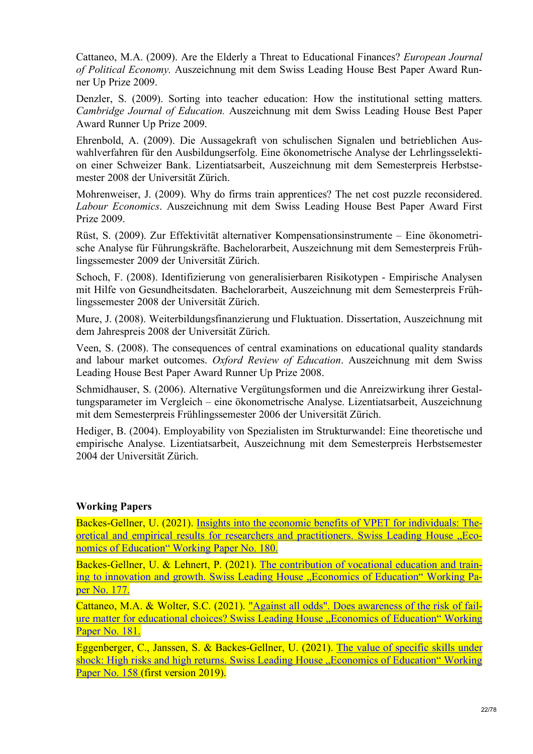Cattaneo, M.A. (2009). Are the Elderly a Threat to Educational Finances? *European Journal of Political Economy.* Auszeichnung mit dem Swiss Leading House Best Paper Award Runner Up Prize 2009.

Denzler, S. (2009). Sorting into teacher education: How the institutional setting matters. *Cambridge Journal of Education.* Auszeichnung mit dem Swiss Leading House Best Paper Award Runner Up Prize 2009.

Ehrenbold, A. (2009). Die Aussagekraft von schulischen Signalen und betrieblichen Auswahlverfahren für den Ausbildungserfolg. Eine ökonometrische Analyse der Lehrlingsselektion einer Schweizer Bank. Lizentiatsarbeit, Auszeichnung mit dem Semesterpreis Herbstsemester 2008 der Universität Zürich.

Mohrenweiser, J. (2009). Why do firms train apprentices? The net cost puzzle reconsidered. *Labour Economics*. Auszeichnung mit dem Swiss Leading House Best Paper Award First Prize 2009.

Rüst, S. (2009). Zur Effektivität alternativer Kompensationsinstrumente – Eine ökonometrische Analyse für Führungskräfte. Bachelorarbeit, Auszeichnung mit dem Semesterpreis Frühlingssemester 2009 der Universität Zürich.

Schoch, F. (2008). Identifizierung von generalisierbaren Risikotypen - Empirische Analysen mit Hilfe von Gesundheitsdaten. Bachelorarbeit, Auszeichnung mit dem Semesterpreis Frühlingssemester 2008 der Universität Zürich.

Mure, J. (2008). Weiterbildungsfinanzierung und Fluktuation. Dissertation, Auszeichnung mit dem Jahrespreis 2008 der Universität Zürich.

Veen, S. (2008). The consequences of central examinations on educational quality standards and labour market outcomes. *Oxford Review of Education*. Auszeichnung mit dem Swiss Leading House Best Paper Award Runner Up Prize 2008.

Schmidhauser, S. (2006). Alternative Vergütungsformen und die Anreizwirkung ihrer Gestaltungsparameter im Vergleich – eine ökonometrische Analyse. Lizentiatsarbeit, Auszeichnung mit dem Semesterpreis Frühlingssemester 2006 der Universität Zürich.

Hediger, B. (2004). Employability von Spezialisten im Strukturwandel: Eine theoretische und empirische Analyse. Lizentiatsarbeit, Auszeichnung mit dem Semesterpreis Herbstsemester 2004 der Universität Zürich.

**Working Papers**

Backes-Gellner, U. (2021). Insights into the economic benefits of VPET for individuals: Theoretical and empirical results for researchers and practitioners. Swiss Leading House „Economics of Education" Working Paper No. 180.

Backes-Gellner, U. & Lehnert, P. (2021). The contribution of vocational education and training to innovation and growth. Swiss Leading House „Economics of Education" Working Paper No. 177.

Cattaneo, M.A. & Wolter, S.C. (2021). "Against all odds". Does awareness of the risk of failure matter for educational choices? Swiss Leading House „Economics of Education" Working Paper No. 181.

Eggenberger, C., Janssen, S. & Backes-Gellner, U. (2021). The value of specific skills under shock: High risks and high returns. Swiss Leading House „Economics of Education" Working Paper No. 158 (first version 2019).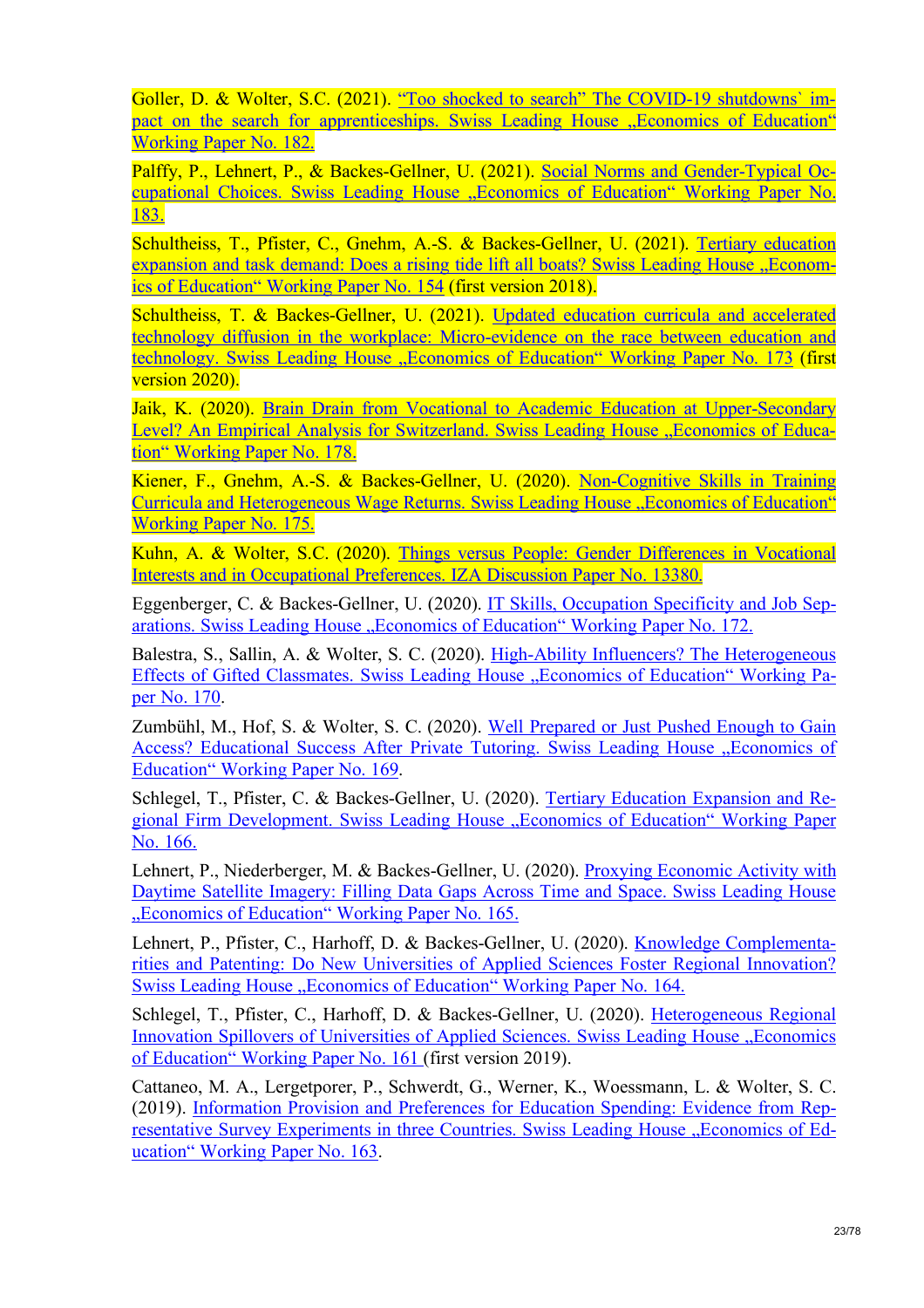Goller, D. & Wolter, S.C. (2021). "Too shocked to search" The COVID-19 shutdowns` impact on the search for apprenticeships. Swiss Leading House „Economics of Education" Working Paper No. 182.

Palffy, P., Lehnert, P., & Backes-Gellner, U. (2021). Social Norms and Gender-Typical Occupational Choices. Swiss Leading House „Economics of Education" Working Paper No. 183.

Schultheiss, T., Pfister, C., Gnehm, A.-S. & Backes-Gellner, U. (2021). Tertiary education expansion and task demand: Does a rising tide lift all boats? Swiss Leading House „Economics of Education" Working Paper No. 154 (first version 2018).

Schultheiss, T. & Backes-Gellner, U. (2021). Updated education curricula and accelerated technology diffusion in the workplace: Micro-evidence on the race between education and technology. Swiss Leading House „Economics of Education" Working Paper No. 173 (first version 2020).

Jaik, K. (2020). Brain Drain from Vocational to Academic Education at Upper-Secondary Level? An Empirical Analysis for Switzerland. Swiss Leading House „Economics of Education" Working Paper No. 178.

Kiener, F., Gnehm, A.-S. & Backes-Gellner, U. (2020). Non-Cognitive Skills in Training Curricula and Heterogeneous Wage Returns. Swiss Leading House „Economics of Education" Working Paper No. 175.

Kuhn, A. & Wolter, S.C. (2020). Things versus People: Gender Differences in Vocational Interests and in Occupational Preferences. IZA Discussion Paper No. 13380.

Eggenberger, C. & Backes-Gellner, U. (2020). IT Skills, Occupation Specificity and Job Separations. Swiss Leading House „Economics of Education" Working Paper No. 172.

Balestra, S., Sallin, A. & Wolter, S. C. (2020). High-Ability Influencers? The Heterogeneous Effects of Gifted Classmates. Swiss Leading House „Economics of Education" Working Paper No. 170.

Zumbühl, M., Hof, S. & Wolter, S. C. (2020). Well Prepared or Just Pushed Enough to Gain Access? Educational Success After Private Tutoring. Swiss Leading House „Economics of Education" Working Paper No. 169.

Schlegel, T., Pfister, C. & Backes-Gellner, U. (2020). Tertiary Education Expansion and Regional Firm Development. Swiss Leading House „Economics of Education" Working Paper No. 166.

Lehnert, P., Niederberger, M. & Backes-Gellner, U. (2020). Proxying Economic Activity with Daytime Satellite Imagery: Filling Data Gaps Across Time and Space. Swiss Leading House „Economics of Education" Working Paper No. 165.

Lehnert, P., Pfister, C., Harhoff, D. & Backes-Gellner, U. (2020). Knowledge Complementarities and Patenting: Do New Universities of Applied Sciences Foster Regional Innovation? Swiss Leading House „Economics of Education" Working Paper No. 164.

Schlegel, T., Pfister, C., Harhoff, D. & Backes-Gellner, U. (2020). Heterogeneous Regional Innovation Spillovers of Universities of Applied Sciences. Swiss Leading House „Economics of Education" Working Paper No. 161 (first version 2019).

Cattaneo, M. A., Lergetporer, P., Schwerdt, G., Werner, K., Woessmann, L. & Wolter, S. C. (2019). Information Provision and Preferences for Education Spending: Evidence from Representative Survey Experiments in three Countries. Swiss Leading House „Economics of Education" Working Paper No. 163.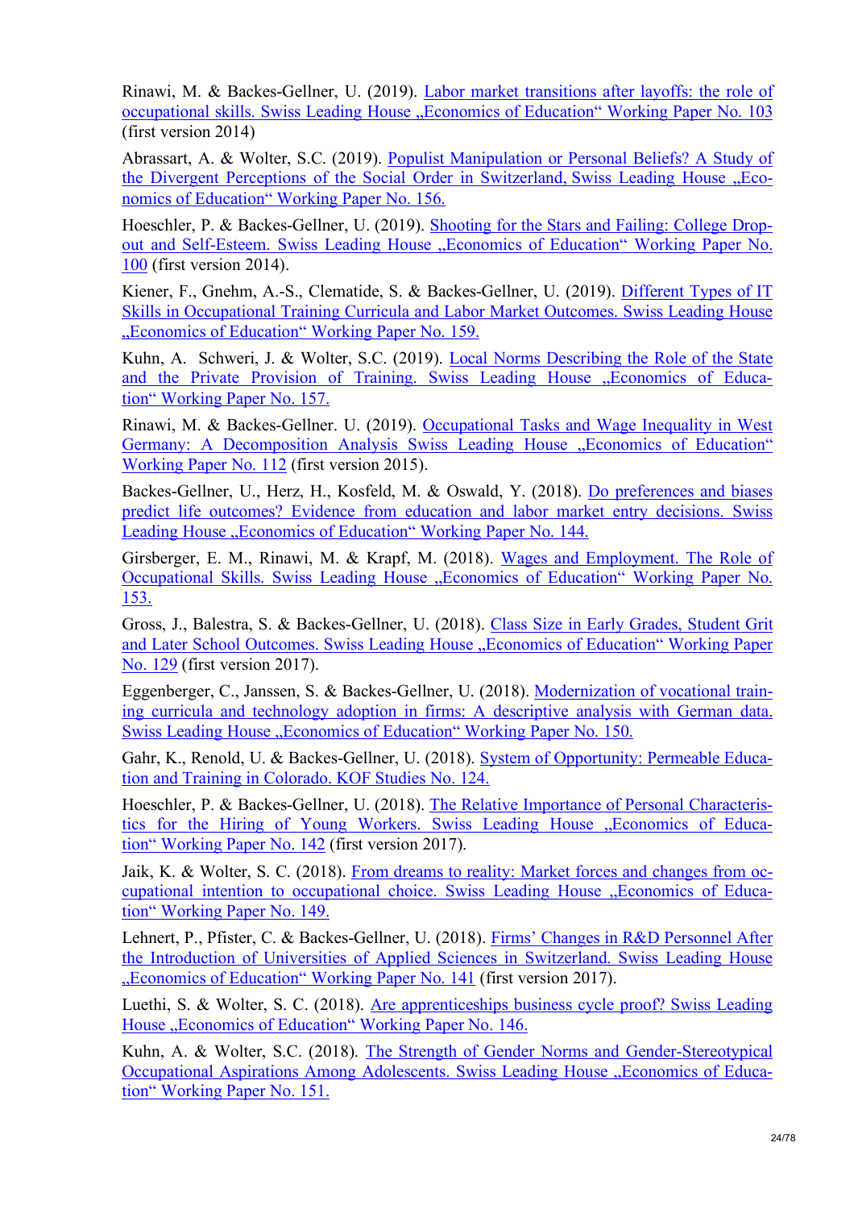Rinawi, M. & Backes-Gellner, U. (2019). Labor market transitions after layoffs: the role of occupational skills. Swiss Leading House „Economics of Education" Working Paper No. 103 (first version 2014)

Abrassart, A. & Wolter, S.C. (2019). Populist Manipulation or Personal Beliefs? A Study of the Divergent Perceptions of the Social Order in Switzerland, Swiss Leading House „Economics of Education" Working Paper No. 156.

Hoeschler, P. & Backes-Gellner, U. (2019). Shooting for the Stars and Failing: College Dropout and Self-Esteem. Swiss Leading House „Economics of Education" Working Paper No. 100 (first version 2014).

Kiener, F., Gnehm, A.-S., Clematide, S. & Backes-Gellner, U. (2019). Different Types of IT Skills in Occupational Training Curricula and Labor Market Outcomes. Swiss Leading House „Economics of Education" Working Paper No. 159.

Kuhn, A. Schweri, J. & Wolter, S.C. (2019). Local Norms Describing the Role of the State and the Private Provision of Training. Swiss Leading House „Economics of Education" Working Paper No. 157.

Rinawi, M. & Backes-Gellner. U. (2019). Occupational Tasks and Wage Inequality in West Germany: A Decomposition Analysis Swiss Leading House „Economics of Education" Working Paper No. 112 (first version 2015).

Backes-Gellner, U., Herz, H., Kosfeld, M. & Oswald, Y. (2018). Do preferences and biases predict life outcomes? Evidence from education and labor market entry decisions. Swiss Leading House „Economics of Education" Working Paper No. 144.

Girsberger, E. M., Rinawi, M. & Krapf, M. (2018). Wages and Employment. The Role of Occupational Skills. Swiss Leading House „Economics of Education" Working Paper No. 153.

Gross, J., Balestra, S. & Backes-Gellner, U. (2018). Class Size in Early Grades, Student Grit and Later School Outcomes. Swiss Leading House „Economics of Education" Working Paper No. 129 (first version 2017).

Eggenberger, C., Janssen, S. & Backes-Gellner, U. (2018). Modernization of vocational training curricula and technology adoption in firms: A descriptive analysis with German data. Swiss Leading House „Economics of Education" Working Paper No. 150.

Gahr, K., Renold, U. & Backes-Gellner, U. (2018). System of Opportunity: Permeable Education and Training in Colorado. KOF Studies No. 124.

Hoeschler, P. & Backes-Gellner, U. (2018). The Relative Importance of Personal Characteristics for the Hiring of Young Workers. Swiss Leading House „Economics of Education" Working Paper No. 142 (first version 2017).

Jaik, K. & Wolter, S. C. (2018). From dreams to reality: Market forces and changes from occupational intention to occupational choice. Swiss Leading House „Economics of Education" Working Paper No. 149.

Lehnert, P., Pfister, C. & Backes-Gellner, U. (2018). Firms' Changes in R&D Personnel After the Introduction of Universities of Applied Sciences in Switzerland. Swiss Leading House „Economics of Education" Working Paper No. 141 (first version 2017).

Luethi, S. & Wolter, S. C. (2018). Are apprenticeships business cycle proof? Swiss Leading House „Economics of Education" Working Paper No. 146.

Kuhn, A. & Wolter, S.C. (2018). The Strength of Gender Norms and Gender-Stereotypical Occupational Aspirations Among Adolescents. Swiss Leading House „Economics of Education" Working Paper No. 151.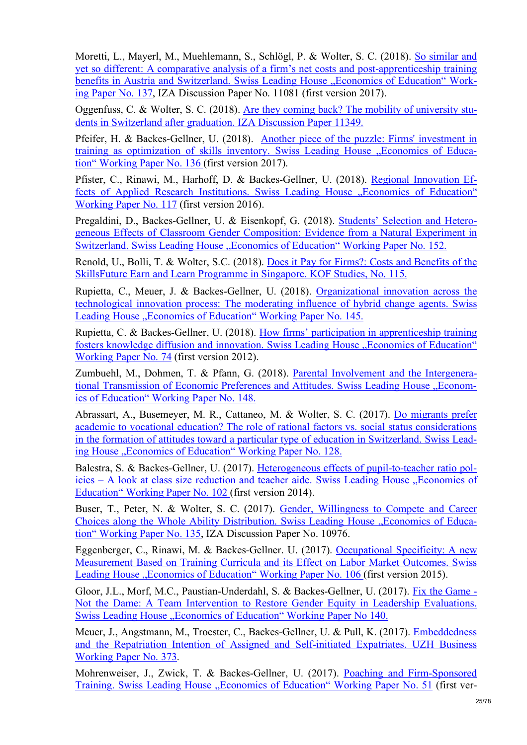Moretti, L., Mayerl, M., Muehlemann, S., Schlögl, P. & Wolter, S. C. (2018). So similar and yet so different: A comparative analysis of a firm's net costs and post-apprenticeship training benefits in Austria and Switzerland. Swiss Leading House „Economics of Education" Working Paper No. 137, IZA Discussion Paper No. 11081 (first version 2017).

Oggenfuss, C. & Wolter, S. C. (2018). Are they coming back? The mobility of university students in Switzerland after graduation. IZA Discussion Paper 11349.

Pfeifer, H. & Backes-Gellner, U. (2018). Another piece of the puzzle: Firms' investment in training as optimization of skills inventory. Swiss Leading House „Economics of Education" Working Paper No. 136 (first version 2017).

Pfister, C., Rinawi, M., Harhoff, D. & Backes-Gellner, U. (2018). Regional Innovation Effects of Applied Research Institutions. Swiss Leading House „Economics of Education" Working Paper No. 117 (first version 2016).

Pregaldini, D., Backes-Gellner, U. & Eisenkopf, G. (2018). Students' Selection and Heterogeneous Effects of Classroom Gender Composition: Evidence from a Natural Experiment in Switzerland. Swiss Leading House „Economics of Education" Working Paper No. 152.

Renold, U., Bolli, T. & Wolter, S.C. (2018). Does it Pay for Firms?: Costs and Benefits of the SkillsFuture Earn and Learn Programme in Singapore. KOF Studies, No. 115.

Rupietta, C., Meuer, J. & Backes-Gellner, U. (2018). Organizational innovation across the technological innovation process: The moderating influence of hybrid change agents. Swiss Leading House „Economics of Education" Working Paper No. 145.

Rupietta, C. & Backes-Gellner, U. (2018). How firms' participation in apprenticeship training fosters knowledge diffusion and innovation. Swiss Leading House „Economics of Education" Working Paper No. 74 (first version 2012).

Zumbuehl, M., Dohmen, T. & Pfann, G. (2018). Parental Involvement and the Intergenerational Transmission of Economic Preferences and Attitudes. Swiss Leading House „Economics of Education" Working Paper No. 148.

Abrassart, A., Busemeyer, M. R., Cattaneo, M. & Wolter, S. C. (2017). Do migrants prefer academic to vocational education? The role of rational factors vs. social status considerations in the formation of attitudes toward a particular type of education in Switzerland. Swiss Leading House „Economics of Education" Working Paper No. 128.

Balestra, S. & Backes-Gellner, U. (2017). Heterogeneous effects of pupil-to-teacher ratio policies – A look at class size reduction and teacher aide. Swiss Leading House „Economics of Education" Working Paper No. 102 (first version 2014).

Buser, T., Peter, N. & Wolter, S. C. (2017). Gender, Willingness to Compete and Career Choices along the Whole Ability Distribution. Swiss Leading House „Economics of Education" Working Paper No. 135, IZA Discussion Paper No. 10976.

Eggenberger, C., Rinawi, M. & Backes-Gellner. U. (2017). Occupational Specificity: A new Measurement Based on Training Curricula and its Effect on Labor Market Outcomes. Swiss Leading House „Economics of Education" Working Paper No. 106 (first version 2015).

Gloor, J.L., Morf, M.C., Paustian-Underdahl, S. & Backes-Gellner, U. (2017). Fix the Game - Not the Dame: A Team Intervention to Restore Gender Equity in Leadership Evaluations. Swiss Leading House „Economics of Education" Working Paper No 140.

Meuer, J., Angstmann, M., Troester, C., Backes-Gellner, U. & Pull, K. (2017). Embeddedness and the Repatriation Intention of Assigned and Self-initiated Expatriates. UZH Business Working Paper No. 373.

Mohrenweiser, J., Zwick, T. & Backes-Gellner, U. (2017). Poaching and Firm-Sponsored Training. Swiss Leading House „Economics of Education" Working Paper No. 51 (first ver-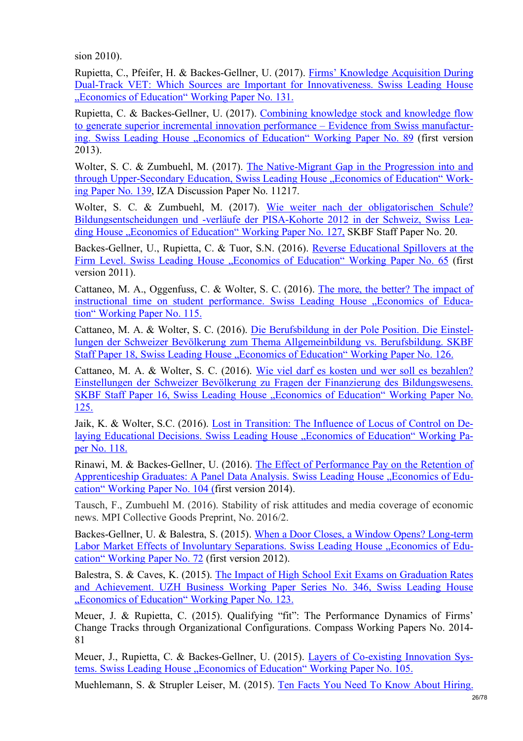sion 2010).

Rupietta, C., Pfeifer, H. & Backes-Gellner, U. (2017). Firms' Knowledge Acquisition During Dual-Track VET: Which Sources are Important for Innovativeness. Swiss Leading House „Economics of Education" Working Paper No. 131.

Rupietta, C. & Backes-Gellner, U. (2017). Combining knowledge stock and knowledge flow to generate superior incremental innovation performance – Evidence from Swiss manufacturing. Swiss Leading House „Economics of Education" Working Paper No. 89 (first version 2013).

Wolter, S. C. & Zumbuehl, M. (2017). The Native-Migrant Gap in the Progression into and through Upper-Secondary Education, Swiss Leading House „Economics of Education" Working Paper No. 139, IZA Discussion Paper No. 11217.

Wolter, S. C. & Zumbuehl, M. (2017). Wie weiter nach der obligatorischen Schule? Bildungsentscheidungen und -verläufe der PISA-Kohorte 2012 in der Schweiz, Swiss Leading House „Economics of Education" Working Paper No. 127, SKBF Staff Paper No. 20.

Backes-Gellner, U., Rupietta, C. & Tuor, S.N. (2016). Reverse Educational Spillovers at the Firm Level. Swiss Leading House „Economics of Education" Working Paper No. 65 (first version 2011).

Cattaneo, M. A., Oggenfuss, C. & Wolter, S. C. (2016). The more, the better? The impact of instructional time on student performance. Swiss Leading House „Economics of Education" Working Paper No. 115.

Cattaneo, M. A. & Wolter, S. C. (2016). Die Berufsbildung in der Pole Position. Die Einstellungen der Schweizer Bevölkerung zum Thema Allgemeinbildung vs. Berufsbildung. SKBF Staff Paper 18, Swiss Leading House „Economics of Education" Working Paper No. 126.

Cattaneo, M. A. & Wolter, S. C. (2016). Wie viel darf es kosten und wer soll es bezahlen? Einstellungen der Schweizer Bevölkerung zu Fragen der Finanzierung des Bildungswesens. SKBF Staff Paper 16, Swiss Leading House „Economics of Education" Working Paper No. 125.

Jaik, K. & Wolter, S.C. (2016). Lost in Transition: The Influence of Locus of Control on Delaying Educational Decisions. Swiss Leading House „Economics of Education" Working Paper No. 118.

Rinawi, M. & Backes-Gellner, U. (2016). The Effect of Performance Pay on the Retention of Apprenticeship Graduates: A Panel Data Analysis. Swiss Leading House „Economics of Education" Working Paper No. 104 (first version 2014).

Tausch, F., Zumbuehl M. (2016). Stability of risk attitudes and media coverage of economic news. MPI Collective Goods Preprint, No. 2016/2.

Backes-Gellner, U. & Balestra, S. (2015). When a Door Closes, a Window Opens? Long-term Labor Market Effects of Involuntary Separations. Swiss Leading House „Economics of Education" Working Paper No. 72 (first version 2012).

Balestra, S. & Caves, K. (2015). The Impact of High School Exit Exams on Graduation Rates and Achievement. UZH Business Working Paper Series No. 346, Swiss Leading House „Economics of Education" Working Paper No. 123.

Meuer, J. & Rupietta, C. (2015). Qualifying "fit": The Performance Dynamics of Firms' Change Tracks through Organizational Configurations. Compass Working Papers No. 2014-81

Meuer, J., Rupietta, C. & Backes-Gellner, U. (2015). Layers of Co-existing Innovation Systems. Swiss Leading House „Economics of Education" Working Paper No. 105.

Muehlemann, S. & Strupler Leiser, M. (2015). Ten Facts You Need To Know About Hiring.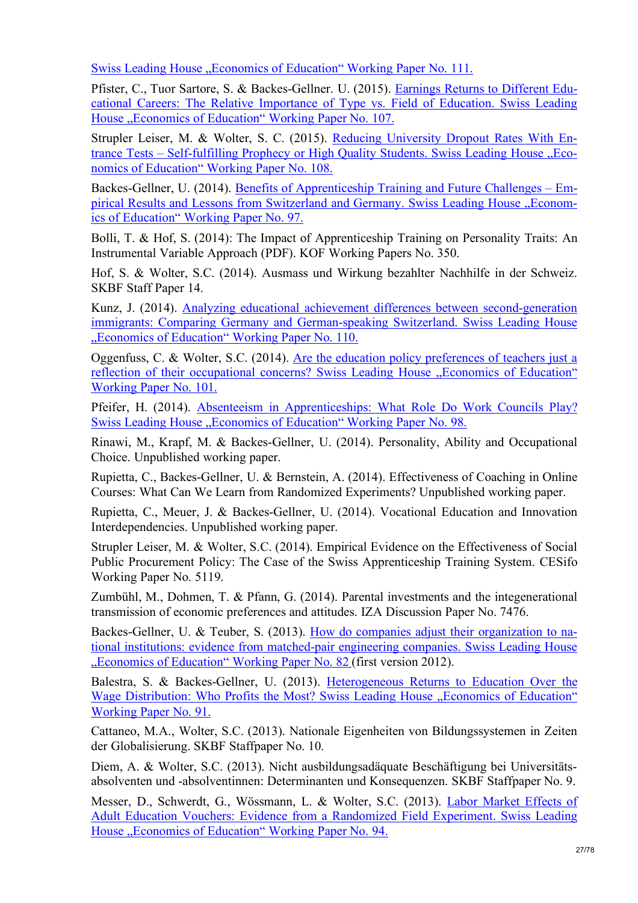Swiss Leading House „Economics of Education" Working Paper No. 111.

Pfister, C., Tuor Sartore, S. & Backes-Gellner. U. (2015). Earnings Returns to Different Educational Careers: The Relative Importance of Type vs. Field of Education. Swiss Leading House „Economics of Education" Working Paper No. 107.

Strupler Leiser, M. & Wolter, S. C. (2015). Reducing University Dropout Rates With Entrance Tests – Self-fulfilling Prophecy or High Quality Students. Swiss Leading House „Economics of Education" Working Paper No. 108.

Backes-Gellner, U. (2014). Benefits of Apprenticeship Training and Future Challenges – Empirical Results and Lessons from Switzerland and Germany. Swiss Leading House „Economics of Education" Working Paper No. 97.

Bolli, T. & Hof, S. (2014): The Impact of Apprenticeship Training on Personality Traits: An Instrumental Variable Approach (PDF). KOF Working Papers No. 350.

Hof, S. & Wolter, S.C. (2014). Ausmass und Wirkung bezahlter Nachhilfe in der Schweiz. SKBF Staff Paper 14.

Kunz, J. (2014). Analyzing educational achievement differences between second-generation immigrants: Comparing Germany and German-speaking Switzerland. Swiss Leading House „Economics of Education" Working Paper No. 110.

Oggenfuss, C. & Wolter, S.C. (2014). Are the education policy preferences of teachers just a reflection of their occupational concerns? Swiss Leading House „Economics of Education" Working Paper No. 101.

Pfeifer, H. (2014). Absenteeism in Apprenticeships: What Role Do Work Councils Play? Swiss Leading House „Economics of Education" Working Paper No. 98.

Rinawi, M., Krapf, M. & Backes-Gellner, U. (2014). Personality, Ability and Occupational Choice. Unpublished working paper.

Rupietta, C., Backes-Gellner, U. & Bernstein, A. (2014). Effectiveness of Coaching in Online Courses: What Can We Learn from Randomized Experiments? Unpublished working paper.

Rupietta, C., Meuer, J. & Backes-Gellner, U. (2014). Vocational Education and Innovation Interdependencies. Unpublished working paper.

Strupler Leiser, M. & Wolter, S.C. (2014). Empirical Evidence on the Effectiveness of Social Public Procurement Policy: The Case of the Swiss Apprenticeship Training System. CESifo Working Paper No. 5119.

Zumbühl, M., Dohmen, T. & Pfann, G. (2014). Parental investments and the integenerational transmission of economic preferences and attitudes. IZA Discussion Paper No. 7476.

Backes-Gellner, U. & Teuber, S. (2013). How do companies adjust their organization to national institutions: evidence from matched-pair engineering companies. Swiss Leading House „Economics of Education" Working Paper No. 82 (first version 2012).

Balestra, S. & Backes-Gellner, U. (2013). Heterogeneous Returns to Education Over the Wage Distribution: Who Profits the Most? Swiss Leading House „Economics of Education" Working Paper No. 91.

Cattaneo, M.A., Wolter, S.C. (2013). Nationale Eigenheiten von Bildungssystemen in Zeiten der Globalisierung. SKBF Staffpaper No. 10.

Diem, A. & Wolter, S.C. (2013). Nicht ausbildungsadäquate Beschäftigung bei Universitätsabsolventen und -absolventinnen: Determinanten und Konsequenzen. SKBF Staffpaper No. 9.

Messer, D., Schwerdt, G., Wössmann, L. & Wolter, S.C. (2013). Labor Market Effects of Adult Education Vouchers: Evidence from a Randomized Field Experiment. Swiss Leading House „Economics of Education" Working Paper No. 94.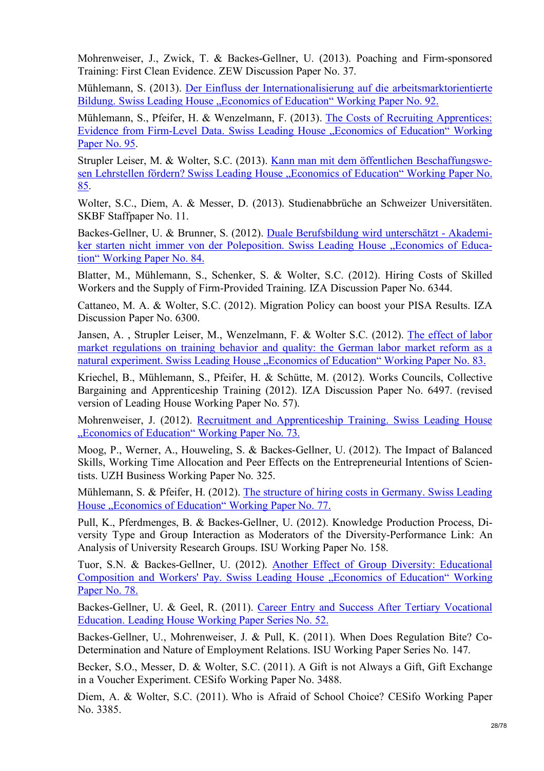Mohrenweiser, J., Zwick, T. & Backes-Gellner, U. (2013). Poaching and Firm-sponsored Training: First Clean Evidence. ZEW Discussion Paper No. 37.

Mühlemann, S. (2013). Der Einfluss der Internationalisierung auf die arbeitsmarktorientierte Bildung. Swiss Leading House „Economics of Education" Working Paper No. 92.

Mühlemann, S., Pfeifer, H. & Wenzelmann, F. (2013). The Costs of Recruiting Apprentices: Evidence from Firm-Level Data. Swiss Leading House „Economics of Education" Working Paper No. 95.

Strupler Leiser, M. & Wolter, S.C. (2013). Kann man mit dem öffentlichen Beschaffungswesen Lehrstellen fördern? Swiss Leading House „Economics of Education" Working Paper No. 85.

Wolter, S.C., Diem, A. & Messer, D. (2013). Studienabbrüche an Schweizer Universitäten. SKBF Staffpaper No. 11.

Backes-Gellner, U. & Brunner, S. (2012). Duale Berufsbildung wird unterschätzt - Akademiker starten nicht immer von der Poleposition. Swiss Leading House „Economics of Education" Working Paper No. 84.

Blatter, M., Mühlemann, S., Schenker, S. & Wolter, S.C. (2012). Hiring Costs of Skilled Workers and the Supply of Firm-Provided Training. IZA Discussion Paper No. 6344.

Cattaneo, M. A. & Wolter, S.C. (2012). Migration Policy can boost your PISA Results. IZA Discussion Paper No. 6300.

Jansen, A. , Strupler Leiser, M., Wenzelmann, F. & Wolter S.C. (2012). The effect of labor market regulations on training behavior and quality: the German labor market reform as a natural experiment. Swiss Leading House „Economics of Education" Working Paper No. 83.

Kriechel, B., Mühlemann, S., Pfeifer, H. & Schütte, M. (2012). Works Councils, Collective Bargaining and Apprenticeship Training (2012). IZA Discussion Paper No. 6497. (revised version of Leading House Working Paper No. 57).

Mohrenweiser, J. (2012). Recruitment and Apprenticeship Training. Swiss Leading House „Economics of Education" Working Paper No. 73.

Moog, P., Werner, A., Houweling, S. & Backes-Gellner, U. (2012). The Impact of Balanced Skills, Working Time Allocation and Peer Effects on the Entrepreneurial Intentions of Scientists. UZH Business Working Paper No. 325.

Mühlemann, S. & Pfeifer, H. (2012). The structure of hiring costs in Germany. Swiss Leading House „Economics of Education" Working Paper No. 77.

Pull, K., Pferdmenges, B. & Backes-Gellner, U. (2012). Knowledge Production Process, Diversity Type and Group Interaction as Moderators of the Diversity-Performance Link: An Analysis of University Research Groups. ISU Working Paper No. 158.

Tuor, S.N. & Backes-Gellner, U. (2012). Another Effect of Group Diversity: Educational Composition and Workers' Pay. Swiss Leading House „Economics of Education" Working Paper No. 78.

Backes-Gellner, U. & Geel, R. (2011). Career Entry and Success After Tertiary Vocational Education. Leading House Working Paper Series No. 52.

Backes-Gellner, U., Mohrenweiser, J. & Pull, K. (2011). When Does Regulation Bite? Co-Determination and Nature of Employment Relations. ISU Working Paper Series No. 147.

Becker, S.O., Messer, D. & Wolter, S.C. (2011). A Gift is not Always a Gift, Gift Exchange in a Voucher Experiment. CESifo Working Paper No. 3488.

Diem, A. & Wolter, S.C. (2011). Who is Afraid of School Choice? CESifo Working Paper No. 3385.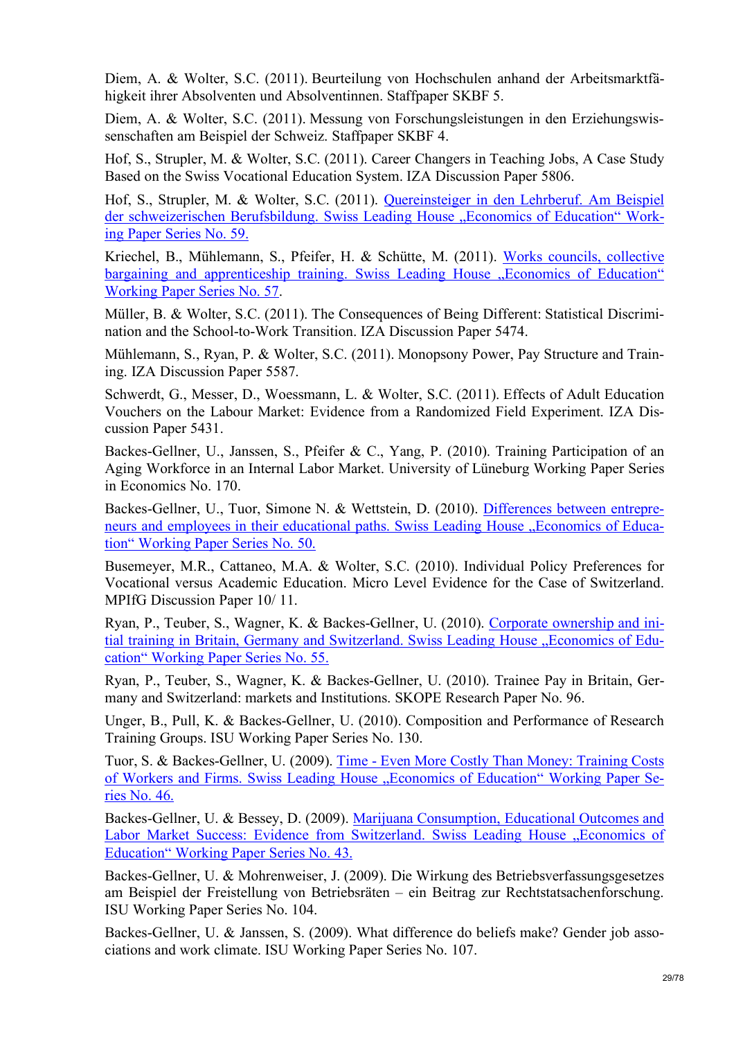Diem, A. & Wolter, S.C. (2011). Beurteilung von Hochschulen anhand der Arbeitsmarktfähigkeit ihrer Absolventen und Absolventinnen. Staffpaper SKBF 5.

Diem, A. & Wolter, S.C. (2011). Messung von Forschungsleistungen in den Erziehungswissenschaften am Beispiel der Schweiz. Staffpaper SKBF 4.

Hof, S., Strupler, M. & Wolter, S.C. (2011). Career Changers in Teaching Jobs, A Case Study Based on the Swiss Vocational Education System. IZA Discussion Paper 5806.

Hof, S., Strupler, M. & Wolter, S.C. (2011). Quereinsteiger in den Lehrberuf. Am Beispiel der schweizerischen Berufsbildung. Swiss Leading House „Economics of Education" Working Paper Series No. 59.

Kriechel, B., Mühlemann, S., Pfeifer, H. & Schütte, M. (2011). Works councils, collective bargaining and apprenticeship training. Swiss Leading House „Economics of Education" Working Paper Series No. 57.

Müller, B. & Wolter, S.C. (2011). The Consequences of Being Different: Statistical Discrimination and the School-to-Work Transition. IZA Discussion Paper 5474.

Mühlemann, S., Ryan, P. & Wolter, S.C. (2011). Monopsony Power, Pay Structure and Training. IZA Discussion Paper 5587.

Schwerdt, G., Messer, D., Woessmann, L. & Wolter, S.C. (2011). Effects of Adult Education Vouchers on the Labour Market: Evidence from a Randomized Field Experiment. IZA Discussion Paper 5431.

Backes-Gellner, U., Janssen, S., Pfeifer & C., Yang, P. (2010). Training Participation of an Aging Workforce in an Internal Labor Market. University of Lüneburg Working Paper Series in Economics No. 170.

Backes-Gellner, U., Tuor, Simone N. & Wettstein, D. (2010). Differences between entrepreneurs and employees in their educational paths. Swiss Leading House „Economics of Education" Working Paper Series No. 50.

Busemeyer, M.R., Cattaneo, M.A. & Wolter, S.C. (2010). Individual Policy Preferences for Vocational versus Academic Education. Micro Level Evidence for the Case of Switzerland. MPIfG Discussion Paper 10/ 11.

Ryan, P., Teuber, S., Wagner, K. & Backes-Gellner, U. (2010). Corporate ownership and initial training in Britain, Germany and Switzerland. Swiss Leading House „Economics of Education" Working Paper Series No. 55.

Ryan, P., Teuber, S., Wagner, K. & Backes-Gellner, U. (2010). Trainee Pay in Britain, Germany and Switzerland: markets and Institutions. SKOPE Research Paper No. 96.

Unger, B., Pull, K. & Backes-Gellner, U. (2010). Composition and Performance of Research Training Groups. ISU Working Paper Series No. 130.

Tuor, S. & Backes-Gellner, U. (2009). Time - Even More Costly Than Money: Training Costs of Workers and Firms. Swiss Leading House „Economics of Education" Working Paper Series No. 46.

Backes-Gellner, U. & Bessey, D. (2009). Marijuana Consumption, Educational Outcomes and Labor Market Success: Evidence from Switzerland. Swiss Leading House „Economics of Education" Working Paper Series No. 43.

Backes-Gellner, U. & Mohrenweiser, J. (2009). Die Wirkung des Betriebsverfassungsgesetzes am Beispiel der Freistellung von Betriebsräten – ein Beitrag zur Rechtstatsachenforschung. ISU Working Paper Series No. 104.

Backes-Gellner, U. & Janssen, S. (2009). What difference do beliefs make? Gender job associations and work climate. ISU Working Paper Series No. 107.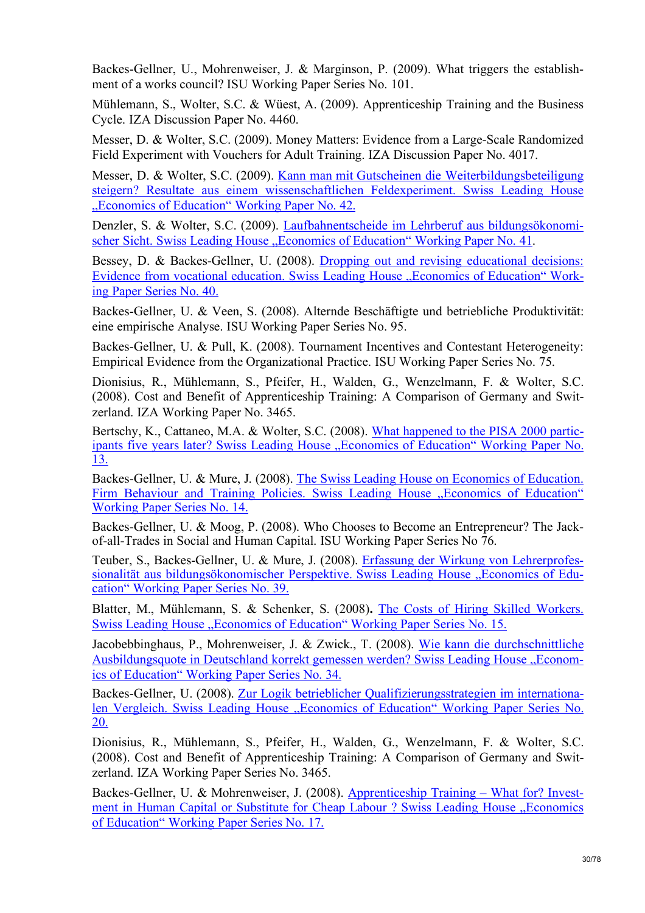Backes-Gellner, U., Mohrenweiser, J. & Marginson, P. (2009). What triggers the establishment of a works council? ISU Working Paper Series No. 101.

Mühlemann, S., Wolter, S.C. & Wüest, A. (2009). Apprenticeship Training and the Business Cycle. IZA Discussion Paper No. 4460.

Messer, D. & Wolter, S.C. (2009). Money Matters: Evidence from a Large-Scale Randomized Field Experiment with Vouchers for Adult Training. IZA Discussion Paper No. 4017.

Messer, D. & Wolter, S.C. (2009). Kann man mit Gutscheinen die Weiterbildungsbeteiligung steigern? Resultate aus einem wissenschaftlichen Feldexperiment. Swiss Leading House „Economics of Education“ Working Paper No. 42.

Denzler, S. & Wolter, S.C. (2009). Laufbahnentscheide im Lehrberuf aus bildungsökonomischer Sicht. Swiss Leading House „Economics of Education“ Working Paper No. 41.

Bessey, D. & Backes-Gellner, U. (2008). Dropping out and revising educational decisions: Evidence from vocational education. Swiss Leading House „Economics of Education“ Working Paper Series No. 40.

Backes-Gellner, U. & Veen, S. (2008). Alternde Beschäftigte und betriebliche Produktivität: eine empirische Analyse. ISU Working Paper Series No. 95.

Backes-Gellner, U. & Pull, K. (2008). Tournament Incentives and Contestant Heterogeneity: Empirical Evidence from the Organizational Practice. ISU Working Paper Series No. 75.

Dionisius, R., Mühlemann, S., Pfeifer, H., Walden, G., Wenzelmann, F. & Wolter, S.C. (2008). Cost and Benefit of Apprenticeship Training: A Comparison of Germany and Switzerland. IZA Working Paper No. 3465.

Bertschy, K., Cattaneo, M.A. & Wolter, S.C. (2008). What happened to the PISA 2000 participants five years later? Swiss Leading House „Economics of Education“ Working Paper No. 13.

Backes-Gellner, U. & Mure, J. (2008). The Swiss Leading House on Economics of Education. Firm Behaviour and Training Policies. Swiss Leading House „Economics of Education“ Working Paper Series No. 14.

Backes-Gellner, U. & Moog, P. (2008). Who Chooses to Become an Entrepreneur? The Jack-of-all-Trades in Social and Human Capital. ISU Working Paper Series No 76.

Teuber, S., Backes-Gellner, U. & Mure, J. (2008). Erfassung der Wirkung von Lehrerprofessionalität aus bildungsökonomischer Perspektive. Swiss Leading House „Economics of Education“ Working Paper Series No. 39.

Blatter, M., Mühlemann, S. & Schenker, S. (2008). The Costs of Hiring Skilled Workers. Swiss Leading House „Economics of Education“ Working Paper Series No. 15.

Jacobebbinghaus, P., Mohrenweiser, J. & Zwick., T. (2008). Wie kann die durchschnittliche Ausbildungsquote in Deutschland korrekt gemessen werden? Swiss Leading House „Economics of Education“ Working Paper Series No. 34.

Backes-Gellner, U. (2008). Zur Logik betrieblicher Qualifizierungsstrategien im internationalen Vergleich. Swiss Leading House „Economics of Education“ Working Paper Series No. 20.

Dionisius, R., Mühlemann, S., Pfeifer, H., Walden, G., Wenzelmann, F. & Wolter, S.C. (2008). Cost and Benefit of Apprenticeship Training: A Comparison of Germany and Switzerland. IZA Working Paper Series No. 3465.

Backes-Gellner, U. & Mohrenweiser, J. (2008). Apprenticeship Training – What for? Investment in Human Capital or Substitute for Cheap Labour ? Swiss Leading House „Economics of Education“ Working Paper Series No. 17.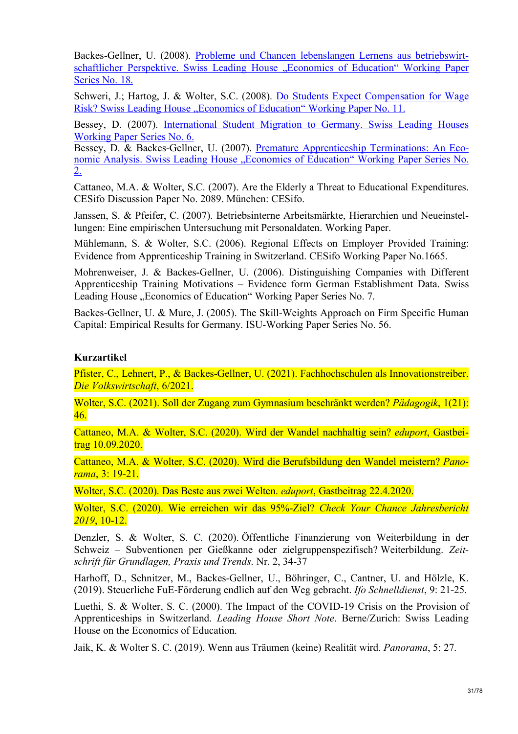Backes-Gellner, U. (2008). [Probleme und Chancen lebenslangen Lernens aus betriebswirtschaftlicher Perspektive. Swiss Leading House „Economics of Education“ Working Paper Series No. 18.]

Schweri, J.; Hartog, J. & Wolter, S.C. (2008). [Do Students Expect Compensation for Wage Risk? Swiss Leading House „Economics of Education“ Working Paper No. 11.]

Bessey, D. (2007). [International Student Migration to Germany. Swiss Leading Houses Working Paper Series No. 6.]

Bessey, D. & Backes-Gellner, U. (2007). [Premature Apprenticeship Terminations: An Economic Analysis. Swiss Leading House „Economics of Education“ Working Paper Series No. 2.]

Cattaneo, M.A. & Wolter, S.C. (2007). Are the Elderly a Threat to Educational Expenditures. CESifo Discussion Paper No. 2089. München: CESifo.

Janssen, S. & Pfeifer, C. (2007). Betriebsinterne Arbeitsmärkte, Hierarchien und Neueinstellungen: Eine empirischen Untersuchung mit Personaldaten. Working Paper.

Mühlemann, S. & Wolter, S.C. (2006). Regional Effects on Employer Provided Training: Evidence from Apprenticeship Training in Switzerland. CESifo Working Paper No.1665.

Mohrenweiser, J. & Backes-Gellner, U. (2006). Distinguishing Companies with Different Apprenticeship Training Motivations – Evidence form German Establishment Data. Swiss Leading House „Economics of Education“ Working Paper Series No. 7.

Backes-Gellner, U. & Mure, J. (2005). The Skill-Weights Approach on Firm Specific Human Capital: Empirical Results for Germany. ISU-Working Paper Series No. 56.

### Kurzartikel

Pfister, C., Lehnert, P., & Backes-Gellner, U. (2021). Fachhochschulen als Innovationstreiber. *Die Volkswirtschaft*, 6/2021.

Wolter, S.C. (2021). Soll der Zugang zum Gymnasium beschränkt werden? *Pädagogik*, 1(21): 46.

Cattaneo, M.A. & Wolter, S.C. (2020). Wird der Wandel nachhaltig sein? *eduport*, Gastbeitrag 10.09.2020.

Cattaneo, M.A. & Wolter, S.C. (2020). Wird die Berufsbildung den Wandel meistern? *Panorama*, 3: 19-21.

Wolter, S.C. (2020). Das Beste aus zwei Welten. *eduport*, Gastbeitrag 22.4.2020.

Wolter, S.C. (2020). Wie erreichen wir das 95%-Ziel? *Check Your Chance Jahresbericht 2019*, 10-12.

Denzler, S. & Wolter, S. C. (2020). Öffentliche Finanzierung von Weiterbildung in der Schweiz – Subventionen per Gießkanne oder zielgruppenspezifisch? Weiterbildung. *Zeitschrift für Grundlagen, Praxis und Trends*. Nr. 2, 34-37

Harhoff, D., Schnitzer, M., Backes-Gellner, U., Böhringer, C., Cantner, U. and Hölzle, K. (2019). Steuerliche FuE-Förderung endlich auf den Weg gebracht. *Ifo Schnelldienst*, 9: 21-25.

Luethi, S. & Wolter, S. C. (2000). The Impact of the COVID-19 Crisis on the Provision of Apprenticeships in Switzerland. *Leading House Short Note*. Berne/Zurich: Swiss Leading House on the Economics of Education.

Jaik, K. & Wolter S. C. (2019). Wenn aus Träumen (keine) Realität wird. *Panorama*, 5: 27.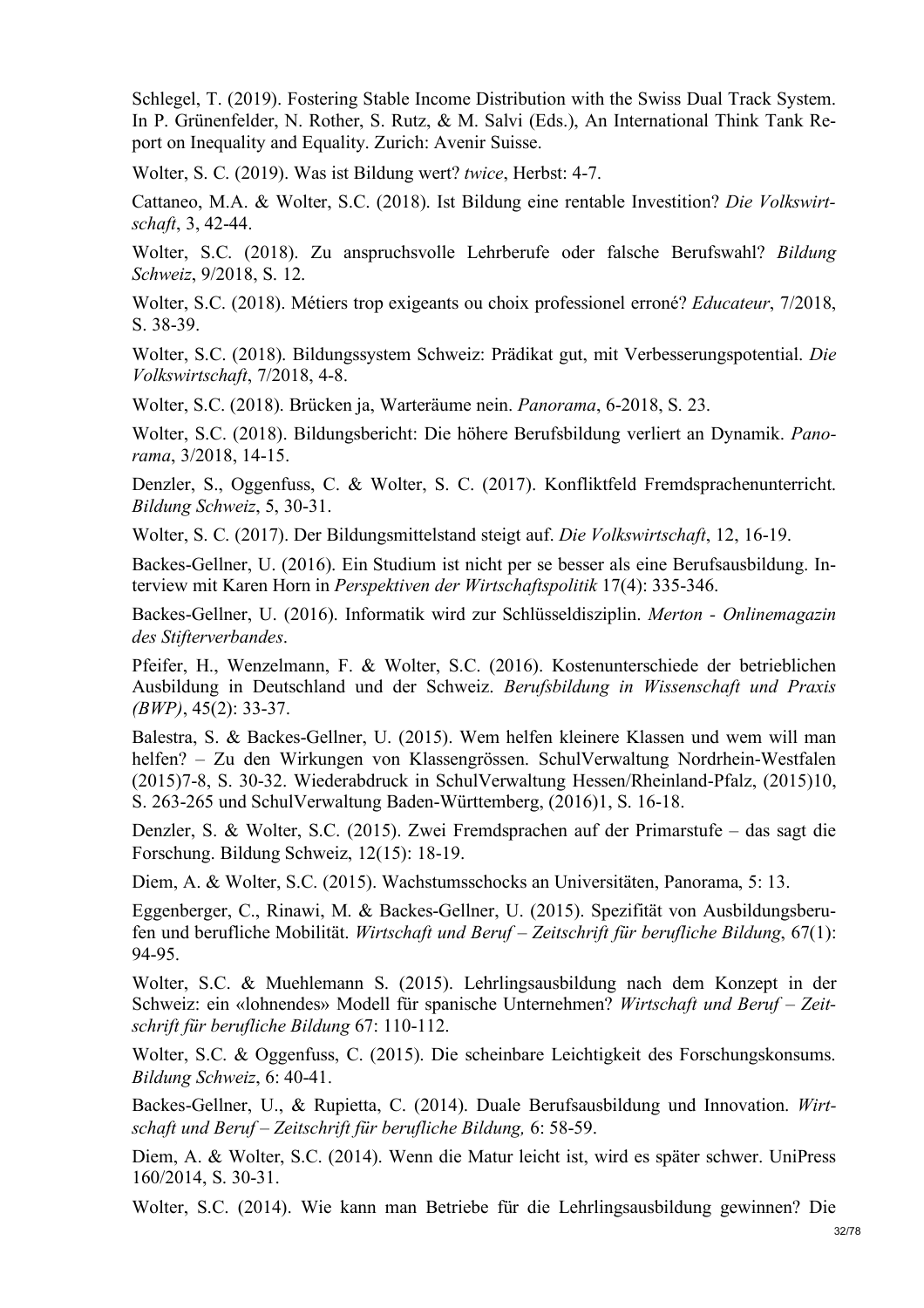Schlegel, T. (2019). Fostering Stable Income Distribution with the Swiss Dual Track System. In P. Grünenfelder, N. Rother, S. Rutz, & M. Salvi (Eds.), An International Think Tank Report on Inequality and Equality. Zurich: Avenir Suisse.

Wolter, S. C. (2019). Was ist Bildung wert? *twice*, Herbst: 4-7.

Cattaneo, M.A. & Wolter, S.C. (2018). Ist Bildung eine rentable Investition? *Die Volkswirtschaft*, 3, 42-44.

Wolter, S.C. (2018). Zu anspruchsvolle Lehrberufe oder falsche Berufswahl? *Bildung Schweiz*, 9/2018, S. 12.

Wolter, S.C. (2018). Métiers trop exigeants ou choix professionel erroné? *Educateur*, 7/2018, S. 38-39.

Wolter, S.C. (2018). Bildungssystem Schweiz: Prädikat gut, mit Verbesserungspotential. *Die Volkswirtschaft*, 7/2018, 4-8.

Wolter, S.C. (2018). Brücken ja, Warteräume nein. *Panorama*, 6-2018, S. 23.

Wolter, S.C. (2018). Bildungsbericht: Die höhere Berufsbildung verliert an Dynamik. *Panorama*, 3/2018, 14-15.

Denzler, S., Oggenfuss, C. & Wolter, S. C. (2017). Konfliktfeld Fremdsprachenunterricht. *Bildung Schweiz*, 5, 30-31.

Wolter, S. C. (2017). Der Bildungsmittelstand steigt auf. *Die Volkswirtschaft*, 12, 16-19.

Backes-Gellner, U. (2016). Ein Studium ist nicht per se besser als eine Berufsausbildung. Interview mit Karen Horn in *Perspektiven der Wirtschaftspolitik* 17(4): 335-346.

Backes-Gellner, U. (2016). Informatik wird zur Schlüsseldisziplin. *Merton - Onlinemagazin des Stifterverbandes*.

Pfeifer, H., Wenzelmann, F. & Wolter, S.C. (2016). Kostenunterschiede der betrieblichen Ausbildung in Deutschland und der Schweiz. *Berufsbildung in Wissenschaft und Praxis (BWP)*, 45(2): 33-37.

Balestra, S. & Backes-Gellner, U. (2015). Wem helfen kleinere Klassen und wem will man helfen? – Zu den Wirkungen von Klassengrössen. SchulVerwaltung Nordrhein-Westfalen (2015)7-8, S. 30-32. Wiederabdruck in SchulVerwaltung Hessen/Rheinland-Pfalz, (2015)10, S. 263-265 und SchulVerwaltung Baden-Württemberg, (2016)1, S. 16-18.

Denzler, S. & Wolter, S.C. (2015). Zwei Fremdsprachen auf der Primarstufe – das sagt die Forschung. Bildung Schweiz, 12(15): 18-19.

Diem, A. & Wolter, S.C. (2015). Wachstumsschocks an Universitäten, Panorama, 5: 13.

Eggenberger, C., Rinawi, M. & Backes-Gellner, U. (2015). Spezifität von Ausbildungsberufen und berufliche Mobilität. *Wirtschaft und Beruf – Zeitschrift für berufliche Bildung*, 67(1): 94-95.

Wolter, S.C. & Muehlemann S. (2015). Lehrlingsausbildung nach dem Konzept in der Schweiz: ein «lohnendes» Modell für spanische Unternehmen? *Wirtschaft und Beruf – Zeitschrift für berufliche Bildung* 67: 110-112.

Wolter, S.C. & Oggenfuss, C. (2015). Die scheinbare Leichtigkeit des Forschungskonsums. *Bildung Schweiz*, 6: 40-41.

Backes-Gellner, U., & Rupietta, C. (2014). Duale Berufsausbildung und Innovation. *Wirtschaft und Beruf – Zeitschrift für berufliche Bildung,* 6: 58-59.

Diem, A. & Wolter, S.C. (2014). Wenn die Matur leicht ist, wird es später schwer. UniPress 160/2014, S. 30-31.

Wolter, S.C. (2014). Wie kann man Betriebe für die Lehrlingsausbildung gewinnen? Die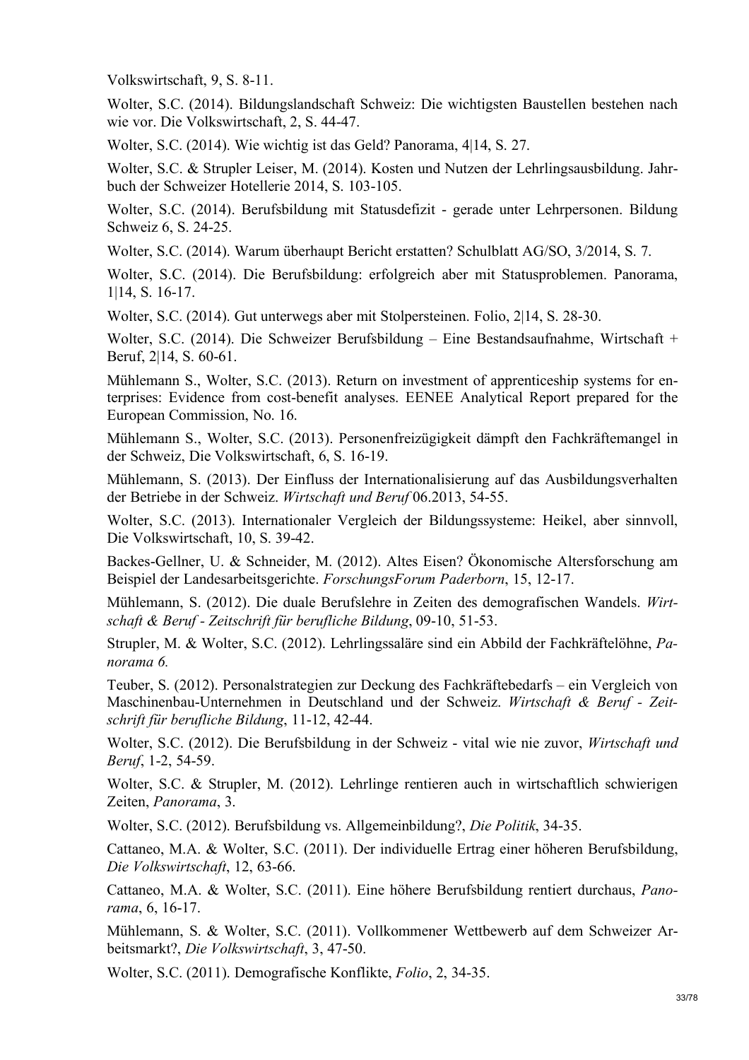Volkswirtschaft, 9, S. 8-11.

Wolter, S.C. (2014). Bildungslandschaft Schweiz: Die wichtigsten Baustellen bestehen nach wie vor. Die Volkswirtschaft, 2, S. 44-47.

Wolter, S.C. (2014). Wie wichtig ist das Geld? Panorama, 4|14, S. 27.

Wolter, S.C. & Strupler Leiser, M. (2014). Kosten und Nutzen der Lehrlingsausbildung. Jahrbuch der Schweizer Hotellerie 2014, S. 103-105.

Wolter, S.C. (2014). Berufsbildung mit Statusdefizit - gerade unter Lehrpersonen. Bildung Schweiz 6, S. 24-25.

Wolter, S.C. (2014). Warum überhaupt Bericht erstatten? Schulblatt AG/SO, 3/2014, S. 7.

Wolter, S.C. (2014). Die Berufsbildung: erfolgreich aber mit Statusproblemen. Panorama, 1|14, S. 16-17.

Wolter, S.C. (2014). Gut unterwegs aber mit Stolpersteinen. Folio, 2|14, S. 28-30.

Wolter, S.C. (2014). Die Schweizer Berufsbildung – Eine Bestandsaufnahme, Wirtschaft + Beruf, 2|14, S. 60-61.

Mühlemann S., Wolter, S.C. (2013). Return on investment of apprenticeship systems for enterprises: Evidence from cost-benefit analyses. EENEE Analytical Report prepared for the European Commission, No. 16.

Mühlemann S., Wolter, S.C. (2013). Personenfreizügigkeit dämpft den Fachkräftemangel in der Schweiz, Die Volkswirtschaft, 6, S. 16-19.

Mühlemann, S. (2013). Der Einfluss der Internationalisierung auf das Ausbildungsverhalten der Betriebe in der Schweiz. *Wirtschaft und Beruf* 06.2013, 54-55.

Wolter, S.C. (2013). Internationaler Vergleich der Bildungssysteme: Heikel, aber sinnvoll, Die Volkswirtschaft, 10, S. 39-42.

Backes-Gellner, U. & Schneider, M. (2012). Altes Eisen? Ökonomische Altersforschung am Beispiel der Landesarbeitsgerichte. *ForschungsForum Paderborn*, 15, 12-17.

Mühlemann, S. (2012). Die duale Berufslehre in Zeiten des demografischen Wandels. *Wirtschaft & Beruf - Zeitschrift für berufliche Bildung*, 09-10, 51-53.

Strupler, M. & Wolter, S.C. (2012). Lehrlingssaläre sind ein Abbild der Fachkräftelöhne, *Panorama 6.*

Teuber, S. (2012). Personalstrategien zur Deckung des Fachkräftebedarfs – ein Vergleich von Maschinenbau-Unternehmen in Deutschland und der Schweiz. *Wirtschaft & Beruf - Zeitschrift für berufliche Bildung*, 11-12, 42-44.

Wolter, S.C. (2012). Die Berufsbildung in der Schweiz - vital wie nie zuvor, *Wirtschaft und Beruf*, 1-2, 54-59.

Wolter, S.C. & Strupler, M. (2012). Lehrlinge rentieren auch in wirtschaftlich schwierigen Zeiten, *Panorama*, 3.

Wolter, S.C. (2012). Berufsbildung vs. Allgemeinbildung?, *Die Politik*, 34-35.

Cattaneo, M.A. & Wolter, S.C. (2011). Der individuelle Ertrag einer höheren Berufsbildung, *Die Volkswirtschaft*, 12, 63-66.

Cattaneo, M.A. & Wolter, S.C. (2011). Eine höhere Berufsbildung rentiert durchaus, *Panorama*, 6, 16-17.

Mühlemann, S. & Wolter, S.C. (2011). Vollkommener Wettbewerb auf dem Schweizer Arbeitsmarkt?, *Die Volkswirtschaft*, 3, 47-50.

Wolter, S.C. (2011). Demografische Konflikte, *Folio*, 2, 34-35.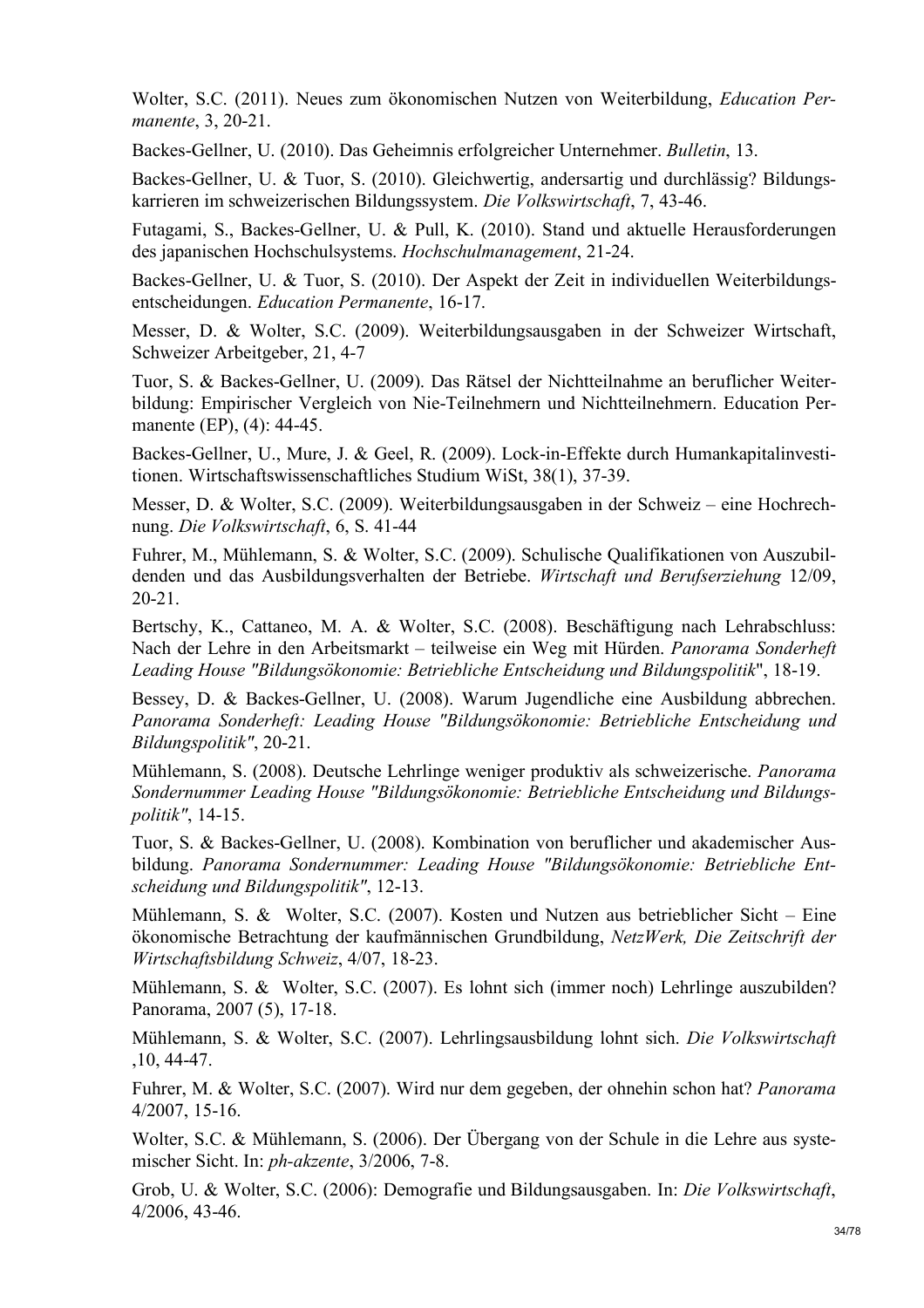Wolter, S.C. (2011). Neues zum ökonomischen Nutzen von Weiterbildung, *Education Permanente*, 3, 20-21.

Backes-Gellner, U. (2010). Das Geheimnis erfolgreicher Unternehmer. *Bulletin*, 13.

Backes-Gellner, U. & Tuor, S. (2010). Gleichwertig, andersartig und durchlässig? Bildungskarrieren im schweizerischen Bildungssystem. *Die Volkswirtschaft*, 7, 43-46.

Futagami, S., Backes-Gellner, U. & Pull, K. (2010). Stand und aktuelle Herausforderungen des japanischen Hochschulsystems. *Hochschulmanagement*, 21-24.

Backes-Gellner, U. & Tuor, S. (2010). Der Aspekt der Zeit in individuellen Weiterbildungsentscheidungen. *Education Permanente*, 16-17.

Messer, D. & Wolter, S.C. (2009). Weiterbildungsausgaben in der Schweizer Wirtschaft, Schweizer Arbeitgeber, 21, 4-7

Tuor, S. & Backes-Gellner, U. (2009). Das Rätsel der Nichtteilnahme an beruflicher Weiterbildung: Empirischer Vergleich von Nie-Teilnehmern und Nichtteilnehmern. Education Permanente (EP), (4): 44-45.

Backes-Gellner, U., Mure, J. & Geel, R. (2009). Lock-in-Effekte durch Humankapitalinvestitionen. Wirtschaftswissenschaftliches Studium WiSt, 38(1), 37-39.

Messer, D. & Wolter, S.C. (2009). Weiterbildungsausgaben in der Schweiz – eine Hochrechnung. *Die Volkswirtschaft*, 6, S. 41-44

Fuhrer, M., Mühlemann, S. & Wolter, S.C. (2009). Schulische Qualifikationen von Auszubildenden und das Ausbildungsverhalten der Betriebe. *Wirtschaft und Berufserziehung* 12/09, 20-21.

Bertschy, K., Cattaneo, M. A. & Wolter, S.C. (2008). Beschäftigung nach Lehrabschluss: Nach der Lehre in den Arbeitsmarkt – teilweise ein Weg mit Hürden. *Panorama Sonderheft Leading House "Bildungsökonomie: Betriebliche Entscheidung und Bildungspolitik*", 18-19.

Bessey, D. & Backes-Gellner, U. (2008). Warum Jugendliche eine Ausbildung abbrechen. *Panorama Sonderheft: Leading House "Bildungsökonomie: Betriebliche Entscheidung und Bildungspolitik"*, 20-21.

Mühlemann, S. (2008). Deutsche Lehrlinge weniger produktiv als schweizerische. *Panorama Sondernummer Leading House "Bildungsökonomie: Betriebliche Entscheidung und Bildungspolitik"*, 14-15.

Tuor, S. & Backes-Gellner, U. (2008). Kombination von beruflicher und akademischer Ausbildung. *Panorama Sondernummer: Leading House "Bildungsökonomie: Betriebliche Entscheidung und Bildungspolitik"*, 12-13.

Mühlemann, S. & Wolter, S.C. (2007). Kosten und Nutzen aus betrieblicher Sicht – Eine ökonomische Betrachtung der kaufmännischen Grundbildung, *NetzWerk, Die Zeitschrift der Wirtschaftsbildung Schweiz*, 4/07, 18-23.

Mühlemann, S. & Wolter, S.C. (2007). Es lohnt sich (immer noch) Lehrlinge auszubilden? Panorama, 2007 (5), 17-18.

Mühlemann, S. & Wolter, S.C. (2007). Lehrlingsausbildung lohnt sich. *Die Volkswirtschaft* ,10, 44-47.

Fuhrer, M. & Wolter, S.C. (2007). Wird nur dem gegeben, der ohnehin schon hat? *Panorama* 4/2007, 15-16.

Wolter, S.C. & Mühlemann, S. (2006). Der Übergang von der Schule in die Lehre aus systemischer Sicht. In: *ph-akzente*, 3/2006, 7-8.

Grob, U. & Wolter, S.C. (2006): Demografie und Bildungsausgaben. In: *Die Volkswirtschaft*, 4/2006, 43-46.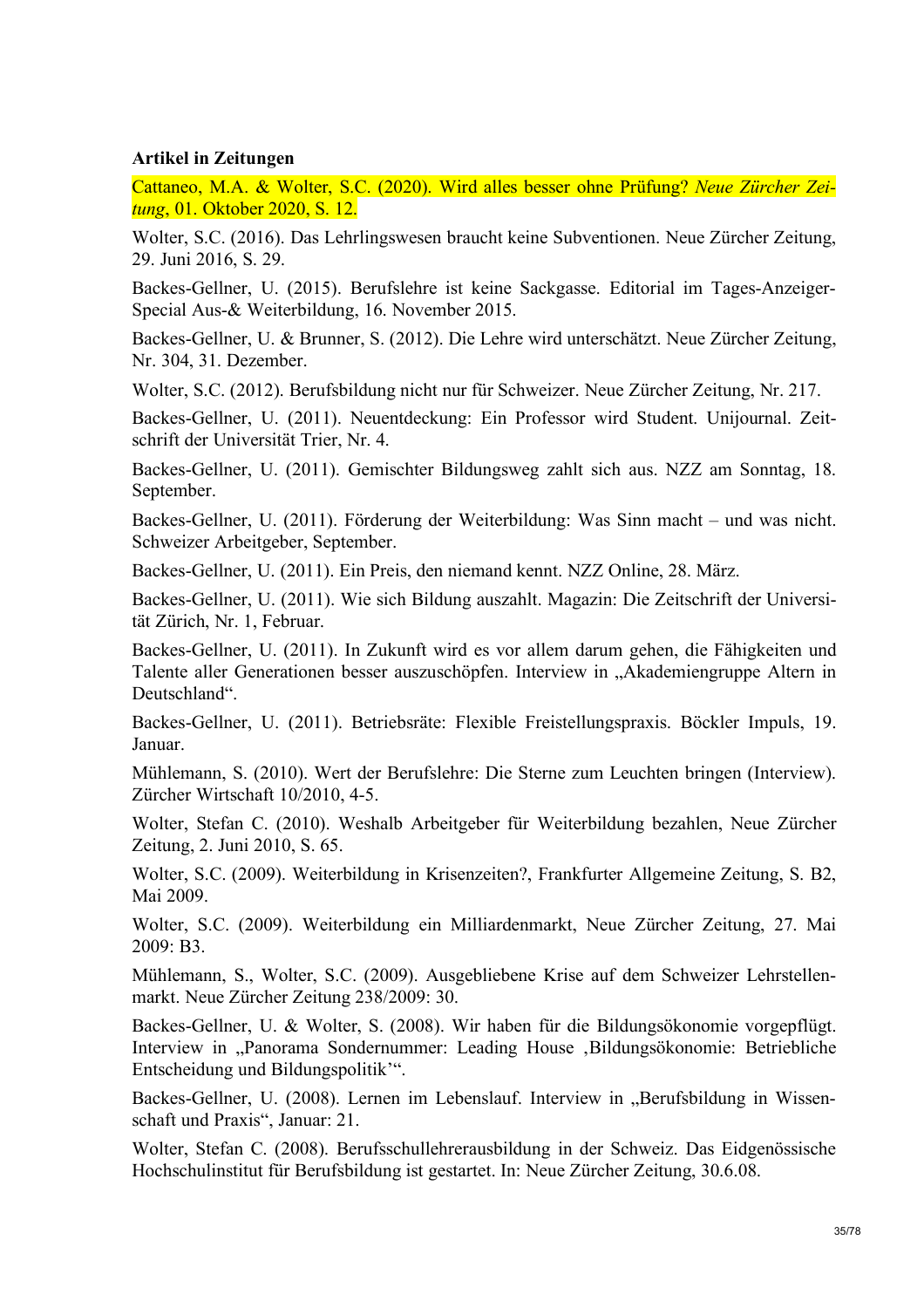**Artikel in Zeitungen**

Cattaneo, M.A. & Wolter, S.C. (2020). Wird alles besser ohne Prüfung? *Neue Zürcher Zeitung*, 01. Oktober 2020, S. 12.

Wolter, S.C. (2016). Das Lehrlingswesen braucht keine Subventionen. Neue Zürcher Zeitung, 29. Juni 2016, S. 29.

Backes-Gellner, U. (2015). Berufslehre ist keine Sackgasse. Editorial im Tages-Anzeiger-Special Aus-& Weiterbildung, 16. November 2015.

Backes-Gellner, U. & Brunner, S. (2012). Die Lehre wird unterschätzt. Neue Zürcher Zeitung, Nr. 304, 31. Dezember.

Wolter, S.C. (2012). Berufsbildung nicht nur für Schweizer. Neue Zürcher Zeitung, Nr. 217.

Backes-Gellner, U. (2011). Neuentdeckung: Ein Professor wird Student. Unijournal. Zeitschrift der Universität Trier, Nr. 4.

Backes-Gellner, U. (2011). Gemischter Bildungsweg zahlt sich aus. NZZ am Sonntag, 18. September.

Backes-Gellner, U. (2011). Förderung der Weiterbildung: Was Sinn macht – und was nicht. Schweizer Arbeitgeber, September.

Backes-Gellner, U. (2011). Ein Preis, den niemand kennt. NZZ Online, 28. März.

Backes-Gellner, U. (2011). Wie sich Bildung auszahlt. Magazin: Die Zeitschrift der Universität Zürich, Nr. 1, Februar.

Backes-Gellner, U. (2011). In Zukunft wird es vor allem darum gehen, die Fähigkeiten und Talente aller Generationen besser auszuschöpfen. Interview in „Akademiengruppe Altern in Deutschland".

Backes-Gellner, U. (2011). Betriebsräte: Flexible Freistellungspraxis. Böckler Impuls, 19. Januar.

Mühlemann, S. (2010). Wert der Berufslehre: Die Sterne zum Leuchten bringen (Interview). Zürcher Wirtschaft 10/2010, 4-5.

Wolter, Stefan C. (2010). Weshalb Arbeitgeber für Weiterbildung bezahlen, Neue Zürcher Zeitung, 2. Juni 2010, S. 65.

Wolter, S.C. (2009). Weiterbildung in Krisenzeiten?, Frankfurter Allgemeine Zeitung, S. B2, Mai 2009.

Wolter, S.C. (2009). Weiterbildung ein Milliardenmarkt, Neue Zürcher Zeitung, 27. Mai 2009: B3.

Mühlemann, S., Wolter, S.C. (2009). Ausgebliebene Krise auf dem Schweizer Lehrstellenmarkt. Neue Zürcher Zeitung 238/2009: 30.

Backes-Gellner, U. & Wolter, S. (2008). Wir haben für die Bildungsökonomie vorgepflügt. Interview in „Panorama Sondernummer: Leading House ‚Bildungsökonomie: Betriebliche Entscheidung und Bildungspolitik'".

Backes-Gellner, U. (2008). Lernen im Lebenslauf. Interview in „Berufsbildung in Wissenschaft und Praxis", Januar: 21.

Wolter, Stefan C. (2008). Berufsschullehrerausbildung in der Schweiz. Das Eidgenössische Hochschulinstitut für Berufsbildung ist gestartet. In: Neue Zürcher Zeitung, 30.6.08.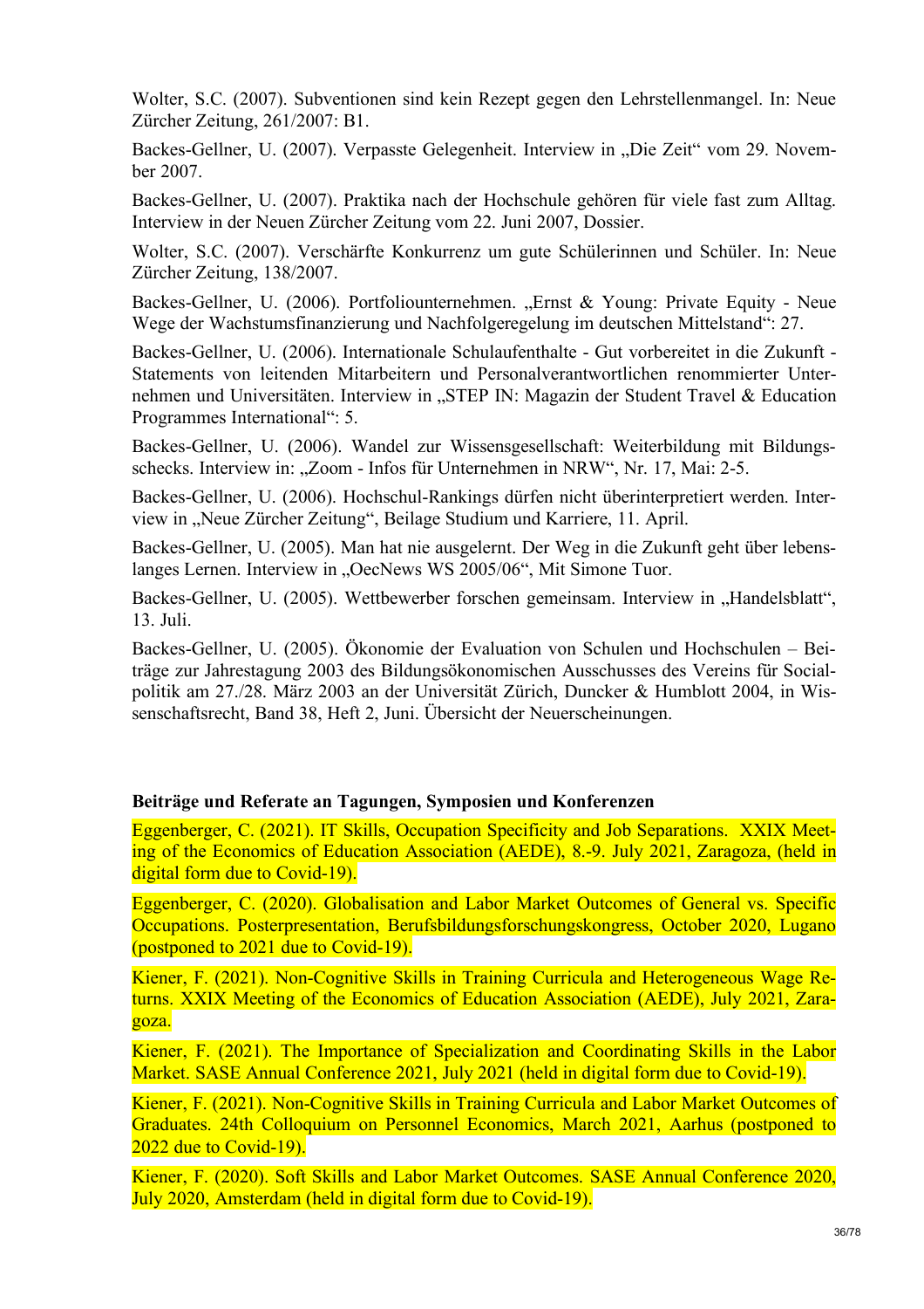Wolter, S.C. (2007). Subventionen sind kein Rezept gegen den Lehrstellenmangel. In: Neue Zürcher Zeitung, 261/2007: B1.

Backes-Gellner, U. (2007). Verpasste Gelegenheit. Interview in „Die Zeit" vom 29. November 2007.

Backes-Gellner, U. (2007). Praktika nach der Hochschule gehören für viele fast zum Alltag. Interview in der Neuen Zürcher Zeitung vom 22. Juni 2007, Dossier.

Wolter, S.C. (2007). Verschärfte Konkurrenz um gute Schülerinnen und Schüler. In: Neue Zürcher Zeitung, 138/2007.

Backes-Gellner, U. (2006). Portfoliounternehmen. „Ernst & Young: Private Equity - Neue Wege der Wachstumsfinanzierung und Nachfolgeregelung im deutschen Mittelstand": 27.

Backes-Gellner, U. (2006). Internationale Schulaufenthalte - Gut vorbereitet in die Zukunft - Statements von leitenden Mitarbeitern und Personalverantwortlichen renommierter Unternehmen und Universitäten. Interview in „STEP IN: Magazin der Student Travel & Education Programmes International": 5.

Backes-Gellner, U. (2006). Wandel zur Wissensgesellschaft: Weiterbildung mit Bildungsschecks. Interview in: „Zoom - Infos für Unternehmen in NRW", Nr. 17, Mai: 2-5.

Backes-Gellner, U. (2006). Hochschul-Rankings dürfen nicht überinterpretiert werden. Interview in „Neue Zürcher Zeitung", Beilage Studium und Karriere, 11. April.

Backes-Gellner, U. (2005). Man hat nie ausgelernt. Der Weg in die Zukunft geht über lebenslanges Lernen. Interview in „OecNews WS 2005/06", Mit Simone Tuor.

Backes-Gellner, U. (2005). Wettbewerber forschen gemeinsam. Interview in „Handelsblatt", 13. Juli.

Backes-Gellner, U. (2005). Ökonomie der Evaluation von Schulen und Hochschulen – Beiträge zur Jahrestagung 2003 des Bildungsökonomischen Ausschusses des Vereins für Socialpolitik am 27./28. März 2003 an der Universität Zürich, Duncker & Humblott 2004, in Wissenschaftsrecht, Band 38, Heft 2, Juni. Übersicht der Neuerscheinungen.

### Beiträge und Referate an Tagungen, Symposien und Konferenzen

Eggenberger, C. (2021). IT Skills, Occupation Specificity and Job Separations. XXIX Meeting of the Economics of Education Association (AEDE), 8.-9. July 2021, Zaragoza, (held in digital form due to Covid-19).

Eggenberger, C. (2020). Globalisation and Labor Market Outcomes of General vs. Specific Occupations. Posterpresentation, Berufsbildungsforschungskongress, October 2020, Lugano (postponed to 2021 due to Covid-19).

Kiener, F. (2021). Non-Cognitive Skills in Training Curricula and Heterogeneous Wage Returns. XXIX Meeting of the Economics of Education Association (AEDE), July 2021, Zaragoza.

Kiener, F. (2021). The Importance of Specialization and Coordinating Skills in the Labor Market. SASE Annual Conference 2021, July 2021 (held in digital form due to Covid-19).

Kiener, F. (2021). Non-Cognitive Skills in Training Curricula and Labor Market Outcomes of Graduates. 24th Colloquium on Personnel Economics, March 2021, Aarhus (postponed to 2022 due to Covid-19).

Kiener, F. (2020). Soft Skills and Labor Market Outcomes. SASE Annual Conference 2020, July 2020, Amsterdam (held in digital form due to Covid-19).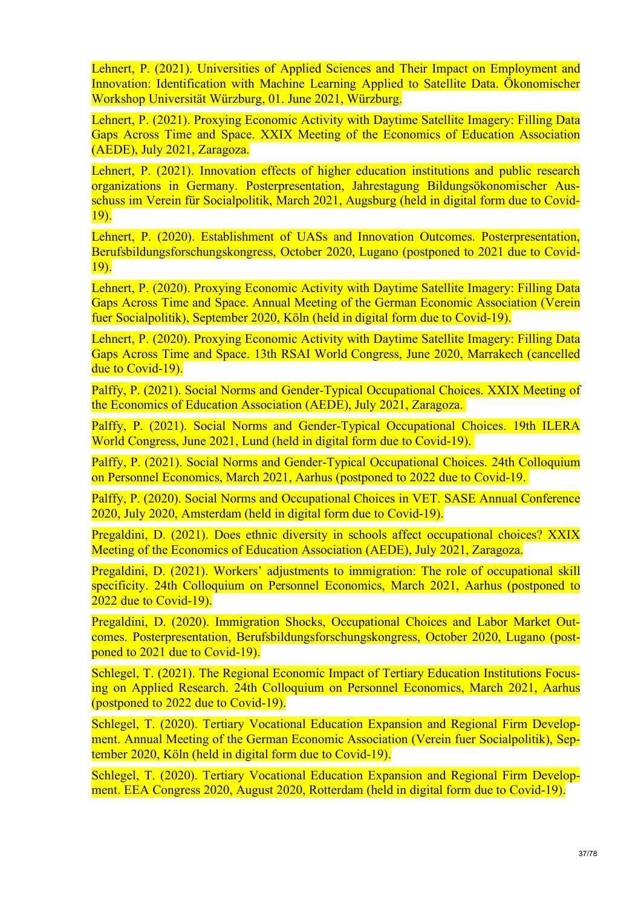Lehnert, P. (2021). Universities of Applied Sciences and Their Impact on Employment and Innovation: Identification with Machine Learning Applied to Satellite Data. Ökonomischer Workshop Universität Würzburg, 01. June 2021, Würzburg.

Lehnert, P. (2021). Proxying Economic Activity with Daytime Satellite Imagery: Filling Data Gaps Across Time and Space. XXIX Meeting of the Economics of Education Association (AEDE), July 2021, Zaragoza.

Lehnert, P. (2021). Innovation effects of higher education institutions and public research organizations in Germany. Posterpresentation, Jahrestagung Bildungsökonomischer Ausschuss im Verein für Socialpolitik, March 2021, Augsburg (held in digital form due to Covid-19).

Lehnert, P. (2020). Establishment of UASs and Innovation Outcomes. Posterpresentation, Berufsbildungsforschungskongress, October 2020, Lugano (postponed to 2021 due to Covid-19).

Lehnert, P. (2020). Proxying Economic Activity with Daytime Satellite Imagery: Filling Data Gaps Across Time and Space. Annual Meeting of the German Economic Association (Verein fuer Socialpolitik), September 2020, Köln (held in digital form due to Covid-19).

Lehnert, P. (2020). Proxying Economic Activity with Daytime Satellite Imagery: Filling Data Gaps Across Time and Space. 13th RSAI World Congress, June 2020, Marrakech (cancelled due to Covid-19).

Palffy, P. (2021). Social Norms and Gender-Typical Occupational Choices. XXIX Meeting of the Economics of Education Association (AEDE), July 2021, Zaragoza.

Palffy, P. (2021). Social Norms and Gender-Typical Occupational Choices. 19th ILERA World Congress, June 2021, Lund (held in digital form due to Covid-19).

Palffy, P. (2021). Social Norms and Gender-Typical Occupational Choices. 24th Colloquium on Personnel Economics, March 2021, Aarhus (postponed to 2022 due to Covid-19.

Palffy, P. (2020). Social Norms and Occupational Choices in VET. SASE Annual Conference 2020, July 2020, Amsterdam (held in digital form due to Covid-19).

Pregaldini, D. (2021). Does ethnic diversity in schools affect occupational choices? XXIX Meeting of the Economics of Education Association (AEDE), July 2021, Zaragoza.

Pregaldini, D. (2021). Workers' adjustments to immigration: The role of occupational skill specificity. 24th Colloquium on Personnel Economics, March 2021, Aarhus (postponed to 2022 due to Covid-19).

Pregaldini, D. (2020). Immigration Shocks, Occupational Choices and Labor Market Outcomes. Posterpresentation, Berufsbildungsforschungskongress, October 2020, Lugano (postponed to 2021 due to Covid-19).

Schlegel, T. (2021). The Regional Economic Impact of Tertiary Education Institutions Focusing on Applied Research. 24th Colloquium on Personnel Economics, March 2021, Aarhus (postponed to 2022 due to Covid-19).

Schlegel, T. (2020). Tertiary Vocational Education Expansion and Regional Firm Development. Annual Meeting of the German Economic Association (Verein fuer Socialpolitik), September 2020, Köln (held in digital form due to Covid-19).

Schlegel, T. (2020). Tertiary Vocational Education Expansion and Regional Firm Development. EEA Congress 2020, August 2020, Rotterdam (held in digital form due to Covid-19).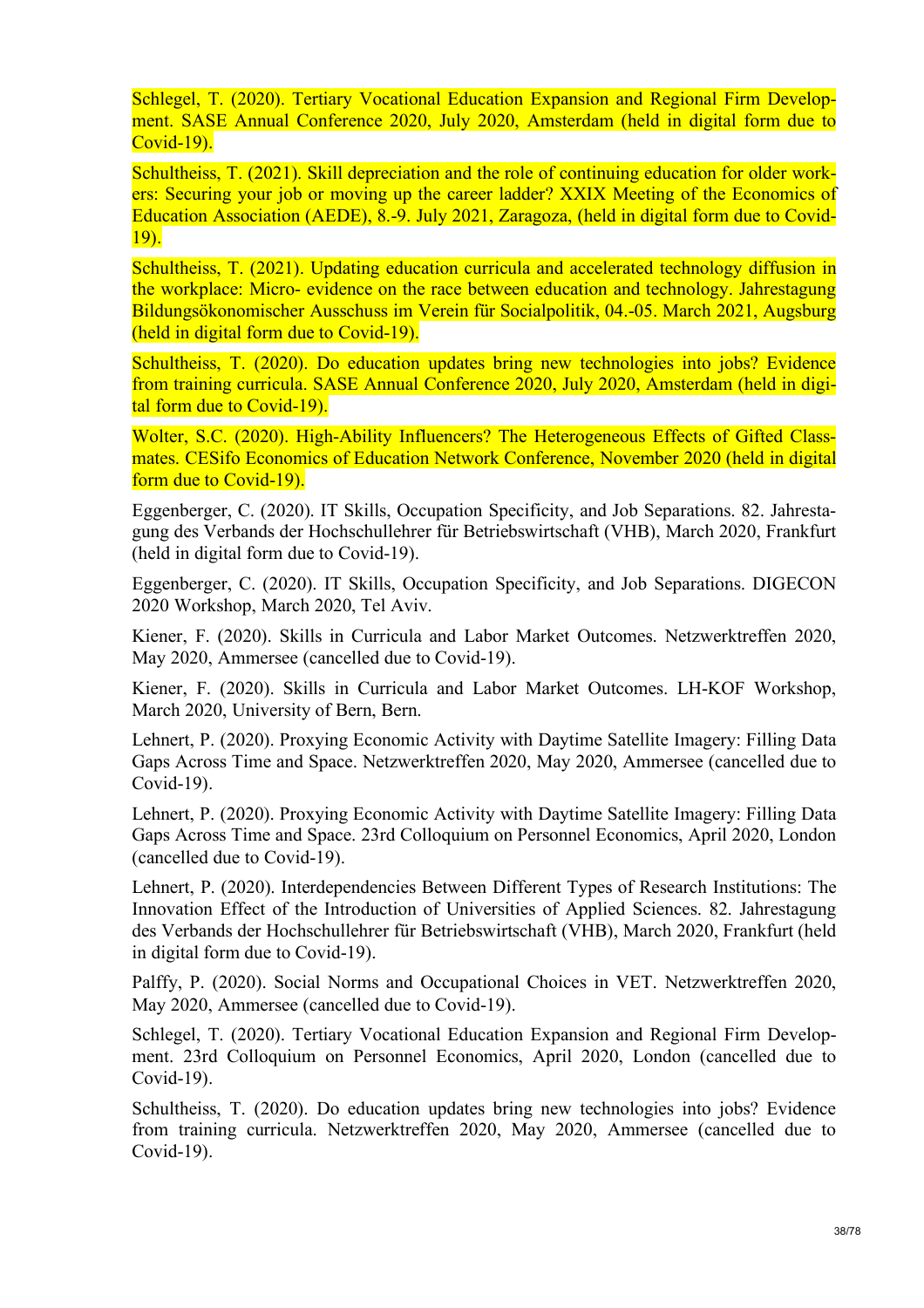Schlegel, T. (2020). Tertiary Vocational Education Expansion and Regional Firm Development. SASE Annual Conference 2020, July 2020, Amsterdam (held in digital form due to Covid-19).

Schultheiss, T. (2021). Skill depreciation and the role of continuing education for older workers: Securing your job or moving up the career ladder? XXIX Meeting of the Economics of Education Association (AEDE), 8.-9. July 2021, Zaragoza, (held in digital form due to Covid-19).

Schultheiss, T. (2021). Updating education curricula and accelerated technology diffusion in the workplace: Micro- evidence on the race between education and technology. Jahrestagung Bildungsökonomischer Ausschuss im Verein für Socialpolitik, 04.-05. March 2021, Augsburg (held in digital form due to Covid-19).

Schultheiss, T. (2020). Do education updates bring new technologies into jobs? Evidence from training curricula. SASE Annual Conference 2020, July 2020, Amsterdam (held in digital form due to Covid-19).

Wolter, S.C. (2020). High-Ability Influencers? The Heterogeneous Effects of Gifted Classmates. CESifo Economics of Education Network Conference, November 2020 (held in digital form due to Covid-19).

Eggenberger, C. (2020). IT Skills, Occupation Specificity, and Job Separations. 82. Jahrestagung des Verbands der Hochschullehrer für Betriebswirtschaft (VHB), March 2020, Frankfurt (held in digital form due to Covid-19).

Eggenberger, C. (2020). IT Skills, Occupation Specificity, and Job Separations. DIGECON 2020 Workshop, March 2020, Tel Aviv.

Kiener, F. (2020). Skills in Curricula and Labor Market Outcomes. Netzwerktreffen 2020, May 2020, Ammersee (cancelled due to Covid-19).

Kiener, F. (2020). Skills in Curricula and Labor Market Outcomes. LH-KOF Workshop, March 2020, University of Bern, Bern.

Lehnert, P. (2020). Proxying Economic Activity with Daytime Satellite Imagery: Filling Data Gaps Across Time and Space. Netzwerktreffen 2020, May 2020, Ammersee (cancelled due to Covid-19).

Lehnert, P. (2020). Proxying Economic Activity with Daytime Satellite Imagery: Filling Data Gaps Across Time and Space. 23rd Colloquium on Personnel Economics, April 2020, London (cancelled due to Covid-19).

Lehnert, P. (2020). Interdependencies Between Different Types of Research Institutions: The Innovation Effect of the Introduction of Universities of Applied Sciences. 82. Jahrestagung des Verbands der Hochschullehrer für Betriebswirtschaft (VHB), March 2020, Frankfurt (held in digital form due to Covid-19).

Palffy, P. (2020). Social Norms and Occupational Choices in VET. Netzwerktreffen 2020, May 2020, Ammersee (cancelled due to Covid-19).

Schlegel, T. (2020). Tertiary Vocational Education Expansion and Regional Firm Development. 23rd Colloquium on Personnel Economics, April 2020, London (cancelled due to Covid-19).

Schultheiss, T. (2020). Do education updates bring new technologies into jobs? Evidence from training curricula. Netzwerktreffen 2020, May 2020, Ammersee (cancelled due to Covid-19).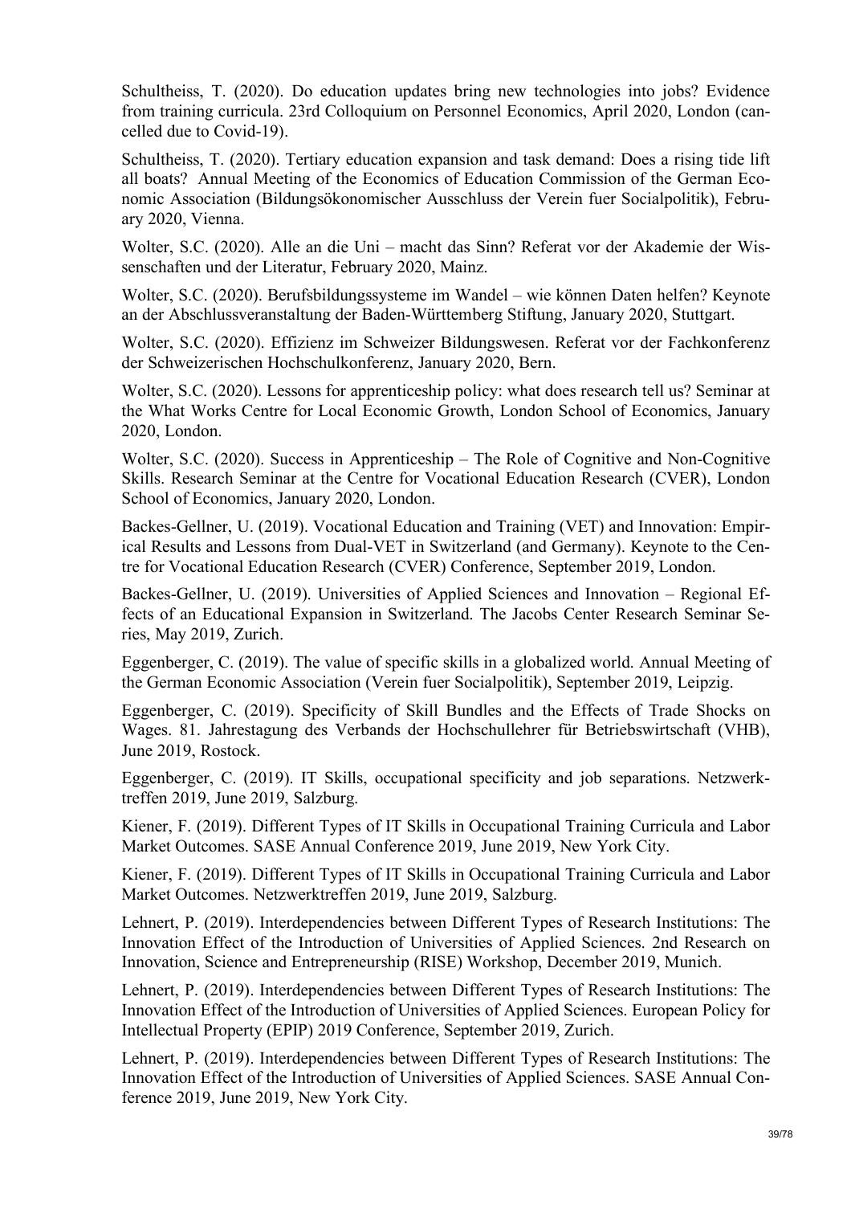Schultheiss, T. (2020). Do education updates bring new technologies into jobs? Evidence from training curricula. 23rd Colloquium on Personnel Economics, April 2020, London (cancelled due to Covid-19).

Schultheiss, T. (2020). Tertiary education expansion and task demand: Does a rising tide lift all boats? Annual Meeting of the Economics of Education Commission of the German Economic Association (Bildungsökonomischer Ausschluss der Verein fuer Socialpolitik), February 2020, Vienna.

Wolter, S.C. (2020). Alle an die Uni – macht das Sinn? Referat vor der Akademie der Wissenschaften und der Literatur, February 2020, Mainz.

Wolter, S.C. (2020). Berufsbildungssysteme im Wandel – wie können Daten helfen? Keynote an der Abschlussveranstaltung der Baden-Württemberg Stiftung, January 2020, Stuttgart.

Wolter, S.C. (2020). Effizienz im Schweizer Bildungswesen. Referat vor der Fachkonferenz der Schweizerischen Hochschulkonferenz, January 2020, Bern.

Wolter, S.C. (2020). Lessons for apprenticeship policy: what does research tell us? Seminar at the What Works Centre for Local Economic Growth, London School of Economics, January 2020, London.

Wolter, S.C. (2020). Success in Apprenticeship – The Role of Cognitive and Non-Cognitive Skills. Research Seminar at the Centre for Vocational Education Research (CVER), London School of Economics, January 2020, London.

Backes-Gellner, U. (2019). Vocational Education and Training (VET) and Innovation: Empirical Results and Lessons from Dual-VET in Switzerland (and Germany). Keynote to the Centre for Vocational Education Research (CVER) Conference, September 2019, London.

Backes-Gellner, U. (2019). Universities of Applied Sciences and Innovation – Regional Effects of an Educational Expansion in Switzerland. The Jacobs Center Research Seminar Series, May 2019, Zurich.

Eggenberger, C. (2019). The value of specific skills in a globalized world. Annual Meeting of the German Economic Association (Verein fuer Socialpolitik), September 2019, Leipzig.

Eggenberger, C. (2019). Specificity of Skill Bundles and the Effects of Trade Shocks on Wages. 81. Jahrestagung des Verbands der Hochschullehrer für Betriebswirtschaft (VHB), June 2019, Rostock.

Eggenberger, C. (2019). IT Skills, occupational specificity and job separations. Netzwerktreffen 2019, June 2019, Salzburg.

Kiener, F. (2019). Different Types of IT Skills in Occupational Training Curricula and Labor Market Outcomes. SASE Annual Conference 2019, June 2019, New York City.

Kiener, F. (2019). Different Types of IT Skills in Occupational Training Curricula and Labor Market Outcomes. Netzwerktreffen 2019, June 2019, Salzburg.

Lehnert, P. (2019). Interdependencies between Different Types of Research Institutions: The Innovation Effect of the Introduction of Universities of Applied Sciences. 2nd Research on Innovation, Science and Entrepreneurship (RISE) Workshop, December 2019, Munich.

Lehnert, P. (2019). Interdependencies between Different Types of Research Institutions: The Innovation Effect of the Introduction of Universities of Applied Sciences. European Policy for Intellectual Property (EPIP) 2019 Conference, September 2019, Zurich.

Lehnert, P. (2019). Interdependencies between Different Types of Research Institutions: The Innovation Effect of the Introduction of Universities of Applied Sciences. SASE Annual Conference 2019, June 2019, New York City.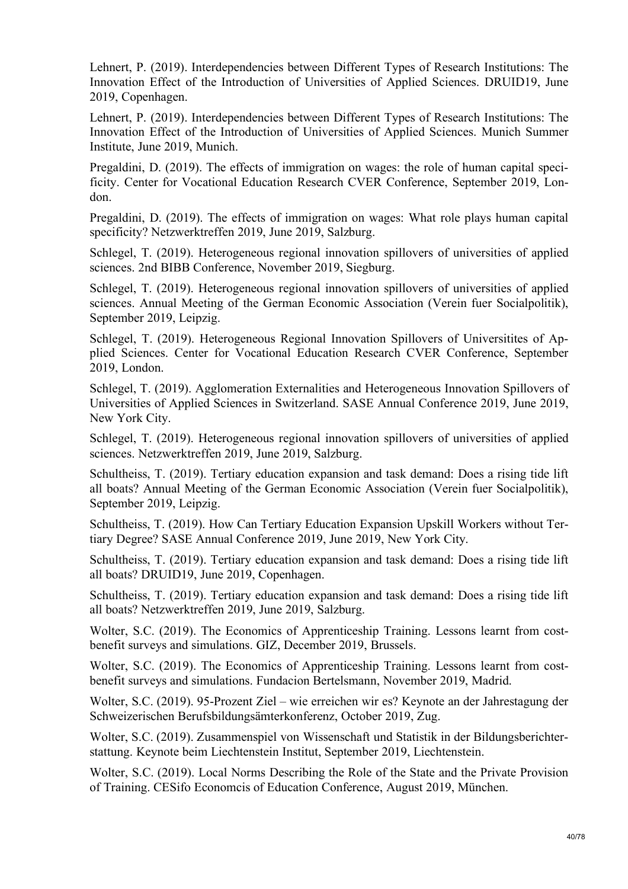Lehnert, P. (2019). Interdependencies between Different Types of Research Institutions: The Innovation Effect of the Introduction of Universities of Applied Sciences. DRUID19, June 2019, Copenhagen.

Lehnert, P. (2019). Interdependencies between Different Types of Research Institutions: The Innovation Effect of the Introduction of Universities of Applied Sciences. Munich Summer Institute, June 2019, Munich.

Pregaldini, D. (2019). The effects of immigration on wages: the role of human capital specificity. Center for Vocational Education Research CVER Conference, September 2019, London.

Pregaldini, D. (2019). The effects of immigration on wages: What role plays human capital specificity? Netzwerktreffen 2019, June 2019, Salzburg.

Schlegel, T. (2019). Heterogeneous regional innovation spillovers of universities of applied sciences. 2nd BIBB Conference, November 2019, Siegburg.

Schlegel, T. (2019). Heterogeneous regional innovation spillovers of universities of applied sciences. Annual Meeting of the German Economic Association (Verein fuer Socialpolitik), September 2019, Leipzig.

Schlegel, T. (2019). Heterogeneous Regional Innovation Spillovers of Universitites of Applied Sciences. Center for Vocational Education Research CVER Conference, September 2019, London.

Schlegel, T. (2019). Agglomeration Externalities and Heterogeneous Innovation Spillovers of Universities of Applied Sciences in Switzerland. SASE Annual Conference 2019, June 2019, New York City.

Schlegel, T. (2019). Heterogeneous regional innovation spillovers of universities of applied sciences. Netzwerktreffen 2019, June 2019, Salzburg.

Schultheiss, T. (2019). Tertiary education expansion and task demand: Does a rising tide lift all boats? Annual Meeting of the German Economic Association (Verein fuer Socialpolitik), September 2019, Leipzig.

Schultheiss, T. (2019). How Can Tertiary Education Expansion Upskill Workers without Tertiary Degree? SASE Annual Conference 2019, June 2019, New York City.

Schultheiss, T. (2019). Tertiary education expansion and task demand: Does a rising tide lift all boats? DRUID19, June 2019, Copenhagen.

Schultheiss, T. (2019). Tertiary education expansion and task demand: Does a rising tide lift all boats? Netzwerktreffen 2019, June 2019, Salzburg.

Wolter, S.C. (2019). The Economics of Apprenticeship Training. Lessons learnt from cost-benefit surveys and simulations. GIZ, December 2019, Brussels.

Wolter, S.C. (2019). The Economics of Apprenticeship Training. Lessons learnt from cost-benefit surveys and simulations. Fundacion Bertelsmann, November 2019, Madrid.

Wolter, S.C. (2019). 95-Prozent Ziel – wie erreichen wir es? Keynote an der Jahrestagung der Schweizerischen Berufsbildungsämterkonferenz, October 2019, Zug.

Wolter, S.C. (2019). Zusammenspiel von Wissenschaft und Statistik in der Bildungsberichterstattung. Keynote beim Liechtenstein Institut, September 2019, Liechtenstein.

Wolter, S.C. (2019). Local Norms Describing the Role of the State and the Private Provision of Training. CESifo Economcis of Education Conference, August 2019, München.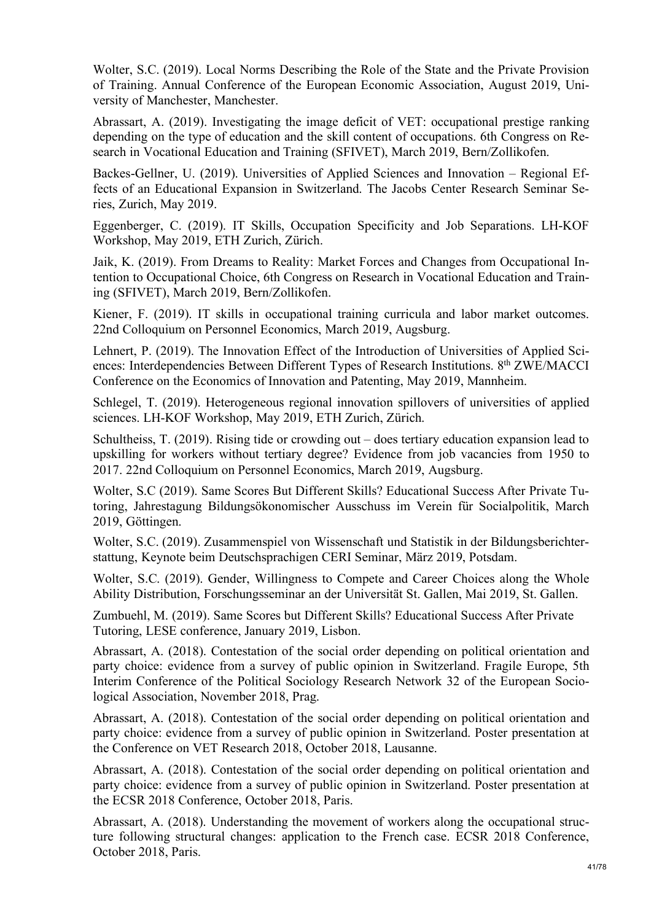Wolter, S.C. (2019). Local Norms Describing the Role of the State and the Private Provision of Training. Annual Conference of the European Economic Association, August 2019, University of Manchester, Manchester.

Abrassart, A. (2019). Investigating the image deficit of VET: occupational prestige ranking depending on the type of education and the skill content of occupations. 6th Congress on Research in Vocational Education and Training (SFIVET), March 2019, Bern/Zollikofen.

Backes-Gellner, U. (2019). Universities of Applied Sciences and Innovation – Regional Effects of an Educational Expansion in Switzerland. The Jacobs Center Research Seminar Series, Zurich, May 2019.

Eggenberger, C. (2019). IT Skills, Occupation Specificity and Job Separations. LH-KOF Workshop, May 2019, ETH Zurich, Zürich.

Jaik, K. (2019). From Dreams to Reality: Market Forces and Changes from Occupational Intention to Occupational Choice, 6th Congress on Research in Vocational Education and Training (SFIVET), March 2019, Bern/Zollikofen.

Kiener, F. (2019). IT skills in occupational training curricula and labor market outcomes. 22nd Colloquium on Personnel Economics, March 2019, Augsburg.

Lehnert, P. (2019). The Innovation Effect of the Introduction of Universities of Applied Sciences: Interdependencies Between Different Types of Research Institutions. 8th ZWE/MACCI Conference on the Economics of Innovation and Patenting, May 2019, Mannheim.

Schlegel, T. (2019). Heterogeneous regional innovation spillovers of universities of applied sciences. LH-KOF Workshop, May 2019, ETH Zurich, Zürich.

Schultheiss, T. (2019). Rising tide or crowding out – does tertiary education expansion lead to upskilling for workers without tertiary degree? Evidence from job vacancies from 1950 to 2017. 22nd Colloquium on Personnel Economics, March 2019, Augsburg.

Wolter, S.C (2019). Same Scores But Different Skills? Educational Success After Private Tutoring, Jahrestagung Bildungsökonomischer Ausschuss im Verein für Socialpolitik, March 2019, Göttingen.

Wolter, S.C. (2019). Zusammenspiel von Wissenschaft und Statistik in der Bildungsberichterstattung, Keynote beim Deutschsprachigen CERI Seminar, März 2019, Potsdam.

Wolter, S.C. (2019). Gender, Willingness to Compete and Career Choices along the Whole Ability Distribution, Forschungsseminar an der Universität St. Gallen, Mai 2019, St. Gallen.

Zumbuehl, M. (2019). Same Scores but Different Skills? Educational Success After Private Tutoring, LESE conference, January 2019, Lisbon.

Abrassart, A. (2018). Contestation of the social order depending on political orientation and party choice: evidence from a survey of public opinion in Switzerland. Fragile Europe, 5th Interim Conference of the Political Sociology Research Network 32 of the European Sociological Association, November 2018, Prag.

Abrassart, A. (2018). Contestation of the social order depending on political orientation and party choice: evidence from a survey of public opinion in Switzerland. Poster presentation at the Conference on VET Research 2018, October 2018, Lausanne.

Abrassart, A. (2018). Contestation of the social order depending on political orientation and party choice: evidence from a survey of public opinion in Switzerland. Poster presentation at the ECSR 2018 Conference, October 2018, Paris.

Abrassart, A. (2018). Understanding the movement of workers along the occupational structure following structural changes: application to the French case. ECSR 2018 Conference, October 2018, Paris.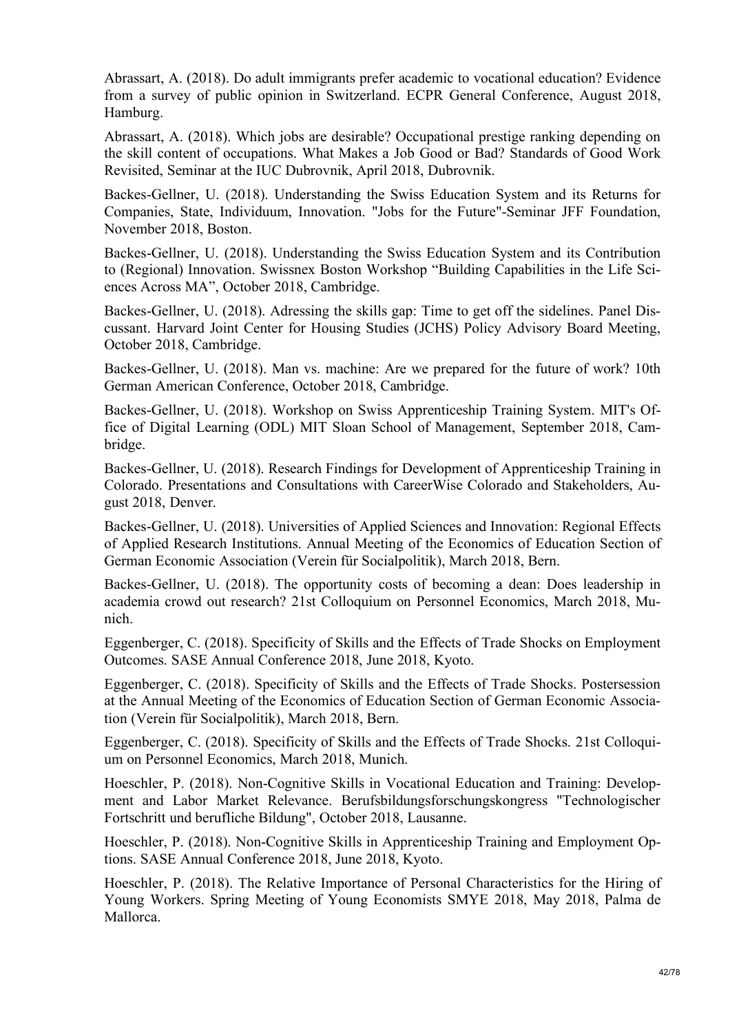Abrassart, A. (2018). Do adult immigrants prefer academic to vocational education? Evidence from a survey of public opinion in Switzerland. ECPR General Conference, August 2018, Hamburg.

Abrassart, A. (2018). Which jobs are desirable? Occupational prestige ranking depending on the skill content of occupations. What Makes a Job Good or Bad? Standards of Good Work Revisited, Seminar at the IUC Dubrovnik, April 2018, Dubrovnik.

Backes-Gellner, U. (2018). Understanding the Swiss Education System and its Returns for Companies, State, Individuum, Innovation. "Jobs for the Future"-Seminar JFF Foundation, November 2018, Boston.

Backes-Gellner, U. (2018). Understanding the Swiss Education System and its Contribution to (Regional) Innovation. Swissnex Boston Workshop "Building Capabilities in the Life Sciences Across MA", October 2018, Cambridge.

Backes-Gellner, U. (2018). Adressing the skills gap: Time to get off the sidelines. Panel Discussant. Harvard Joint Center for Housing Studies (JCHS) Policy Advisory Board Meeting, October 2018, Cambridge.

Backes-Gellner, U. (2018). Man vs. machine: Are we prepared for the future of work? 10th German American Conference, October 2018, Cambridge.

Backes-Gellner, U. (2018). Workshop on Swiss Apprenticeship Training System. MIT's Office of Digital Learning (ODL) MIT Sloan School of Management, September 2018, Cambridge.

Backes-Gellner, U. (2018). Research Findings for Development of Apprenticeship Training in Colorado. Presentations and Consultations with CareerWise Colorado and Stakeholders, August 2018, Denver.

Backes-Gellner, U. (2018). Universities of Applied Sciences and Innovation: Regional Effects of Applied Research Institutions. Annual Meeting of the Economics of Education Section of German Economic Association (Verein für Socialpolitik), March 2018, Bern.

Backes-Gellner, U. (2018). The opportunity costs of becoming a dean: Does leadership in academia crowd out research? 21st Colloquium on Personnel Economics, March 2018, Munich.

Eggenberger, C. (2018). Specificity of Skills and the Effects of Trade Shocks on Employment Outcomes. SASE Annual Conference 2018, June 2018, Kyoto.

Eggenberger, C. (2018). Specificity of Skills and the Effects of Trade Shocks. Postersession at the Annual Meeting of the Economics of Education Section of German Economic Association (Verein für Socialpolitik), March 2018, Bern.

Eggenberger, C. (2018). Specificity of Skills and the Effects of Trade Shocks. 21st Colloquium on Personnel Economics, March 2018, Munich.

Hoeschler, P. (2018). Non-Cognitive Skills in Vocational Education and Training: Development and Labor Market Relevance. Berufsbildungsforschungskongress "Technologischer Fortschritt und berufliche Bildung", October 2018, Lausanne.

Hoeschler, P. (2018). Non-Cognitive Skills in Apprenticeship Training and Employment Options. SASE Annual Conference 2018, June 2018, Kyoto.

Hoeschler, P. (2018). The Relative Importance of Personal Characteristics for the Hiring of Young Workers. Spring Meeting of Young Economists SMYE 2018, May 2018, Palma de Mallorca.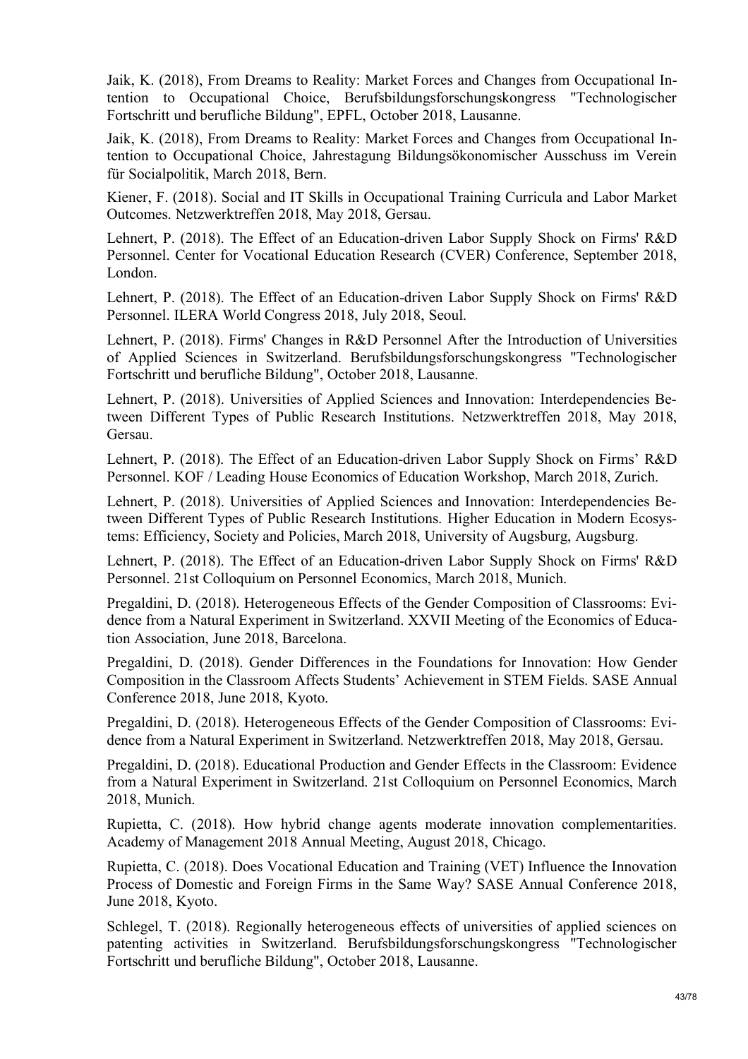Jaik, K. (2018), From Dreams to Reality: Market Forces and Changes from Occupational Intention to Occupational Choice, Berufsbildungsforschungskongress "Technologischer Fortschritt und berufliche Bildung", EPFL, October 2018, Lausanne.

Jaik, K. (2018), From Dreams to Reality: Market Forces and Changes from Occupational Intention to Occupational Choice, Jahrestagung Bildungsökonomischer Ausschuss im Verein für Socialpolitik, March 2018, Bern.

Kiener, F. (2018). Social and IT Skills in Occupational Training Curricula and Labor Market Outcomes. Netzwerktreffen 2018, May 2018, Gersau.

Lehnert, P. (2018). The Effect of an Education-driven Labor Supply Shock on Firms' R&D Personnel. Center for Vocational Education Research (CVER) Conference, September 2018, London.

Lehnert, P. (2018). The Effect of an Education-driven Labor Supply Shock on Firms' R&D Personnel. ILERA World Congress 2018, July 2018, Seoul.

Lehnert, P. (2018). Firms' Changes in R&D Personnel After the Introduction of Universities of Applied Sciences in Switzerland. Berufsbildungsforschungskongress "Technologischer Fortschritt und berufliche Bildung", October 2018, Lausanne.

Lehnert, P. (2018). Universities of Applied Sciences and Innovation: Interdependencies Between Different Types of Public Research Institutions. Netzwerktreffen 2018, May 2018, Gersau.

Lehnert, P. (2018). The Effect of an Education-driven Labor Supply Shock on Firms' R&D Personnel. KOF / Leading House Economics of Education Workshop, March 2018, Zurich.

Lehnert, P. (2018). Universities of Applied Sciences and Innovation: Interdependencies Between Different Types of Public Research Institutions. Higher Education in Modern Ecosystems: Efficiency, Society and Policies, March 2018, University of Augsburg, Augsburg.

Lehnert, P. (2018). The Effect of an Education-driven Labor Supply Shock on Firms' R&D Personnel. 21st Colloquium on Personnel Economics, March 2018, Munich.

Pregaldini, D. (2018). Heterogeneous Effects of the Gender Composition of Classrooms: Evidence from a Natural Experiment in Switzerland. XXVII Meeting of the Economics of Education Association, June 2018, Barcelona.

Pregaldini, D. (2018). Gender Differences in the Foundations for Innovation: How Gender Composition in the Classroom Affects Students' Achievement in STEM Fields. SASE Annual Conference 2018, June 2018, Kyoto.

Pregaldini, D. (2018). Heterogeneous Effects of the Gender Composition of Classrooms: Evidence from a Natural Experiment in Switzerland. Netzwerktreffen 2018, May 2018, Gersau.

Pregaldini, D. (2018). Educational Production and Gender Effects in the Classroom: Evidence from a Natural Experiment in Switzerland. 21st Colloquium on Personnel Economics, March 2018, Munich.

Rupietta, C. (2018). How hybrid change agents moderate innovation complementarities. Academy of Management 2018 Annual Meeting, August 2018, Chicago.

Rupietta, C. (2018). Does Vocational Education and Training (VET) Influence the Innovation Process of Domestic and Foreign Firms in the Same Way? SASE Annual Conference 2018, June 2018, Kyoto.

Schlegel, T. (2018). Regionally heterogeneous effects of universities of applied sciences on patenting activities in Switzerland. Berufsbildungsforschungskongress "Technologischer Fortschritt und berufliche Bildung", October 2018, Lausanne.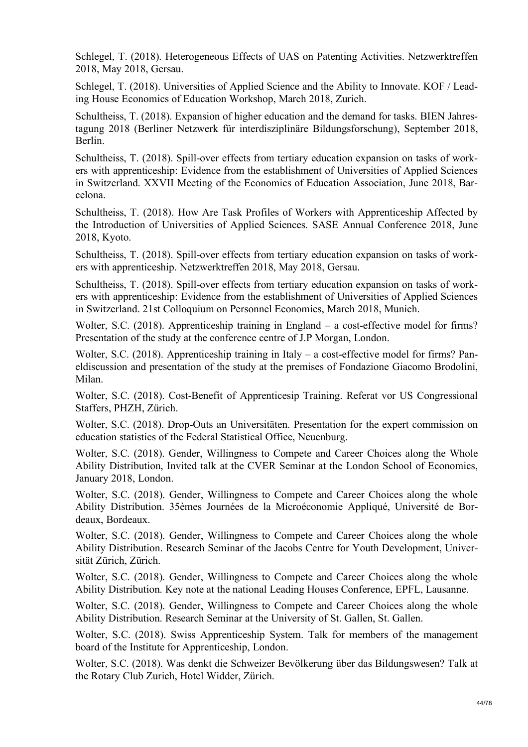Schlegel, T. (2018). Heterogeneous Effects of UAS on Patenting Activities. Netzwerktreffen 2018, May 2018, Gersau.

Schlegel, T. (2018). Universities of Applied Science and the Ability to Innovate. KOF / Leading House Economics of Education Workshop, March 2018, Zurich.

Schultheiss, T. (2018). Expansion of higher education and the demand for tasks. BIEN Jahrestagung 2018 (Berliner Netzwerk für interdisziplinäre Bildungsforschung), September 2018, Berlin.

Schultheiss, T. (2018). Spill-over effects from tertiary education expansion on tasks of workers with apprenticeship: Evidence from the establishment of Universities of Applied Sciences in Switzerland. XXVII Meeting of the Economics of Education Association, June 2018, Barcelona.

Schultheiss, T. (2018). How Are Task Profiles of Workers with Apprenticeship Affected by the Introduction of Universities of Applied Sciences. SASE Annual Conference 2018, June 2018, Kyoto.

Schultheiss, T. (2018). Spill-over effects from tertiary education expansion on tasks of workers with apprenticeship. Netzwerktreffen 2018, May 2018, Gersau.

Schultheiss, T. (2018). Spill-over effects from tertiary education expansion on tasks of workers with apprenticeship: Evidence from the establishment of Universities of Applied Sciences in Switzerland. 21st Colloquium on Personnel Economics, March 2018, Munich.

Wolter, S.C. (2018). Apprenticeship training in England – a cost-effective model for firms? Presentation of the study at the conference centre of J.P Morgan, London.

Wolter, S.C. (2018). Apprenticeship training in Italy – a cost-effective model for firms? Paneldiscussion and presentation of the study at the premises of Fondazione Giacomo Brodolini, Milan.

Wolter, S.C. (2018). Cost-Benefit of Apprenticesip Training. Referat vor US Congressional Staffers, PHZH, Zürich.

Wolter, S.C. (2018). Drop-Outs an Universitäten. Presentation for the expert commission on education statistics of the Federal Statistical Office, Neuenburg.

Wolter, S.C. (2018). Gender, Willingness to Compete and Career Choices along the Whole Ability Distribution, Invited talk at the CVER Seminar at the London School of Economics, January 2018, London.

Wolter, S.C. (2018). Gender, Willingness to Compete and Career Choices along the whole Ability Distribution. 35èmes Journées de la Microéconomie Appliqué, Université de Bordeaux, Bordeaux.

Wolter, S.C. (2018). Gender, Willingness to Compete and Career Choices along the whole Ability Distribution. Research Seminar of the Jacobs Centre for Youth Development, Universität Zürich, Zürich.

Wolter, S.C. (2018). Gender, Willingness to Compete and Career Choices along the whole Ability Distribution. Key note at the national Leading Houses Conference, EPFL, Lausanne.

Wolter, S.C. (2018). Gender, Willingness to Compete and Career Choices along the whole Ability Distribution. Research Seminar at the University of St. Gallen, St. Gallen.

Wolter, S.C. (2018). Swiss Apprenticeship System. Talk for members of the management board of the Institute for Apprenticeship, London.

Wolter, S.C. (2018). Was denkt die Schweizer Bevölkerung über das Bildungswesen? Talk at the Rotary Club Zurich, Hotel Widder, Zürich.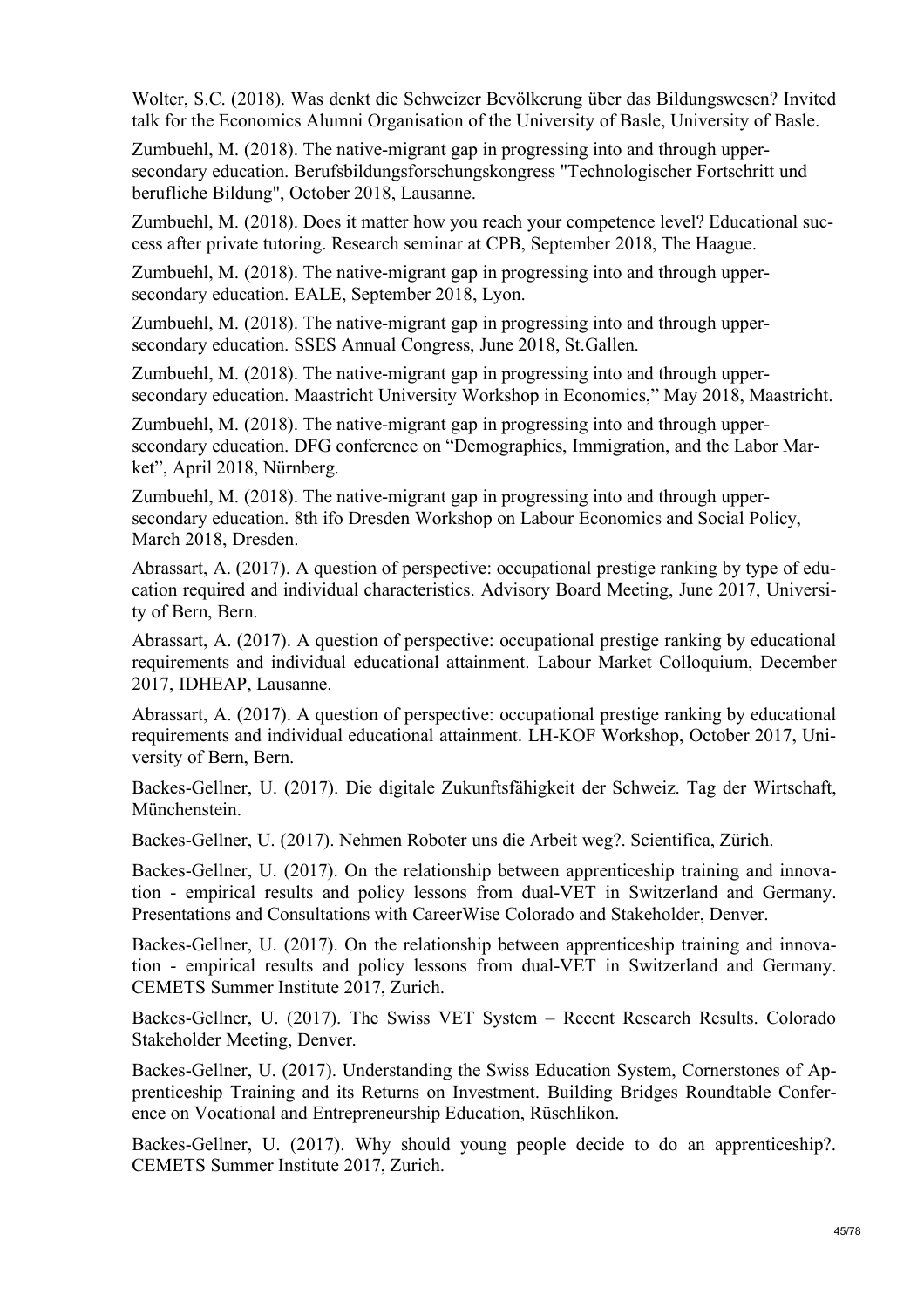Wolter, S.C. (2018). Was denkt die Schweizer Bevölkerung über das Bildungswesen? Invited talk for the Economics Alumni Organisation of the University of Basle, University of Basle.

Zumbuehl, M. (2018). The native-migrant gap in progressing into and through upper-secondary education. Berufsbildungsforschungskongress "Technologischer Fortschritt und berufliche Bildung", October 2018, Lausanne.

Zumbuehl, M. (2018). Does it matter how you reach your competence level? Educational success after private tutoring. Research seminar at CPB, September 2018, The Haague.

Zumbuehl, M. (2018). The native-migrant gap in progressing into and through upper-secondary education. EALE, September 2018, Lyon.

Zumbuehl, M. (2018). The native-migrant gap in progressing into and through upper-secondary education. SSES Annual Congress, June 2018, St.Gallen.

Zumbuehl, M. (2018). The native-migrant gap in progressing into and through upper-secondary education. Maastricht University Workshop in Economics," May 2018, Maastricht.

Zumbuehl, M. (2018). The native-migrant gap in progressing into and through upper-secondary education. DFG conference on "Demographics, Immigration, and the Labor Market", April 2018, Nürnberg.

Zumbuehl, M. (2018). The native-migrant gap in progressing into and through upper-secondary education. 8th ifo Dresden Workshop on Labour Economics and Social Policy, March 2018, Dresden.

Abrassart, A. (2017). A question of perspective: occupational prestige ranking by type of education required and individual characteristics. Advisory Board Meeting, June 2017, University of Bern, Bern.

Abrassart, A. (2017). A question of perspective: occupational prestige ranking by educational requirements and individual educational attainment. Labour Market Colloquium, December 2017, IDHEAP, Lausanne.

Abrassart, A. (2017). A question of perspective: occupational prestige ranking by educational requirements and individual educational attainment. LH-KOF Workshop, October 2017, University of Bern, Bern.

Backes-Gellner, U. (2017). Die digitale Zukunftsfähigkeit der Schweiz. Tag der Wirtschaft, Münchenstein.

Backes-Gellner, U. (2017). Nehmen Roboter uns die Arbeit weg?. Scientifica, Zürich.

Backes-Gellner, U. (2017). On the relationship between apprenticeship training and innovation - empirical results and policy lessons from dual-VET in Switzerland and Germany. Presentations and Consultations with CareerWise Colorado and Stakeholder, Denver.

Backes-Gellner, U. (2017). On the relationship between apprenticeship training and innovation - empirical results and policy lessons from dual-VET in Switzerland and Germany. CEMETS Summer Institute 2017, Zurich.

Backes-Gellner, U. (2017). The Swiss VET System – Recent Research Results. Colorado Stakeholder Meeting, Denver.

Backes-Gellner, U. (2017). Understanding the Swiss Education System, Cornerstones of Apprenticeship Training and its Returns on Investment. Building Bridges Roundtable Conference on Vocational and Entrepreneurship Education, Rüschlikon.

Backes-Gellner, U. (2017). Why should young people decide to do an apprenticeship?. CEMETS Summer Institute 2017, Zurich.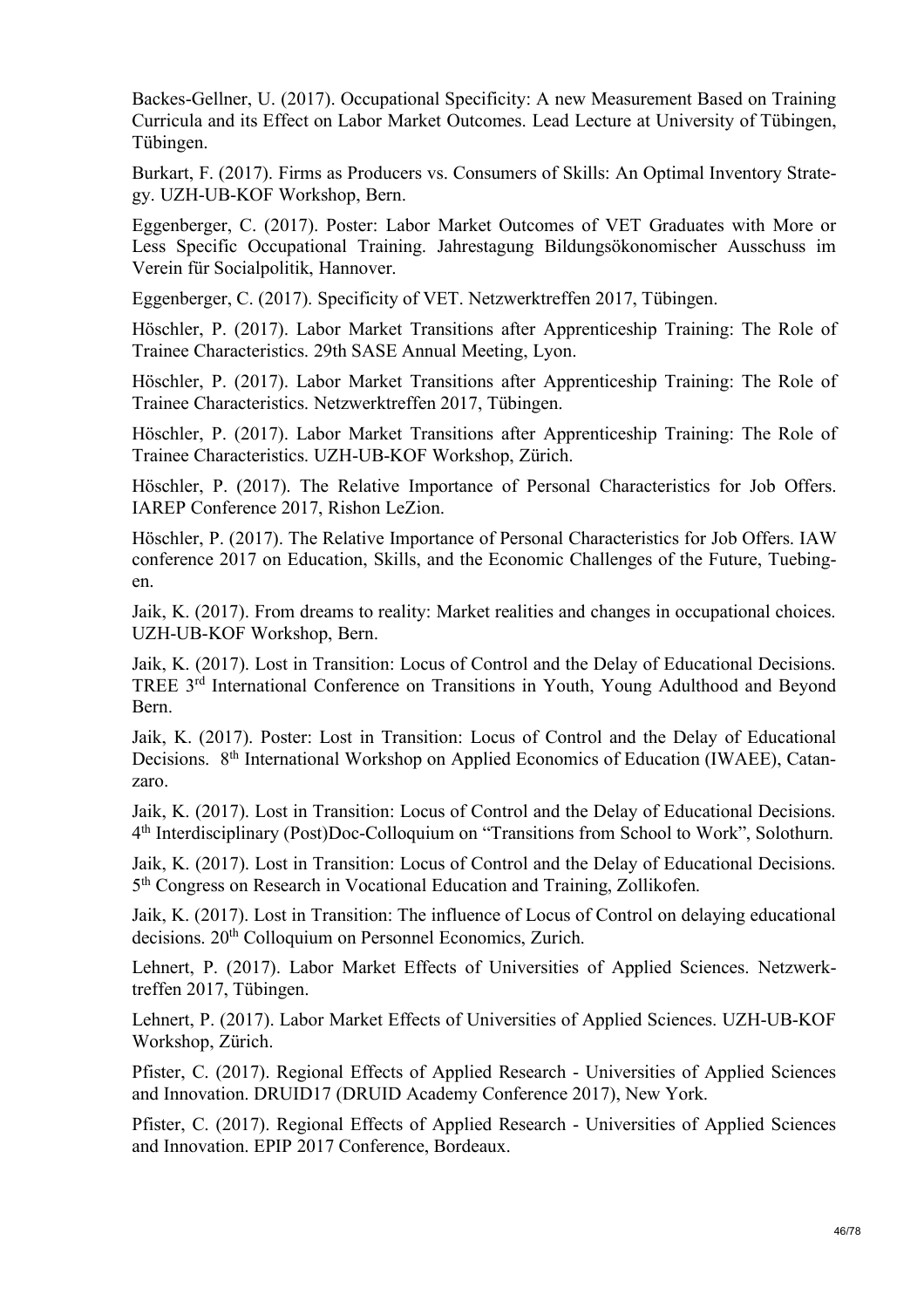Backes-Gellner, U. (2017). Occupational Specificity: A new Measurement Based on Training Curricula and its Effect on Labor Market Outcomes. Lead Lecture at University of Tübingen, Tübingen.

Burkart, F. (2017). Firms as Producers vs. Consumers of Skills: An Optimal Inventory Strategy. UZH-UB-KOF Workshop, Bern.

Eggenberger, C. (2017). Poster: Labor Market Outcomes of VET Graduates with More or Less Specific Occupational Training. Jahrestagung Bildungsökonomischer Ausschuss im Verein für Socialpolitik, Hannover.

Eggenberger, C. (2017). Specificity of VET. Netzwerktreffen 2017, Tübingen.

Höschler, P. (2017). Labor Market Transitions after Apprenticeship Training: The Role of Trainee Characteristics. 29th SASE Annual Meeting, Lyon.

Höschler, P. (2017). Labor Market Transitions after Apprenticeship Training: The Role of Trainee Characteristics. Netzwerktreffen 2017, Tübingen.

Höschler, P. (2017). Labor Market Transitions after Apprenticeship Training: The Role of Trainee Characteristics. UZH-UB-KOF Workshop, Zürich.

Höschler, P. (2017). The Relative Importance of Personal Characteristics for Job Offers. IAREP Conference 2017, Rishon LeZion.

Höschler, P. (2017). The Relative Importance of Personal Characteristics for Job Offers. IAW conference 2017 on Education, Skills, and the Economic Challenges of the Future, Tuebingen.

Jaik, K. (2017). From dreams to reality: Market realities and changes in occupational choices. UZH-UB-KOF Workshop, Bern.

Jaik, K. (2017). Lost in Transition: Locus of Control and the Delay of Educational Decisions. TREE 3rd International Conference on Transitions in Youth, Young Adulthood and Beyond Bern.

Jaik, K. (2017). Poster: Lost in Transition: Locus of Control and the Delay of Educational Decisions. 8th International Workshop on Applied Economics of Education (IWAEE), Catanzaro.

Jaik, K. (2017). Lost in Transition: Locus of Control and the Delay of Educational Decisions. 4th Interdisciplinary (Post)Doc-Colloquium on "Transitions from School to Work", Solothurn.

Jaik, K. (2017). Lost in Transition: Locus of Control and the Delay of Educational Decisions. 5th Congress on Research in Vocational Education and Training, Zollikofen.

Jaik, K. (2017). Lost in Transition: The influence of Locus of Control on delaying educational decisions. 20th Colloquium on Personnel Economics, Zurich.

Lehnert, P. (2017). Labor Market Effects of Universities of Applied Sciences. Netzwerktreffen 2017, Tübingen.

Lehnert, P. (2017). Labor Market Effects of Universities of Applied Sciences. UZH-UB-KOF Workshop, Zürich.

Pfister, C. (2017). Regional Effects of Applied Research - Universities of Applied Sciences and Innovation. DRUID17 (DRUID Academy Conference 2017), New York.

Pfister, C. (2017). Regional Effects of Applied Research - Universities of Applied Sciences and Innovation. EPIP 2017 Conference, Bordeaux.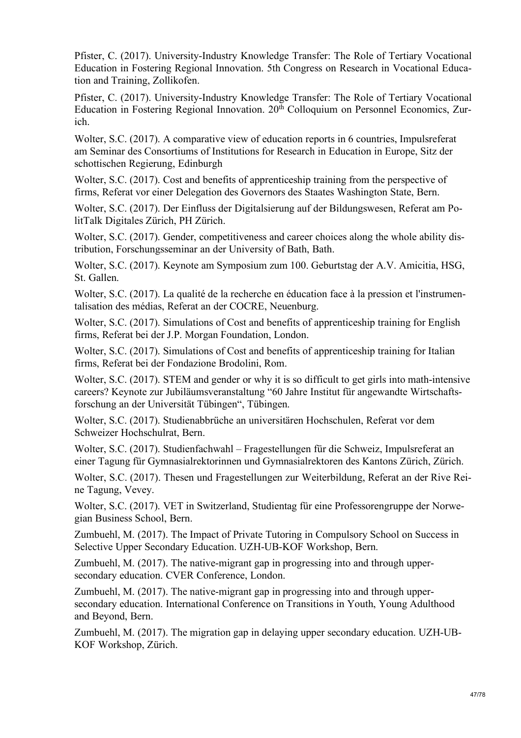Pfister, C. (2017). University-Industry Knowledge Transfer: The Role of Tertiary Vocational Education in Fostering Regional Innovation. 5th Congress on Research in Vocational Education and Training, Zollikofen.

Pfister, C. (2017). University-Industry Knowledge Transfer: The Role of Tertiary Vocational Education in Fostering Regional Innovation. 20th Colloquium on Personnel Economics, Zurich.

Wolter, S.C. (2017). A comparative view of education reports in 6 countries, Impulsreferat am Seminar des Consortiums of Institutions for Research in Education in Europe, Sitz der schottischen Regierung, Edinburgh

Wolter, S.C. (2017). Cost and benefits of apprenticeship training from the perspective of firms, Referat vor einer Delegation des Governors des Staates Washington State, Bern.

Wolter, S.C. (2017). Der Einfluss der Digitalsierung auf der Bildungswesen, Referat am PolitTalk Digitales Zürich, PH Zürich.

Wolter, S.C. (2017). Gender, competitiveness and career choices along the whole ability distribution, Forschungsseminar an der University of Bath, Bath.

Wolter, S.C. (2017). Keynote am Symposium zum 100. Geburtstag der A.V. Amicitia, HSG, St. Gallen.

Wolter, S.C. (2017). La qualité de la recherche en éducation face à la pression et l'instrumentalisation des médias, Referat an der COCRE, Neuenburg.

Wolter, S.C. (2017). Simulations of Cost and benefits of apprenticeship training for English firms, Referat bei der J.P. Morgan Foundation, London.

Wolter, S.C. (2017). Simulations of Cost and benefits of apprenticeship training for Italian firms, Referat bei der Fondazione Brodolini, Rom.

Wolter, S.C. (2017). STEM and gender or why it is so difficult to get girls into math-intensive careers? Keynote zur Jubiläumsveranstaltung "60 Jahre Institut für angewandte Wirtschaftsforschung an der Universität Tübingen", Tübingen.

Wolter, S.C. (2017). Studienabbrüche an universitären Hochschulen, Referat vor dem Schweizer Hochschulrat, Bern.

Wolter, S.C. (2017). Studienfachwahl – Fragestellungen für die Schweiz, Impulsreferat an einer Tagung für Gymnasialrektorinnen und Gymnasialrektoren des Kantons Zürich, Zürich.

Wolter, S.C. (2017). Thesen und Fragestellungen zur Weiterbildung, Referat an der Rive Reine Tagung, Vevey.

Wolter, S.C. (2017). VET in Switzerland, Studientag für eine Professorengruppe der Norwegian Business School, Bern.

Zumbuehl, M. (2017). The Impact of Private Tutoring in Compulsory School on Success in Selective Upper Secondary Education. UZH-UB-KOF Workshop, Bern.

Zumbuehl, M. (2017). The native-migrant gap in progressing into and through upper-secondary education. CVER Conference, London.

Zumbuehl, M. (2017). The native-migrant gap in progressing into and through upper-secondary education. International Conference on Transitions in Youth, Young Adulthood and Beyond, Bern.

Zumbuehl, M. (2017). The migration gap in delaying upper secondary education. UZH-UB-KOF Workshop, Zürich.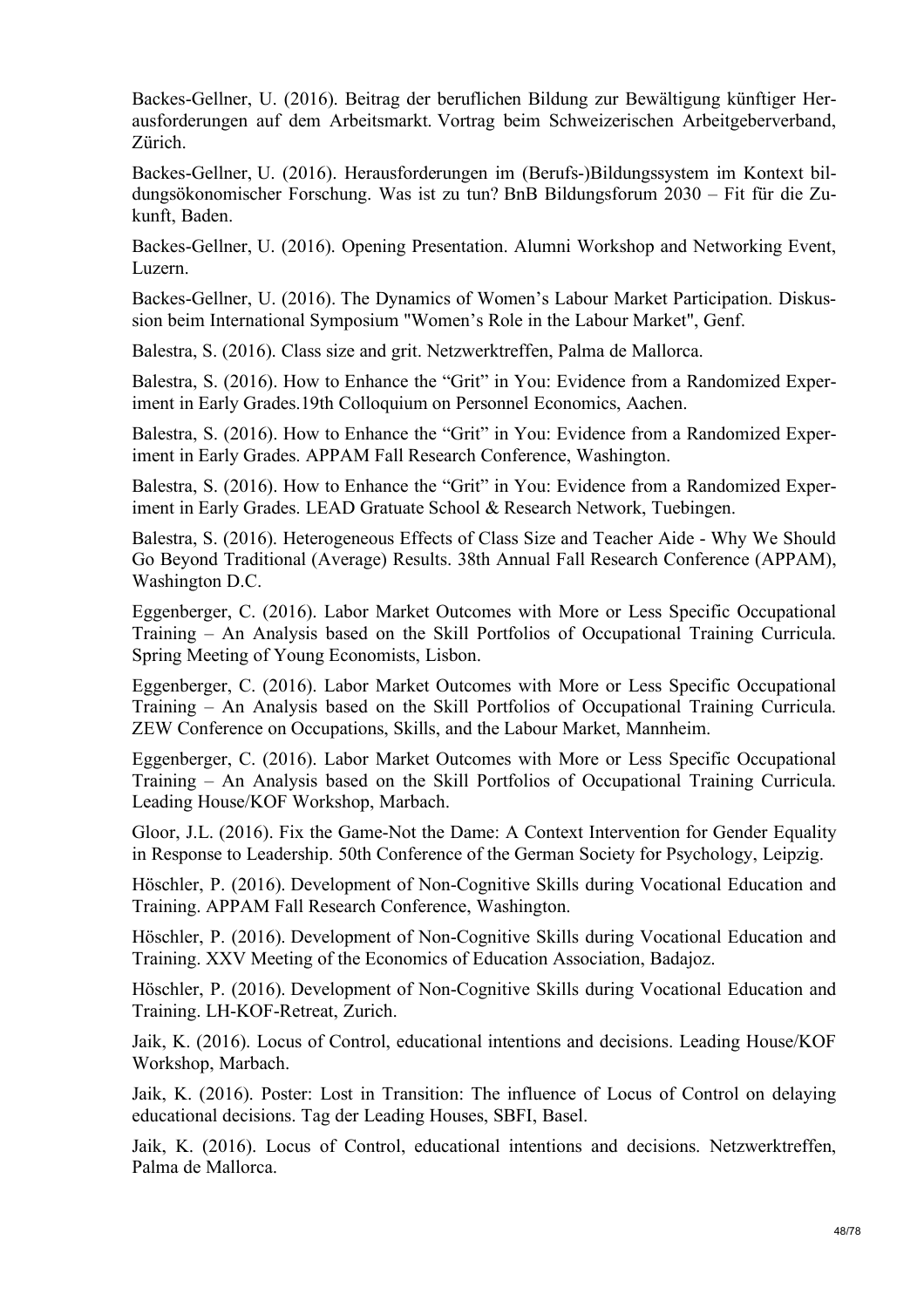Backes-Gellner, U. (2016). Beitrag der beruflichen Bildung zur Bewältigung künftiger Herausforderungen auf dem Arbeitsmarkt. Vortrag beim Schweizerischen Arbeitgeberverband, Zürich.

Backes-Gellner, U. (2016). Herausforderungen im (Berufs-)Bildungssystem im Kontext bildungsökonomischer Forschung. Was ist zu tun? BnB Bildungsforum 2030 – Fit für die Zukunft, Baden.

Backes-Gellner, U. (2016). Opening Presentation. Alumni Workshop and Networking Event, Luzern.

Backes-Gellner, U. (2016). The Dynamics of Women's Labour Market Participation. Diskussion beim International Symposium "Women's Role in the Labour Market", Genf.

Balestra, S. (2016). Class size and grit. Netzwerktreffen, Palma de Mallorca.

Balestra, S. (2016). How to Enhance the "Grit" in You: Evidence from a Randomized Experiment in Early Grades.19th Colloquium on Personnel Economics, Aachen.

Balestra, S. (2016). How to Enhance the "Grit" in You: Evidence from a Randomized Experiment in Early Grades. APPAM Fall Research Conference, Washington.

Balestra, S. (2016). How to Enhance the "Grit" in You: Evidence from a Randomized Experiment in Early Grades. LEAD Gratuate School & Research Network, Tuebingen.

Balestra, S. (2016). Heterogeneous Effects of Class Size and Teacher Aide - Why We Should Go Beyond Traditional (Average) Results. 38th Annual Fall Research Conference (APPAM), Washington D.C.

Eggenberger, C. (2016). Labor Market Outcomes with More or Less Specific Occupational Training – An Analysis based on the Skill Portfolios of Occupational Training Curricula. Spring Meeting of Young Economists, Lisbon.

Eggenberger, C. (2016). Labor Market Outcomes with More or Less Specific Occupational Training – An Analysis based on the Skill Portfolios of Occupational Training Curricula. ZEW Conference on Occupations, Skills, and the Labour Market, Mannheim.

Eggenberger, C. (2016). Labor Market Outcomes with More or Less Specific Occupational Training – An Analysis based on the Skill Portfolios of Occupational Training Curricula. Leading House/KOF Workshop, Marbach.

Gloor, J.L. (2016). Fix the Game-Not the Dame: A Context Intervention for Gender Equality in Response to Leadership. 50th Conference of the German Society for Psychology, Leipzig.

Höschler, P. (2016). Development of Non-Cognitive Skills during Vocational Education and Training. APPAM Fall Research Conference, Washington.

Höschler, P. (2016). Development of Non-Cognitive Skills during Vocational Education and Training. XXV Meeting of the Economics of Education Association, Badajoz.

Höschler, P. (2016). Development of Non-Cognitive Skills during Vocational Education and Training. LH-KOF-Retreat, Zurich.

Jaik, K. (2016). Locus of Control, educational intentions and decisions. Leading House/KOF Workshop, Marbach.

Jaik, K. (2016). Poster: Lost in Transition: The influence of Locus of Control on delaying educational decisions. Tag der Leading Houses, SBFI, Basel.

Jaik, K. (2016). Locus of Control, educational intentions and decisions. Netzwerktreffen, Palma de Mallorca.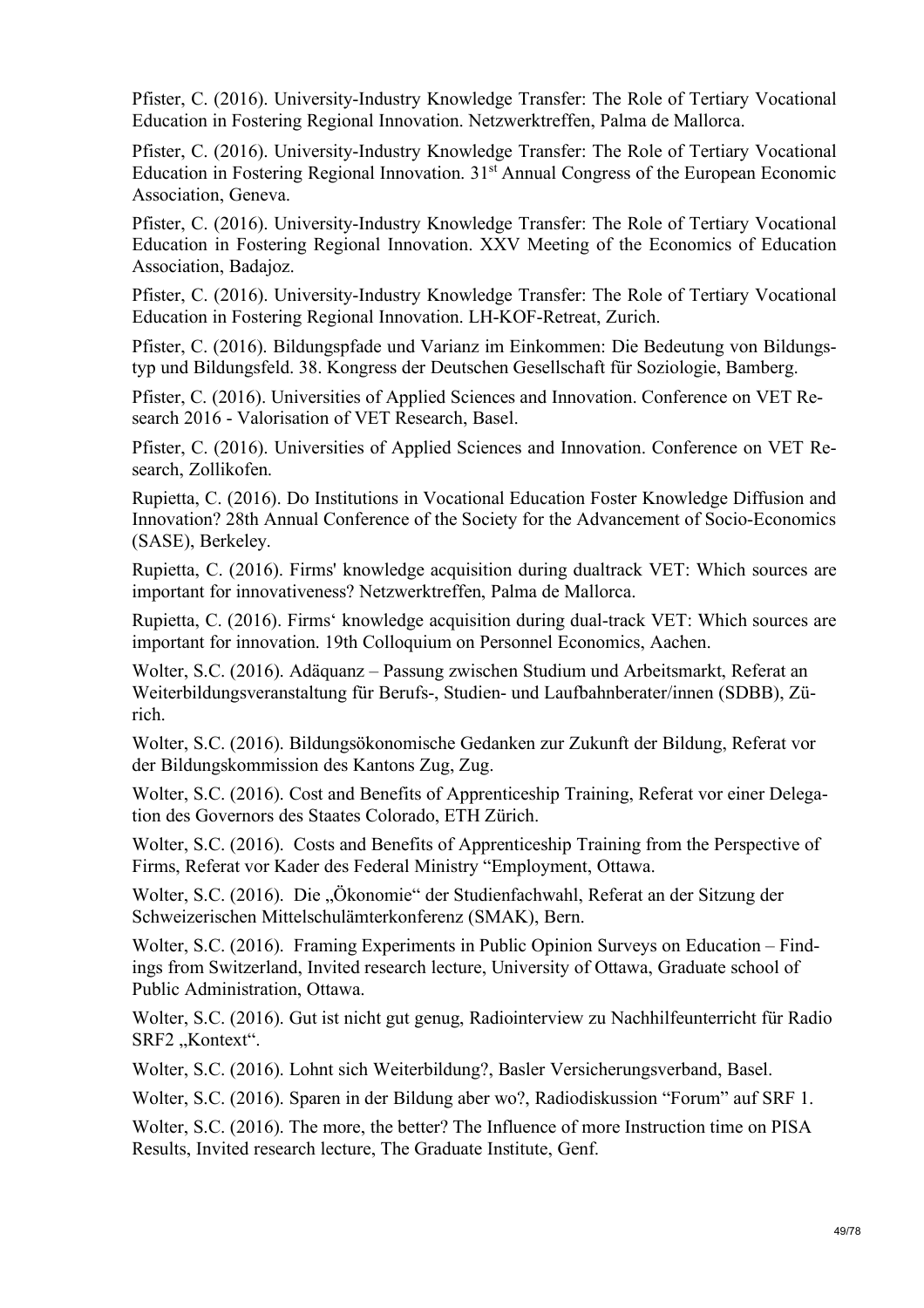Pfister, C. (2016). University-Industry Knowledge Transfer: The Role of Tertiary Vocational Education in Fostering Regional Innovation. Netzwerktreffen, Palma de Mallorca.

Pfister, C. (2016). University-Industry Knowledge Transfer: The Role of Tertiary Vocational Education in Fostering Regional Innovation. 31st Annual Congress of the European Economic Association, Geneva.

Pfister, C. (2016). University-Industry Knowledge Transfer: The Role of Tertiary Vocational Education in Fostering Regional Innovation. XXV Meeting of the Economics of Education Association, Badajoz.

Pfister, C. (2016). University-Industry Knowledge Transfer: The Role of Tertiary Vocational Education in Fostering Regional Innovation. LH-KOF-Retreat, Zurich.

Pfister, C. (2016). Bildungspfade und Varianz im Einkommen: Die Bedeutung von Bildungstyp und Bildungsfeld. 38. Kongress der Deutschen Gesellschaft für Soziologie, Bamberg.

Pfister, C. (2016). Universities of Applied Sciences and Innovation. Conference on VET Research 2016 - Valorisation of VET Research, Basel.

Pfister, C. (2016). Universities of Applied Sciences and Innovation. Conference on VET Research, Zollikofen.

Rupietta, C. (2016). Do Institutions in Vocational Education Foster Knowledge Diffusion and Innovation? 28th Annual Conference of the Society for the Advancement of Socio-Economics (SASE), Berkeley.

Rupietta, C. (2016). Firms' knowledge acquisition during dualtrack VET: Which sources are important for innovativeness? Netzwerktreffen, Palma de Mallorca.

Rupietta, C. (2016). Firms‘ knowledge acquisition during dual-track VET: Which sources are important for innovation. 19th Colloquium on Personnel Economics, Aachen.

Wolter, S.C. (2016). Adäquanz – Passung zwischen Studium und Arbeitsmarkt, Referat an Weiterbildungsveranstaltung für Berufs-, Studien- und Laufbahnberater/innen (SDBB), Zürich.

Wolter, S.C. (2016). Bildungsökonomische Gedanken zur Zukunft der Bildung, Referat vor der Bildungskommission des Kantons Zug, Zug.

Wolter, S.C. (2016). Cost and Benefits of Apprenticeship Training, Referat vor einer Delegation des Governors des Staates Colorado, ETH Zürich.

Wolter, S.C. (2016). Costs and Benefits of Apprenticeship Training from the Perspective of Firms, Referat vor Kader des Federal Ministry "Employment, Ottawa.

Wolter, S.C. (2016). Die „Ökonomie“ der Studienfachwahl, Referat an der Sitzung der Schweizerischen Mittelschulämterkonferenz (SMAK), Bern.

Wolter, S.C. (2016). Framing Experiments in Public Opinion Surveys on Education – Findings from Switzerland, Invited research lecture, University of Ottawa, Graduate school of Public Administration, Ottawa.

Wolter, S.C. (2016). Gut ist nicht gut genug, Radiointerview zu Nachhilfeunterricht für Radio SRF2 „Kontext“.

Wolter, S.C. (2016). Lohnt sich Weiterbildung?, Basler Versicherungsverband, Basel.

Wolter, S.C. (2016). Sparen in der Bildung aber wo?, Radiodiskussion "Forum" auf SRF 1.

Wolter, S.C. (2016). The more, the better? The Influence of more Instruction time on PISA Results, Invited research lecture, The Graduate Institute, Genf.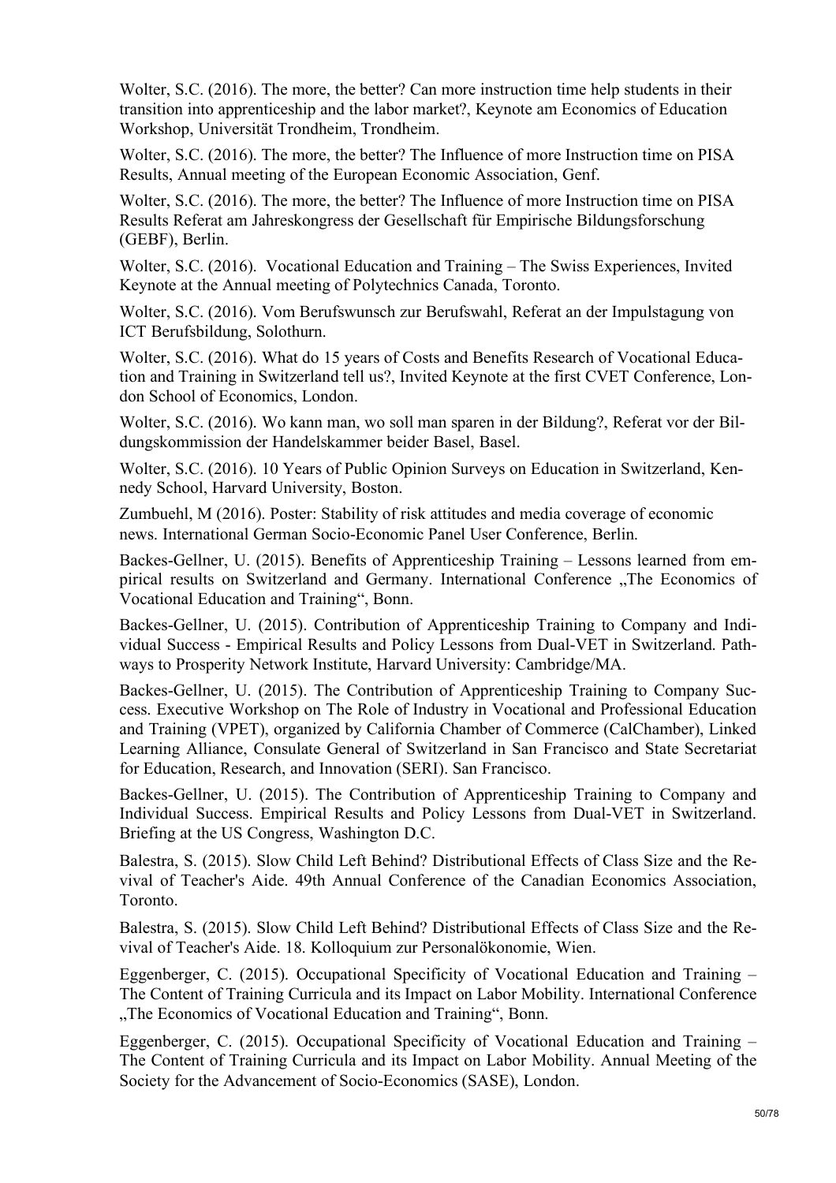Wolter, S.C. (2016). The more, the better? Can more instruction time help students in their transition into apprenticeship and the labor market?, Keynote am Economics of Education Workshop, Universität Trondheim, Trondheim.

Wolter, S.C. (2016). The more, the better? The Influence of more Instruction time on PISA Results, Annual meeting of the European Economic Association, Genf.

Wolter, S.C. (2016). The more, the better? The Influence of more Instruction time on PISA Results Referat am Jahreskongress der Gesellschaft für Empirische Bildungsforschung (GEBF), Berlin.

Wolter, S.C. (2016). Vocational Education and Training – The Swiss Experiences, Invited Keynote at the Annual meeting of Polytechnics Canada, Toronto.

Wolter, S.C. (2016). Vom Berufswunsch zur Berufswahl, Referat an der Impulstagung von ICT Berufsbildung, Solothurn.

Wolter, S.C. (2016). What do 15 years of Costs and Benefits Research of Vocational Education and Training in Switzerland tell us?, Invited Keynote at the first CVET Conference, London School of Economics, London.

Wolter, S.C. (2016). Wo kann man, wo soll man sparen in der Bildung?, Referat vor der Bildungskommission der Handelskammer beider Basel, Basel.

Wolter, S.C. (2016). 10 Years of Public Opinion Surveys on Education in Switzerland, Kennedy School, Harvard University, Boston.

Zumbuehl, M (2016). Poster: Stability of risk attitudes and media coverage of economic news. International German Socio-Economic Panel User Conference, Berlin.

Backes-Gellner, U. (2015). Benefits of Apprenticeship Training – Lessons learned from empirical results on Switzerland and Germany. International Conference „The Economics of Vocational Education and Training", Bonn.

Backes-Gellner, U. (2015). Contribution of Apprenticeship Training to Company and Individual Success - Empirical Results and Policy Lessons from Dual-VET in Switzerland. Pathways to Prosperity Network Institute, Harvard University: Cambridge/MA.

Backes-Gellner, U. (2015). The Contribution of Apprenticeship Training to Company Success. Executive Workshop on The Role of Industry in Vocational and Professional Education and Training (VPET), organized by California Chamber of Commerce (CalChamber), Linked Learning Alliance, Consulate General of Switzerland in San Francisco and State Secretariat for Education, Research, and Innovation (SERI). San Francisco.

Backes-Gellner, U. (2015). The Contribution of Apprenticeship Training to Company and Individual Success. Empirical Results and Policy Lessons from Dual-VET in Switzerland. Briefing at the US Congress, Washington D.C.

Balestra, S. (2015). Slow Child Left Behind? Distributional Effects of Class Size and the Revival of Teacher's Aide. 49th Annual Conference of the Canadian Economics Association, Toronto.

Balestra, S. (2015). Slow Child Left Behind? Distributional Effects of Class Size and the Revival of Teacher's Aide. 18. Kolloquium zur Personalökonomie, Wien.

Eggenberger, C. (2015). Occupational Specificity of Vocational Education and Training – The Content of Training Curricula and its Impact on Labor Mobility. International Conference „The Economics of Vocational Education and Training", Bonn.

Eggenberger, C. (2015). Occupational Specificity of Vocational Education and Training – The Content of Training Curricula and its Impact on Labor Mobility. Annual Meeting of the Society for the Advancement of Socio-Economics (SASE), London.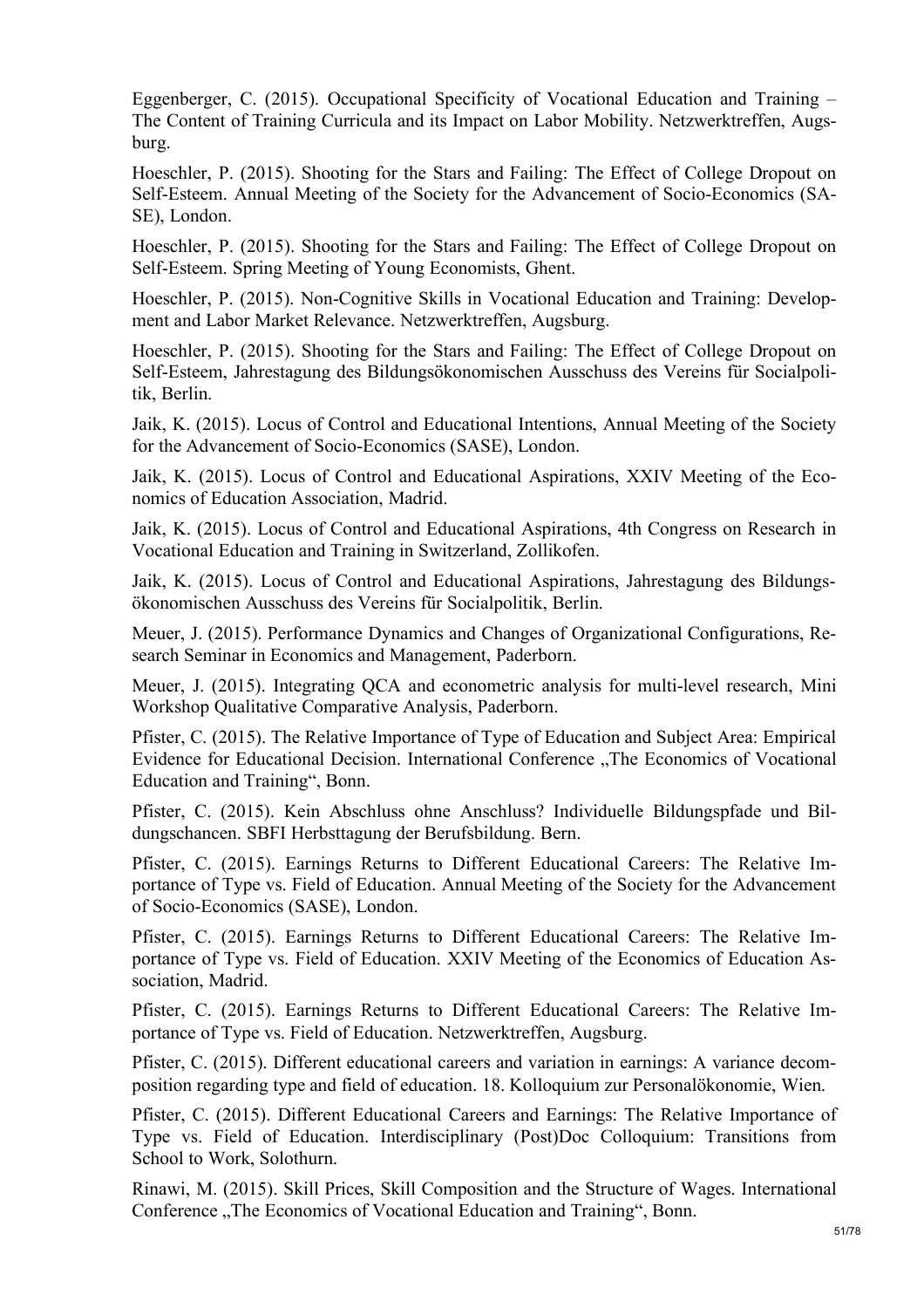Eggenberger, C. (2015). Occupational Specificity of Vocational Education and Training – The Content of Training Curricula and its Impact on Labor Mobility. Netzwerktreffen, Augsburg.

Hoeschler, P. (2015). Shooting for the Stars and Failing: The Effect of College Dropout on Self-Esteem. Annual Meeting of the Society for the Advancement of Socio-Economics (SASE), London.

Hoeschler, P. (2015). Shooting for the Stars and Failing: The Effect of College Dropout on Self-Esteem. Spring Meeting of Young Economists, Ghent.

Hoeschler, P. (2015). Non-Cognitive Skills in Vocational Education and Training: Development and Labor Market Relevance. Netzwerktreffen, Augsburg.

Hoeschler, P. (2015). Shooting for the Stars and Failing: The Effect of College Dropout on Self-Esteem, Jahrestagung des Bildungsökonomischen Ausschuss des Vereins für Socialpolitik, Berlin.

Jaik, K. (2015). Locus of Control and Educational Intentions, Annual Meeting of the Society for the Advancement of Socio-Economics (SASE), London.

Jaik, K. (2015). Locus of Control and Educational Aspirations, XXIV Meeting of the Economics of Education Association, Madrid.

Jaik, K. (2015). Locus of Control and Educational Aspirations, 4th Congress on Research in Vocational Education and Training in Switzerland, Zollikofen.

Jaik, K. (2015). Locus of Control and Educational Aspirations, Jahrestagung des Bildungsökonomischen Ausschuss des Vereins für Socialpolitik, Berlin.

Meuer, J. (2015). Performance Dynamics and Changes of Organizational Configurations, Research Seminar in Economics and Management, Paderborn.

Meuer, J. (2015). Integrating QCA and econometric analysis for multi-level research, Mini Workshop Qualitative Comparative Analysis, Paderborn.

Pfister, C. (2015). The Relative Importance of Type of Education and Subject Area: Empirical Evidence for Educational Decision. International Conference „The Economics of Vocational Education and Training", Bonn.

Pfister, C. (2015). Kein Abschluss ohne Anschluss? Individuelle Bildungspfade und Bildungschancen. SBFI Herbsttagung der Berufsbildung. Bern.

Pfister, C. (2015). Earnings Returns to Different Educational Careers: The Relative Importance of Type vs. Field of Education. Annual Meeting of the Society for the Advancement of Socio-Economics (SASE), London.

Pfister, C. (2015). Earnings Returns to Different Educational Careers: The Relative Importance of Type vs. Field of Education. XXIV Meeting of the Economics of Education Association, Madrid.

Pfister, C. (2015). Earnings Returns to Different Educational Careers: The Relative Importance of Type vs. Field of Education. Netzwerktreffen, Augsburg.

Pfister, C. (2015). Different educational careers and variation in earnings: A variance decomposition regarding type and field of education. 18. Kolloquium zur Personalökonomie, Wien.

Pfister, C. (2015). Different Educational Careers and Earnings: The Relative Importance of Type vs. Field of Education. Interdisciplinary (Post)Doc Colloquium: Transitions from School to Work, Solothurn.

Rinawi, M. (2015). Skill Prices, Skill Composition and the Structure of Wages. International Conference „The Economics of Vocational Education and Training", Bonn.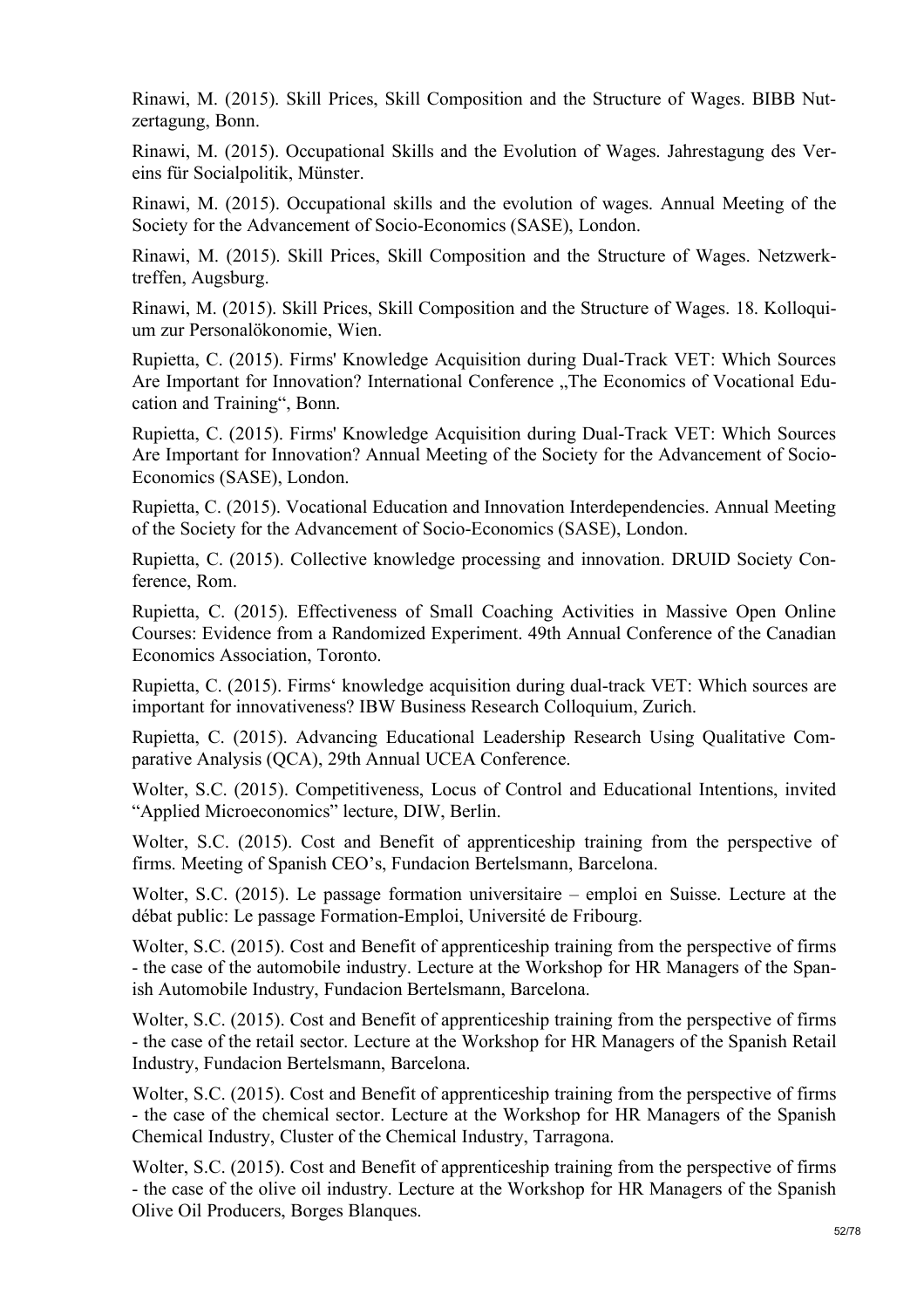Rinawi, M. (2015). Skill Prices, Skill Composition and the Structure of Wages. BIBB Nutzertagung, Bonn.

Rinawi, M. (2015). Occupational Skills and the Evolution of Wages. Jahrestagung des Vereins für Socialpolitik, Münster.

Rinawi, M. (2015). Occupational skills and the evolution of wages. Annual Meeting of the Society for the Advancement of Socio-Economics (SASE), London.

Rinawi, M. (2015). Skill Prices, Skill Composition and the Structure of Wages. Netzwerktreffen, Augsburg.

Rinawi, M. (2015). Skill Prices, Skill Composition and the Structure of Wages. 18. Kolloquium zur Personalökonomie, Wien.

Rupietta, C. (2015). Firms' Knowledge Acquisition during Dual-Track VET: Which Sources Are Important for Innovation? International Conference „The Economics of Vocational Education and Training“, Bonn.

Rupietta, C. (2015). Firms' Knowledge Acquisition during Dual-Track VET: Which Sources Are Important for Innovation? Annual Meeting of the Society for the Advancement of Socio-Economics (SASE), London.

Rupietta, C. (2015). Vocational Education and Innovation Interdependencies. Annual Meeting of the Society for the Advancement of Socio-Economics (SASE), London.

Rupietta, C. (2015). Collective knowledge processing and innovation. DRUID Society Conference, Rom.

Rupietta, C. (2015). Effectiveness of Small Coaching Activities in Massive Open Online Courses: Evidence from a Randomized Experiment. 49th Annual Conference of the Canadian Economics Association, Toronto.

Rupietta, C. (2015). Firms‘ knowledge acquisition during dual-track VET: Which sources are important for innovativeness? IBW Business Research Colloquium, Zurich.

Rupietta, C. (2015). Advancing Educational Leadership Research Using Qualitative Comparative Analysis (QCA), 29th Annual UCEA Conference.

Wolter, S.C. (2015). Competitiveness, Locus of Control and Educational Intentions, invited “Applied Microeconomics” lecture, DIW, Berlin.

Wolter, S.C. (2015). Cost and Benefit of apprenticeship training from the perspective of firms. Meeting of Spanish CEO’s, Fundacion Bertelsmann, Barcelona.

Wolter, S.C. (2015). Le passage formation universitaire – emploi en Suisse. Lecture at the débat public: Le passage Formation-Emploi, Université de Fribourg.

Wolter, S.C. (2015). Cost and Benefit of apprenticeship training from the perspective of firms - the case of the automobile industry. Lecture at the Workshop for HR Managers of the Spanish Automobile Industry, Fundacion Bertelsmann, Barcelona.

Wolter, S.C. (2015). Cost and Benefit of apprenticeship training from the perspective of firms - the case of the retail sector. Lecture at the Workshop for HR Managers of the Spanish Retail Industry, Fundacion Bertelsmann, Barcelona.

Wolter, S.C. (2015). Cost and Benefit of apprenticeship training from the perspective of firms - the case of the chemical sector. Lecture at the Workshop for HR Managers of the Spanish Chemical Industry, Cluster of the Chemical Industry, Tarragona.

Wolter, S.C. (2015). Cost and Benefit of apprenticeship training from the perspective of firms - the case of the olive oil industry. Lecture at the Workshop for HR Managers of the Spanish Olive Oil Producers, Borges Blanques.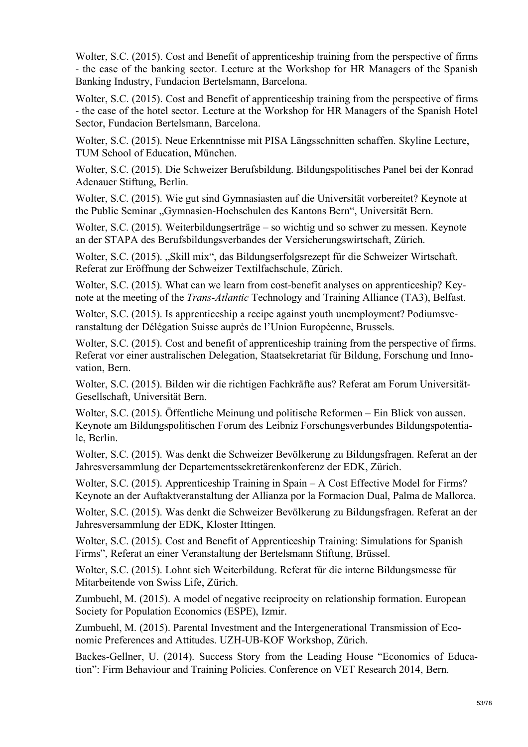Wolter, S.C. (2015). Cost and Benefit of apprenticeship training from the perspective of firms - the case of the banking sector. Lecture at the Workshop for HR Managers of the Spanish Banking Industry, Fundacion Bertelsmann, Barcelona.

Wolter, S.C. (2015). Cost and Benefit of apprenticeship training from the perspective of firms - the case of the hotel sector. Lecture at the Workshop for HR Managers of the Spanish Hotel Sector, Fundacion Bertelsmann, Barcelona.

Wolter, S.C. (2015). Neue Erkenntnisse mit PISA Längsschnitten schaffen. Skyline Lecture, TUM School of Education, München.

Wolter, S.C. (2015). Die Schweizer Berufsbildung. Bildungspolitisches Panel bei der Konrad Adenauer Stiftung, Berlin.

Wolter, S.C. (2015). Wie gut sind Gymnasiasten auf die Universität vorbereitet? Keynote at the Public Seminar „Gymnasien-Hochschulen des Kantons Bern", Universität Bern.

Wolter, S.C. (2015). Weiterbildungserträge – so wichtig und so schwer zu messen. Keynote an der STAPA des Berufsbildungsverbandes der Versicherungswirtschaft, Zürich.

Wolter, S.C. (2015). „Skill mix", das Bildungserfolgsrezept für die Schweizer Wirtschaft. Referat zur Eröffnung der Schweizer Textilfachschule, Zürich.

Wolter, S.C. (2015). What can we learn from cost-benefit analyses on apprenticeship? Keynote at the meeting of the *Trans-Atlantic* Technology and Training Alliance (TA3), Belfast.

Wolter, S.C. (2015). Is apprenticeship a recipe against youth unemployment? Podiumsveranstaltung der Délégation Suisse auprès de l'Union Européenne, Brussels.

Wolter, S.C. (2015). Cost and benefit of apprenticeship training from the perspective of firms. Referat vor einer australischen Delegation, Staatsekretariat für Bildung, Forschung und Innovation, Bern.

Wolter, S.C. (2015). Bilden wir die richtigen Fachkräfte aus? Referat am Forum Universität-Gesellschaft, Universität Bern.

Wolter, S.C. (2015). Öffentliche Meinung und politische Reformen – Ein Blick von aussen. Keynote am Bildungspolitischen Forum des Leibniz Forschungsverbundes Bildungspotentiale, Berlin.

Wolter, S.C. (2015). Was denkt die Schweizer Bevölkerung zu Bildungsfragen. Referat an der Jahresversammlung der Departementssekretärenkonferenz der EDK, Zürich.

Wolter, S.C. (2015). Apprenticeship Training in Spain – A Cost Effective Model for Firms? Keynote an der Auftaktveranstaltung der Allianza por la Formacion Dual, Palma de Mallorca.

Wolter, S.C. (2015). Was denkt die Schweizer Bevölkerung zu Bildungsfragen. Referat an der Jahresversammlung der EDK, Kloster Ittingen.

Wolter, S.C. (2015). Cost and Benefit of Apprenticeship Training: Simulations for Spanish Firms", Referat an einer Veranstaltung der Bertelsmann Stiftung, Brüssel.

Wolter, S.C. (2015). Lohnt sich Weiterbildung. Referat für die interne Bildungsmesse für Mitarbeitende von Swiss Life, Zürich.

Zumbuehl, M. (2015). A model of negative reciprocity on relationship formation. European Society for Population Economics (ESPE), Izmir.

Zumbuehl, M. (2015). Parental Investment and the Intergenerational Transmission of Economic Preferences and Attitudes. UZH-UB-KOF Workshop, Zürich.

Backes-Gellner, U. (2014). Success Story from the Leading House "Economics of Education": Firm Behaviour and Training Policies. Conference on VET Research 2014, Bern.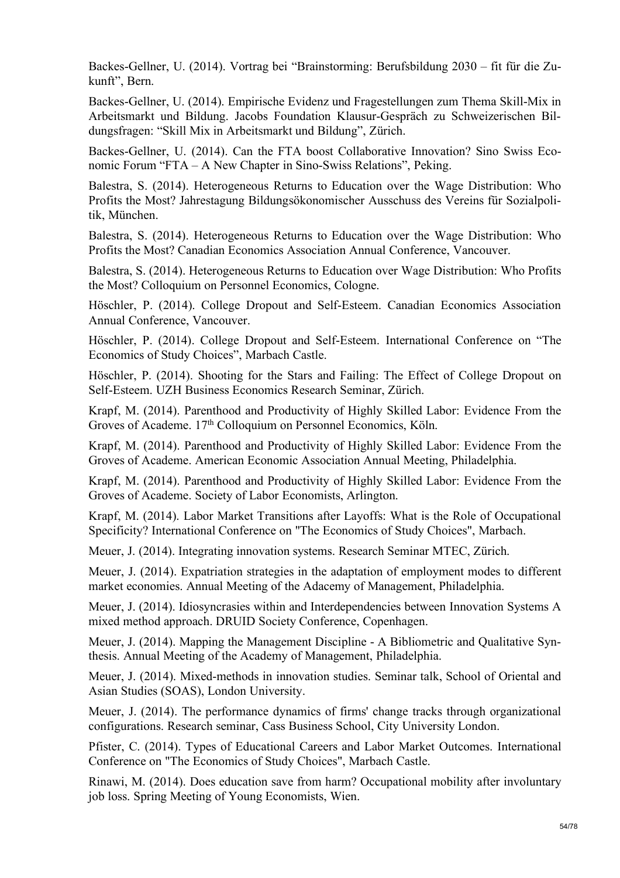Backes-Gellner, U. (2014). Vortrag bei "Brainstorming: Berufsbildung 2030 – fit für die Zukunft", Bern.

Backes-Gellner, U. (2014). Empirische Evidenz und Fragestellungen zum Thema Skill-Mix in Arbeitsmarkt und Bildung. Jacobs Foundation Klausur-Gespräch zu Schweizerischen Bildungsfragen: "Skill Mix in Arbeitsmarkt und Bildung", Zürich.

Backes-Gellner, U. (2014). Can the FTA boost Collaborative Innovation? Sino Swiss Economic Forum "FTA – A New Chapter in Sino-Swiss Relations", Peking.

Balestra, S. (2014). Heterogeneous Returns to Education over the Wage Distribution: Who Profits the Most? Jahrestagung Bildungsökonomischer Ausschuss des Vereins für Sozialpolitik, München.

Balestra, S. (2014). Heterogeneous Returns to Education over the Wage Distribution: Who Profits the Most? Canadian Economics Association Annual Conference, Vancouver.

Balestra, S. (2014). Heterogeneous Returns to Education over Wage Distribution: Who Profits the Most? Colloquium on Personnel Economics, Cologne.

Höschler, P. (2014). College Dropout and Self-Esteem. Canadian Economics Association Annual Conference, Vancouver.

Höschler, P. (2014). College Dropout and Self-Esteem. International Conference on "The Economics of Study Choices", Marbach Castle.

Höschler, P. (2014). Shooting for the Stars and Failing: The Effect of College Dropout on Self-Esteem. UZH Business Economics Research Seminar, Zürich.

Krapf, M. (2014). Parenthood and Productivity of Highly Skilled Labor: Evidence From the Groves of Academe. 17th Colloquium on Personnel Economics, Köln.

Krapf, M. (2014). Parenthood and Productivity of Highly Skilled Labor: Evidence From the Groves of Academe. American Economic Association Annual Meeting, Philadelphia.

Krapf, M. (2014). Parenthood and Productivity of Highly Skilled Labor: Evidence From the Groves of Academe. Society of Labor Economists, Arlington.

Krapf, M. (2014). Labor Market Transitions after Layoffs: What is the Role of Occupational Specificity? International Conference on "The Economics of Study Choices", Marbach.

Meuer, J. (2014). Integrating innovation systems. Research Seminar MTEC, Zürich.

Meuer, J. (2014). Expatriation strategies in the adaptation of employment modes to different market economies. Annual Meeting of the Adacemy of Management, Philadelphia.

Meuer, J. (2014). Idiosyncrasies within and Interdependencies between Innovation Systems A mixed method approach. DRUID Society Conference, Copenhagen.

Meuer, J. (2014). Mapping the Management Discipline - A Bibliometric and Qualitative Synthesis. Annual Meeting of the Academy of Management, Philadelphia.

Meuer, J. (2014). Mixed-methods in innovation studies. Seminar talk, School of Oriental and Asian Studies (SOAS), London University.

Meuer, J. (2014). The performance dynamics of firms' change tracks through organizational configurations. Research seminar, Cass Business School, City University London.

Pfister, C. (2014). Types of Educational Careers and Labor Market Outcomes. International Conference on "The Economics of Study Choices", Marbach Castle.

Rinawi, M. (2014). Does education save from harm? Occupational mobility after involuntary job loss. Spring Meeting of Young Economists, Wien.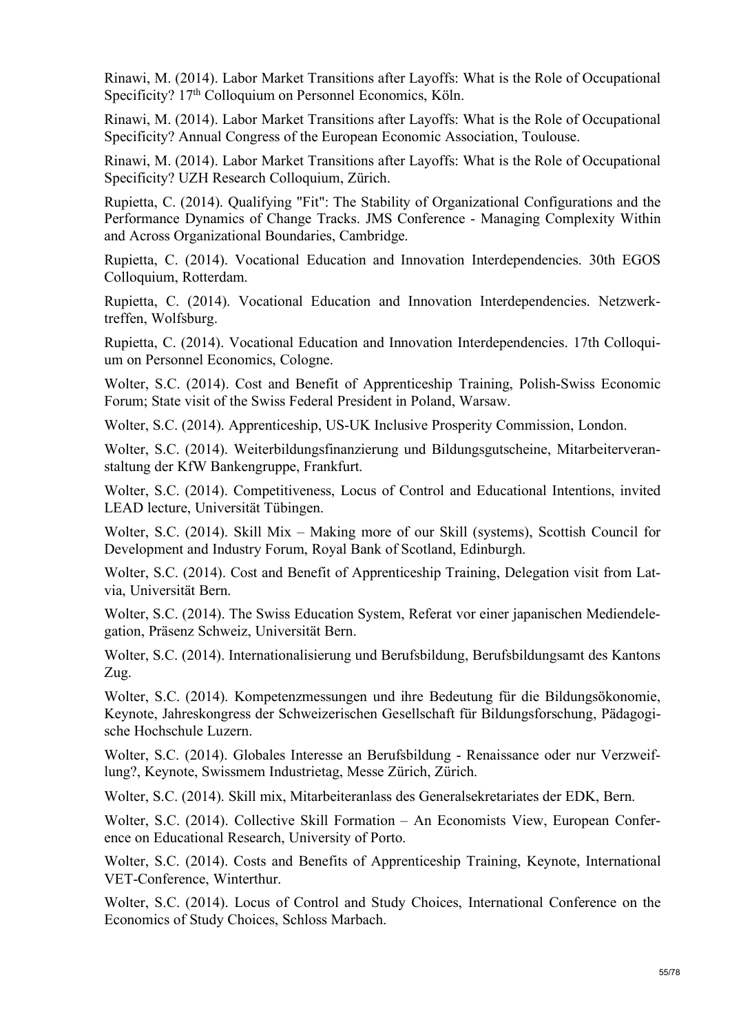Rinawi, M. (2014). Labor Market Transitions after Layoffs: What is the Role of Occupational Specificity? 17th Colloquium on Personnel Economics, Köln.

Rinawi, M. (2014). Labor Market Transitions after Layoffs: What is the Role of Occupational Specificity? Annual Congress of the European Economic Association, Toulouse.

Rinawi, M. (2014). Labor Market Transitions after Layoffs: What is the Role of Occupational Specificity? UZH Research Colloquium, Zürich.

Rupietta, C. (2014). Qualifying "Fit": The Stability of Organizational Configurations and the Performance Dynamics of Change Tracks. JMS Conference - Managing Complexity Within and Across Organizational Boundaries, Cambridge.

Rupietta, C. (2014). Vocational Education and Innovation Interdependencies. 30th EGOS Colloquium, Rotterdam.

Rupietta, C. (2014). Vocational Education and Innovation Interdependencies. Netzwerktreffen, Wolfsburg.

Rupietta, C. (2014). Vocational Education and Innovation Interdependencies. 17th Colloquium on Personnel Economics, Cologne.

Wolter, S.C. (2014). Cost and Benefit of Apprenticeship Training, Polish-Swiss Economic Forum; State visit of the Swiss Federal President in Poland, Warsaw.

Wolter, S.C. (2014). Apprenticeship, US-UK Inclusive Prosperity Commission, London.

Wolter, S.C. (2014). Weiterbildungsfinanzierung und Bildungsgutscheine, Mitarbeiterveranstaltung der KfW Bankengruppe, Frankfurt.

Wolter, S.C. (2014). Competitiveness, Locus of Control and Educational Intentions, invited LEAD lecture, Universität Tübingen.

Wolter, S.C. (2014). Skill Mix – Making more of our Skill (systems), Scottish Council for Development and Industry Forum, Royal Bank of Scotland, Edinburgh.

Wolter, S.C. (2014). Cost and Benefit of Apprenticeship Training, Delegation visit from Latvia, Universität Bern.

Wolter, S.C. (2014). The Swiss Education System, Referat vor einer japanischen Mediendelegation, Präsenz Schweiz, Universität Bern.

Wolter, S.C. (2014). Internationalisierung und Berufsbildung, Berufsbildungsamt des Kantons Zug.

Wolter, S.C. (2014). Kompetenzmessungen und ihre Bedeutung für die Bildungsökonomie, Keynote, Jahreskongress der Schweizerischen Gesellschaft für Bildungsforschung, Pädagogische Hochschule Luzern.

Wolter, S.C. (2014). Globales Interesse an Berufsbildung - Renaissance oder nur Verzweiflung?, Keynote, Swissmem Industrietag, Messe Zürich, Zürich.

Wolter, S.C. (2014). Skill mix, Mitarbeiteranlass des Generalsekretariates der EDK, Bern.

Wolter, S.C. (2014). Collective Skill Formation – An Economists View, European Conference on Educational Research, University of Porto.

Wolter, S.C. (2014). Costs and Benefits of Apprenticeship Training, Keynote, International VET-Conference, Winterthur.

Wolter, S.C. (2014). Locus of Control and Study Choices, International Conference on the Economics of Study Choices, Schloss Marbach.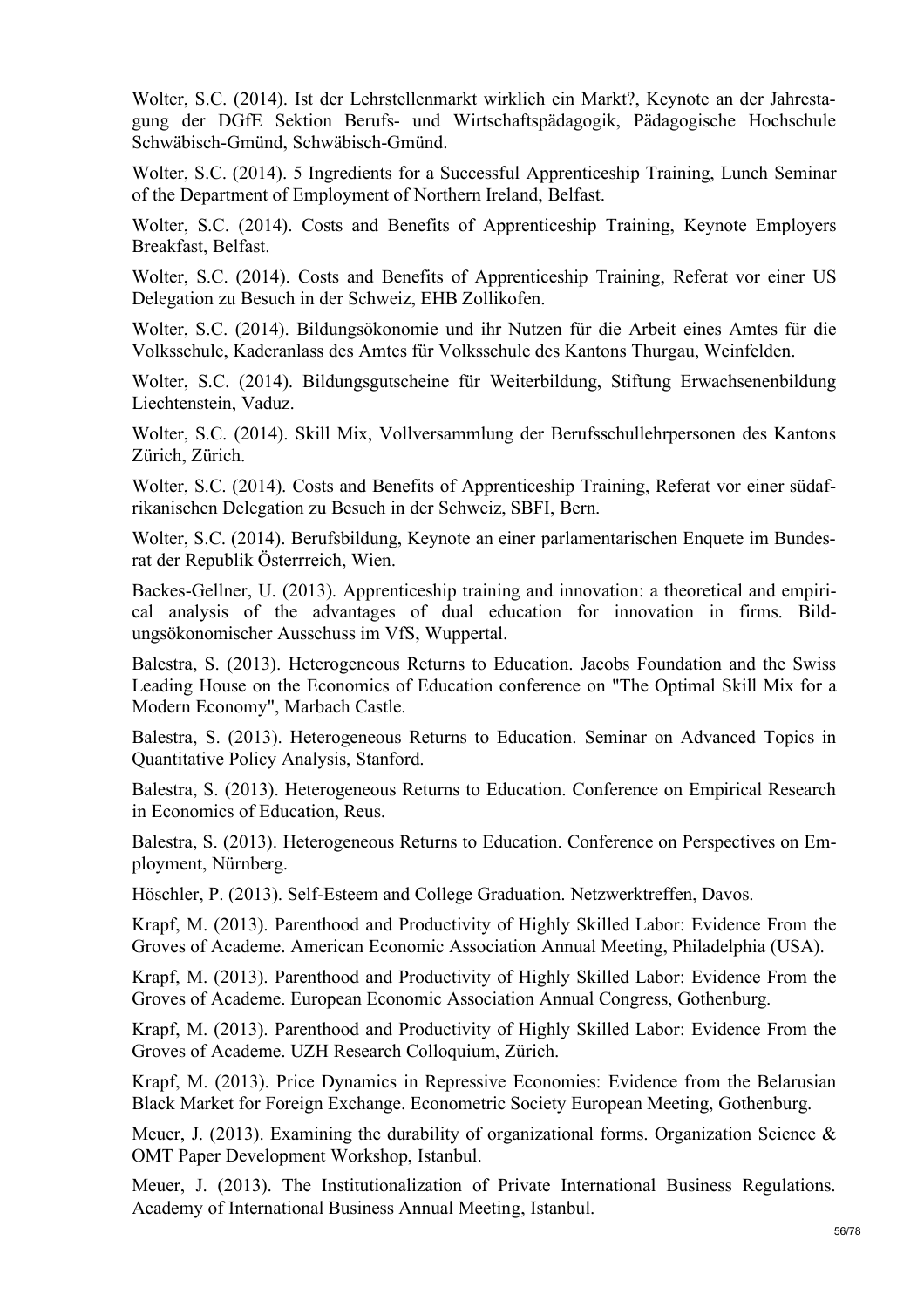Wolter, S.C. (2014). Ist der Lehrstellenmarkt wirklich ein Markt?, Keynote an der Jahrestagung der DGfE Sektion Berufs- und Wirtschaftspädagogik, Pädagogische Hochschule Schwäbisch-Gmünd, Schwäbisch-Gmünd.

Wolter, S.C. (2014). 5 Ingredients for a Successful Apprenticeship Training, Lunch Seminar of the Department of Employment of Northern Ireland, Belfast.

Wolter, S.C. (2014). Costs and Benefits of Apprenticeship Training, Keynote Employers Breakfast, Belfast.

Wolter, S.C. (2014). Costs and Benefits of Apprenticeship Training, Referat vor einer US Delegation zu Besuch in der Schweiz, EHB Zollikofen.

Wolter, S.C. (2014). Bildungsökonomie und ihr Nutzen für die Arbeit eines Amtes für die Volksschule, Kaderanlass des Amtes für Volksschule des Kantons Thurgau, Weinfelden.

Wolter, S.C. (2014). Bildungsgutscheine für Weiterbildung, Stiftung Erwachsenenbildung Liechtenstein, Vaduz.

Wolter, S.C. (2014). Skill Mix, Vollversammlung der Berufsschullehrpersonen des Kantons Zürich, Zürich.

Wolter, S.C. (2014). Costs and Benefits of Apprenticeship Training, Referat vor einer südafrikanischen Delegation zu Besuch in der Schweiz, SBFI, Bern.

Wolter, S.C. (2014). Berufsbildung, Keynote an einer parlamentarischen Enquete im Bundesrat der Republik Österrreich, Wien.

Backes-Gellner, U. (2013). Apprenticeship training and innovation: a theoretical and empirical analysis of the advantages of dual education for innovation in firms. Bildungsökonomischer Ausschuss im VfS, Wuppertal.

Balestra, S. (2013). Heterogeneous Returns to Education. Jacobs Foundation and the Swiss Leading House on the Economics of Education conference on "The Optimal Skill Mix for a Modern Economy", Marbach Castle.

Balestra, S. (2013). Heterogeneous Returns to Education. Seminar on Advanced Topics in Quantitative Policy Analysis, Stanford.

Balestra, S. (2013). Heterogeneous Returns to Education. Conference on Empirical Research in Economics of Education, Reus.

Balestra, S. (2013). Heterogeneous Returns to Education. Conference on Perspectives on Employment, Nürnberg.

Höschler, P. (2013). Self-Esteem and College Graduation. Netzwerktreffen, Davos.

Krapf, M. (2013). Parenthood and Productivity of Highly Skilled Labor: Evidence From the Groves of Academe. American Economic Association Annual Meeting, Philadelphia (USA).

Krapf, M. (2013). Parenthood and Productivity of Highly Skilled Labor: Evidence From the Groves of Academe. European Economic Association Annual Congress, Gothenburg.

Krapf, M. (2013). Parenthood and Productivity of Highly Skilled Labor: Evidence From the Groves of Academe. UZH Research Colloquium, Zürich.

Krapf, M. (2013). Price Dynamics in Repressive Economies: Evidence from the Belarusian Black Market for Foreign Exchange. Econometric Society European Meeting, Gothenburg.

Meuer, J. (2013). Examining the durability of organizational forms. Organization Science & OMT Paper Development Workshop, Istanbul.

Meuer, J. (2013). The Institutionalization of Private International Business Regulations. Academy of International Business Annual Meeting, Istanbul.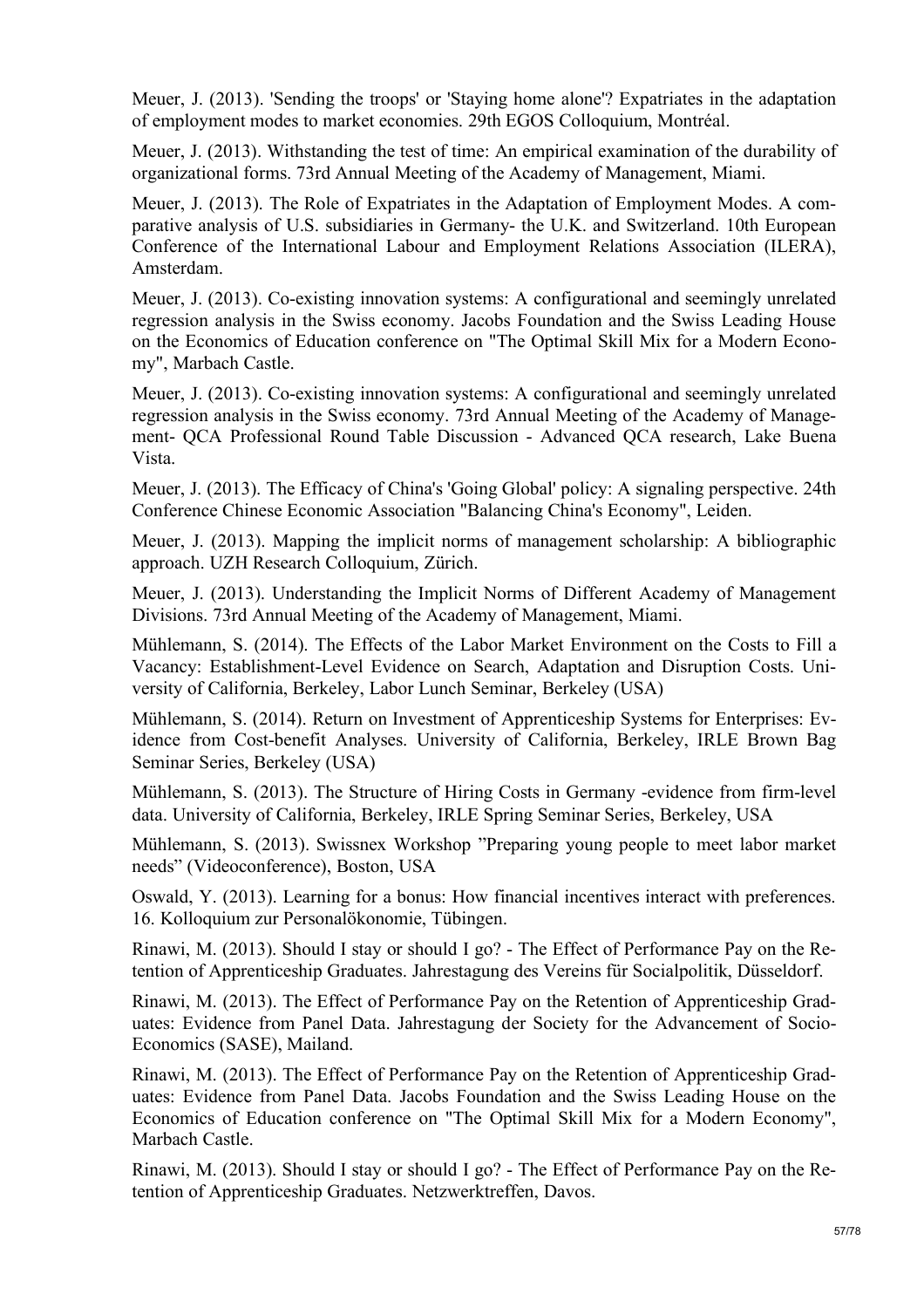Meuer, J. (2013). 'Sending the troops' or 'Staying home alone'? Expatriates in the adaptation of employment modes to market economies. 29th EGOS Colloquium, Montréal.

Meuer, J. (2013). Withstanding the test of time: An empirical examination of the durability of organizational forms. 73rd Annual Meeting of the Academy of Management, Miami.

Meuer, J. (2013). The Role of Expatriates in the Adaptation of Employment Modes. A comparative analysis of U.S. subsidiaries in Germany- the U.K. and Switzerland. 10th European Conference of the International Labour and Employment Relations Association (ILERA), Amsterdam.

Meuer, J. (2013). Co-existing innovation systems: A configurational and seemingly unrelated regression analysis in the Swiss economy. Jacobs Foundation and the Swiss Leading House on the Economics of Education conference on "The Optimal Skill Mix for a Modern Economy", Marbach Castle.

Meuer, J. (2013). Co-existing innovation systems: A configurational and seemingly unrelated regression analysis in the Swiss economy. 73rd Annual Meeting of the Academy of Management- QCA Professional Round Table Discussion - Advanced QCA research, Lake Buena Vista.

Meuer, J. (2013). The Efficacy of China's 'Going Global' policy: A signaling perspective. 24th Conference Chinese Economic Association "Balancing China's Economy", Leiden.

Meuer, J. (2013). Mapping the implicit norms of management scholarship: A bibliographic approach. UZH Research Colloquium, Zürich.

Meuer, J. (2013). Understanding the Implicit Norms of Different Academy of Management Divisions. 73rd Annual Meeting of the Academy of Management, Miami.

Mühlemann, S. (2014). The Effects of the Labor Market Environment on the Costs to Fill a Vacancy: Establishment-Level Evidence on Search, Adaptation and Disruption Costs. University of California, Berkeley, Labor Lunch Seminar, Berkeley (USA)

Mühlemann, S. (2014). Return on Investment of Apprenticeship Systems for Enterprises: Evidence from Cost-benefit Analyses. University of California, Berkeley, IRLE Brown Bag Seminar Series, Berkeley (USA)

Mühlemann, S. (2013). The Structure of Hiring Costs in Germany -evidence from firm-level data. University of California, Berkeley, IRLE Spring Seminar Series, Berkeley, USA

Mühlemann, S. (2013). Swissnex Workshop "Preparing young people to meet labor market needs" (Videoconference), Boston, USA

Oswald, Y. (2013). Learning for a bonus: How financial incentives interact with preferences. 16. Kolloquium zur Personalökonomie, Tübingen.

Rinawi, M. (2013). Should I stay or should I go? - The Effect of Performance Pay on the Retention of Apprenticeship Graduates. Jahrestagung des Vereins für Socialpolitik, Düsseldorf.

Rinawi, M. (2013). The Effect of Performance Pay on the Retention of Apprenticeship Graduates: Evidence from Panel Data. Jahrestagung der Society for the Advancement of Socio-Economics (SASE), Mailand.

Rinawi, M. (2013). The Effect of Performance Pay on the Retention of Apprenticeship Graduates: Evidence from Panel Data. Jacobs Foundation and the Swiss Leading House on the Economics of Education conference on "The Optimal Skill Mix for a Modern Economy", Marbach Castle.

Rinawi, M. (2013). Should I stay or should I go? - The Effect of Performance Pay on the Retention of Apprenticeship Graduates. Netzwerktreffen, Davos.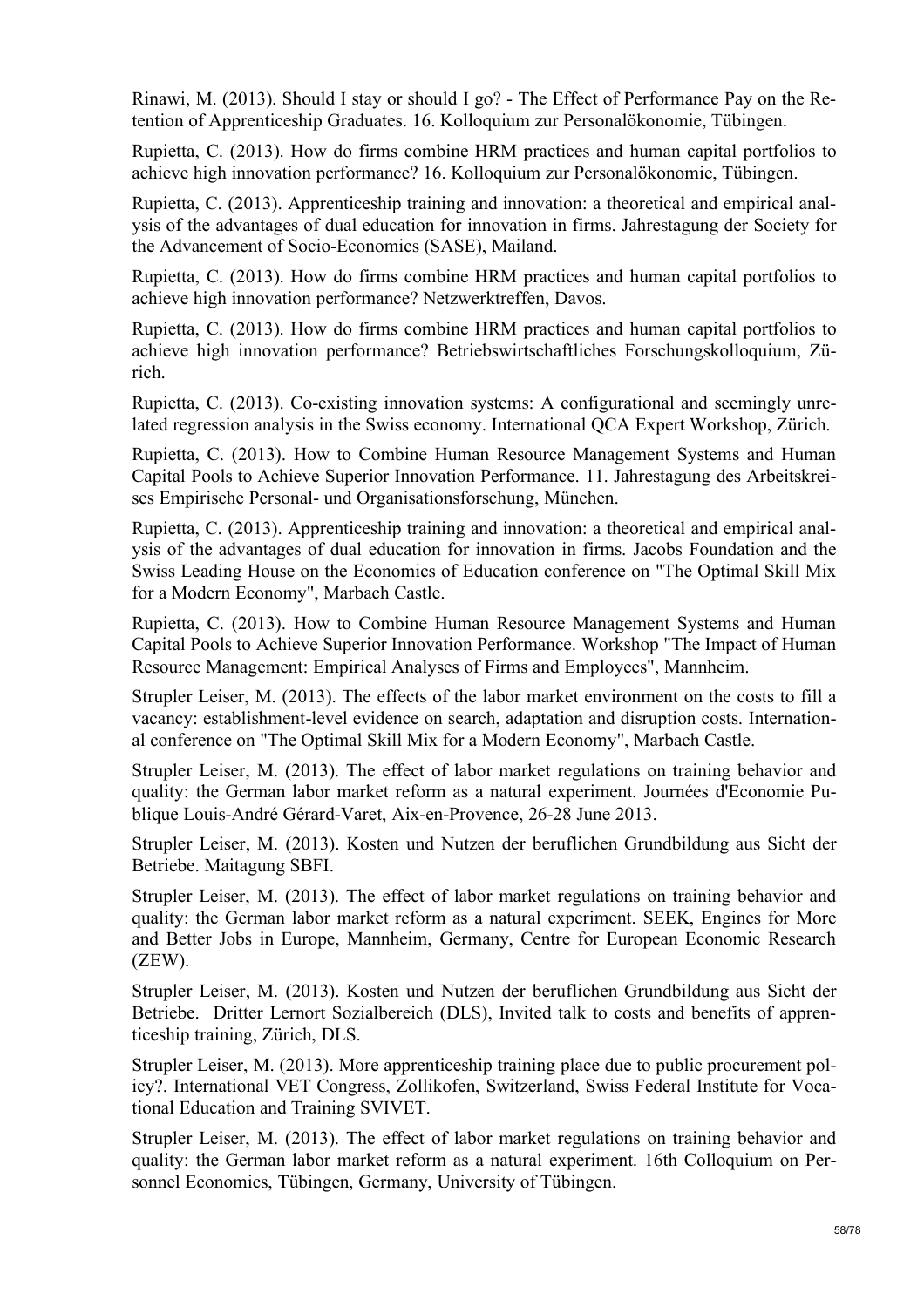Rinawi, M. (2013). Should I stay or should I go? - The Effect of Performance Pay on the Retention of Apprenticeship Graduates. 16. Kolloquium zur Personalökonomie, Tübingen.

Rupietta, C. (2013). How do firms combine HRM practices and human capital portfolios to achieve high innovation performance? 16. Kolloquium zur Personalökonomie, Tübingen.

Rupietta, C. (2013). Apprenticeship training and innovation: a theoretical and empirical analysis of the advantages of dual education for innovation in firms. Jahrestagung der Society for the Advancement of Socio-Economics (SASE), Mailand.

Rupietta, C. (2013). How do firms combine HRM practices and human capital portfolios to achieve high innovation performance? Netzwerktreffen, Davos.

Rupietta, C. (2013). How do firms combine HRM practices and human capital portfolios to achieve high innovation performance? Betriebswirtschaftliches Forschungskolloquium, Zürich.

Rupietta, C. (2013). Co-existing innovation systems: A configurational and seemingly unrelated regression analysis in the Swiss economy. International QCA Expert Workshop, Zürich.

Rupietta, C. (2013). How to Combine Human Resource Management Systems and Human Capital Pools to Achieve Superior Innovation Performance. 11. Jahrestagung des Arbeitskreises Empirische Personal- und Organisationsforschung, München.

Rupietta, C. (2013). Apprenticeship training and innovation: a theoretical and empirical analysis of the advantages of dual education for innovation in firms. Jacobs Foundation and the Swiss Leading House on the Economics of Education conference on "The Optimal Skill Mix for a Modern Economy", Marbach Castle.

Rupietta, C. (2013). How to Combine Human Resource Management Systems and Human Capital Pools to Achieve Superior Innovation Performance. Workshop "The Impact of Human Resource Management: Empirical Analyses of Firms and Employees", Mannheim.

Strupler Leiser, M. (2013). The effects of the labor market environment on the costs to fill a vacancy: establishment-level evidence on search, adaptation and disruption costs. International conference on "The Optimal Skill Mix for a Modern Economy", Marbach Castle.

Strupler Leiser, M. (2013). The effect of labor market regulations on training behavior and quality: the German labor market reform as a natural experiment. Journées d'Economie Publique Louis-André Gérard-Varet, Aix-en-Provence, 26-28 June 2013.

Strupler Leiser, M. (2013). Kosten und Nutzen der beruflichen Grundbildung aus Sicht der Betriebe. Maitagung SBFI.

Strupler Leiser, M. (2013). The effect of labor market regulations on training behavior and quality: the German labor market reform as a natural experiment. SEEK, Engines for More and Better Jobs in Europe, Mannheim, Germany, Centre for European Economic Research (ZEW).

Strupler Leiser, M. (2013). Kosten und Nutzen der beruflichen Grundbildung aus Sicht der Betriebe. Dritter Lernort Sozialbereich (DLS), Invited talk to costs and benefits of apprenticeship training, Zürich, DLS.

Strupler Leiser, M. (2013). More apprenticeship training place due to public procurement policy?. International VET Congress, Zollikofen, Switzerland, Swiss Federal Institute for Vocational Education and Training SVIVET.

Strupler Leiser, M. (2013). The effect of labor market regulations on training behavior and quality: the German labor market reform as a natural experiment. 16th Colloquium on Personnel Economics, Tübingen, Germany, University of Tübingen.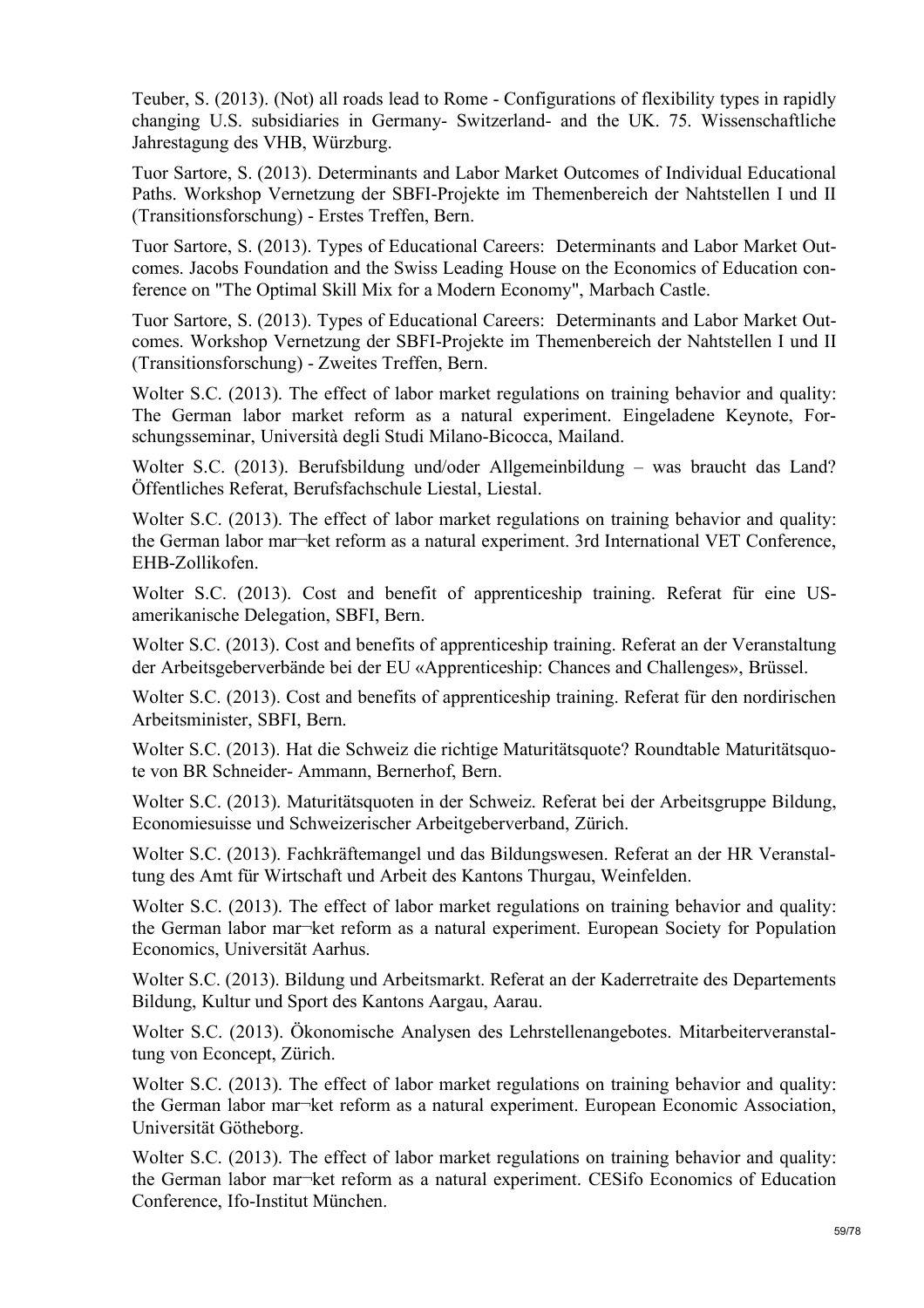Teuber, S. (2013). (Not) all roads lead to Rome - Configurations of flexibility types in rapidly changing U.S. subsidiaries in Germany- Switzerland- and the UK. 75. Wissenschaftliche Jahrestagung des VHB, Würzburg.

Tuor Sartore, S. (2013). Determinants and Labor Market Outcomes of Individual Educational Paths. Workshop Vernetzung der SBFI-Projekte im Themenbereich der Nahtstellen I und II (Transitionsforschung) - Erstes Treffen, Bern.

Tuor Sartore, S. (2013). Types of Educational Careers: Determinants and Labor Market Outcomes. Jacobs Foundation and the Swiss Leading House on the Economics of Education conference on "The Optimal Skill Mix for a Modern Economy", Marbach Castle.

Tuor Sartore, S. (2013). Types of Educational Careers: Determinants and Labor Market Outcomes. Workshop Vernetzung der SBFI-Projekte im Themenbereich der Nahtstellen I und II (Transitionsforschung) - Zweites Treffen, Bern.

Wolter S.C. (2013). The effect of labor market regulations on training behavior and quality: The German labor market reform as a natural experiment. Eingeladene Keynote, Forschungsseminar, Università degli Studi Milano-Bicocca, Mailand.

Wolter S.C. (2013). Berufsbildung und/oder Allgemeinbildung – was braucht das Land? Öffentliches Referat, Berufsfachschule Liestal, Liestal.

Wolter S.C. (2013). The effect of labor market regulations on training behavior and quality: the German labor mar¬ket reform as a natural experiment. 3rd International VET Conference, EHB-Zollikofen.

Wolter S.C. (2013). Cost and benefit of apprenticeship training. Referat für eine US-amerikanische Delegation, SBFI, Bern.

Wolter S.C. (2013). Cost and benefits of apprenticeship training. Referat an der Veranstaltung der Arbeitsgeberverbände bei der EU «Apprenticeship: Chances and Challenges», Brüssel.

Wolter S.C. (2013). Cost and benefits of apprenticeship training. Referat für den nordirischen Arbeitsminister, SBFI, Bern.

Wolter S.C. (2013). Hat die Schweiz die richtige Maturitätsquote? Roundtable Maturitätsquote von BR Schneider- Ammann, Bernerhof, Bern.

Wolter S.C. (2013). Maturitätsquoten in der Schweiz. Referat bei der Arbeitsgruppe Bildung, Economiesuisse und Schweizerischer Arbeitgeberverband, Zürich.

Wolter S.C. (2013). Fachkräftemangel und das Bildungswesen. Referat an der HR Veranstaltung des Amt für Wirtschaft und Arbeit des Kantons Thurgau, Weinfelden.

Wolter S.C. (2013). The effect of labor market regulations on training behavior and quality: the German labor mar¬ket reform as a natural experiment. European Society for Population Economics, Universität Aarhus.

Wolter S.C. (2013). Bildung und Arbeitsmarkt. Referat an der Kaderretraite des Departements Bildung, Kultur und Sport des Kantons Aargau, Aarau.

Wolter S.C. (2013). Ökonomische Analysen des Lehrstellenangebotes. Mitarbeiterveranstaltung von Econcept, Zürich.

Wolter S.C. (2013). The effect of labor market regulations on training behavior and quality: the German labor mar¬ket reform as a natural experiment. European Economic Association, Universität Götheborg.

Wolter S.C. (2013). The effect of labor market regulations on training behavior and quality: the German labor mar¬ket reform as a natural experiment. CESifo Economics of Education Conference, Ifo-Institut München.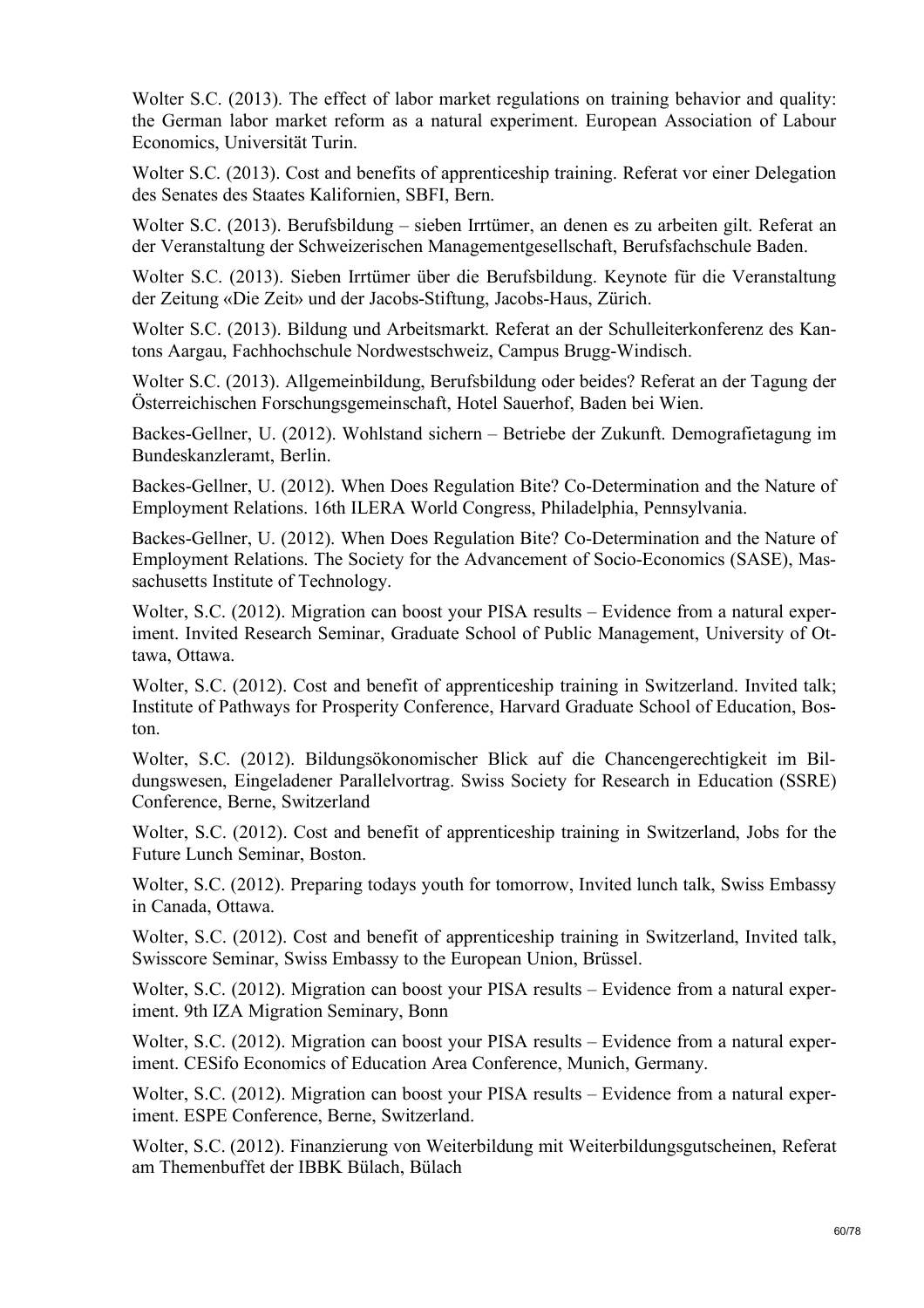Wolter S.C. (2013). The effect of labor market regulations on training behavior and quality: the German labor market reform as a natural experiment. European Association of Labour Economics, Universität Turin.

Wolter S.C. (2013). Cost and benefits of apprenticeship training. Referat vor einer Delegation des Senates des Staates Kalifornien, SBFI, Bern.

Wolter S.C. (2013). Berufsbildung – sieben Irrtümer, an denen es zu arbeiten gilt. Referat an der Veranstaltung der Schweizerischen Managementgesellschaft, Berufsfachschule Baden.

Wolter S.C. (2013). Sieben Irrtümer über die Berufsbildung. Keynote für die Veranstaltung der Zeitung «Die Zeit» und der Jacobs-Stiftung, Jacobs-Haus, Zürich.

Wolter S.C. (2013). Bildung und Arbeitsmarkt. Referat an der Schulleiterkonferenz des Kantons Aargau, Fachhochschule Nordwestschweiz, Campus Brugg-Windisch.

Wolter S.C. (2013). Allgemeinbildung, Berufsbildung oder beides? Referat an der Tagung der Österreichischen Forschungsgemeinschaft, Hotel Sauerhof, Baden bei Wien.

Backes-Gellner, U. (2012). Wohlstand sichern – Betriebe der Zukunft. Demografietagung im Bundeskanzleramt, Berlin.

Backes-Gellner, U. (2012). When Does Regulation Bite? Co-Determination and the Nature of Employment Relations. 16th ILERA World Congress, Philadelphia, Pennsylvania.

Backes-Gellner, U. (2012). When Does Regulation Bite? Co-Determination and the Nature of Employment Relations. The Society for the Advancement of Socio-Economics (SASE), Massachusetts Institute of Technology.

Wolter, S.C. (2012). Migration can boost your PISA results – Evidence from a natural experiment. Invited Research Seminar, Graduate School of Public Management, University of Ottawa, Ottawa.

Wolter, S.C. (2012). Cost and benefit of apprenticeship training in Switzerland. Invited talk; Institute of Pathways for Prosperity Conference, Harvard Graduate School of Education, Boston.

Wolter, S.C. (2012). Bildungsökonomischer Blick auf die Chancengerechtigkeit im Bildungswesen, Eingeladener Parallelvortrag. Swiss Society for Research in Education (SSRE) Conference, Berne, Switzerland

Wolter, S.C. (2012). Cost and benefit of apprenticeship training in Switzerland, Jobs for the Future Lunch Seminar, Boston.

Wolter, S.C. (2012). Preparing todays youth for tomorrow, Invited lunch talk, Swiss Embassy in Canada, Ottawa.

Wolter, S.C. (2012). Cost and benefit of apprenticeship training in Switzerland, Invited talk, Swisscore Seminar, Swiss Embassy to the European Union, Brüssel.

Wolter, S.C. (2012). Migration can boost your PISA results – Evidence from a natural experiment. 9th IZA Migration Seminary, Bonn

Wolter, S.C. (2012). Migration can boost your PISA results – Evidence from a natural experiment. CESifo Economics of Education Area Conference, Munich, Germany.

Wolter, S.C. (2012). Migration can boost your PISA results – Evidence from a natural experiment. ESPE Conference, Berne, Switzerland.

Wolter, S.C. (2012). Finanzierung von Weiterbildung mit Weiterbildungsgutscheinen, Referat am Themenbuffet der IBBK Bülach, Bülach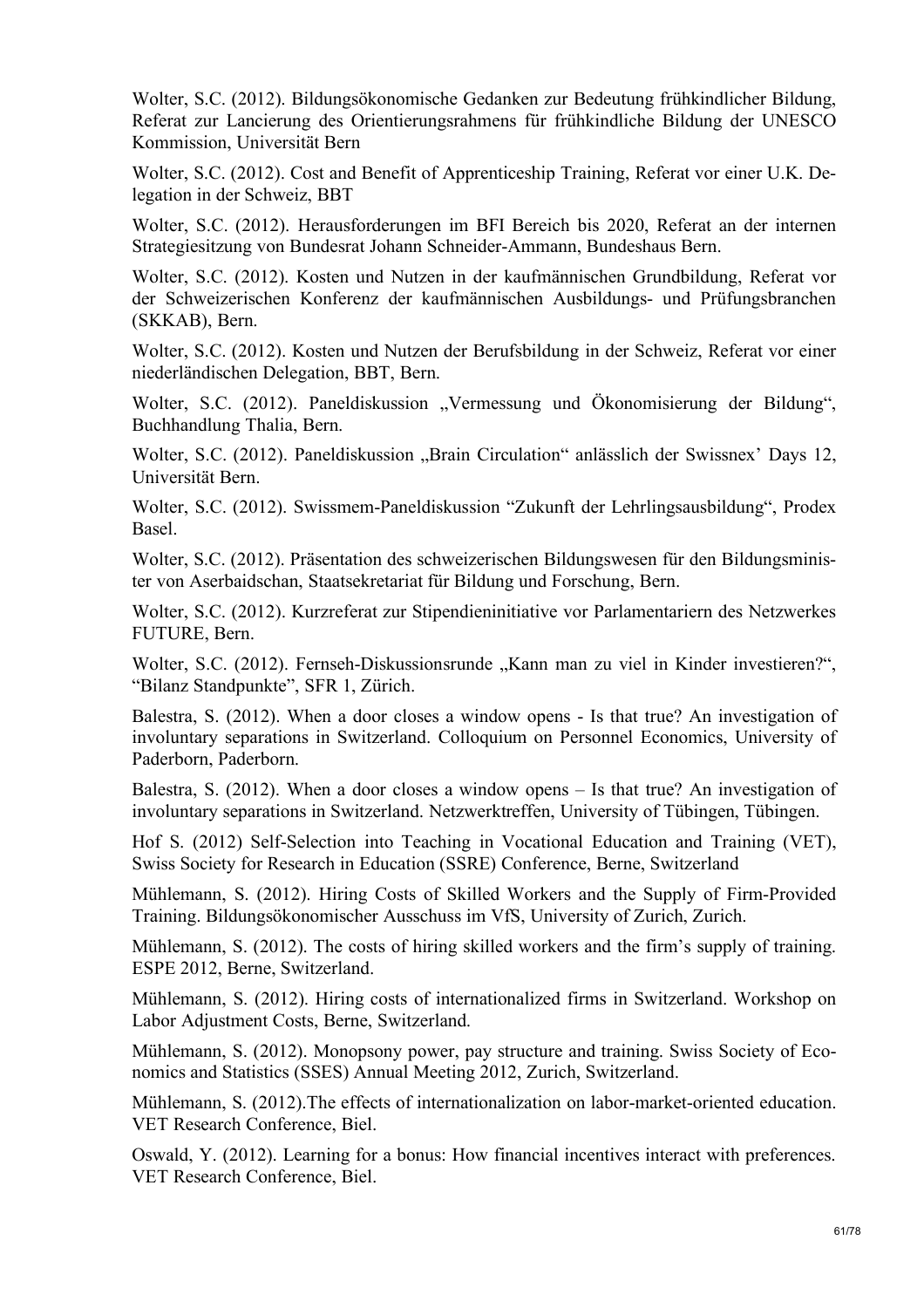Wolter, S.C. (2012). Bildungsökonomische Gedanken zur Bedeutung frühkindlicher Bildung, Referat zur Lancierung des Orientierungsrahmens für frühkindliche Bildung der UNESCO Kommission, Universität Bern

Wolter, S.C. (2012). Cost and Benefit of Apprenticeship Training, Referat vor einer U.K. Delegation in der Schweiz, BBT

Wolter, S.C. (2012). Herausforderungen im BFI Bereich bis 2020, Referat an der internen Strategiesitzung von Bundesrat Johann Schneider-Ammann, Bundeshaus Bern.

Wolter, S.C. (2012). Kosten und Nutzen in der kaufmännischen Grundbildung, Referat vor der Schweizerischen Konferenz der kaufmännischen Ausbildungs- und Prüfungsbranchen (SKKAB), Bern.

Wolter, S.C. (2012). Kosten und Nutzen der Berufsbildung in der Schweiz, Referat vor einer niederländischen Delegation, BBT, Bern.

Wolter, S.C. (2012). Paneldiskussion „Vermessung und Ökonomisierung der Bildung“, Buchhandlung Thalia, Bern.

Wolter, S.C. (2012). Paneldiskussion „Brain Circulation“ anlässlich der Swissnex’ Days 12, Universität Bern.

Wolter, S.C. (2012). Swissmem-Paneldiskussion “Zukunft der Lehrlingsausbildung“, Prodex Basel.

Wolter, S.C. (2012). Präsentation des schweizerischen Bildungswesen für den Bildungsminister von Aserbaidschan, Staatsekretariat für Bildung und Forschung, Bern.

Wolter, S.C. (2012). Kurzreferat zur Stipendieninitiative vor Parlamentariern des Netzwerkes FUTURE, Bern.

Wolter, S.C. (2012). Fernseh-Diskussionsrunde „Kann man zu viel in Kinder investieren?“, “Bilanz Standpunkte”, SFR 1, Zürich.

Balestra, S. (2012). When a door closes a window opens - Is that true? An investigation of involuntary separations in Switzerland. Colloquium on Personnel Economics, University of Paderborn, Paderborn.

Balestra, S. (2012). When a door closes a window opens – Is that true? An investigation of involuntary separations in Switzerland. Netzwerktreffen, University of Tübingen, Tübingen.

Hof S. (2012) Self-Selection into Teaching in Vocational Education and Training (VET), Swiss Society for Research in Education (SSRE) Conference, Berne, Switzerland

Mühlemann, S. (2012). Hiring Costs of Skilled Workers and the Supply of Firm-Provided Training. Bildungsökonomischer Ausschuss im VfS, University of Zurich, Zurich.

Mühlemann, S. (2012). The costs of hiring skilled workers and the firm’s supply of training. ESPE 2012, Berne, Switzerland.

Mühlemann, S. (2012). Hiring costs of internationalized firms in Switzerland. Workshop on Labor Adjustment Costs, Berne, Switzerland.

Mühlemann, S. (2012). Monopsony power, pay structure and training. Swiss Society of Economics and Statistics (SSES) Annual Meeting 2012, Zurich, Switzerland.

Mühlemann, S. (2012).The effects of internationalization on labor-market-oriented education. VET Research Conference, Biel.

Oswald, Y. (2012). Learning for a bonus: How financial incentives interact with preferences. VET Research Conference, Biel.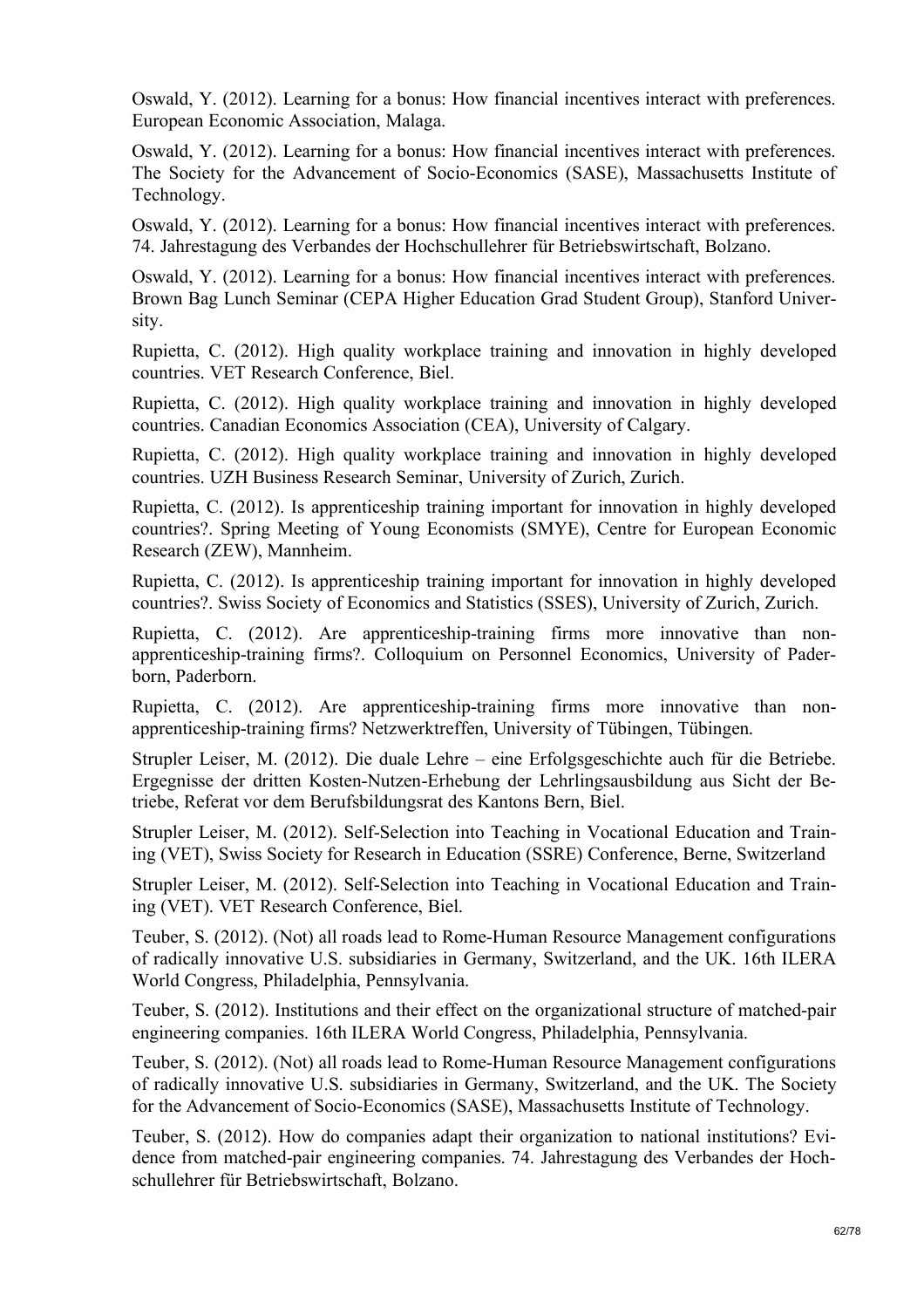Oswald, Y. (2012). Learning for a bonus: How financial incentives interact with preferences. European Economic Association, Malaga.

Oswald, Y. (2012). Learning for a bonus: How financial incentives interact with preferences. The Society for the Advancement of Socio-Economics (SASE), Massachusetts Institute of Technology.

Oswald, Y. (2012). Learning for a bonus: How financial incentives interact with preferences. 74. Jahrestagung des Verbandes der Hochschullehrer für Betriebswirtschaft, Bolzano.

Oswald, Y. (2012). Learning for a bonus: How financial incentives interact with preferences. Brown Bag Lunch Seminar (CEPA Higher Education Grad Student Group), Stanford University.

Rupietta, C. (2012). High quality workplace training and innovation in highly developed countries. VET Research Conference, Biel.

Rupietta, C. (2012). High quality workplace training and innovation in highly developed countries. Canadian Economics Association (CEA), University of Calgary.

Rupietta, C. (2012). High quality workplace training and innovation in highly developed countries. UZH Business Research Seminar, University of Zurich, Zurich.

Rupietta, C. (2012). Is apprenticeship training important for innovation in highly developed countries?. Spring Meeting of Young Economists (SMYE), Centre for European Economic Research (ZEW), Mannheim.

Rupietta, C. (2012). Is apprenticeship training important for innovation in highly developed countries?. Swiss Society of Economics and Statistics (SSES), University of Zurich, Zurich.

Rupietta, C. (2012). Are apprenticeship-training firms more innovative than non-apprenticeship-training firms?. Colloquium on Personnel Economics, University of Paderborn, Paderborn.

Rupietta, C. (2012). Are apprenticeship-training firms more innovative than non-apprenticeship-training firms? Netzwerktreffen, University of Tübingen, Tübingen.

Strupler Leiser, M. (2012). Die duale Lehre – eine Erfolgsgeschichte auch für die Betriebe. Ergegnisse der dritten Kosten-Nutzen-Erhebung der Lehrlingsausbildung aus Sicht der Betriebe, Referat vor dem Berufsbildungsrat des Kantons Bern, Biel.

Strupler Leiser, M. (2012). Self-Selection into Teaching in Vocational Education and Training (VET), Swiss Society for Research in Education (SSRE) Conference, Berne, Switzerland

Strupler Leiser, M. (2012). Self-Selection into Teaching in Vocational Education and Training (VET). VET Research Conference, Biel.

Teuber, S. (2012). (Not) all roads lead to Rome-Human Resource Management configurations of radically innovative U.S. subsidiaries in Germany, Switzerland, and the UK. 16th ILERA World Congress, Philadelphia, Pennsylvania.

Teuber, S. (2012). Institutions and their effect on the organizational structure of matched-pair engineering companies. 16th ILERA World Congress, Philadelphia, Pennsylvania.

Teuber, S. (2012). (Not) all roads lead to Rome-Human Resource Management configurations of radically innovative U.S. subsidiaries in Germany, Switzerland, and the UK. The Society for the Advancement of Socio-Economics (SASE), Massachusetts Institute of Technology.

Teuber, S. (2012). How do companies adapt their organization to national institutions? Evidence from matched-pair engineering companies. 74. Jahrestagung des Verbandes der Hochschullehrer für Betriebswirtschaft, Bolzano.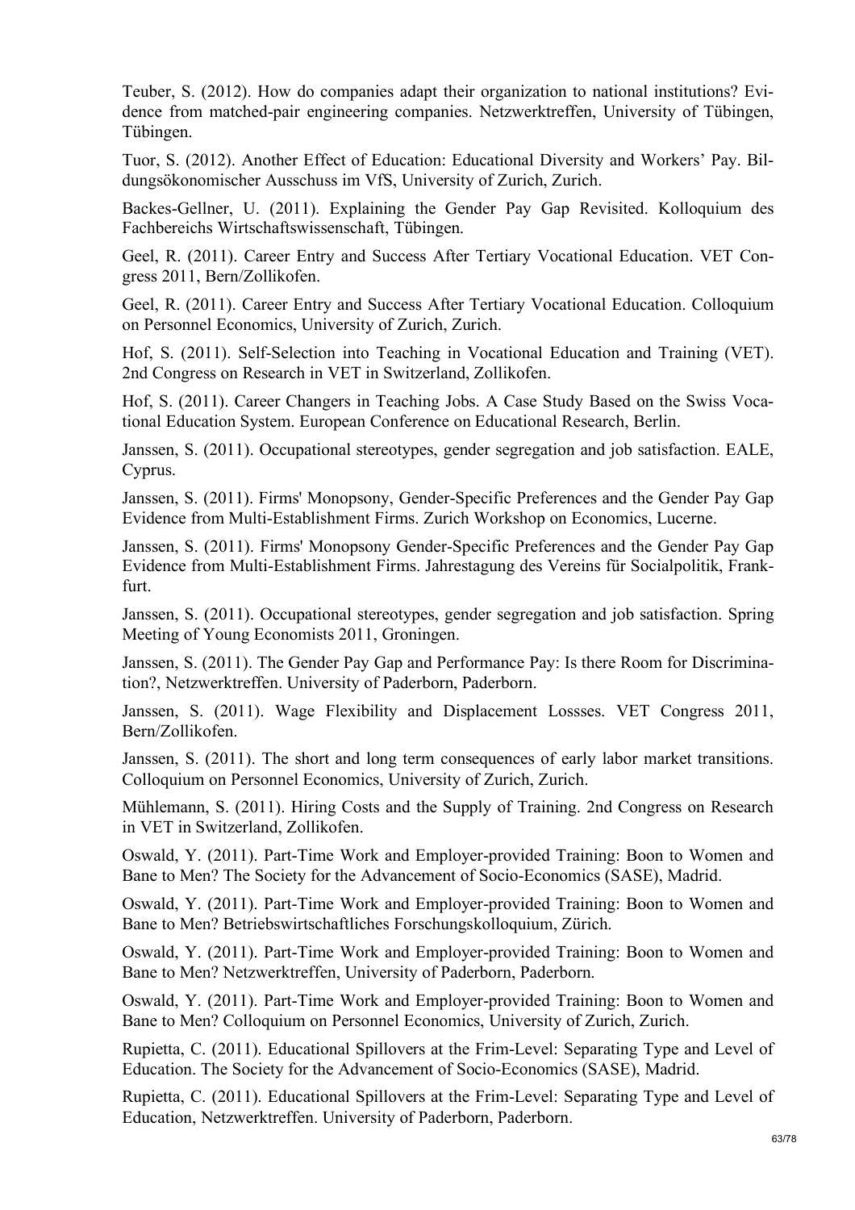Teuber, S. (2012). How do companies adapt their organization to national institutions? Evidence from matched-pair engineering companies. Netzwerktreffen, University of Tübingen, Tübingen.

Tuor, S. (2012). Another Effect of Education: Educational Diversity and Workers' Pay. Bildungsökonomischer Ausschuss im VfS, University of Zurich, Zurich.

Backes-Gellner, U. (2011). Explaining the Gender Pay Gap Revisited. Kolloquium des Fachbereichs Wirtschaftswissenschaft, Tübingen.

Geel, R. (2011). Career Entry and Success After Tertiary Vocational Education. VET Congress 2011, Bern/Zollikofen.

Geel, R. (2011). Career Entry and Success After Tertiary Vocational Education. Colloquium on Personnel Economics, University of Zurich, Zurich.

Hof, S. (2011). Self-Selection into Teaching in Vocational Education and Training (VET). 2nd Congress on Research in VET in Switzerland, Zollikofen.

Hof, S. (2011). Career Changers in Teaching Jobs. A Case Study Based on the Swiss Vocational Education System. European Conference on Educational Research, Berlin.

Janssen, S. (2011). Occupational stereotypes, gender segregation and job satisfaction. EALE, Cyprus.

Janssen, S. (2011). Firms' Monopsony, Gender-Specific Preferences and the Gender Pay Gap Evidence from Multi-Establishment Firms. Zurich Workshop on Economics, Lucerne.

Janssen, S. (2011). Firms' Monopsony Gender-Specific Preferences and the Gender Pay Gap Evidence from Multi-Establishment Firms. Jahrestagung des Vereins für Socialpolitik, Frankfurt.

Janssen, S. (2011). Occupational stereotypes, gender segregation and job satisfaction. Spring Meeting of Young Economists 2011, Groningen.

Janssen, S. (2011). The Gender Pay Gap and Performance Pay: Is there Room for Discrimination?, Netzwerktreffen. University of Paderborn, Paderborn.

Janssen, S. (2011). Wage Flexibility and Displacement Lossses. VET Congress 2011, Bern/Zollikofen.

Janssen, S. (2011). The short and long term consequences of early labor market transitions. Colloquium on Personnel Economics, University of Zurich, Zurich.

Mühlemann, S. (2011). Hiring Costs and the Supply of Training. 2nd Congress on Research in VET in Switzerland, Zollikofen.

Oswald, Y. (2011). Part-Time Work and Employer-provided Training: Boon to Women and Bane to Men? The Society for the Advancement of Socio-Economics (SASE), Madrid.

Oswald, Y. (2011). Part-Time Work and Employer-provided Training: Boon to Women and Bane to Men? Betriebswirtschaftliches Forschungskolloquium, Zürich.

Oswald, Y. (2011). Part-Time Work and Employer-provided Training: Boon to Women and Bane to Men? Netzwerktreffen, University of Paderborn, Paderborn.

Oswald, Y. (2011). Part-Time Work and Employer-provided Training: Boon to Women and Bane to Men? Colloquium on Personnel Economics, University of Zurich, Zurich.

Rupietta, C. (2011). Educational Spillovers at the Frim-Level: Separating Type and Level of Education. The Society for the Advancement of Socio-Economics (SASE), Madrid.

Rupietta, C. (2011). Educational Spillovers at the Frim-Level: Separating Type and Level of Education, Netzwerktreffen. University of Paderborn, Paderborn.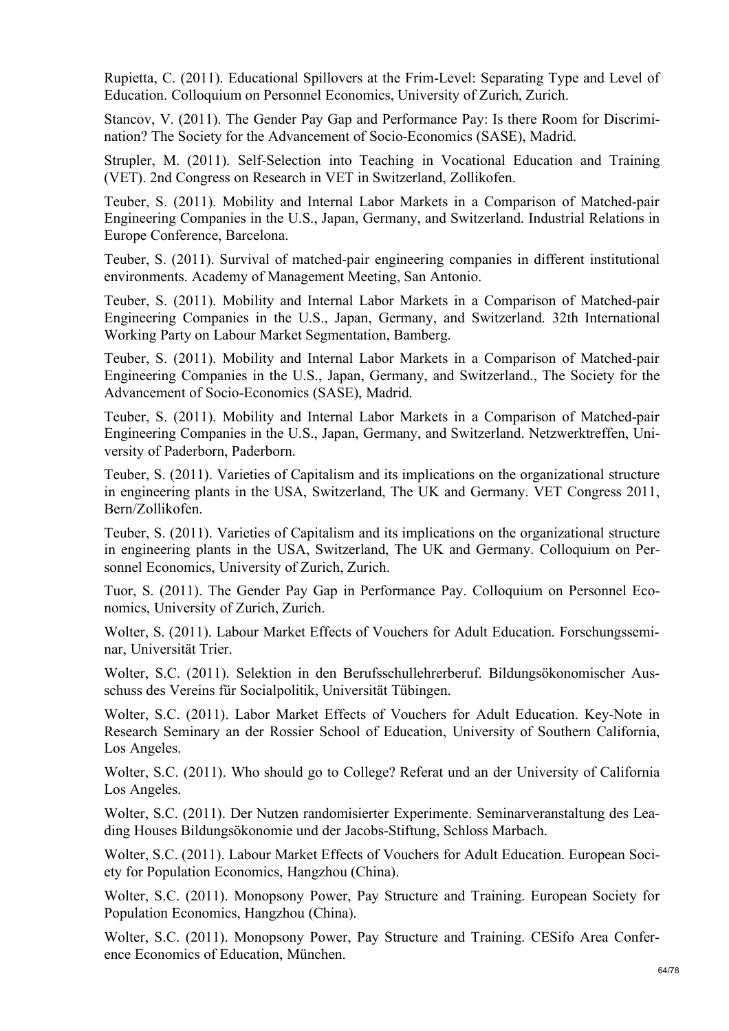Rupietta, C. (2011). Educational Spillovers at the Frim-Level: Separating Type and Level of Education. Colloquium on Personnel Economics, University of Zurich, Zurich.

Stancov, V. (2011). The Gender Pay Gap and Performance Pay: Is there Room for Discrimination? The Society for the Advancement of Socio-Economics (SASE), Madrid.

Strupler, M. (2011). Self-Selection into Teaching in Vocational Education and Training (VET). 2nd Congress on Research in VET in Switzerland, Zollikofen.

Teuber, S. (2011). Mobility and Internal Labor Markets in a Comparison of Matched-pair Engineering Companies in the U.S., Japan, Germany, and Switzerland. Industrial Relations in Europe Conference, Barcelona.

Teuber, S. (2011). Survival of matched-pair engineering companies in different institutional environments. Academy of Management Meeting, San Antonio.

Teuber, S. (2011). Mobility and Internal Labor Markets in a Comparison of Matched-pair Engineering Companies in the U.S., Japan, Germany, and Switzerland. 32th International Working Party on Labour Market Segmentation, Bamberg.

Teuber, S. (2011). Mobility and Internal Labor Markets in a Comparison of Matched-pair Engineering Companies in the U.S., Japan, Germany, and Switzerland., The Society for the Advancement of Socio-Economics (SASE), Madrid.

Teuber, S. (2011). Mobility and Internal Labor Markets in a Comparison of Matched-pair Engineering Companies in the U.S., Japan, Germany, and Switzerland. Netzwerktreffen, University of Paderborn, Paderborn.

Teuber, S. (2011). Varieties of Capitalism and its implications on the organizational structure in engineering plants in the USA, Switzerland, The UK and Germany. VET Congress 2011, Bern/Zollikofen.

Teuber, S. (2011). Varieties of Capitalism and its implications on the organizational structure in engineering plants in the USA, Switzerland, The UK and Germany. Colloquium on Personnel Economics, University of Zurich, Zurich.

Tuor, S. (2011). The Gender Pay Gap in Performance Pay. Colloquium on Personnel Economics, University of Zurich, Zurich.

Wolter, S. (2011). Labour Market Effects of Vouchers for Adult Education. Forschungsseminar, Universität Trier.

Wolter, S.C. (2011). Selektion in den Berufsschullehrerberuf. Bildungsökonomischer Ausschuss des Vereins für Socialpolitik, Universität Tübingen.

Wolter, S.C. (2011). Labor Market Effects of Vouchers for Adult Education. Key-Note in Research Seminary an der Rossier School of Education, University of Southern California, Los Angeles.

Wolter, S.C. (2011). Who should go to College? Referat und an der University of California Los Angeles.

Wolter, S.C. (2011). Der Nutzen randomisierter Experimente. Seminarveranstaltung des Leading Houses Bildungsökonomie und der Jacobs-Stiftung, Schloss Marbach.

Wolter, S.C. (2011). Labour Market Effects of Vouchers for Adult Education. European Society for Population Economics, Hangzhou (China).

Wolter, S.C. (2011). Monopsony Power, Pay Structure and Training. European Society for Population Economics, Hangzhou (China).

Wolter, S.C. (2011). Monopsony Power, Pay Structure and Training. CESifo Area Conference Economics of Education, München.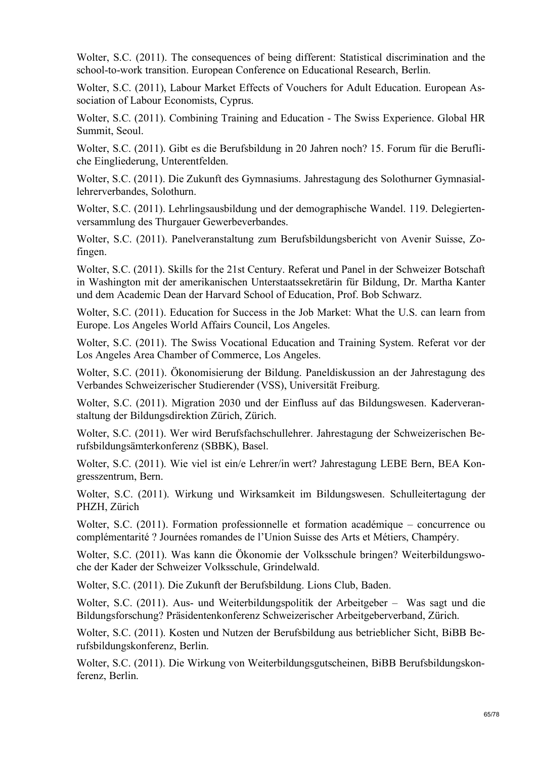Wolter, S.C. (2011). The consequences of being different: Statistical discrimination and the school-to-work transition. European Conference on Educational Research, Berlin.

Wolter, S.C. (2011), Labour Market Effects of Vouchers for Adult Education. European Association of Labour Economists, Cyprus.

Wolter, S.C. (2011). Combining Training and Education - The Swiss Experience. Global HR Summit, Seoul.

Wolter, S.C. (2011). Gibt es die Berufsbildung in 20 Jahren noch? 15. Forum für die Berufliche Eingliederung, Unterentfelden.

Wolter, S.C. (2011). Die Zukunft des Gymnasiums. Jahrestagung des Solothurner Gymnasiallehrerverbandes, Solothurn.

Wolter, S.C. (2011). Lehrlingsausbildung und der demographische Wandel. 119. Delegiertenversammlung des Thurgauer Gewerbeverbandes.

Wolter, S.C. (2011). Panelveranstaltung zum Berufsbildungsbericht von Avenir Suisse, Zofingen.

Wolter, S.C. (2011). Skills for the 21st Century. Referat und Panel in der Schweizer Botschaft in Washington mit der amerikanischen Unterstaatssekretärin für Bildung, Dr. Martha Kanter und dem Academic Dean der Harvard School of Education, Prof. Bob Schwarz.

Wolter, S.C. (2011). Education for Success in the Job Market: What the U.S. can learn from Europe. Los Angeles World Affairs Council, Los Angeles.

Wolter, S.C. (2011). The Swiss Vocational Education and Training System. Referat vor der Los Angeles Area Chamber of Commerce, Los Angeles.

Wolter, S.C. (2011). Ökonomisierung der Bildung. Paneldiskussion an der Jahrestagung des Verbandes Schweizerischer Studierender (VSS), Universität Freiburg.

Wolter, S.C. (2011). Migration 2030 und der Einfluss auf das Bildungswesen. Kaderveranstaltung der Bildungsdirektion Zürich, Zürich.

Wolter, S.C. (2011). Wer wird Berufsfachschullehrer. Jahrestagung der Schweizerischen Berufsbildungsämterkonferenz (SBBK), Basel.

Wolter, S.C. (2011). Wie viel ist ein/e Lehrer/in wert? Jahrestagung LEBE Bern, BEA Kongresszentrum, Bern.

Wolter, S.C. (2011). Wirkung und Wirksamkeit im Bildungswesen. Schulleitertagung der PHZH, Zürich

Wolter, S.C. (2011). Formation professionnelle et formation académique – concurrence ou complémentarité ? Journées romandes de l'Union Suisse des Arts et Métiers, Champéry.

Wolter, S.C. (2011). Was kann die Ökonomie der Volksschule bringen? Weiterbildungswoche der Kader der Schweizer Volksschule, Grindelwald.

Wolter, S.C. (2011). Die Zukunft der Berufsbildung. Lions Club, Baden.

Wolter, S.C. (2011). Aus- und Weiterbildungspolitik der Arbeitgeber – Was sagt und die Bildungsforschung? Präsidentenkonferenz Schweizerischer Arbeitgeberverband, Zürich.

Wolter, S.C. (2011). Kosten und Nutzen der Berufsbildung aus betrieblicher Sicht, BiBB Berufsbildungskonferenz, Berlin.

Wolter, S.C. (2011). Die Wirkung von Weiterbildungsgutscheinen, BiBB Berufsbildungskonferenz, Berlin.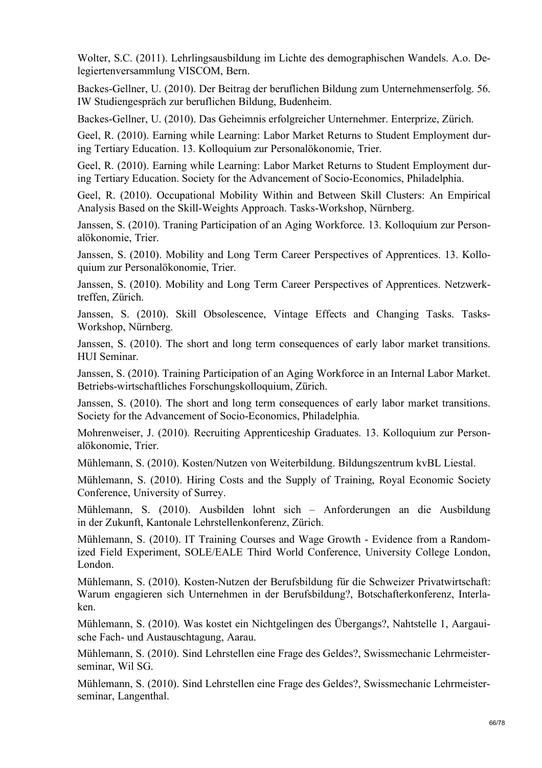Wolter, S.C. (2011). Lehrlingsausbildung im Lichte des demographischen Wandels. A.o. Delegiertenversammlung VISCOM, Bern.

Backes-Gellner, U. (2010). Der Beitrag der beruflichen Bildung zum Unternehmenserfolg. 56. IW Studiengespräch zur beruflichen Bildung, Budenheim.

Backes-Gellner, U. (2010). Das Geheimnis erfolgreicher Unternehmer. Enterprize, Zürich.

Geel, R. (2010). Earning while Learning: Labor Market Returns to Student Employment during Tertiary Education. 13. Kolloquium zur Personalökonomie, Trier.

Geel, R. (2010). Earning while Learning: Labor Market Returns to Student Employment during Tertiary Education. Society for the Advancement of Socio-Economics, Philadelphia.

Geel, R. (2010). Occupational Mobility Within and Between Skill Clusters: An Empirical Analysis Based on the Skill-Weights Approach. Tasks-Workshop, Nürnberg.

Janssen, S. (2010). Traning Participation of an Aging Workforce. 13. Kolloquium zur Personalökonomie, Trier.

Janssen, S. (2010). Mobility and Long Term Career Perspectives of Apprentices. 13. Kolloquium zur Personalökonomie, Trier.

Janssen, S. (2010). Mobility and Long Term Career Perspectives of Apprentices. Netzwerktreffen, Zürich.

Janssen, S. (2010). Skill Obsolescence, Vintage Effects and Changing Tasks. Tasks-Workshop, Nürnberg.

Janssen, S. (2010). The short and long term consequences of early labor market transitions. HUI Seminar.

Janssen, S. (2010). Training Participation of an Aging Workforce in an Internal Labor Market. Betriebs-wirtschaftliches Forschungskolloquium, Zürich.

Janssen, S. (2010). The short and long term consequences of early labor market transitions. Society for the Advancement of Socio-Economics, Philadelphia.

Mohrenweiser, J. (2010). Recruiting Apprenticeship Graduates. 13. Kolloquium zur Personalökonomie, Trier.

Mühlemann, S. (2010). Kosten/Nutzen von Weiterbildung. Bildungszentrum kvBL Liestal.

Mühlemann, S. (2010). Hiring Costs and the Supply of Training, Royal Economic Society Conference, University of Surrey.

Mühlemann, S. (2010). Ausbilden lohnt sich – Anforderungen an die Ausbildung in der Zukunft, Kantonale Lehrstellenkonferenz, Zürich.

Mühlemann, S. (2010). IT Training Courses and Wage Growth - Evidence from a Randomized Field Experiment, SOLE/EALE Third World Conference, University College London, London.

Mühlemann, S. (2010). Kosten-Nutzen der Berufsbildung für die Schweizer Privatwirtschaft: Warum engagieren sich Unternehmen in der Berufsbildung?, Botschafterkonferenz, Interlaken.

Mühlemann, S. (2010). Was kostet ein Nichtgelingen des Übergangs?, Nahtstelle 1, Aargauische Fach- und Austauschtagung, Aarau.

Mühlemann, S. (2010). Sind Lehrstellen eine Frage des Geldes?, Swissmechanic Lehrmeisterseminar, Wil SG.

Mühlemann, S. (2010). Sind Lehrstellen eine Frage des Geldes?, Swissmechanic Lehrmeisterseminar, Langenthal.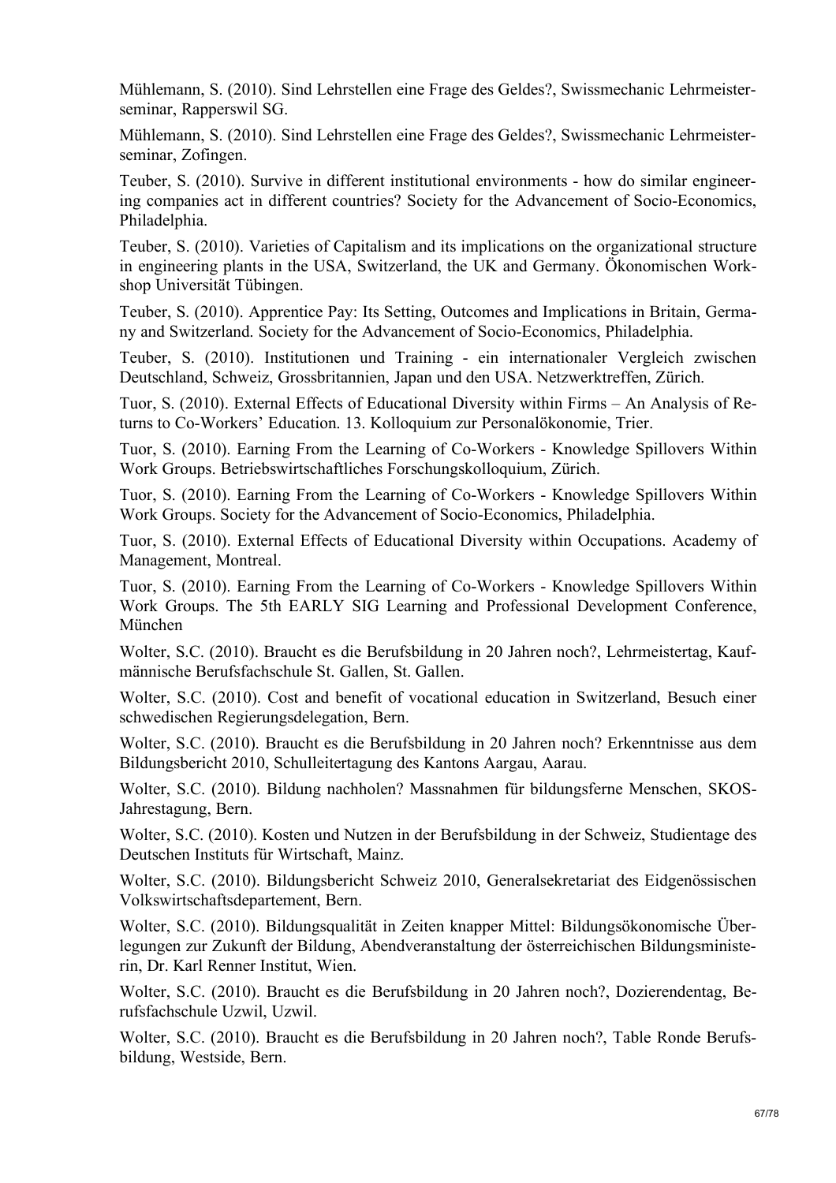Mühlemann, S. (2010). Sind Lehrstellen eine Frage des Geldes?, Swissmechanic Lehrmeisterseminar, Rapperswil SG.

Mühlemann, S. (2010). Sind Lehrstellen eine Frage des Geldes?, Swissmechanic Lehrmeisterseminar, Zofingen.

Teuber, S. (2010). Survive in different institutional environments - how do similar engineering companies act in different countries? Society for the Advancement of Socio-Economics, Philadelphia.

Teuber, S. (2010). Varieties of Capitalism and its implications on the organizational structure in engineering plants in the USA, Switzerland, the UK and Germany. Ökonomischen Workshop Universität Tübingen.

Teuber, S. (2010). Apprentice Pay: Its Setting, Outcomes and Implications in Britain, Germany and Switzerland. Society for the Advancement of Socio-Economics, Philadelphia.

Teuber, S. (2010). Institutionen und Training - ein internationaler Vergleich zwischen Deutschland, Schweiz, Grossbritannien, Japan und den USA. Netzwerktreffen, Zürich.

Tuor, S. (2010). External Effects of Educational Diversity within Firms – An Analysis of Returns to Co-Workers' Education. 13. Kolloquium zur Personalökonomie, Trier.

Tuor, S. (2010). Earning From the Learning of Co-Workers - Knowledge Spillovers Within Work Groups. Betriebswirtschaftliches Forschungskolloquium, Zürich.

Tuor, S. (2010). Earning From the Learning of Co-Workers - Knowledge Spillovers Within Work Groups. Society for the Advancement of Socio-Economics, Philadelphia.

Tuor, S. (2010). External Effects of Educational Diversity within Occupations. Academy of Management, Montreal.

Tuor, S. (2010). Earning From the Learning of Co-Workers - Knowledge Spillovers Within Work Groups. The 5th EARLY SIG Learning and Professional Development Conference, München

Wolter, S.C. (2010). Braucht es die Berufsbildung in 20 Jahren noch?, Lehrmeistertag, Kaufmännische Berufsfachschule St. Gallen, St. Gallen.

Wolter, S.C. (2010). Cost and benefit of vocational education in Switzerland, Besuch einer schwedischen Regierungsdelegation, Bern.

Wolter, S.C. (2010). Braucht es die Berufsbildung in 20 Jahren noch? Erkenntnisse aus dem Bildungsbericht 2010, Schulleitertagung des Kantons Aargau, Aarau.

Wolter, S.C. (2010). Bildung nachholen? Massnahmen für bildungsferne Menschen, SKOS-Jahrestagung, Bern.

Wolter, S.C. (2010). Kosten und Nutzen in der Berufsbildung in der Schweiz, Studientage des Deutschen Instituts für Wirtschaft, Mainz.

Wolter, S.C. (2010). Bildungsbericht Schweiz 2010, Generalsekretariat des Eidgenössischen Volkswirtschaftsdepartement, Bern.

Wolter, S.C. (2010). Bildungsqualität in Zeiten knapper Mittel: Bildungsökonomische Überlegungen zur Zukunft der Bildung, Abendveranstaltung der österreichischen Bildungsministerin, Dr. Karl Renner Institut, Wien.

Wolter, S.C. (2010). Braucht es die Berufsbildung in 20 Jahren noch?, Dozierendentag, Berufsfachschule Uzwil, Uzwil.

Wolter, S.C. (2010). Braucht es die Berufsbildung in 20 Jahren noch?, Table Ronde Berufsbildung, Westside, Bern.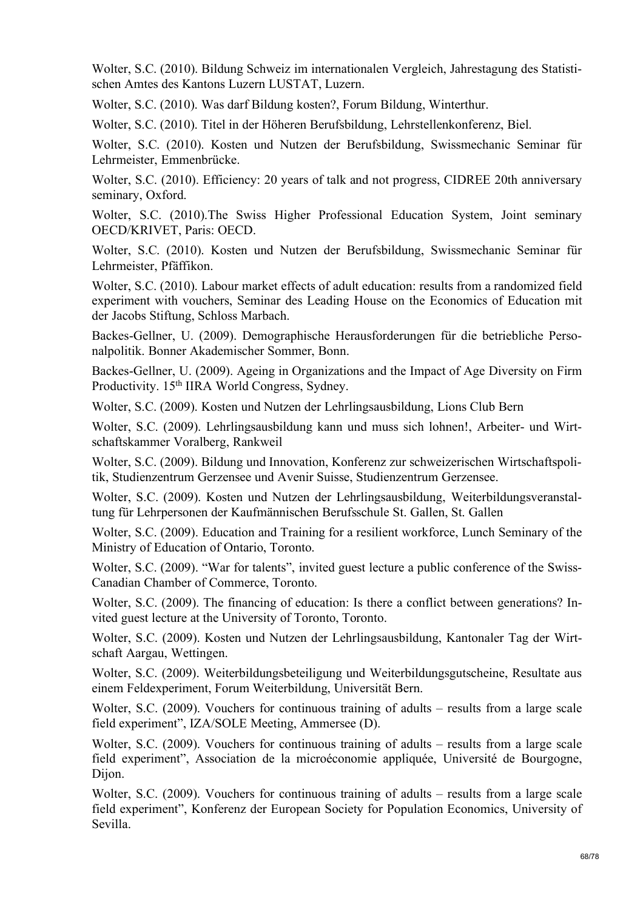Wolter, S.C. (2010). Bildung Schweiz im internationalen Vergleich, Jahrestagung des Statistischen Amtes des Kantons Luzern LUSTAT, Luzern.

Wolter, S.C. (2010). Was darf Bildung kosten?, Forum Bildung, Winterthur.

Wolter, S.C. (2010). Titel in der Höheren Berufsbildung, Lehrstellenkonferenz, Biel.

Wolter, S.C. (2010). Kosten und Nutzen der Berufsbildung, Swissmechanic Seminar für Lehrmeister, Emmenbrücke.

Wolter, S.C. (2010). Efficiency: 20 years of talk and not progress, CIDREE 20th anniversary seminary, Oxford.

Wolter, S.C. (2010).The Swiss Higher Professional Education System, Joint seminary OECD/KRIVET, Paris: OECD.

Wolter, S.C. (2010). Kosten und Nutzen der Berufsbildung, Swissmechanic Seminar für Lehrmeister, Pfäffikon.

Wolter, S.C. (2010). Labour market effects of adult education: results from a randomized field experiment with vouchers, Seminar des Leading House on the Economics of Education mit der Jacobs Stiftung, Schloss Marbach.

Backes-Gellner, U. (2009). Demographische Herausforderungen für die betriebliche Personalpolitik. Bonner Akademischer Sommer, Bonn.

Backes-Gellner, U. (2009). Ageing in Organizations and the Impact of Age Diversity on Firm Productivity. 15th IIRA World Congress, Sydney.

Wolter, S.C. (2009). Kosten und Nutzen der Lehrlingsausbildung, Lions Club Bern

Wolter, S.C. (2009). Lehrlingsausbildung kann und muss sich lohnen!, Arbeiter- und Wirtschaftskammer Voralberg, Rankweil

Wolter, S.C. (2009). Bildung und Innovation, Konferenz zur schweizerischen Wirtschaftspolitik, Studienzentrum Gerzensee und Avenir Suisse, Studienzentrum Gerzensee.

Wolter, S.C. (2009). Kosten und Nutzen der Lehrlingsausbildung, Weiterbildungsveranstaltung für Lehrpersonen der Kaufmännischen Berufsschule St. Gallen, St. Gallen

Wolter, S.C. (2009). Education and Training for a resilient workforce, Lunch Seminary of the Ministry of Education of Ontario, Toronto.

Wolter, S.C. (2009). "War for talents", invited guest lecture a public conference of the Swiss-Canadian Chamber of Commerce, Toronto.

Wolter, S.C. (2009). The financing of education: Is there a conflict between generations? Invited guest lecture at the University of Toronto, Toronto.

Wolter, S.C. (2009). Kosten und Nutzen der Lehrlingsausbildung, Kantonaler Tag der Wirtschaft Aargau, Wettingen.

Wolter, S.C. (2009). Weiterbildungsbeteiligung und Weiterbildungsgutscheine, Resultate aus einem Feldexperiment, Forum Weiterbildung, Universität Bern.

Wolter, S.C. (2009). Vouchers for continuous training of adults – results from a large scale field experiment", IZA/SOLE Meeting, Ammersee (D).

Wolter, S.C. (2009). Vouchers for continuous training of adults – results from a large scale field experiment", Association de la microéconomie appliquée, Université de Bourgogne, Dijon.

Wolter, S.C. (2009). Vouchers for continuous training of adults – results from a large scale field experiment", Konferenz der European Society for Population Economics, University of Sevilla.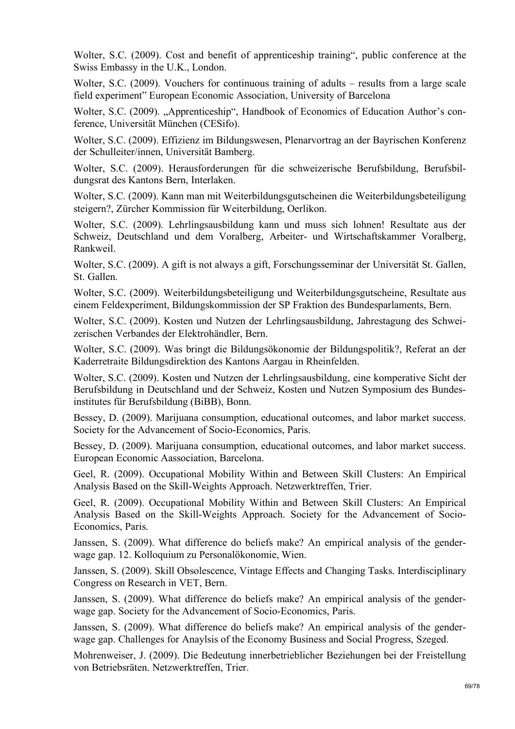Wolter, S.C. (2009). Cost and benefit of apprenticeship training", public conference at the Swiss Embassy in the U.K., London.

Wolter, S.C. (2009). Vouchers for continuous training of adults – results from a large scale field experiment" European Economic Association, University of Barcelona

Wolter, S.C. (2009). „Apprenticeship", Handbook of Economics of Education Author's conference, Universität München (CESifo).

Wolter, S.C. (2009). Effizienz im Bildungswesen, Plenarvortrag an der Bayrischen Konferenz der Schulleiter/innen, Universität Bamberg.

Wolter, S.C. (2009). Herausforderungen für die schweizerische Berufsbildung, Berufsbildungsrat des Kantons Bern, Interlaken.

Wolter, S.C. (2009). Kann man mit Weiterbildungsgutscheinen die Weiterbildungsbeteiligung steigern?, Zürcher Kommission für Weiterbildung, Oerlikon.

Wolter, S.C. (2009). Lehrlingsausbildung kann und muss sich lohnen! Resultate aus der Schweiz, Deutschland und dem Voralberg, Arbeiter- und Wirtschaftskammer Voralberg, Rankweil.

Wolter, S.C. (2009). A gift is not always a gift, Forschungsseminar der Universität St. Gallen, St. Gallen.

Wolter, S.C. (2009). Weiterbildungsbeteiligung und Weiterbildungsgutscheine, Resultate aus einem Feldexperiment, Bildungskommission der SP Fraktion des Bundesparlaments, Bern.

Wolter, S.C. (2009). Kosten und Nutzen der Lehrlingsausbildung, Jahrestagung des Schweizerischen Verbandes der Elektrohändler, Bern.

Wolter, S.C. (2009). Was bringt die Bildungsökonomie der Bildungspolitik?, Referat an der Kaderretraite Bildungsdirektion des Kantons Aargau in Rheinfelden.

Wolter, S.C. (2009). Kosten und Nutzen der Lehrlingsausbildung, eine komperative Sicht der Berufsbildung in Deutschland und der Schweiz, Kosten und Nutzen Symposium des Bundesinstitutes für Berufsbildung (BiBB), Bonn.

Bessey, D. (2009). Marijuana consumption, educational outcomes, and labor market success. Society for the Advancement of Socio-Economics, Paris.

Bessey, D. (2009). Marijuana consumption, educational outcomes, and labor market success. European Economic Aassociation, Barcelona.

Geel, R. (2009). Occupational Mobility Within and Between Skill Clusters: An Empirical Analysis Based on the Skill-Weights Approach. Netzwerktreffen, Trier.

Geel, R. (2009). Occupational Mobility Within and Between Skill Clusters: An Empirical Analysis Based on the Skill-Weights Approach. Society for the Advancement of Socio-Economics, Paris.

Janssen, S. (2009). What difference do beliefs make? An empirical analysis of the gender-wage gap. 12. Kolloquium zu Personalökonomie, Wien.

Janssen, S. (2009). Skill Obsolescence, Vintage Effects and Changing Tasks. Interdisciplinary Congress on Research in VET, Bern.

Janssen, S. (2009). What difference do beliefs make? An empirical analysis of the gender-wage gap. Society for the Advancement of Socio-Economics, Paris.

Janssen, S. (2009). What difference do beliefs make? An empirical analysis of the gender-wage gap. Challenges for Anaylsis of the Economy Business and Social Progress, Szeged.

Mohrenweiser, J. (2009). Die Bedeutung innerbetrieblicher Beziehungen bei der Freistellung von Betriebsräten. Netzwerktreffen, Trier.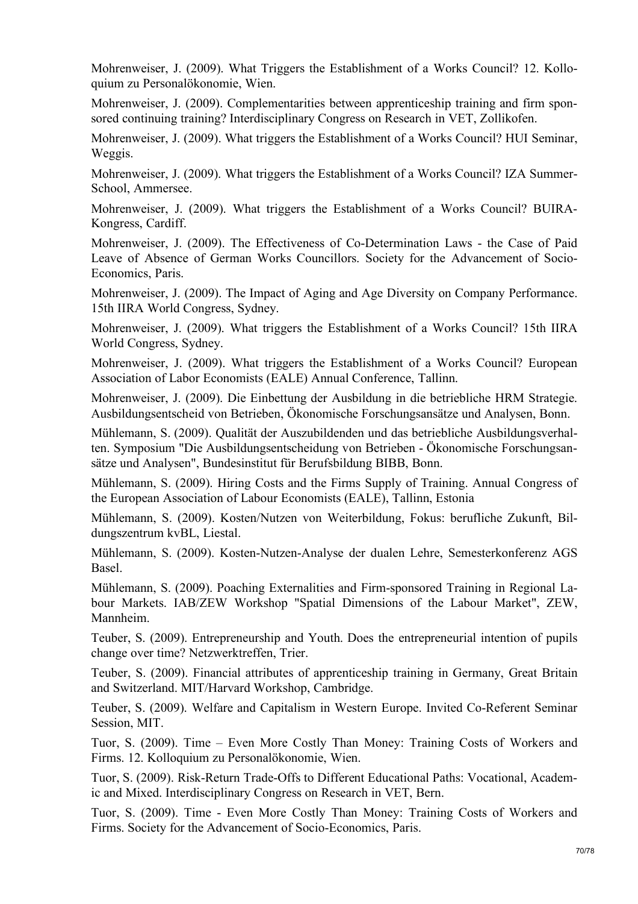Mohrenweiser, J. (2009). What Triggers the Establishment of a Works Council? 12. Kolloquium zu Personalökonomie, Wien.

Mohrenweiser, J. (2009). Complementarities between apprenticeship training and firm sponsored continuing training? Interdisciplinary Congress on Research in VET, Zollikofen.

Mohrenweiser, J. (2009). What triggers the Establishment of a Works Council? HUI Seminar, Weggis.

Mohrenweiser, J. (2009). What triggers the Establishment of a Works Council? IZA Summer-School, Ammersee.

Mohrenweiser, J. (2009). What triggers the Establishment of a Works Council? BUIRA-Kongress, Cardiff.

Mohrenweiser, J. (2009). The Effectiveness of Co-Determination Laws - the Case of Paid Leave of Absence of German Works Councillors. Society for the Advancement of Socio-Economics, Paris.

Mohrenweiser, J. (2009). The Impact of Aging and Age Diversity on Company Performance. 15th IIRA World Congress, Sydney.

Mohrenweiser, J. (2009). What triggers the Establishment of a Works Council? 15th IIRA World Congress, Sydney.

Mohrenweiser, J. (2009). What triggers the Establishment of a Works Council? European Association of Labor Economists (EALE) Annual Conference, Tallinn.

Mohrenweiser, J. (2009). Die Einbettung der Ausbildung in die betriebliche HRM Strategie. Ausbildungsentscheid von Betrieben, Ökonomische Forschungsansätze und Analysen, Bonn.

Mühlemann, S. (2009). Qualität der Auszubildenden und das betriebliche Ausbildungsverhalten. Symposium "Die Ausbildungsentscheidung von Betrieben - Ökonomische Forschungsansätze und Analysen", Bundesinstitut für Berufsbildung BIBB, Bonn.

Mühlemann, S. (2009). Hiring Costs and the Firms Supply of Training. Annual Congress of the European Association of Labour Economists (EALE), Tallinn, Estonia

Mühlemann, S. (2009). Kosten/Nutzen von Weiterbildung, Fokus: berufliche Zukunft, Bildungszentrum kvBL, Liestal.

Mühlemann, S. (2009). Kosten-Nutzen-Analyse der dualen Lehre, Semesterkonferenz AGS Basel.

Mühlemann, S. (2009). Poaching Externalities and Firm-sponsored Training in Regional Labour Markets. IAB/ZEW Workshop "Spatial Dimensions of the Labour Market", ZEW, Mannheim.

Teuber, S. (2009). Entrepreneurship and Youth. Does the entrepreneurial intention of pupils change over time? Netzwerktreffen, Trier.

Teuber, S. (2009). Financial attributes of apprenticeship training in Germany, Great Britain and Switzerland. MIT/Harvard Workshop, Cambridge.

Teuber, S. (2009). Welfare and Capitalism in Western Europe. Invited Co-Referent Seminar Session, MIT.

Tuor, S. (2009). Time – Even More Costly Than Money: Training Costs of Workers and Firms. 12. Kolloquium zu Personalökonomie, Wien.

Tuor, S. (2009). Risk-Return Trade-Offs to Different Educational Paths: Vocational, Academic and Mixed. Interdisciplinary Congress on Research in VET, Bern.

Tuor, S. (2009). Time - Even More Costly Than Money: Training Costs of Workers and Firms. Society for the Advancement of Socio-Economics, Paris.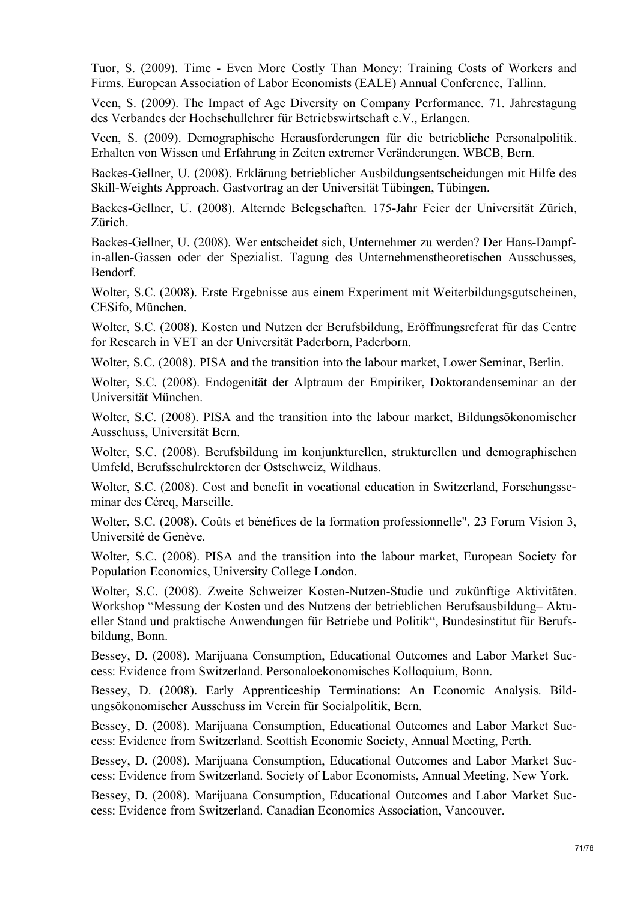Tuor, S. (2009). Time - Even More Costly Than Money: Training Costs of Workers and Firms. European Association of Labor Economists (EALE) Annual Conference, Tallinn.

Veen, S. (2009). The Impact of Age Diversity on Company Performance. 71. Jahrestagung des Verbandes der Hochschullehrer für Betriebswirtschaft e.V., Erlangen.

Veen, S. (2009). Demographische Herausforderungen für die betriebliche Personalpolitik. Erhalten von Wissen und Erfahrung in Zeiten extremer Veränderungen. WBCB, Bern.

Backes-Gellner, U. (2008). Erklärung betrieblicher Ausbildungsentscheidungen mit Hilfe des Skill-Weights Approach. Gastvortrag an der Universität Tübingen, Tübingen.

Backes-Gellner, U. (2008). Alternde Belegschaften. 175-Jahr Feier der Universität Zürich, Zürich.

Backes-Gellner, U. (2008). Wer entscheidet sich, Unternehmer zu werden? Der Hans-Dampf-in-allen-Gassen oder der Spezialist. Tagung des Unternehmenstheoretischen Ausschusses, Bendorf.

Wolter, S.C. (2008). Erste Ergebnisse aus einem Experiment mit Weiterbildungsgutscheinen, CESifo, München.

Wolter, S.C. (2008). Kosten und Nutzen der Berufsbildung, Eröffnungsreferat für das Centre for Research in VET an der Universität Paderborn, Paderborn.

Wolter, S.C. (2008). PISA and the transition into the labour market, Lower Seminar, Berlin.

Wolter, S.C. (2008). Endogenität der Alptraum der Empiriker, Doktorandenseminar an der Universität München.

Wolter, S.C. (2008). PISA and the transition into the labour market, Bildungsökonomischer Ausschuss, Universität Bern.

Wolter, S.C. (2008). Berufsbildung im konjunkturellen, strukturellen und demographischen Umfeld, Berufsschulrektoren der Ostschweiz, Wildhaus.

Wolter, S.C. (2008). Cost and benefit in vocational education in Switzerland, Forschungsseminar des Céreq, Marseille.

Wolter, S.C. (2008). Coûts et bénéfices de la formation professionnelle", 23 Forum Vision 3, Université de Genève.

Wolter, S.C. (2008). PISA and the transition into the labour market, European Society for Population Economics, University College London.

Wolter, S.C. (2008). Zweite Schweizer Kosten-Nutzen-Studie und zukünftige Aktivitäten. Workshop "Messung der Kosten und des Nutzens der betrieblichen Berufsausbildung– Aktueller Stand und praktische Anwendungen für Betriebe und Politik", Bundesinstitut für Berufsbildung, Bonn.

Bessey, D. (2008). Marijuana Consumption, Educational Outcomes and Labor Market Success: Evidence from Switzerland. Personaloekonomisches Kolloquium, Bonn.

Bessey, D. (2008). Early Apprenticeship Terminations: An Economic Analysis. Bildungsökonomischer Ausschuss im Verein für Socialpolitik, Bern.

Bessey, D. (2008). Marijuana Consumption, Educational Outcomes and Labor Market Success: Evidence from Switzerland. Scottish Economic Society, Annual Meeting, Perth.

Bessey, D. (2008). Marijuana Consumption, Educational Outcomes and Labor Market Success: Evidence from Switzerland. Society of Labor Economists, Annual Meeting, New York.

Bessey, D. (2008). Marijuana Consumption, Educational Outcomes and Labor Market Success: Evidence from Switzerland. Canadian Economics Association, Vancouver.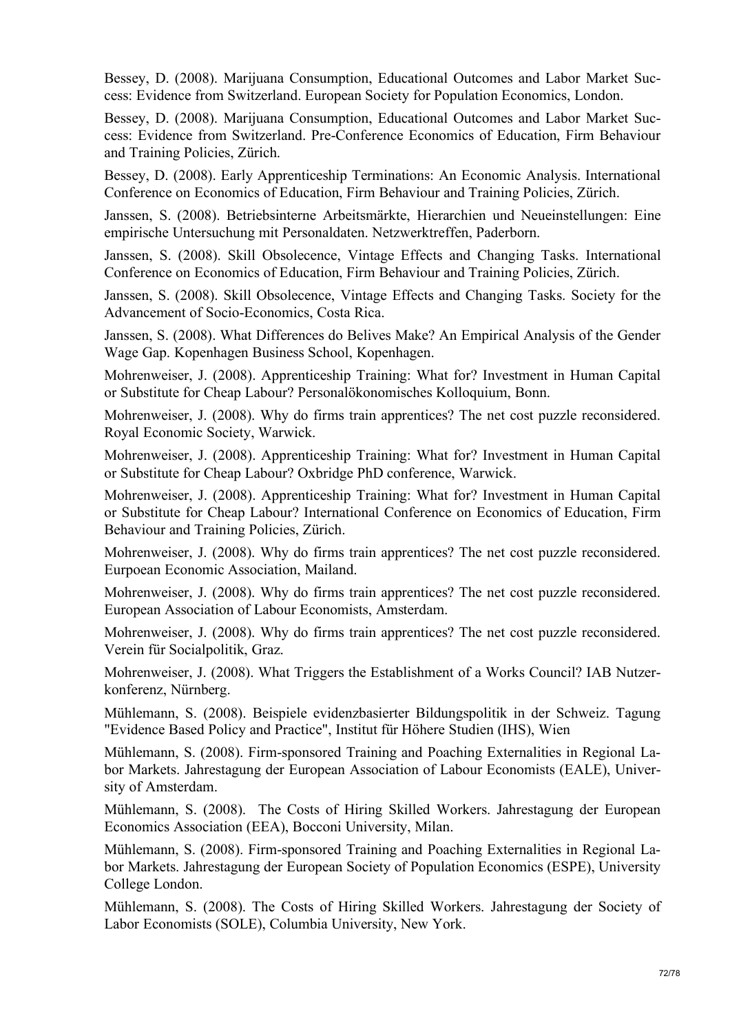Bessey, D. (2008). Marijuana Consumption, Educational Outcomes and Labor Market Success: Evidence from Switzerland. European Society for Population Economics, London.

Bessey, D. (2008). Marijuana Consumption, Educational Outcomes and Labor Market Success: Evidence from Switzerland. Pre-Conference Economics of Education, Firm Behaviour and Training Policies, Zürich.

Bessey, D. (2008). Early Apprenticeship Terminations: An Economic Analysis. International Conference on Economics of Education, Firm Behaviour and Training Policies, Zürich.

Janssen, S. (2008). Betriebsinterne Arbeitsmärkte, Hierarchien und Neueinstellungen: Eine empirische Untersuchung mit Personaldaten. Netzwerktreffen, Paderborn.

Janssen, S. (2008). Skill Obsolecence, Vintage Effects and Changing Tasks. International Conference on Economics of Education, Firm Behaviour and Training Policies, Zürich.

Janssen, S. (2008). Skill Obsolecence, Vintage Effects and Changing Tasks. Society for the Advancement of Socio-Economics, Costa Rica.

Janssen, S. (2008). What Differences do Belives Make? An Empirical Analysis of the Gender Wage Gap. Kopenhagen Business School, Kopenhagen.

Mohrenweiser, J. (2008). Apprenticeship Training: What for? Investment in Human Capital or Substitute for Cheap Labour? Personalökonomisches Kolloquium, Bonn.

Mohrenweiser, J. (2008). Why do firms train apprentices? The net cost puzzle reconsidered. Royal Economic Society, Warwick.

Mohrenweiser, J. (2008). Apprenticeship Training: What for? Investment in Human Capital or Substitute for Cheap Labour? Oxbridge PhD conference, Warwick.

Mohrenweiser, J. (2008). Apprenticeship Training: What for? Investment in Human Capital or Substitute for Cheap Labour? International Conference on Economics of Education, Firm Behaviour and Training Policies, Zürich.

Mohrenweiser, J. (2008). Why do firms train apprentices? The net cost puzzle reconsidered. Eurpoean Economic Association, Mailand.

Mohrenweiser, J. (2008). Why do firms train apprentices? The net cost puzzle reconsidered. European Association of Labour Economists, Amsterdam.

Mohrenweiser, J. (2008). Why do firms train apprentices? The net cost puzzle reconsidered. Verein für Socialpolitik, Graz.

Mohrenweiser, J. (2008). What Triggers the Establishment of a Works Council? IAB Nutzerkonferenz, Nürnberg.

Mühlemann, S. (2008). Beispiele evidenzbasierter Bildungspolitik in der Schweiz. Tagung "Evidence Based Policy and Practice", Institut für Höhere Studien (IHS), Wien

Mühlemann, S. (2008). Firm-sponsored Training and Poaching Externalities in Regional Labor Markets. Jahrestagung der European Association of Labour Economists (EALE), University of Amsterdam.

Mühlemann, S. (2008). The Costs of Hiring Skilled Workers. Jahrestagung der European Economics Association (EEA), Bocconi University, Milan.

Mühlemann, S. (2008). Firm-sponsored Training and Poaching Externalities in Regional Labor Markets. Jahrestagung der European Society of Population Economics (ESPE), University College London.

Mühlemann, S. (2008). The Costs of Hiring Skilled Workers. Jahrestagung der Society of Labor Economists (SOLE), Columbia University, New York.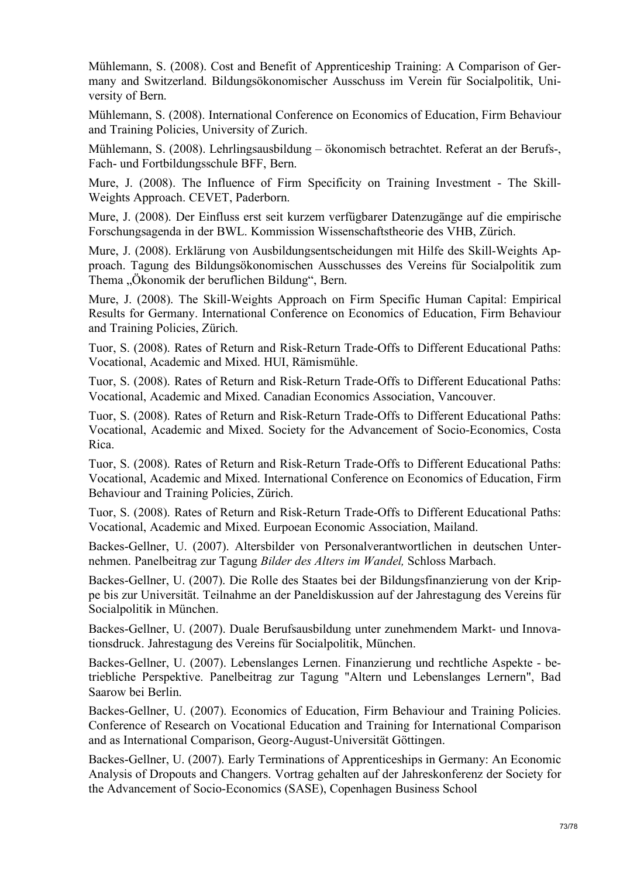Mühlemann, S. (2008). Cost and Benefit of Apprenticeship Training: A Comparison of Germany and Switzerland. Bildungsökonomischer Ausschuss im Verein für Socialpolitik, University of Bern.

Mühlemann, S. (2008). International Conference on Economics of Education, Firm Behaviour and Training Policies, University of Zurich.

Mühlemann, S. (2008). Lehrlingsausbildung – ökonomisch betrachtet. Referat an der Berufs-, Fach- und Fortbildungsschule BFF, Bern.

Mure, J. (2008). The Influence of Firm Specificity on Training Investment - The Skill-Weights Approach. CEVET, Paderborn.

Mure, J. (2008). Der Einfluss erst seit kurzem verfügbarer Datenzugänge auf die empirische Forschungsagenda in der BWL. Kommission Wissenschaftstheorie des VHB, Zürich.

Mure, J. (2008). Erklärung von Ausbildungsentscheidungen mit Hilfe des Skill-Weights Approach. Tagung des Bildungsökonomischen Ausschusses des Vereins für Socialpolitik zum Thema „Ökonomik der beruflichen Bildung", Bern.

Mure, J. (2008). The Skill-Weights Approach on Firm Specific Human Capital: Empirical Results for Germany. International Conference on Economics of Education, Firm Behaviour and Training Policies, Zürich.

Tuor, S. (2008). Rates of Return and Risk-Return Trade-Offs to Different Educational Paths: Vocational, Academic and Mixed. HUI, Rämismühle.

Tuor, S. (2008). Rates of Return and Risk-Return Trade-Offs to Different Educational Paths: Vocational, Academic and Mixed. Canadian Economics Association, Vancouver.

Tuor, S. (2008). Rates of Return and Risk-Return Trade-Offs to Different Educational Paths: Vocational, Academic and Mixed. Society for the Advancement of Socio-Economics, Costa Rica.

Tuor, S. (2008). Rates of Return and Risk-Return Trade-Offs to Different Educational Paths: Vocational, Academic and Mixed. International Conference on Economics of Education, Firm Behaviour and Training Policies, Zürich.

Tuor, S. (2008). Rates of Return and Risk-Return Trade-Offs to Different Educational Paths: Vocational, Academic and Mixed. Eurpoean Economic Association, Mailand.

Backes-Gellner, U. (2007). Altersbilder von Personalverantwortlichen in deutschen Unternehmen. Panelbeitrag zur Tagung *Bilder des Alters im Wandel,* Schloss Marbach.

Backes-Gellner, U. (2007). Die Rolle des Staates bei der Bildungsfinanzierung von der Krippe bis zur Universität. Teilnahme an der Paneldiskussion auf der Jahrestagung des Vereins für Socialpolitik in München.

Backes-Gellner, U. (2007). Duale Berufsausbildung unter zunehmendem Markt- und Innovationsdruck. Jahrestagung des Vereins für Socialpolitik, München.

Backes-Gellner, U. (2007). Lebenslanges Lernen. Finanzierung und rechtliche Aspekte - betriebliche Perspektive. Panelbeitrag zur Tagung "Altern und Lebenslanges Lernern", Bad Saarow bei Berlin.

Backes-Gellner, U. (2007). Economics of Education, Firm Behaviour and Training Policies. Conference of Research on Vocational Education and Training for International Comparison and as International Comparison, Georg-August-Universität Göttingen.

Backes-Gellner, U. (2007). Early Terminations of Apprenticeships in Germany: An Economic Analysis of Dropouts and Changers. Vortrag gehalten auf der Jahreskonferenz der Society for the Advancement of Socio-Economics (SASE), Copenhagen Business School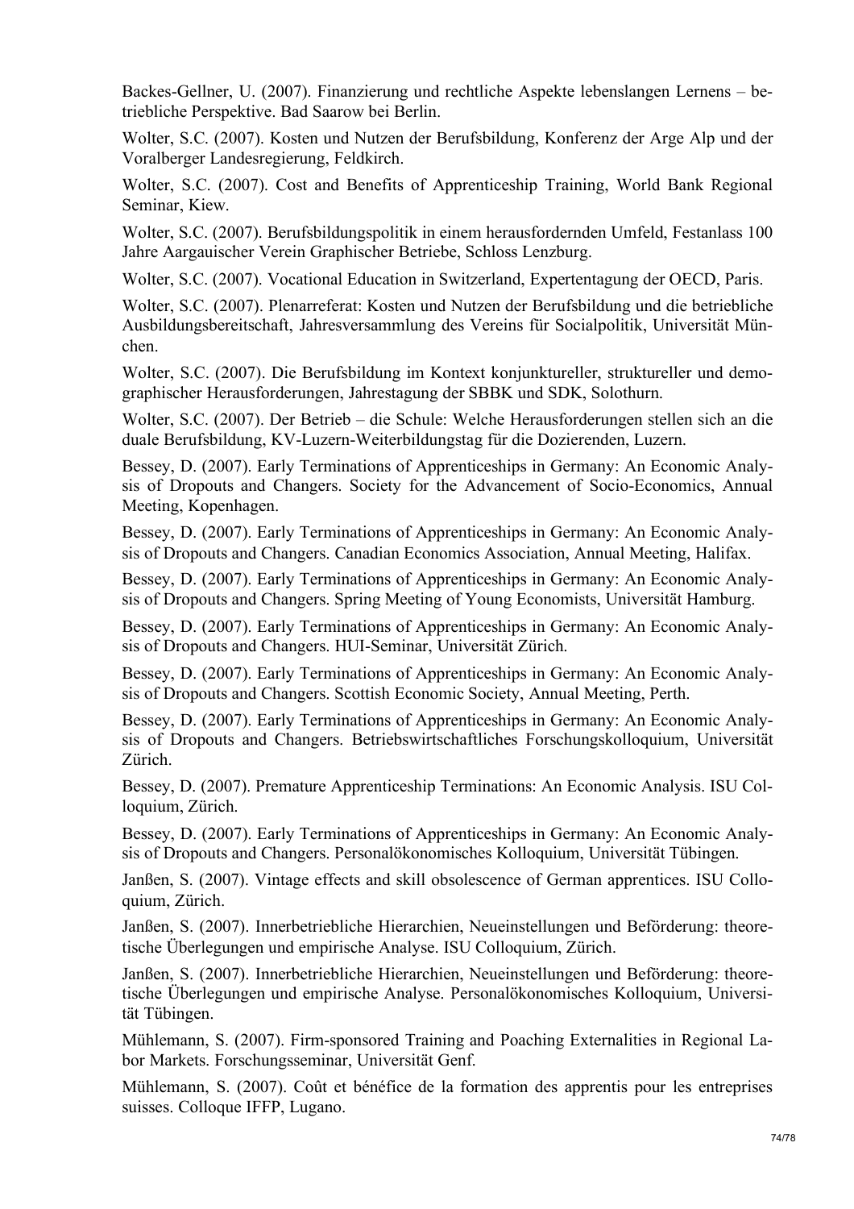Backes-Gellner, U. (2007). Finanzierung und rechtliche Aspekte lebenslangen Lernens – betriebliche Perspektive. Bad Saarow bei Berlin.

Wolter, S.C. (2007). Kosten und Nutzen der Berufsbildung, Konferenz der Arge Alp und der Voralberger Landesregierung, Feldkirch.

Wolter, S.C. (2007). Cost and Benefits of Apprenticeship Training, World Bank Regional Seminar, Kiew.

Wolter, S.C. (2007). Berufsbildungspolitik in einem herausfordernden Umfeld, Festanlass 100 Jahre Aargauischer Verein Graphischer Betriebe, Schloss Lenzburg.

Wolter, S.C. (2007). Vocational Education in Switzerland, Expertentagung der OECD, Paris.

Wolter, S.C. (2007). Plenarreferat: Kosten und Nutzen der Berufsbildung und die betriebliche Ausbildungsbereitschaft, Jahresversammlung des Vereins für Socialpolitik, Universität München.

Wolter, S.C. (2007). Die Berufsbildung im Kontext konjunktureller, struktureller und demographischer Herausforderungen, Jahrestagung der SBBK und SDK, Solothurn.

Wolter, S.C. (2007). Der Betrieb – die Schule: Welche Herausforderungen stellen sich an die duale Berufsbildung, KV-Luzern-Weiterbildungstag für die Dozierenden, Luzern.

Bessey, D. (2007). Early Terminations of Apprenticeships in Germany: An Economic Analysis of Dropouts and Changers. Society for the Advancement of Socio-Economics, Annual Meeting, Kopenhagen.

Bessey, D. (2007). Early Terminations of Apprenticeships in Germany: An Economic Analysis of Dropouts and Changers. Canadian Economics Association, Annual Meeting, Halifax.

Bessey, D. (2007). Early Terminations of Apprenticeships in Germany: An Economic Analysis of Dropouts and Changers. Spring Meeting of Young Economists, Universität Hamburg.

Bessey, D. (2007). Early Terminations of Apprenticeships in Germany: An Economic Analysis of Dropouts and Changers. HUI-Seminar, Universität Zürich.

Bessey, D. (2007). Early Terminations of Apprenticeships in Germany: An Economic Analysis of Dropouts and Changers. Scottish Economic Society, Annual Meeting, Perth.

Bessey, D. (2007). Early Terminations of Apprenticeships in Germany: An Economic Analysis of Dropouts and Changers. Betriebswirtschaftliches Forschungskolloquium, Universität Zürich.

Bessey, D. (2007). Premature Apprenticeship Terminations: An Economic Analysis. ISU Colloquium, Zürich.

Bessey, D. (2007). Early Terminations of Apprenticeships in Germany: An Economic Analysis of Dropouts and Changers. Personalökonomisches Kolloquium, Universität Tübingen.

Janßen, S. (2007). Vintage effects and skill obsolescence of German apprentices. ISU Colloquium, Zürich.

Janßen, S. (2007). Innerbetriebliche Hierarchien, Neueinstellungen und Beförderung: theoretische Überlegungen und empirische Analyse. ISU Colloquium, Zürich.

Janßen, S. (2007). Innerbetriebliche Hierarchien, Neueinstellungen und Beförderung: theoretische Überlegungen und empirische Analyse. Personalökonomisches Kolloquium, Universität Tübingen.

Mühlemann, S. (2007). Firm-sponsored Training and Poaching Externalities in Regional Labor Markets. Forschungsseminar, Universität Genf.

Mühlemann, S. (2007). Coût et bénéfice de la formation des apprentis pour les entreprises suisses. Colloque IFFP, Lugano.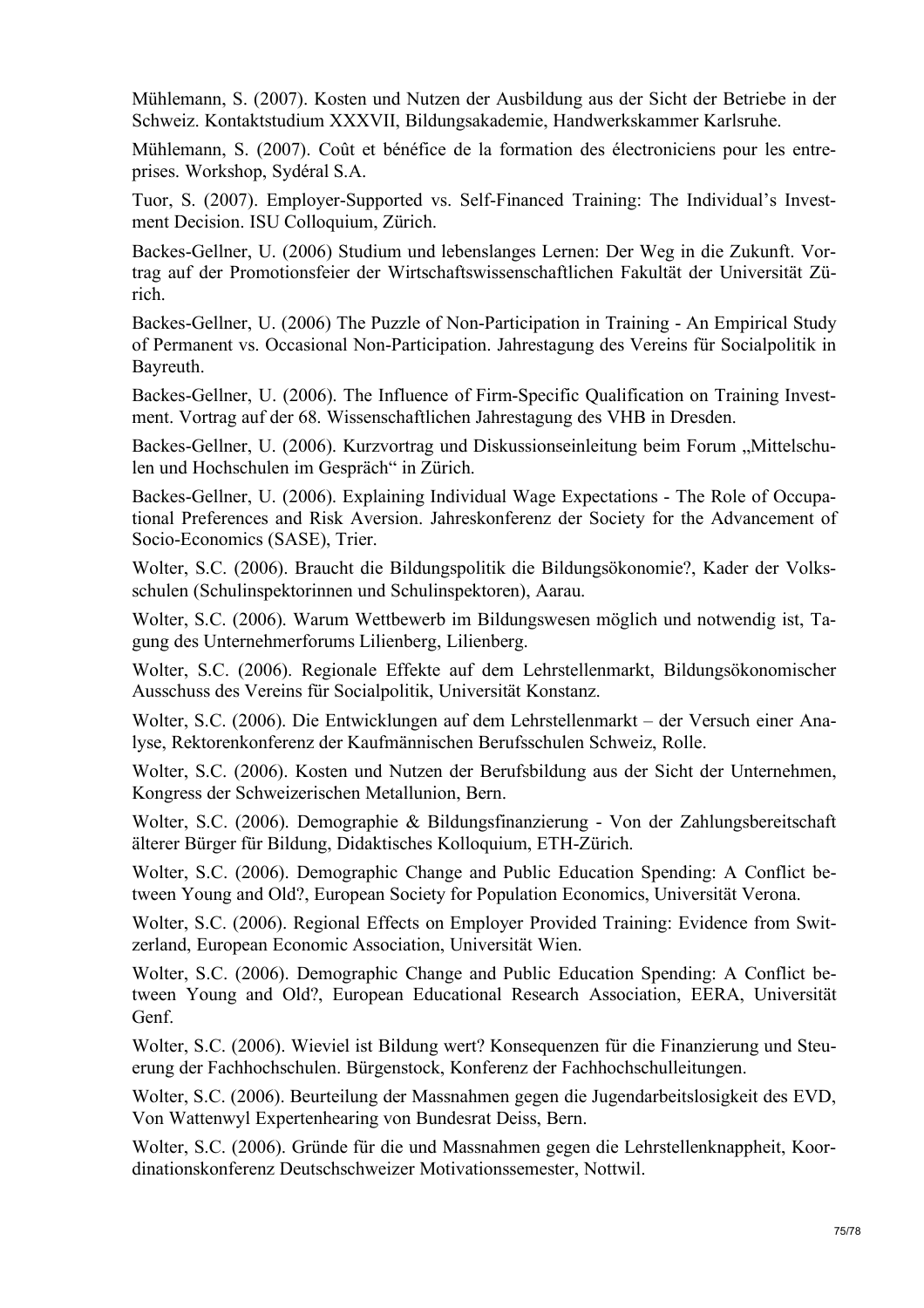Mühlemann, S. (2007). Kosten und Nutzen der Ausbildung aus der Sicht der Betriebe in der Schweiz. Kontaktstudium XXXVII, Bildungsakademie, Handwerkskammer Karlsruhe.

Mühlemann, S. (2007). Coût et bénéfice de la formation des électroniciens pour les entreprises. Workshop, Sydéral S.A.

Tuor, S. (2007). Employer-Supported vs. Self-Financed Training: The Individual's Investment Decision. ISU Colloquium, Zürich.

Backes-Gellner, U. (2006) Studium und lebenslanges Lernen: Der Weg in die Zukunft. Vortrag auf der Promotionsfeier der Wirtschaftswissenschaftlichen Fakultät der Universität Zürich.

Backes-Gellner, U. (2006) The Puzzle of Non-Participation in Training - An Empirical Study of Permanent vs. Occasional Non-Participation. Jahrestagung des Vereins für Socialpolitik in Bayreuth.

Backes-Gellner, U. (2006). The Influence of Firm-Specific Qualification on Training Investment. Vortrag auf der 68. Wissenschaftlichen Jahrestagung des VHB in Dresden.

Backes-Gellner, U. (2006). Kurzvortrag und Diskussionseinleitung beim Forum „Mittelschulen und Hochschulen im Gespräch" in Zürich.

Backes-Gellner, U. (2006). Explaining Individual Wage Expectations - The Role of Occupational Preferences and Risk Aversion. Jahreskonferenz der Society for the Advancement of Socio-Economics (SASE), Trier.

Wolter, S.C. (2006). Braucht die Bildungspolitik die Bildungsökonomie?, Kader der Volksschulen (Schulinspektorinnen und Schulinspektoren), Aarau.

Wolter, S.C. (2006). Warum Wettbewerb im Bildungswesen möglich und notwendig ist, Tagung des Unternehmerforums Lilienberg, Lilienberg.

Wolter, S.C. (2006). Regionale Effekte auf dem Lehrstellenmarkt, Bildungsökonomischer Ausschuss des Vereins für Socialpolitik, Universität Konstanz.

Wolter, S.C. (2006). Die Entwicklungen auf dem Lehrstellenmarkt – der Versuch einer Analyse, Rektorenkonferenz der Kaufmännischen Berufsschulen Schweiz, Rolle.

Wolter, S.C. (2006). Kosten und Nutzen der Berufsbildung aus der Sicht der Unternehmen, Kongress der Schweizerischen Metallunion, Bern.

Wolter, S.C. (2006). Demographie & Bildungsfinanzierung - Von der Zahlungsbereitschaft älterer Bürger für Bildung, Didaktisches Kolloquium, ETH-Zürich.

Wolter, S.C. (2006). Demographic Change and Public Education Spending: A Conflict between Young and Old?, European Society for Population Economics, Universität Verona.

Wolter, S.C. (2006). Regional Effects on Employer Provided Training: Evidence from Switzerland, European Economic Association, Universität Wien.

Wolter, S.C. (2006). Demographic Change and Public Education Spending: A Conflict between Young and Old?, European Educational Research Association, EERA, Universität Genf.

Wolter, S.C. (2006). Wieviel ist Bildung wert? Konsequenzen für die Finanzierung und Steuerung der Fachhochschulen. Bürgenstock, Konferenz der Fachhochschulleitungen.

Wolter, S.C. (2006). Beurteilung der Massnahmen gegen die Jugendarbeitslosigkeit des EVD, Von Wattenwyl Expertenhearing von Bundesrat Deiss, Bern.

Wolter, S.C. (2006). Gründe für die und Massnahmen gegen die Lehrstellenknappheit, Koordinationskonferenz Deutschschweizer Motivationssemester, Nottwil.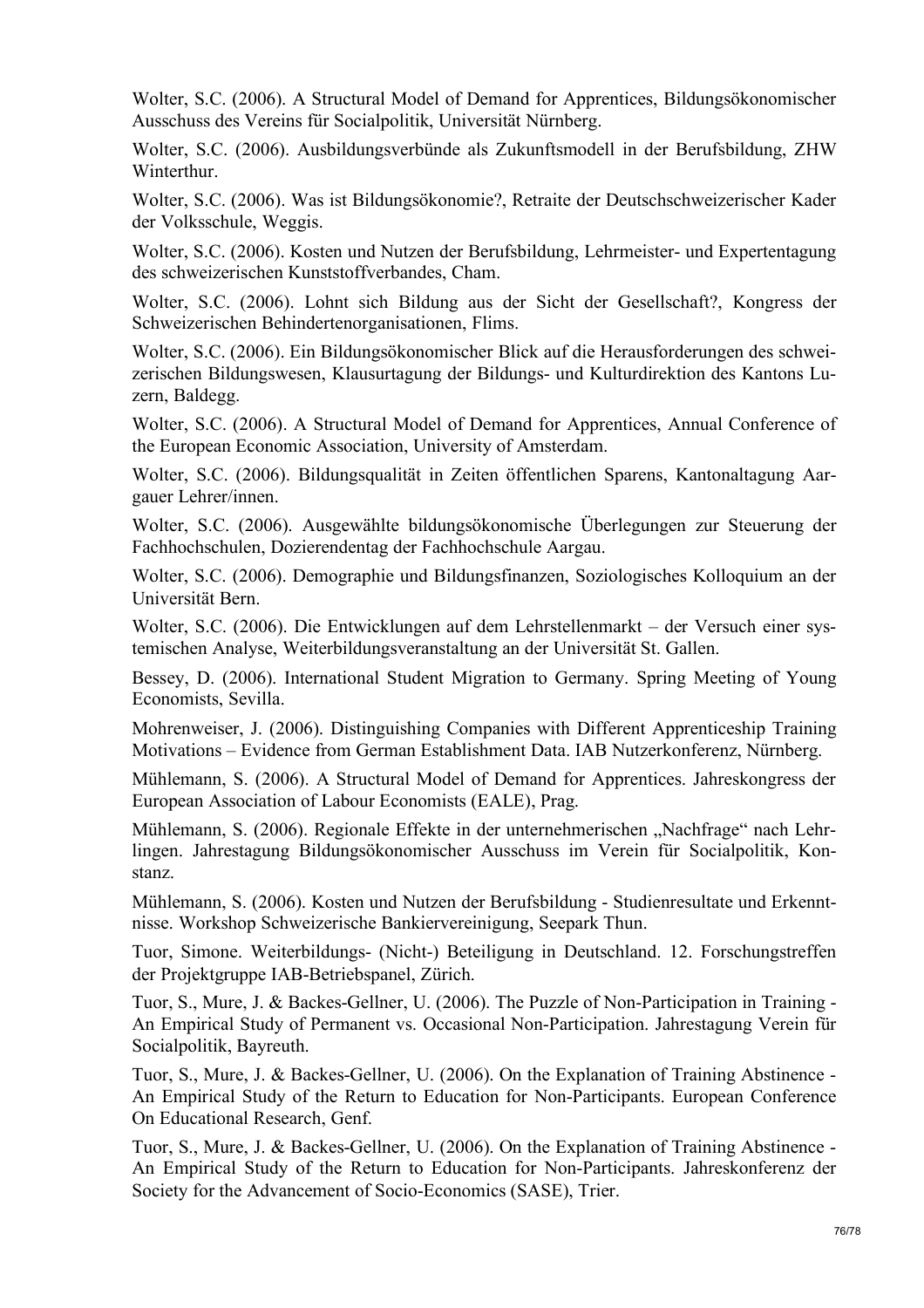Wolter, S.C. (2006). A Structural Model of Demand for Apprentices, Bildungsökonomischer Ausschuss des Vereins für Socialpolitik, Universität Nürnberg.

Wolter, S.C. (2006). Ausbildungsverbünde als Zukunftsmodell in der Berufsbildung, ZHW Winterthur.

Wolter, S.C. (2006). Was ist Bildungsökonomie?, Retraite der Deutschschweizerischer Kader der Volksschule, Weggis.

Wolter, S.C. (2006). Kosten und Nutzen der Berufsbildung, Lehrmeister- und Expertentagung des schweizerischen Kunststoffverbandes, Cham.

Wolter, S.C. (2006). Lohnt sich Bildung aus der Sicht der Gesellschaft?, Kongress der Schweizerischen Behindertenorganisationen, Flims.

Wolter, S.C. (2006). Ein Bildungsökonomischer Blick auf die Herausforderungen des schweizerischen Bildungswesen, Klausurtagung der Bildungs- und Kulturdirektion des Kantons Luzern, Baldegg.

Wolter, S.C. (2006). A Structural Model of Demand for Apprentices, Annual Conference of the European Economic Association, University of Amsterdam.

Wolter, S.C. (2006). Bildungsqualität in Zeiten öffentlichen Sparens, Kantonaltagung Aargauer Lehrer/innen.

Wolter, S.C. (2006). Ausgewählte bildungsökonomische Überlegungen zur Steuerung der Fachhochschulen, Dozierendentag der Fachhochschule Aargau.

Wolter, S.C. (2006). Demographie und Bildungsfinanzen, Soziologisches Kolloquium an der Universität Bern.

Wolter, S.C. (2006). Die Entwicklungen auf dem Lehrstellenmarkt – der Versuch einer systemischen Analyse, Weiterbildungsveranstaltung an der Universität St. Gallen.

Bessey, D. (2006). International Student Migration to Germany. Spring Meeting of Young Economists, Sevilla.

Mohrenweiser, J. (2006). Distinguishing Companies with Different Apprenticeship Training Motivations – Evidence from German Establishment Data. IAB Nutzerkonferenz, Nürnberg.

Mühlemann, S. (2006). A Structural Model of Demand for Apprentices. Jahreskongress der European Association of Labour Economists (EALE), Prag.

Mühlemann, S. (2006). Regionale Effekte in der unternehmerischen „Nachfrage" nach Lehrlingen. Jahrestagung Bildungsökonomischer Ausschuss im Verein für Socialpolitik, Konstanz.

Mühlemann, S. (2006). Kosten und Nutzen der Berufsbildung - Studienresultate und Erkenntnisse. Workshop Schweizerische Bankiervereinigung, Seepark Thun.

Tuor, Simone. Weiterbildungs- (Nicht-) Beteiligung in Deutschland. 12. Forschungstreffen der Projektgruppe IAB-Betriebspanel, Zürich.

Tuor, S., Mure, J. & Backes-Gellner, U. (2006). The Puzzle of Non-Participation in Training - An Empirical Study of Permanent vs. Occasional Non-Participation. Jahrestagung Verein für Socialpolitik, Bayreuth.

Tuor, S., Mure, J. & Backes-Gellner, U. (2006). On the Explanation of Training Abstinence - An Empirical Study of the Return to Education for Non-Participants. European Conference On Educational Research, Genf.

Tuor, S., Mure, J. & Backes-Gellner, U. (2006). On the Explanation of Training Abstinence - An Empirical Study of the Return to Education for Non-Participants. Jahreskonferenz der Society for the Advancement of Socio-Economics (SASE), Trier.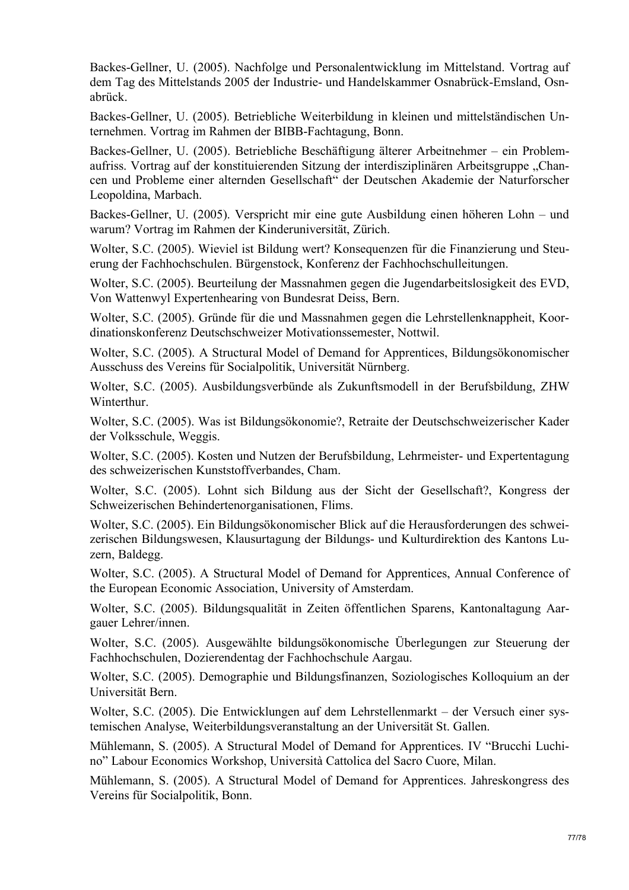Backes-Gellner, U. (2005). Nachfolge und Personalentwicklung im Mittelstand. Vortrag auf dem Tag des Mittelstands 2005 der Industrie- und Handelskammer Osnabrück-Emsland, Osnabrück.

Backes-Gellner, U. (2005). Betriebliche Weiterbildung in kleinen und mittelständischen Unternehmen. Vortrag im Rahmen der BIBB-Fachtagung, Bonn.

Backes-Gellner, U. (2005). Betriebliche Beschäftigung älterer Arbeitnehmer – ein Problemaufriss. Vortrag auf der konstituierenden Sitzung der interdisziplinären Arbeitsgruppe „Chancen und Probleme einer alternden Gesellschaft" der Deutschen Akademie der Naturforscher Leopoldina, Marbach.

Backes-Gellner, U. (2005). Verspricht mir eine gute Ausbildung einen höheren Lohn – und warum? Vortrag im Rahmen der Kinderuniversität, Zürich.

Wolter, S.C. (2005). Wieviel ist Bildung wert? Konsequenzen für die Finanzierung und Steuerung der Fachhochschulen. Bürgenstock, Konferenz der Fachhochschulleitungen.

Wolter, S.C. (2005). Beurteilung der Massnahmen gegen die Jugendarbeitslosigkeit des EVD, Von Wattenwyl Expertenhearing von Bundesrat Deiss, Bern.

Wolter, S.C. (2005). Gründe für die und Massnahmen gegen die Lehrstellenknappheit, Koordinationskonferenz Deutschschweizer Motivationssemester, Nottwil.

Wolter, S.C. (2005). A Structural Model of Demand for Apprentices, Bildungsökonomischer Ausschuss des Vereins für Socialpolitik, Universität Nürnberg.

Wolter, S.C. (2005). Ausbildungsverbünde als Zukunftsmodell in der Berufsbildung, ZHW Winterthur.

Wolter, S.C. (2005). Was ist Bildungsökonomie?, Retraite der Deutschschweizerischer Kader der Volksschule, Weggis.

Wolter, S.C. (2005). Kosten und Nutzen der Berufsbildung, Lehrmeister- und Expertentagung des schweizerischen Kunststoffverbandes, Cham.

Wolter, S.C. (2005). Lohnt sich Bildung aus der Sicht der Gesellschaft?, Kongress der Schweizerischen Behindertenorganisationen, Flims.

Wolter, S.C. (2005). Ein Bildungsökonomischer Blick auf die Herausforderungen des schweizerischen Bildungswesen, Klausurtagung der Bildungs- und Kulturdirektion des Kantons Luzern, Baldegg.

Wolter, S.C. (2005). A Structural Model of Demand for Apprentices, Annual Conference of the European Economic Association, University of Amsterdam.

Wolter, S.C. (2005). Bildungsqualität in Zeiten öffentlichen Sparens, Kantonaltagung Aargauer Lehrer/innen.

Wolter, S.C. (2005). Ausgewählte bildungsökonomische Überlegungen zur Steuerung der Fachhochschulen, Dozierendentag der Fachhochschule Aargau.

Wolter, S.C. (2005). Demographie und Bildungsfinanzen, Soziologisches Kolloquium an der Universität Bern.

Wolter, S.C. (2005). Die Entwicklungen auf dem Lehrstellenmarkt – der Versuch einer systemischen Analyse, Weiterbildungsveranstaltung an der Universität St. Gallen.

Mühlemann, S. (2005). A Structural Model of Demand for Apprentices. IV "Brucchi Luchino" Labour Economics Workshop, Università Cattolica del Sacro Cuore, Milan.

Mühlemann, S. (2005). A Structural Model of Demand for Apprentices. Jahreskongress des Vereins für Socialpolitik, Bonn.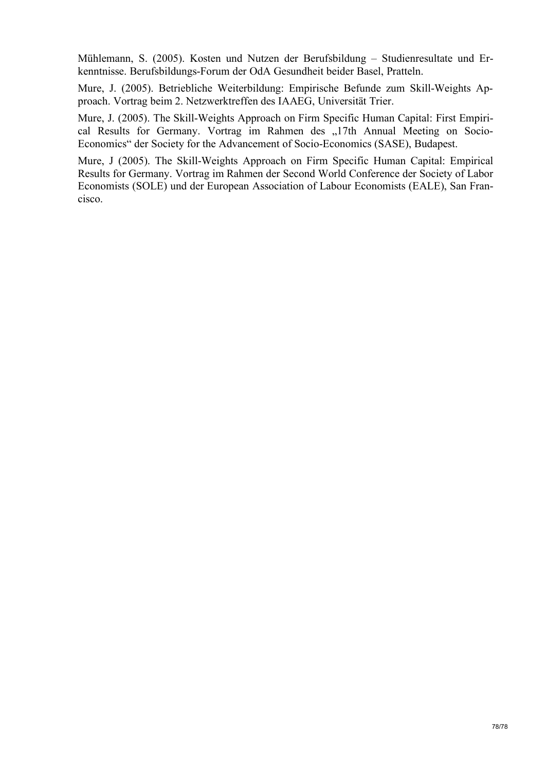Mühlemann, S. (2005). Kosten und Nutzen der Berufsbildung – Studienresultate und Erkenntnisse. Berufsbildungs-Forum der OdA Gesundheit beider Basel, Pratteln.

Mure, J. (2005). Betriebliche Weiterbildung: Empirische Befunde zum Skill-Weights Approach. Vortrag beim 2. Netzwerktreffen des IAAEG, Universität Trier.

Mure, J. (2005). The Skill-Weights Approach on Firm Specific Human Capital: First Empirical Results for Germany. Vortrag im Rahmen des „17th Annual Meeting on Socio-Economics" der Society for the Advancement of Socio-Economics (SASE), Budapest.

Mure, J (2005). The Skill-Weights Approach on Firm Specific Human Capital: Empirical Results for Germany. Vortrag im Rahmen der Second World Conference der Society of Labor Economists (SOLE) und der European Association of Labour Economists (EALE), San Francisco.